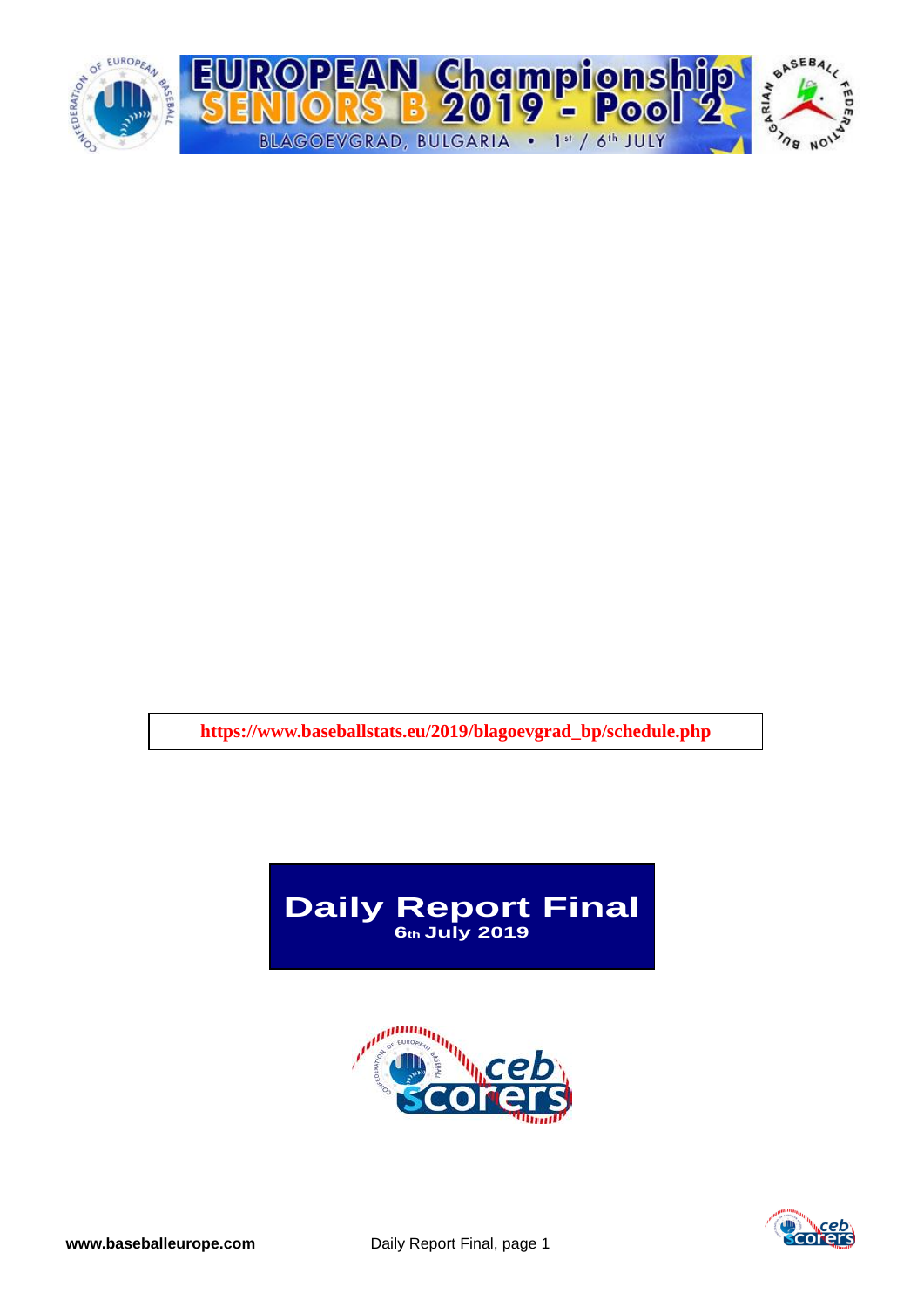# EUROPEAN Championship SENIORS B 2019 - Pool 2

BLAGOEVGRAD, BULGARIA • 1st / 6th JULY

https://www.baseballstats.eu/2019/blagoevgrad_bp/schedule.php

## Daily Report Final

**6th July 2019**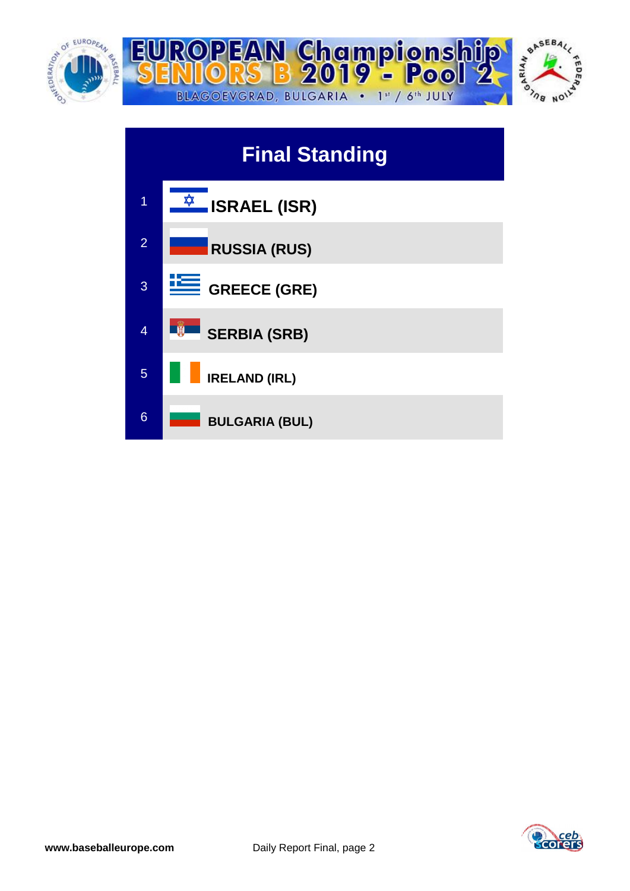# EUROPEAN Championship SENIORS B 2019 - Pool 2

BLAGOEVGRAD, BULGARIA • 1st / 6th JULY

## Final Standing

| | |
|---|---|
| 1 | **ISRAEL (ISR)** |
| 2 | **RUSSIA (RUS)** |
| 3 | **GREECE (GRE)** |
| 4 | **SERBIA (SRB)** |
| 5 | **IRELAND (IRL)** |
| 6 | **BULGARIA (BUL)** |

**www.baseballeurope.com** Daily Report Final, page 2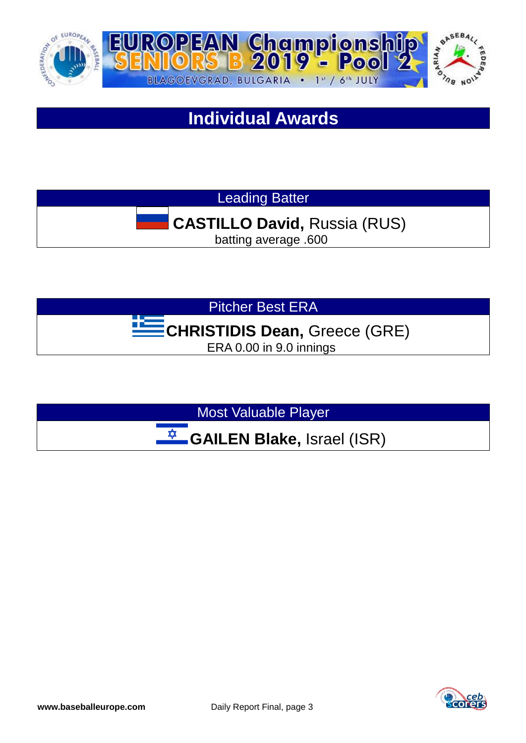# Individual Awards

## Leading Batter

**CASTILLO David,** Russia (RUS)

batting average .600

## Pitcher Best ERA

**CHRISTIDIS Dean,** Greece (GRE)

ERA 0.00 in 9.0 innings

## Most Valuable Player

**GAILEN Blake,** Israel (ISR)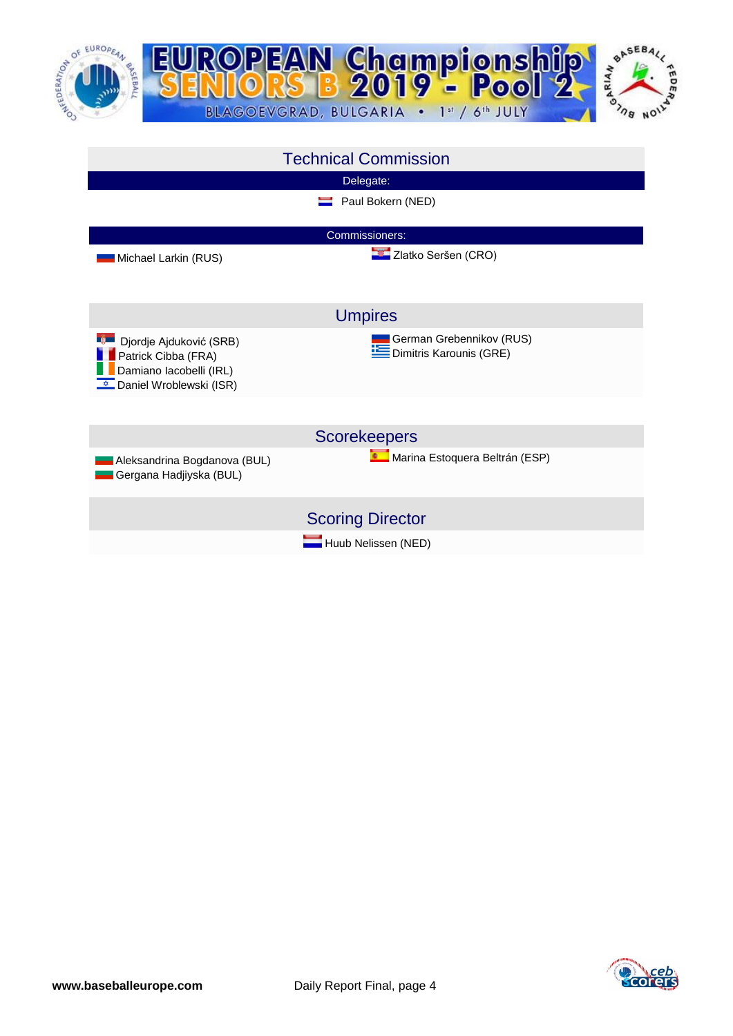# Technical Commission

## Delegate:

Paul Bokern (NED)

## Commissioners:

Michael Larkin (RUS)

Zlatko Seršen (CRO)

# Umpires

Djordje Ajduković (SRB)
Patrick Cibba (FRA)
Damiano Iacobelli (IRL)
Daniel Wroblewski (ISR)

German Grebennikov (RUS)
Dimitris Karounis (GRE)

# Scorekeepers

Aleksandrina Bogdanova (BUL)
Gergana Hadjiyska (BUL)

Marina Estoquera Beltrán (ESP)

# Scoring Director

Huub Nelissen (NED)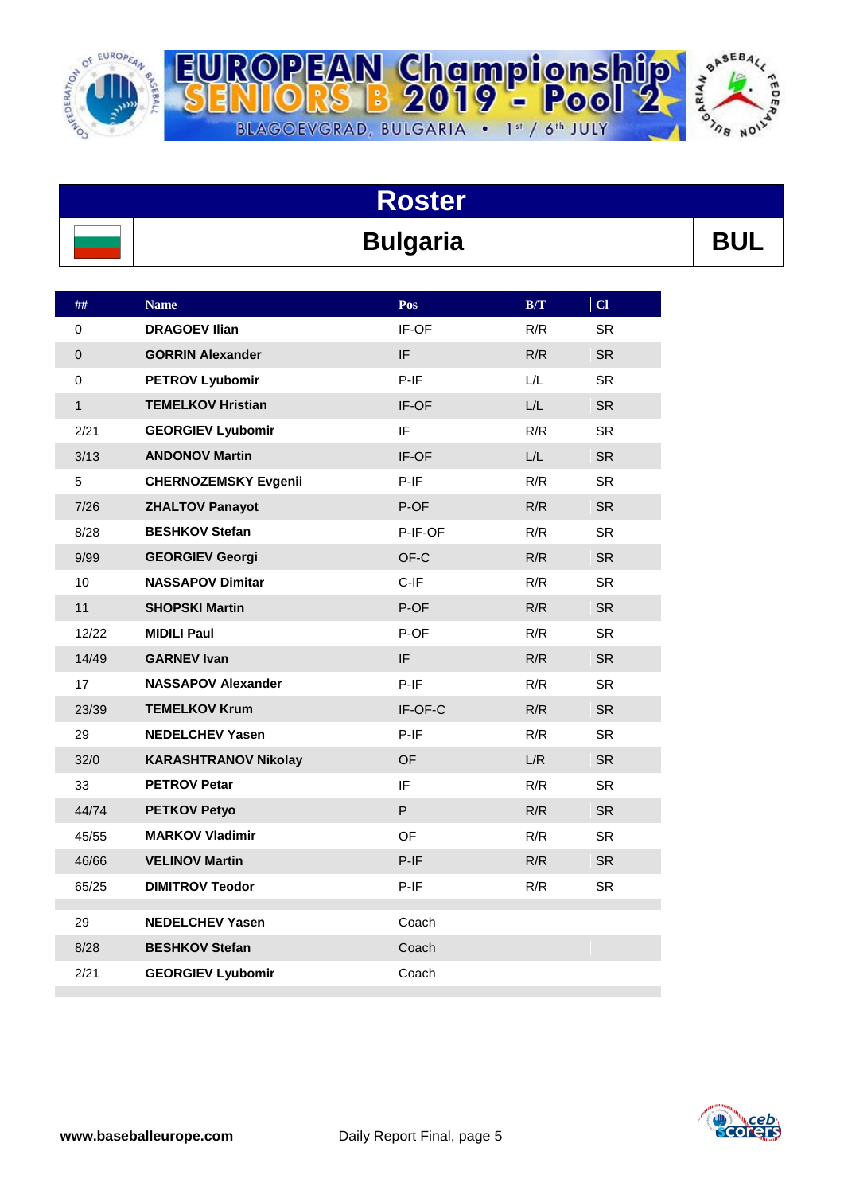# EUROPEAN Championship SENIORS B 2019 - Pool 2

BLAGOEVGRAD, BULGARIA • 1st / 6th JULY

## Roster

## Bulgaria — BUL

| ## | Name | Pos | B/T | Cl |
|---|---|---|---|---|
| 0 | **DRAGOEV Ilian** | IF-OF | R/R | SR |
| 0 | **GORRIN Alexander** | IF | R/R | SR |
| 0 | **PETROV Lyubomir** | P-IF | L/L | SR |
| 1 | **TEMELKOV Hristian** | IF-OF | L/L | SR |
| 2/21 | **GEORGIEV Lyubomir** | IF | R/R | SR |
| 3/13 | **ANDONOV Martin** | IF-OF | L/L | SR |
| 5 | **CHERNOZEMSKY Evgenii** | P-IF | R/R | SR |
| 7/26 | **ZHALTOV Panayot** | P-OF | R/R | SR |
| 8/28 | **BESHKOV Stefan** | P-IF-OF | R/R | SR |
| 9/99 | **GEORGIEV Georgi** | OF-C | R/R | SR |
| 10 | **NASSAPOV Dimitar** | C-IF | R/R | SR |
| 11 | **SHOPSKI Martin** | P-OF | R/R | SR |
| 12/22 | **MIDILI Paul** | P-OF | R/R | SR |
| 14/49 | **GARNEV Ivan** | IF | R/R | SR |
| 17 | **NASSAPOV Alexander** | P-IF | R/R | SR |
| 23/39 | **TEMELKOV Krum** | IF-OF-C | R/R | SR |
| 29 | **NEDELCHEV Yasen** | P-IF | R/R | SR |
| 32/0 | **KARASHTRANOV Nikolay** | OF | L/R | SR |
| 33 | **PETROV Petar** | IF | R/R | SR |
| 44/74 | **PETKOV Petyo** | P | R/R | SR |
| 45/55 | **MARKOV Vladimir** | OF | R/R | SR |
| 46/66 | **VELINOV Martin** | P-IF | R/R | SR |
| 65/25 | **DIMITROV Teodor** | P-IF | R/R | SR |
| | | | | |
| 29 | **NEDELCHEV Yasen** | Coach | | |
| 8/28 | **BESHKOV Stefan** | Coach | | |
| 2/21 | **GEORGIEV Lyubomir** | Coach | | |

**www.baseballeurope.com** Daily Report Final, page 5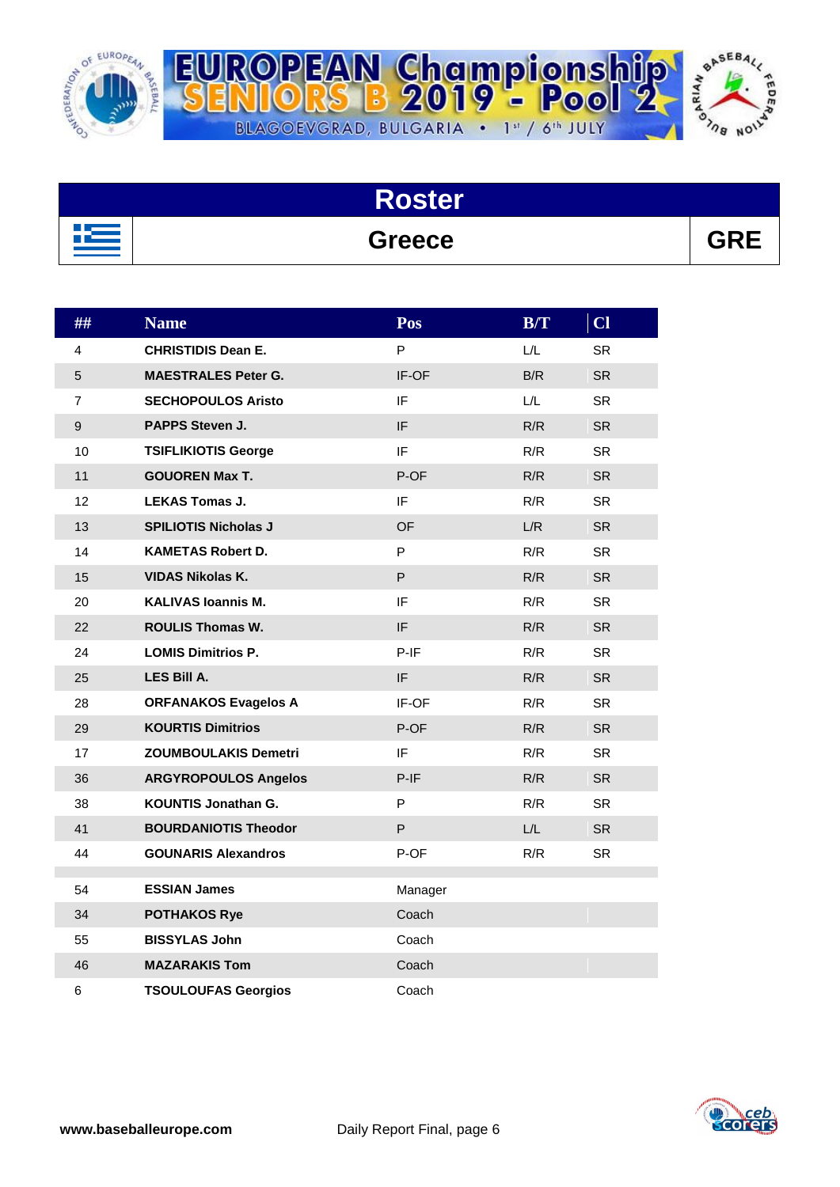# EUROPEAN Championship SENIORS B 2019 - Pool 2

BLAGOEVGRAD, BULGARIA • 1st / 6th JULY

## Roster

## Greece GRE

| ## | Name | Pos | B/T | Cl |
|---|---|---|---|---|
| 4 | **CHRISTIDIS Dean E.** | P | L/L | SR |
| 5 | **MAESTRALES Peter G.** | IF-OF | B/R | SR |
| 7 | **SECHOPOULOS Aristo** | IF | L/L | SR |
| 9 | **PAPPS Steven J.** | IF | R/R | SR |
| 10 | **TSIFLIKIOTIS George** | IF | R/R | SR |
| 11 | **GOUOREN Max T.** | P-OF | R/R | SR |
| 12 | **LEKAS Tomas J.** | IF | R/R | SR |
| 13 | **SPILIOTIS Nicholas J** | OF | L/R | SR |
| 14 | **KAMETAS Robert D.** | P | R/R | SR |
| 15 | **VIDAS Nikolas K.** | P | R/R | SR |
| 20 | **KALIVAS Ioannis M.** | IF | R/R | SR |
| 22 | **ROULIS Thomas W.** | IF | R/R | SR |
| 24 | **LOMIS Dimitrios P.** | P-IF | R/R | SR |
| 25 | **LES Bill A.** | IF | R/R | SR |
| 28 | **ORFANAKOS Evagelos A** | IF-OF | R/R | SR |
| 29 | **KOURTIS Dimitrios** | P-OF | R/R | SR |
| 17 | **ZOUMBOULAKIS Demetri** | IF | R/R | SR |
| 36 | **ARGYROPOULOS Angelos** | P-IF | R/R | SR |
| 38 | **KOUNTIS Jonathan G.** | P | R/R | SR |
| 41 | **BOURDANIOTIS Theodor** | P | L/L | SR |
| 44 | **GOUNARIS Alexandros** | P-OF | R/R | SR |
| | | | | |
| 54 | **ESSIAN James** | Manager | | |
| 34 | **POTHAKOS Rye** | Coach | | |
| 55 | **BISSYLAS John** | Coach | | |
| 46 | **MAZARAKIS Tom** | Coach | | |
| 6 | **TSOULOUFAS Georgios** | Coach | | |

**www.baseballeurope.com** Daily Report Final, page 6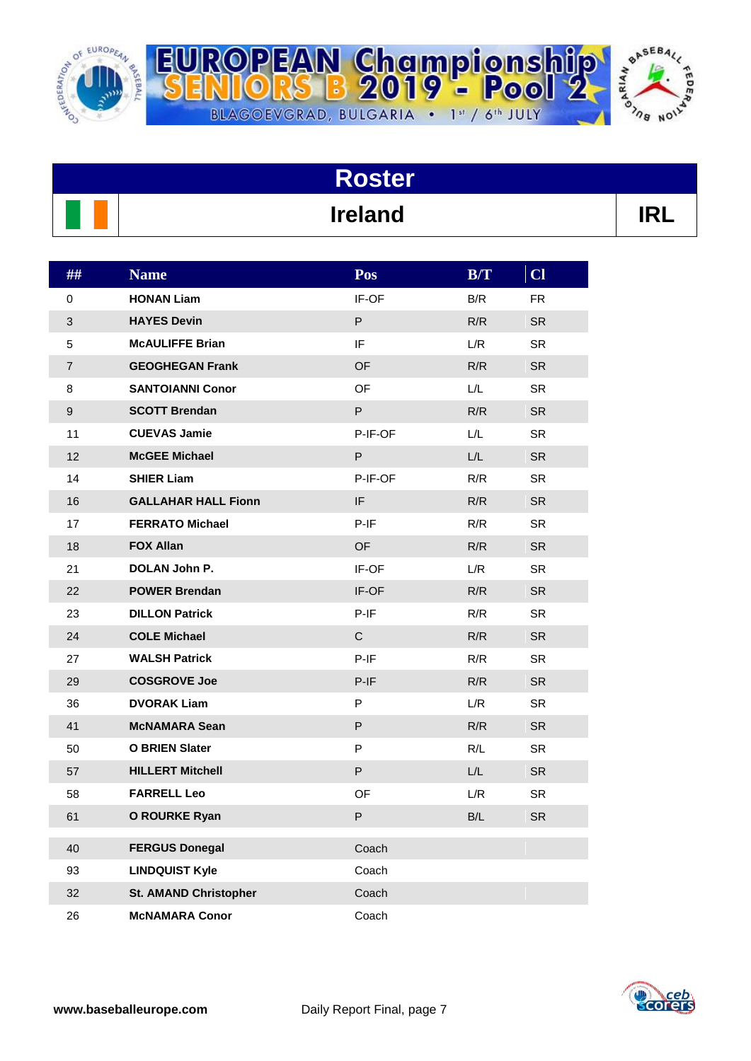# EUROPEAN Championship SENIORS B 2019 - Pool 2

BLAGOEVGRAD, BULGARIA • 1st / 6th JULY

## Roster

## Ireland — IRL

| ## | Name | Pos | B/T | Cl |
|---|---|---|---|---|
| 0 | **HONAN Liam** | IF-OF | B/R | FR |
| 3 | **HAYES Devin** | P | R/R | SR |
| 5 | **McAULIFFE Brian** | IF | L/R | SR |
| 7 | **GEOGHEGAN Frank** | OF | R/R | SR |
| 8 | **SANTOIANNI Conor** | OF | L/L | SR |
| 9 | **SCOTT Brendan** | P | R/R | SR |
| 11 | **CUEVAS Jamie** | P-IF-OF | L/L | SR |
| 12 | **McGEE Michael** | P | L/L | SR |
| 14 | **SHIER Liam** | P-IF-OF | R/R | SR |
| 16 | **GALLAHAR HALL Fionn** | IF | R/R | SR |
| 17 | **FERRATO Michael** | P-IF | R/R | SR |
| 18 | **FOX Allan** | OF | R/R | SR |
| 21 | **DOLAN John P.** | IF-OF | L/R | SR |
| 22 | **POWER Brendan** | IF-OF | R/R | SR |
| 23 | **DILLON Patrick** | P-IF | R/R | SR |
| 24 | **COLE Michael** | C | R/R | SR |
| 27 | **WALSH Patrick** | P-IF | R/R | SR |
| 29 | **COSGROVE Joe** | P-IF | R/R | SR |
| 36 | **DVORAK Liam** | P | L/R | SR |
| 41 | **McNAMARA Sean** | P | R/R | SR |
| 50 | **O BRIEN Slater** | P | R/L | SR |
| 57 | **HILLERT Mitchell** | P | L/L | SR |
| 58 | **FARRELL Leo** | OF | L/R | SR |
| 61 | **O ROURKE Ryan** | P | B/L | SR |
| 40 | **FERGUS Donegal** | Coach | | |
| 93 | **LINDQUIST Kyle** | Coach | | |
| 32 | **St. AMAND Christopher** | Coach | | |
| 26 | **McNAMARA Conor** | Coach | | |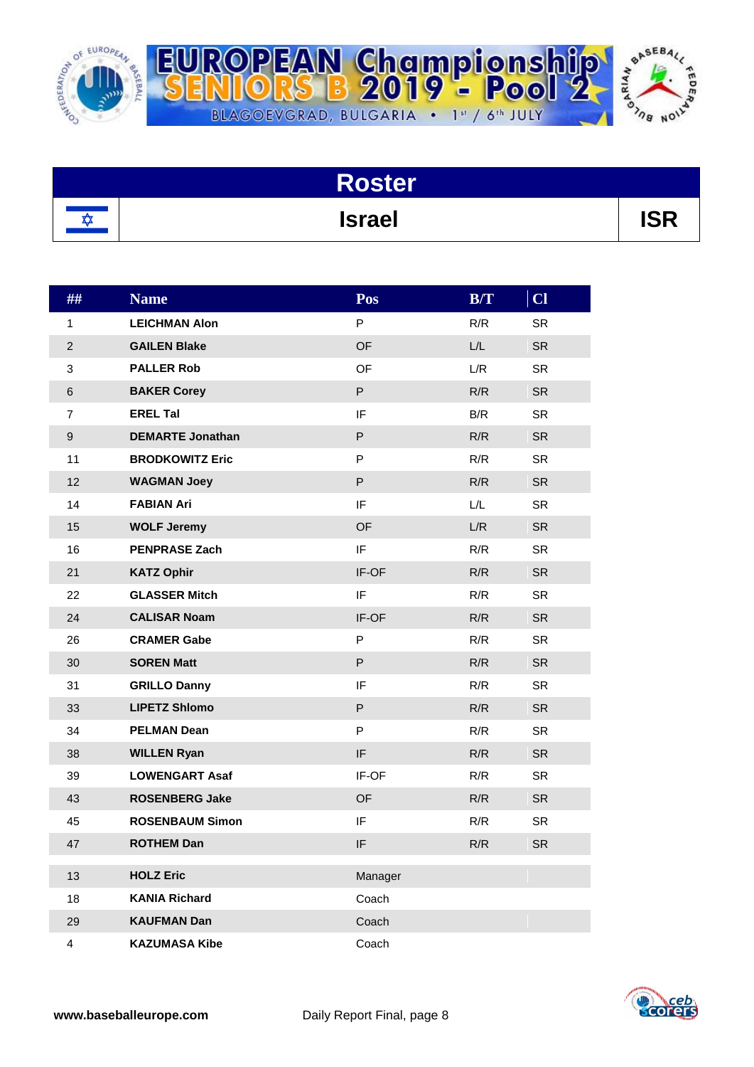# EUROPEAN Championship SENIORS B 2019 - Pool 2

BLAGOEVGRAD, BULGARIA • 1st / 6th JULY

## Roster

## Israel — ISR

| ## | Name | Pos | B/T | Cl |
|---|---|---|---|---|
| 1 | **LEICHMAN Alon** | P | R/R | SR |
| 2 | **GAILEN Blake** | OF | L/L | SR |
| 3 | **PALLER Rob** | OF | L/R | SR |
| 6 | **BAKER Corey** | P | R/R | SR |
| 7 | **EREL Tal** | IF | B/R | SR |
| 9 | **DEMARTE Jonathan** | P | R/R | SR |
| 11 | **BRODKOWITZ Eric** | P | R/R | SR |
| 12 | **WAGMAN Joey** | P | R/R | SR |
| 14 | **FABIAN Ari** | IF | L/L | SR |
| 15 | **WOLF Jeremy** | OF | L/R | SR |
| 16 | **PENPRASE Zach** | IF | R/R | SR |
| 21 | **KATZ Ophir** | IF-OF | R/R | SR |
| 22 | **GLASSER Mitch** | IF | R/R | SR |
| 24 | **CALISAR Noam** | IF-OF | R/R | SR |
| 26 | **CRAMER Gabe** | P | R/R | SR |
| 30 | **SOREN Matt** | P | R/R | SR |
| 31 | **GRILLO Danny** | IF | R/R | SR |
| 33 | **LIPETZ Shlomo** | P | R/R | SR |
| 34 | **PELMAN Dean** | P | R/R | SR |
| 38 | **WILLEN Ryan** | IF | R/R | SR |
| 39 | **LOWENGART Asaf** | IF-OF | R/R | SR |
| 43 | **ROSENBERG Jake** | OF | R/R | SR |
| 45 | **ROSENBAUM Simon** | IF | R/R | SR |
| 47 | **ROTHEM Dan** | IF | R/R | SR |
| 13 | **HOLZ Eric** | Manager | | |
| 18 | **KANIA Richard** | Coach | | |
| 29 | **KAUFMAN Dan** | Coach | | |
| 4 | **KAZUMASA Kibe** | Coach | | |

**www.baseballeurope.com** Daily Report Final, page 8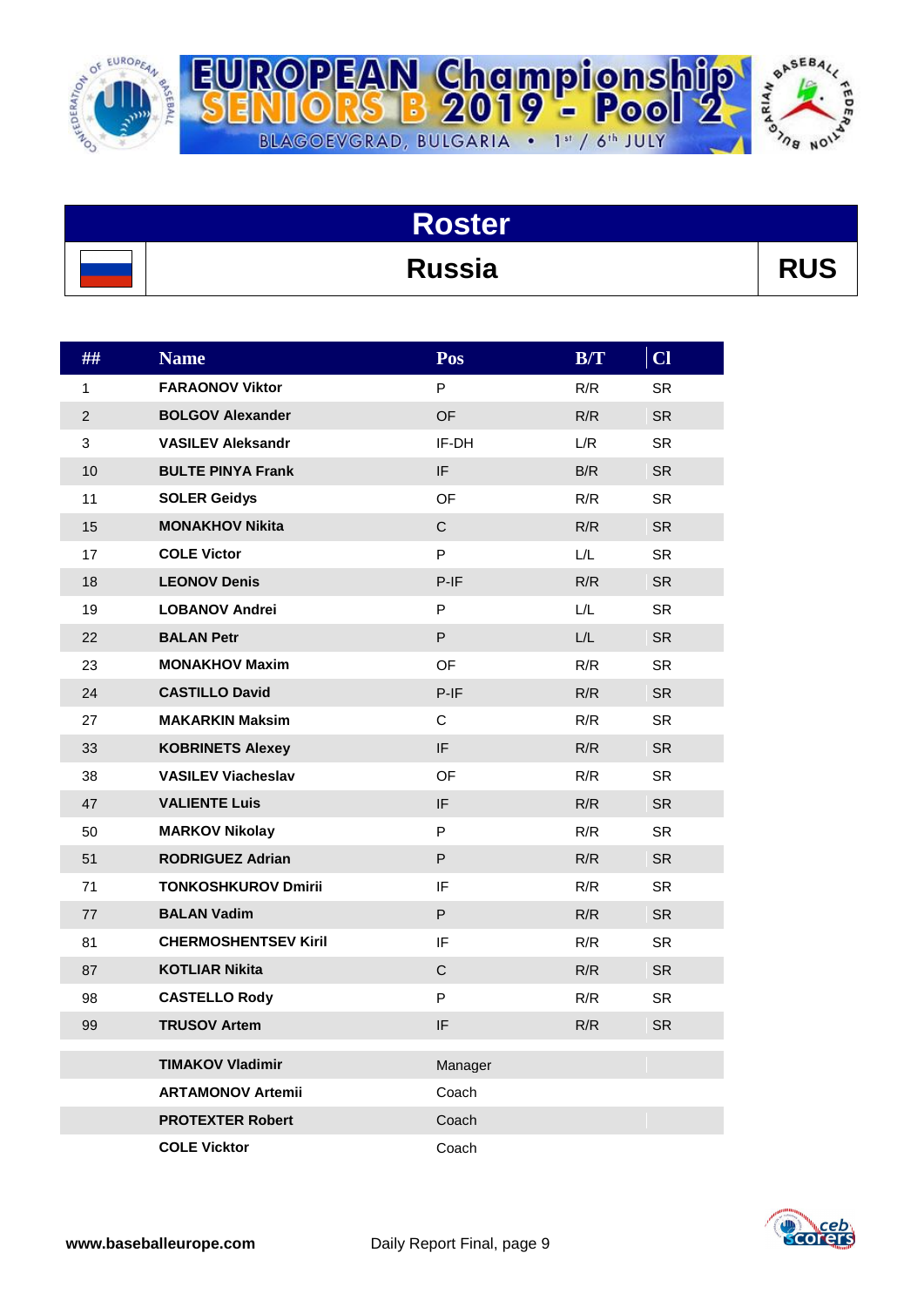# Roster

## Russia

**RUS**

| ## | Name | Pos | B/T | Cl |
|---|---|---|---|---|
| 1 | **FARAONOV Viktor** | P | R/R | SR |
| 2 | **BOLGOV Alexander** | OF | R/R | SR |
| 3 | **VASILEV Aleksandr** | IF-DH | L/R | SR |
| 10 | **BULTE PINYA Frank** | IF | B/R | SR |
| 11 | **SOLER Geidys** | OF | R/R | SR |
| 15 | **MONAKHOV Nikita** | C | R/R | SR |
| 17 | **COLE Victor** | P | L/L | SR |
| 18 | **LEONOV Denis** | P-IF | R/R | SR |
| 19 | **LOBANOV Andrei** | P | L/L | SR |
| 22 | **BALAN Petr** | P | L/L | SR |
| 23 | **MONAKHOV Maxim** | OF | R/R | SR |
| 24 | **CASTILLO David** | P-IF | R/R | SR |
| 27 | **MAKARKIN Maksim** | C | R/R | SR |
| 33 | **KOBRINETS Alexey** | IF | R/R | SR |
| 38 | **VASILEV Viacheslav** | OF | R/R | SR |
| 47 | **VALIENTE Luis** | IF | R/R | SR |
| 50 | **MARKOV Nikolay** | P | R/R | SR |
| 51 | **RODRIGUEZ Adrian** | P | R/R | SR |
| 71 | **TONKOSHKUROV Dmirii** | IF | R/R | SR |
| 77 | **BALAN Vadim** | P | R/R | SR |
| 81 | **CHERMOSHENTSEV Kiril** | IF | R/R | SR |
| 87 | **KOTLIAR Nikita** | C | R/R | SR |
| 98 | **CASTELLO Rody** | P | R/R | SR |
| 99 | **TRUSOV Artem** | IF | R/R | SR |
| | **TIMAKOV Vladimir** | Manager | | |
| | **ARTAMONOV Artemii** | Coach | | |
| | **PROTEXTER Robert** | Coach | | |
| | **COLE Vicktor** | Coach | | |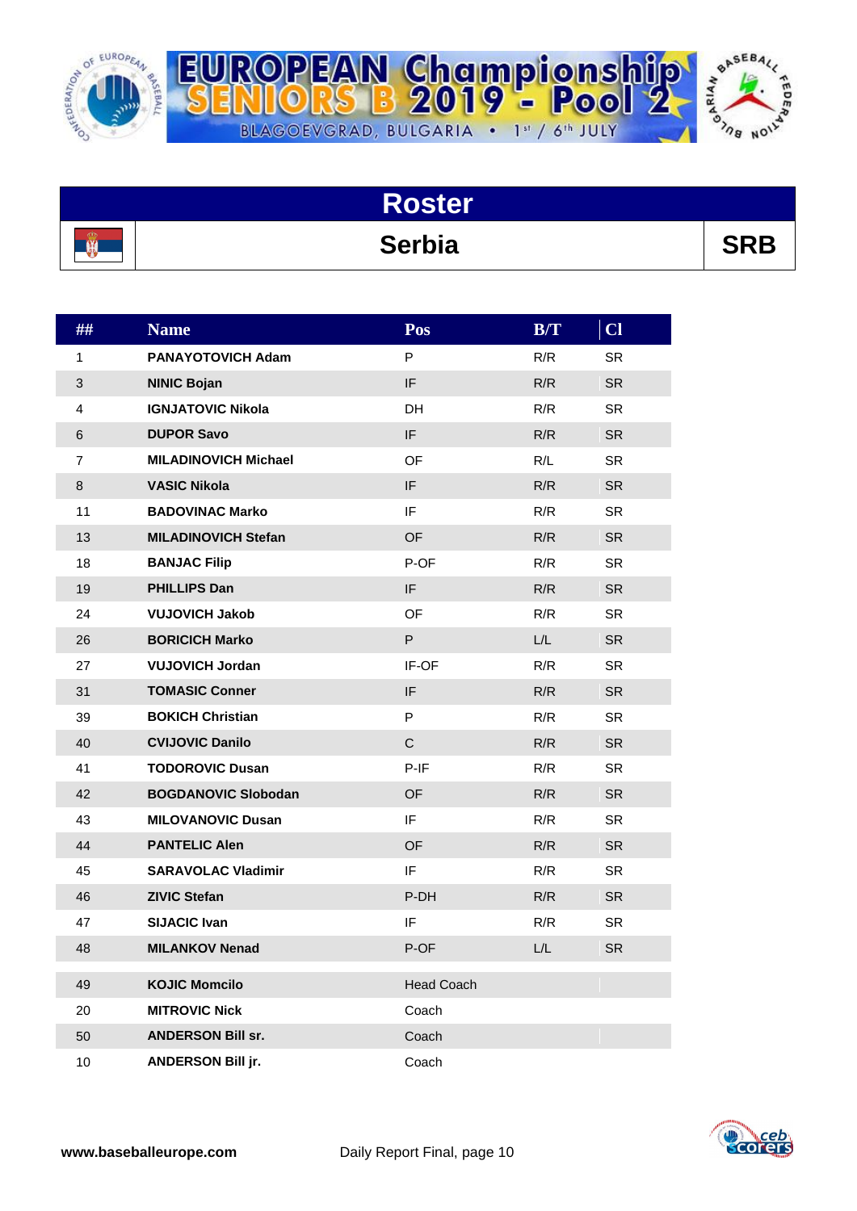# EUROPEAN Championship SENIORS B 2019 - Pool 2

BLAGOEVGRAD, BULGARIA • 1st / 6th JULY

## Roster

## Serbia — SRB

| ## | Name | Pos | B/T | Cl |
|---|---|---|---|---|
| 1 | **PANAYOTOVICH Adam** | P | R/R | SR |
| 3 | **NINIC Bojan** | IF | R/R | SR |
| 4 | **IGNJATOVIC Nikola** | DH | R/R | SR |
| 6 | **DUPOR Savo** | IF | R/R | SR |
| 7 | **MILADINOVICH Michael** | OF | R/L | SR |
| 8 | **VASIC Nikola** | IF | R/R | SR |
| 11 | **BADOVINAC Marko** | IF | R/R | SR |
| 13 | **MILADINOVICH Stefan** | OF | R/R | SR |
| 18 | **BANJAC Filip** | P-OF | R/R | SR |
| 19 | **PHILLIPS Dan** | IF | R/R | SR |
| 24 | **VUJOVICH Jakob** | OF | R/R | SR |
| 26 | **BORICICH Marko** | P | L/L | SR |
| 27 | **VUJOVICH Jordan** | IF-OF | R/R | SR |
| 31 | **TOMASIC Conner** | IF | R/R | SR |
| 39 | **BOKICH Christian** | P | R/R | SR |
| 40 | **CVIJOVIC Danilo** | C | R/R | SR |
| 41 | **TODOROVIC Dusan** | P-IF | R/R | SR |
| 42 | **BOGDANOVIC Slobodan** | OF | R/R | SR |
| 43 | **MILOVANOVIC Dusan** | IF | R/R | SR |
| 44 | **PANTELIC Alen** | OF | R/R | SR |
| 45 | **SARAVOLAC Vladimir** | IF | R/R | SR |
| 46 | **ZIVIC Stefan** | P-DH | R/R | SR |
| 47 | **SIJACIC Ivan** | IF | R/R | SR |
| 48 | **MILANKOV Nenad** | P-OF | L/L | SR |

| ## | Name | Pos |
|---|---|---|
| 49 | **KOJIC Momcilo** | Head Coach |
| 20 | **MITROVIC Nick** | Coach |
| 50 | **ANDERSON Bill sr.** | Coach |
| 10 | **ANDERSON Bill jr.** | Coach |

**www.baseballeurope.com** Daily Report Final, page 10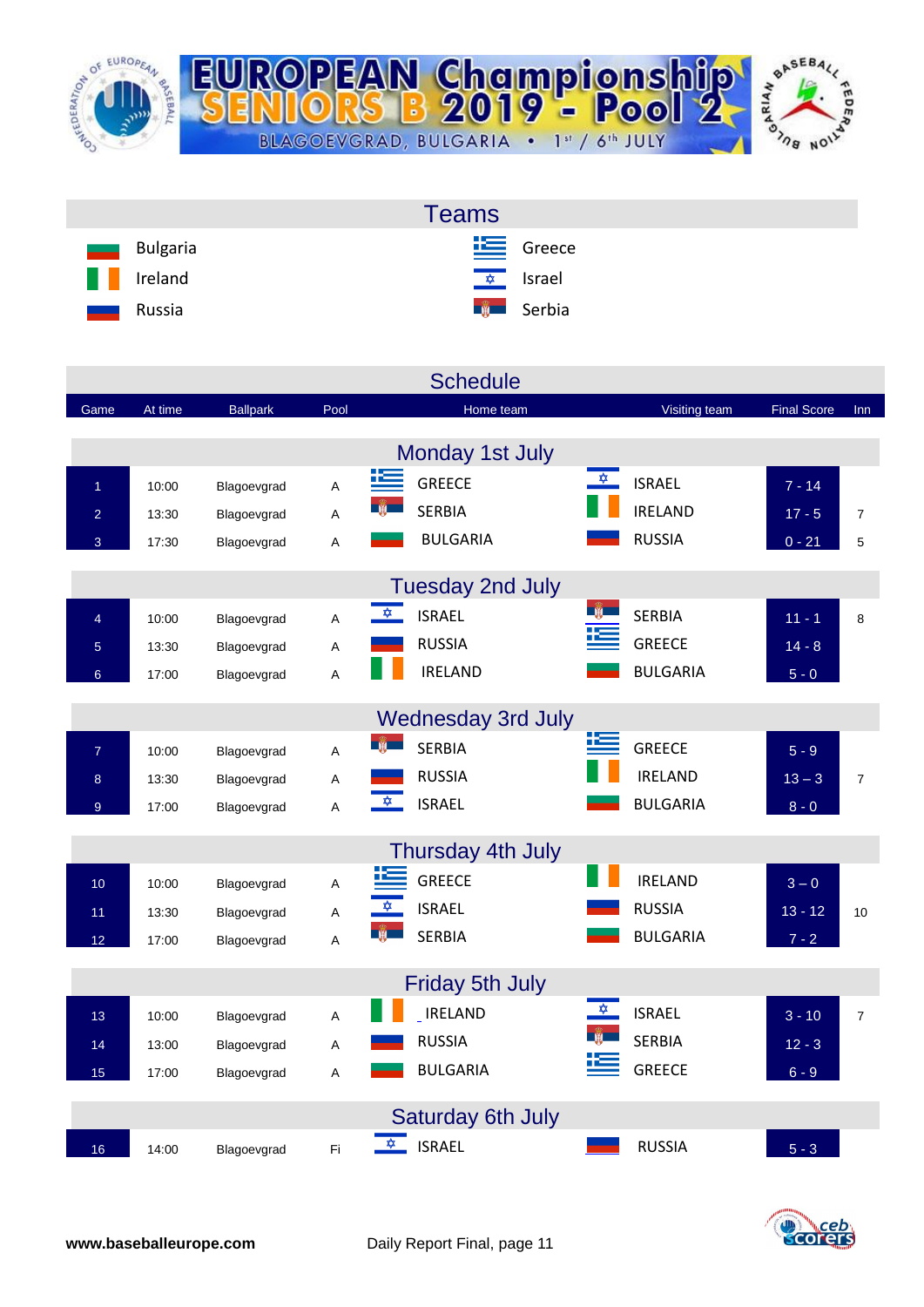# EUROPEAN Championship SENIORS B 2019 - Pool 2

BLAGOEVGRAD, BULGARIA • 1st / 6th JULY

## Teams

| | |
|---|---|
| Bulgaria | Greece |
| Ireland | Israel |
| Russia | Serbia |

## Schedule

| Game | At time | Ballpark | Pool | Home team | Visiting team | Final Score | Inn |
|---|---|---|---|---|---|---|---|
| **Monday 1st July** | | | | | | | |
| 1 | 10:00 | Blagoevgrad | A | GREECE | ISRAEL | 7 - 14 | |
| 2 | 13:30 | Blagoevgrad | A | SERBIA | IRELAND | 17 - 5 | 7 |
| 3 | 17:30 | Blagoevgrad | A | BULGARIA | RUSSIA | 0 - 21 | 5 |
| **Tuesday 2nd July** | | | | | | | |
| 4 | 10:00 | Blagoevgrad | A | ISRAEL | SERBIA | 11 - 1 | 8 |
| 5 | 13:30 | Blagoevgrad | A | RUSSIA | GREECE | 14 - 8 | |
| 6 | 17:00 | Blagoevgrad | A | IRELAND | BULGARIA | 5 - 0 | |
| **Wednesday 3rd July** | | | | | | | |
| 7 | 10:00 | Blagoevgrad | A | SERBIA | GREECE | 5 - 9 | |
| 8 | 13:30 | Blagoevgrad | A | RUSSIA | IRELAND | 13 – 3 | 7 |
| 9 | 17:00 | Blagoevgrad | A | ISRAEL | BULGARIA | 8 - 0 | |
| **Thursday 4th July** | | | | | | | |
| 10 | 10:00 | Blagoevgrad | A | GREECE | IRELAND | 3 – 0 | |
| 11 | 13:30 | Blagoevgrad | A | ISRAEL | RUSSIA | 13 - 12 | 10 |
| 12 | 17:00 | Blagoevgrad | A | SERBIA | BULGARIA | 7 - 2 | |
| **Friday 5th July** | | | | | | | |
| 13 | 10:00 | Blagoevgrad | A | IRELAND | ISRAEL | 3 - 10 | 7 |
| 14 | 13:00 | Blagoevgrad | A | RUSSIA | SERBIA | 12 - 3 | |
| 15 | 17:00 | Blagoevgrad | A | BULGARIA | GREECE | 6 - 9 | |
| **Saturday 6th July** | | | | | | | |
| 16 | 14:00 | Blagoevgrad | Fi | ISRAEL | RUSSIA | 5 - 3 | |

**www.baseballeurope.com** Daily Report Final, page 11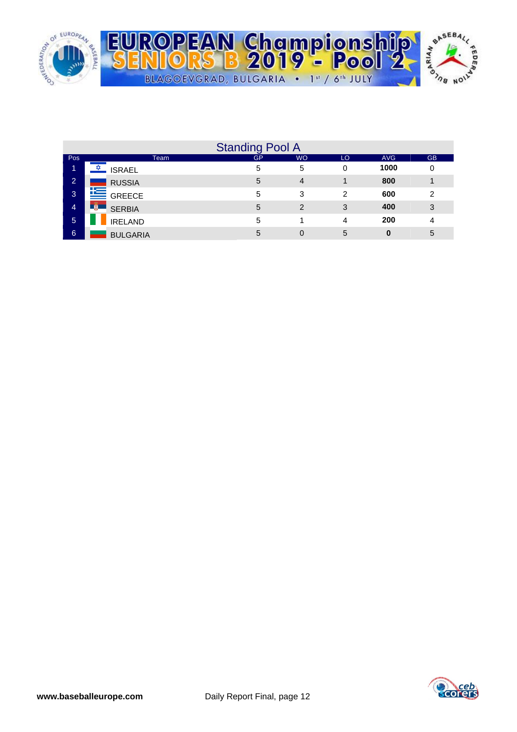# EUROPEAN Championship SENIORS B 2019 - Pool 2

BLAGOEVGRAD, BULGARIA • 1st / 6th JULY

## Standing Pool A

| Pos | Team | GP | WO | LO | AVG | GB |
|---|---|---|---|---|---|---|
| 1 | ISRAEL | 5 | 5 | 0 | **1000** | 0 |
| 2 | RUSSIA | 5 | 4 | 1 | **800** | 1 |
| 3 | GREECE | 5 | 3 | 2 | **600** | 2 |
| 4 | SERBIA | 5 | 2 | 3 | **400** | 3 |
| 5 | IRELAND | 5 | 1 | 4 | **200** | 4 |
| 6 | BULGARIA | 5 | 0 | 5 | **0** | 5 |

**www.baseballeurope.com** Daily Report Final, page 12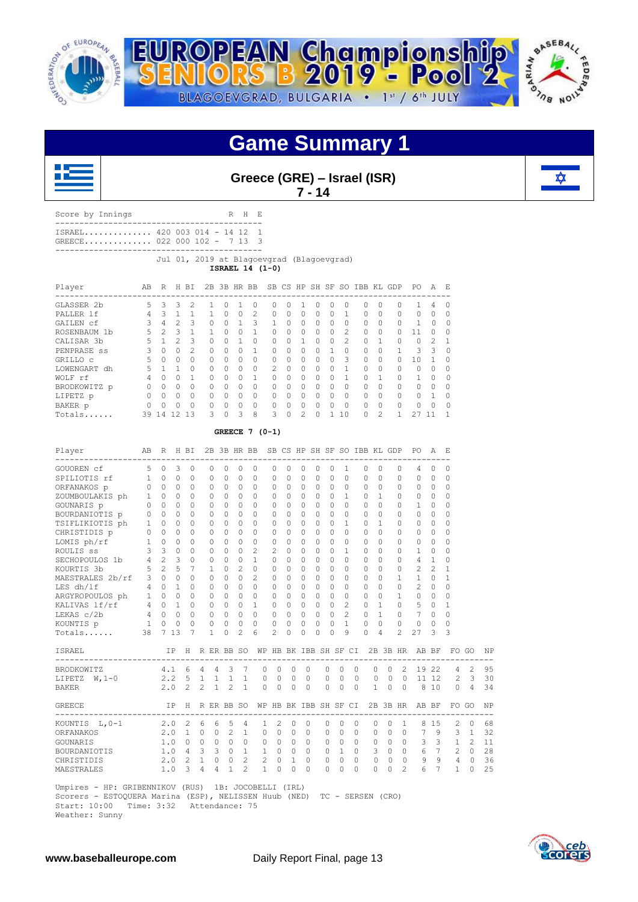# EUROPEAN Championship SENIORS B 2019 - Pool 2

BLAGOEVGRAD, BULGARIA • 1st / 6th JULY

## Game Summary 1

### Greece (GRE) – Israel (ISR)

**7 - 14**

| Score by Innings | | R | H | E |
|---|---|---|---|---|
| ISRAEL | 420 003 014 | 14 | 12 | 1 |
| GREECE | 022 000 102 | 7 | 13 | 3 |

Jul 01, 2019 at Blagoevgrad (Blagoevgrad)

**ISRAEL 14 (1-0)**

| Player | AB | R | H | BI | 2B | 3B | HR | BB | SB | CS | HP | SH | SF | SO | IBB | KL | GDP | PO | A | E |
|---|---|---|---|---|---|---|---|---|---|---|---|---|---|---|---|---|---|---|---|---|
| GLASSER 2b | 5 | 3 | 3 | 2 | 1 | 0 | 1 | 0 | 0 | 0 | 1 | 0 | 0 | 0 | 0 | 0 | 0 | 1 | 4 | 0 |
| PALLER lf | 4 | 3 | 1 | 1 | 1 | 0 | 0 | 2 | 0 | 0 | 0 | 0 | 0 | 1 | 0 | 0 | 0 | 0 | 0 | 0 |
| GAILEN cf | 3 | 4 | 2 | 3 | 0 | 0 | 1 | 3 | 1 | 0 | 0 | 0 | 0 | 0 | 0 | 0 | 0 | 1 | 0 | 0 |
| ROSENBAUM 1b | 5 | 2 | 3 | 1 | 1 | 0 | 0 | 1 | 0 | 0 | 0 | 0 | 0 | 2 | 0 | 0 | 0 | 11 | 0 | 0 |
| CALISAR 3b | 5 | 1 | 2 | 3 | 0 | 0 | 1 | 0 | 0 | 0 | 1 | 0 | 0 | 2 | 0 | 1 | 0 | 0 | 2 | 1 |
| PENPRASE ss | 3 | 0 | 0 | 2 | 0 | 0 | 0 | 1 | 0 | 0 | 0 | 0 | 1 | 0 | 0 | 0 | 1 | 3 | 3 | 0 |
| GRILLO c | 5 | 0 | 0 | 0 | 0 | 0 | 0 | 0 | 0 | 0 | 0 | 0 | 0 | 3 | 0 | 0 | 0 | 10 | 1 | 0 |
| LOWENGART dh | 5 | 1 | 1 | 0 | 0 | 0 | 0 | 0 | 2 | 0 | 0 | 0 | 0 | 1 | 0 | 0 | 0 | 0 | 0 | 0 |
| WOLF rf | 4 | 0 | 0 | 1 | 0 | 0 | 0 | 1 | 0 | 0 | 0 | 0 | 0 | 1 | 0 | 1 | 0 | 1 | 0 | 0 |
| BRODKOWITZ p | 0 | 0 | 0 | 0 | 0 | 0 | 0 | 0 | 0 | 0 | 0 | 0 | 0 | 0 | 0 | 0 | 0 | 0 | 0 | 0 |
| LIPETZ p | 0 | 0 | 0 | 0 | 0 | 0 | 0 | 0 | 0 | 0 | 0 | 0 | 0 | 0 | 0 | 0 | 0 | 0 | 1 | 0 |
| BAKER p | 0 | 0 | 0 | 0 | 0 | 0 | 0 | 0 | 0 | 0 | 0 | 0 | 0 | 0 | 0 | 0 | 0 | 0 | 0 | 0 |
| Totals...... | 39 | 14 | 12 | 13 | 3 | 0 | 3 | 8 | 3 | 0 | 2 | 0 | 1 | 10 | 0 | 2 | 1 | 27 | 11 | 1 |

**GREECE 7 (0-1)**

| Player | AB | R | H | BI | 2B | 3B | HR | BB | SB | CS | HP | SH | SF | SO | IBB | KL | GDP | PO | A | E |
|---|---|---|---|---|---|---|---|---|---|---|---|---|---|---|---|---|---|---|---|---|
| GOUOREN cf | 5 | 0 | 3 | 0 | 0 | 0 | 0 | 0 | 0 | 0 | 0 | 0 | 0 | 1 | 0 | 0 | 0 | 4 | 0 | 0 |
| SPILIOTIS rf | 1 | 0 | 0 | 0 | 0 | 0 | 0 | 0 | 0 | 0 | 0 | 0 | 0 | 0 | 0 | 0 | 0 | 0 | 0 | 0 |
| ORFANAKOS p | 0 | 0 | 0 | 0 | 0 | 0 | 0 | 0 | 0 | 0 | 0 | 0 | 0 | 0 | 0 | 0 | 0 | 0 | 0 | 0 |
| ZOUMBOULAKIS ph | 1 | 0 | 0 | 0 | 0 | 0 | 0 | 0 | 0 | 0 | 0 | 0 | 0 | 1 | 0 | 1 | 0 | 0 | 0 | 0 |
| GOUNARIS p | 0 | 0 | 0 | 0 | 0 | 0 | 0 | 0 | 0 | 0 | 0 | 0 | 0 | 0 | 0 | 0 | 0 | 1 | 0 | 0 |
| BOURDANIOTIS p | 0 | 0 | 0 | 0 | 0 | 0 | 0 | 0 | 0 | 0 | 0 | 0 | 0 | 0 | 0 | 0 | 0 | 0 | 0 | 0 |
| TSIFLIKIOTIS ph | 1 | 0 | 0 | 0 | 0 | 0 | 0 | 0 | 0 | 0 | 0 | 0 | 0 | 1 | 0 | 1 | 0 | 0 | 0 | 0 |
| CHRISTIDIS p | 0 | 0 | 0 | 0 | 0 | 0 | 0 | 0 | 0 | 0 | 0 | 0 | 0 | 0 | 0 | 0 | 0 | 0 | 0 | 0 |
| LOMIS ph/rf | 1 | 0 | 0 | 0 | 0 | 0 | 0 | 0 | 0 | 0 | 0 | 0 | 0 | 0 | 0 | 0 | 0 | 0 | 0 | 0 |
| ROULIS ss | 3 | 3 | 0 | 0 | 0 | 0 | 0 | 2 | 2 | 0 | 0 | 0 | 0 | 1 | 0 | 0 | 0 | 1 | 0 | 0 |
| SECHOPOULOS 1b | 4 | 2 | 3 | 0 | 0 | 0 | 0 | 1 | 0 | 0 | 0 | 0 | 0 | 0 | 0 | 0 | 0 | 4 | 1 | 0 |
| KOURTIS 3b | 5 | 2 | 5 | 7 | 1 | 0 | 2 | 0 | 0 | 0 | 0 | 0 | 0 | 0 | 0 | 0 | 0 | 2 | 2 | 1 |
| MAESTRALES 2b/rf | 3 | 0 | 0 | 0 | 0 | 0 | 0 | 2 | 0 | 0 | 0 | 0 | 0 | 0 | 0 | 0 | 1 | 1 | 0 | 1 |
| LES dh/lf | 4 | 0 | 1 | 0 | 0 | 0 | 0 | 0 | 0 | 0 | 0 | 0 | 0 | 0 | 0 | 0 | 0 | 2 | 0 | 0 |
| ARGYROPOULOS ph | 1 | 0 | 0 | 0 | 0 | 0 | 0 | 0 | 0 | 0 | 0 | 0 | 0 | 0 | 0 | 0 | 1 | 0 | 0 | 0 |
| KALIVAS lf/rf | 4 | 0 | 1 | 0 | 0 | 0 | 0 | 1 | 0 | 0 | 0 | 0 | 0 | 2 | 0 | 1 | 0 | 5 | 0 | 1 |
| LEKAS c/2b | 4 | 0 | 0 | 0 | 0 | 0 | 0 | 0 | 0 | 0 | 0 | 0 | 0 | 2 | 0 | 1 | 0 | 7 | 0 | 0 |
| KOUNTIS p | 1 | 0 | 0 | 0 | 0 | 0 | 0 | 0 | 0 | 0 | 0 | 0 | 0 | 1 | 0 | 0 | 0 | 0 | 0 | 0 |
| Totals...... | 38 | 7 | 13 | 7 | 1 | 0 | 2 | 6 | 2 | 0 | 0 | 0 | 0 | 9 | 0 | 4 | 2 | 27 | 3 | 3 |

| ISRAEL | IP | H | R | ER | BB | SO | WP | HB | BK | IBB | SH | SF | CI | 2B | 3B | HR | AB | BF | FO | GO | NP |
|---|---|---|---|---|---|---|---|---|---|---|---|---|---|---|---|---|---|---|---|---|---|
| BRODKOWITZ | 4.1 | 6 | 4 | 4 | 3 | 7 | 0 | 0 | 0 | 0 | 0 | 0 | 0 | 0 | 0 | 2 | 19 | 22 | 4 | 2 | 95 |
| LIPETZ W,1-0 | 2.2 | 5 | 1 | 1 | 1 | 1 | 0 | 0 | 0 | 0 | 0 | 0 | 0 | 0 | 0 | 0 | 11 | 12 | 2 | 3 | 30 |
| BAKER | 2.0 | 2 | 2 | 1 | 2 | 1 | 0 | 0 | 0 | 0 | 0 | 0 | 0 | 1 | 0 | 0 | 8 | 10 | 0 | 4 | 34 |

| GREECE | IP | H | R | ER | BB | SO | WP | HB | BK | IBB | SH | SF | CI | 2B | 3B | HR | AB | BF | FO | GO | NP |
|---|---|---|---|---|---|---|---|---|---|---|---|---|---|---|---|---|---|---|---|---|---|
| KOUNTIS L,0-1 | 2.0 | 2 | 6 | 6 | 5 | 4 | 1 | 2 | 0 | 0 | 0 | 0 | 0 | 0 | 0 | 1 | 8 | 15 | 2 | 0 | 68 |
| ORFANAKOS | 2.0 | 1 | 0 | 0 | 2 | 1 | 0 | 0 | 0 | 0 | 0 | 0 | 0 | 0 | 0 | 0 | 7 | 9 | 3 | 1 | 32 |
| GOUNARIS | 1.0 | 0 | 0 | 0 | 0 | 0 | 0 | 0 | 0 | 0 | 0 | 0 | 0 | 0 | 0 | 0 | 3 | 3 | 1 | 2 | 11 |
| BOURDANIOTIS | 1.0 | 4 | 3 | 3 | 0 | 1 | 1 | 0 | 0 | 0 | 0 | 1 | 0 | 3 | 0 | 0 | 6 | 7 | 2 | 0 | 28 |
| CHRISTIDIS | 2.0 | 2 | 1 | 0 | 0 | 2 | 2 | 0 | 1 | 0 | 0 | 0 | 0 | 0 | 0 | 0 | 9 | 9 | 4 | 0 | 36 |
| MAESTRALES | 1.0 | 3 | 4 | 4 | 1 | 2 | 1 | 0 | 0 | 0 | 0 | 0 | 0 | 0 | 0 | 2 | 6 | 7 | 1 | 0 | 25 |

Umpires - HP: GRIBENNIKOV (RUS) 1B: JOCOBELLI (IRL)
Scorers - ESTOQUERA Marina (ESP), NELISSEN Huub (NED) TC - SERSEN (CRO)
Start: 10:00 Time: 3:32 Attendance: 75
Weather: Sunny

www.baseballeurope.com Daily Report Final, page 13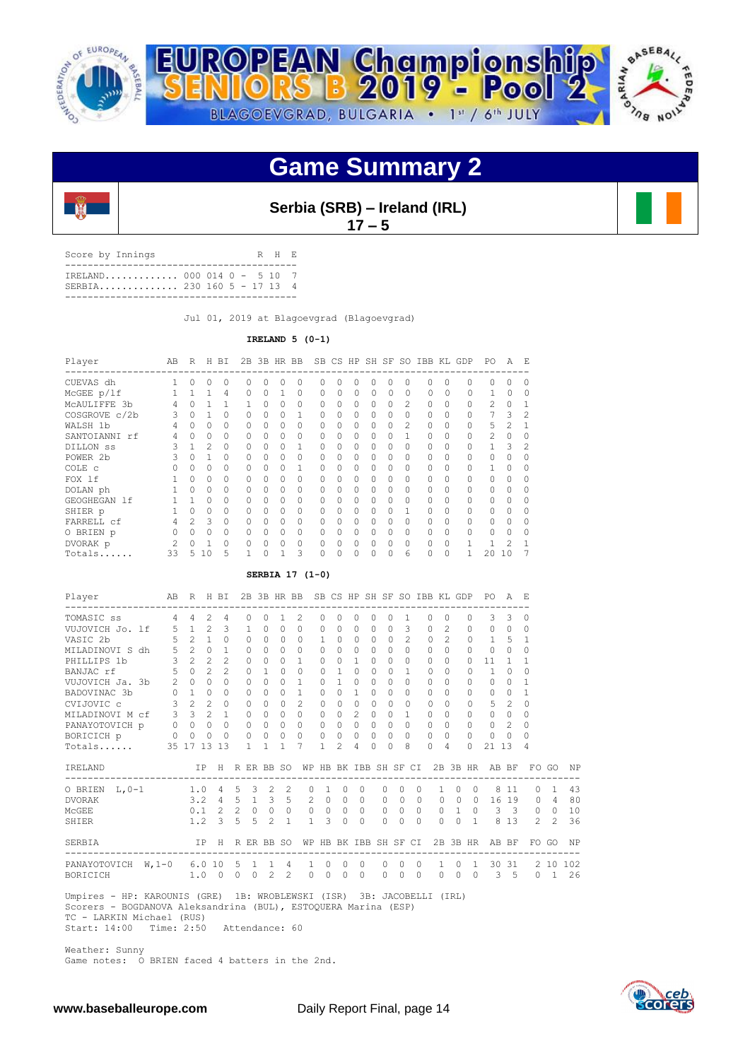# EUROPEAN Championship SENIORS B 2019 - Pool 2

BLAGOEVGRAD, BULGARIA • 1st / 6th JULY

## Game Summary 2

**Serbia (SRB) – Ireland (IRL)**
**17 – 5**

| Score by Innings | | R | H | E |
|---|---|---|---|---|
| IRELAND | 000 014 0 | 5 | 10 | 7 |
| SERBIA | 230 160 5 | 17 | 13 | 4 |

Jul 01, 2019 at Blagoevgrad (Blagoevgrad)

### IRELAND 5 (0-1)

| Player | AB | R | H | BI | 2B | 3B | HR | BB | SB | CS | HP | SH | SF | SO | IBB | KL | GDP | PO | A | E |
|---|---|---|---|---|---|---|---|---|---|---|---|---|---|---|---|---|---|---|---|---|
| CUEVAS dh | 1 | 0 | 0 | 0 | 0 | 0 | 0 | 0 | 0 | 0 | 0 | 0 | 0 | 0 | 0 | 0 | 0 | 0 | 0 | 0 |
| McGEE p/lf | 1 | 1 | 1 | 4 | 0 | 0 | 1 | 0 | 0 | 0 | 0 | 0 | 0 | 0 | 0 | 0 | 0 | 1 | 0 | 0 |
| McAULIFFE 3b | 4 | 0 | 1 | 1 | 1 | 0 | 0 | 0 | 0 | 0 | 0 | 0 | 0 | 2 | 0 | 0 | 0 | 2 | 0 | 1 |
| COSGROVE c/2b | 3 | 0 | 1 | 0 | 0 | 0 | 0 | 1 | 0 | 0 | 0 | 0 | 0 | 0 | 0 | 0 | 0 | 7 | 3 | 2 |
| WALSH 1b | 4 | 0 | 0 | 0 | 0 | 0 | 0 | 0 | 0 | 0 | 0 | 0 | 0 | 2 | 0 | 0 | 0 | 5 | 2 | 1 |
| SANTOIANNI rf | 4 | 0 | 0 | 0 | 0 | 0 | 0 | 0 | 0 | 0 | 0 | 0 | 0 | 1 | 0 | 0 | 0 | 2 | 0 | 0 |
| DILLON ss | 3 | 1 | 2 | 0 | 0 | 0 | 0 | 1 | 0 | 0 | 0 | 0 | 0 | 0 | 0 | 0 | 0 | 1 | 3 | 2 |
| POWER 2b | 3 | 0 | 1 | 0 | 0 | 0 | 0 | 0 | 0 | 0 | 0 | 0 | 0 | 0 | 0 | 0 | 0 | 0 | 0 | 0 |
| COLE c | 0 | 0 | 0 | 0 | 0 | 0 | 0 | 1 | 0 | 0 | 0 | 0 | 0 | 0 | 0 | 0 | 0 | 1 | 0 | 0 |
| FOX lf | 1 | 0 | 0 | 0 | 0 | 0 | 0 | 0 | 0 | 0 | 0 | 0 | 0 | 0 | 0 | 0 | 0 | 0 | 0 | 0 |
| DOLAN ph | 1 | 0 | 0 | 0 | 0 | 0 | 0 | 0 | 0 | 0 | 0 | 0 | 0 | 0 | 0 | 0 | 0 | 0 | 0 | 0 |
| GEOGHEGAN lf | 1 | 1 | 0 | 0 | 0 | 0 | 0 | 0 | 0 | 0 | 0 | 0 | 0 | 0 | 0 | 0 | 0 | 0 | 0 | 0 |
| SHIER p | 1 | 0 | 0 | 0 | 0 | 0 | 0 | 0 | 0 | 0 | 0 | 0 | 0 | 1 | 0 | 0 | 0 | 0 | 0 | 0 |
| FARRELL cf | 4 | 2 | 3 | 0 | 0 | 0 | 0 | 0 | 0 | 0 | 0 | 0 | 0 | 0 | 0 | 0 | 0 | 0 | 0 | 0 |
| O BRIEN p | 0 | 0 | 0 | 0 | 0 | 0 | 0 | 0 | 0 | 0 | 0 | 0 | 0 | 0 | 0 | 0 | 0 | 0 | 0 | 0 |
| DVORAK p | 2 | 0 | 1 | 0 | 0 | 0 | 0 | 0 | 0 | 0 | 0 | 0 | 0 | 0 | 0 | 0 | 1 | 1 | 2 | 1 |
| Totals...... | 33 | 5 | 10 | 5 | 1 | 0 | 1 | 3 | 0 | 0 | 0 | 0 | 0 | 6 | 0 | 0 | 1 | 20 | 10 | 7 |

### SERBIA 17 (1-0)

| Player | AB | R | H | BI | 2B | 3B | HR | BB | SB | CS | HP | SH | SF | SO | IBB | KL | GDP | PO | A | E |
|---|---|---|---|---|---|---|---|---|---|---|---|---|---|---|---|---|---|---|---|---|
| TOMASIC ss | 4 | 4 | 2 | 4 | 0 | 0 | 1 | 2 | 0 | 0 | 0 | 0 | 0 | 1 | 0 | 0 | 0 | 3 | 3 | 0 |
| VUJOVICH Jo. lf | 5 | 1 | 2 | 3 | 1 | 0 | 0 | 0 | 0 | 0 | 0 | 0 | 0 | 3 | 0 | 2 | 0 | 0 | 0 | 0 |
| VASIC 2b | 5 | 2 | 1 | 0 | 0 | 0 | 0 | 0 | 1 | 0 | 0 | 0 | 0 | 2 | 0 | 2 | 0 | 1 | 5 | 1 |
| MILADINOVI S dh | 5 | 2 | 0 | 1 | 0 | 0 | 0 | 0 | 0 | 0 | 0 | 0 | 0 | 0 | 0 | 0 | 0 | 0 | 0 | 0 |
| PHILLIPS 1b | 3 | 2 | 2 | 2 | 0 | 0 | 0 | 1 | 0 | 0 | 1 | 0 | 0 | 0 | 0 | 0 | 0 | 11 | 1 | 1 |
| BANJAC rf | 5 | 0 | 2 | 2 | 0 | 1 | 0 | 0 | 0 | 1 | 0 | 0 | 0 | 1 | 0 | 0 | 0 | 1 | 0 | 0 |
| VUJOVICH Ja. 3b | 2 | 0 | 0 | 0 | 0 | 0 | 0 | 1 | 0 | 1 | 0 | 0 | 0 | 0 | 0 | 0 | 0 | 0 | 0 | 1 |
| BADOVINAC 3b | 0 | 1 | 0 | 0 | 0 | 0 | 0 | 1 | 0 | 0 | 1 | 0 | 0 | 0 | 0 | 0 | 0 | 0 | 0 | 1 |
| CVIJOVIC c | 3 | 2 | 2 | 0 | 0 | 0 | 0 | 2 | 0 | 0 | 0 | 0 | 0 | 0 | 0 | 0 | 0 | 5 | 2 | 0 |
| MILADINOVI M cf | 3 | 3 | 2 | 1 | 0 | 0 | 0 | 0 | 0 | 0 | 2 | 0 | 0 | 1 | 0 | 0 | 0 | 0 | 0 | 0 |
| PANAYOTOVICH p | 0 | 0 | 0 | 0 | 0 | 0 | 0 | 0 | 0 | 0 | 0 | 0 | 0 | 0 | 0 | 0 | 0 | 0 | 2 | 0 |
| BORICICH p | 0 | 0 | 0 | 0 | 0 | 0 | 0 | 0 | 0 | 0 | 0 | 0 | 0 | 0 | 0 | 0 | 0 | 0 | 0 | 0 |
| Totals...... | 35 | 17 | 13 | 13 | 1 | 1 | 1 | 7 | 1 | 2 | 4 | 0 | 0 | 8 | 0 | 4 | 0 | 21 | 13 | 4 |

| IRELAND | IP | H | R | ER | BB | SO | WP | HB | BK | IBB | SH | SF | CI | 2B | 3B | HR | AB | BF | FO | GO | NP |
|---|---|---|---|---|---|---|---|---|---|---|---|---|---|---|---|---|---|---|---|---|---|
| O BRIEN L,0-1 | 1.0 | 4 | 5 | 3 | 2 | 2 | 0 | 1 | 0 | 0 | 0 | 0 | 0 | 1 | 0 | 0 | 8 | 11 | 0 | 1 | 43 |
| DVORAK | 3.2 | 4 | 5 | 1 | 3 | 5 | 2 | 0 | 0 | 0 | 0 | 0 | 0 | 0 | 0 | 0 | 16 | 19 | 0 | 4 | 80 |
| McGEE | 0.1 | 2 | 2 | 0 | 0 | 0 | 0 | 0 | 0 | 0 | 0 | 0 | 0 | 0 | 1 | 0 | 3 | 3 | 0 | 0 | 10 |
| SHIER | 1.2 | 3 | 5 | 5 | 2 | 1 | 1 | 3 | 0 | 0 | 0 | 0 | 0 | 0 | 0 | 1 | 8 | 13 | 2 | 2 | 36 |

| SERBIA | IP | H | R | ER | BB | SO | WP | HB | BK | IBB | SH | SF | CI | 2B | 3B | HR | AB | BF | FO | GO | NP |
|---|---|---|---|---|---|---|---|---|---|---|---|---|---|---|---|---|---|---|---|---|---|
| PANAYOTOVICH W,1-0 | 6.0 | 10 | 5 | 1 | 1 | 4 | 1 | 0 | 0 | 0 | 0 | 0 | 0 | 1 | 0 | 1 | 30 | 31 | 2 | 10 | 102 |
| BORICICH | 1.0 | 0 | 0 | 0 | 2 | 2 | 0 | 0 | 0 | 0 | 0 | 0 | 0 | 0 | 0 | 0 | 3 | 5 | 0 | 1 | 26 |

Umpires - HP: KAROUNIS (GRE) 1B: WROBLEWSKI (ISR) 3B: JACOBELLI (IRL)
Scorers - BOGDANOVA Aleksandrina (BUL), ESTOQUERA Marina (ESP)
TC - LARKIN Michael (RUS)
Start: 14:00 Time: 2:50 Attendance: 60

Weather: Sunny
Game notes: O BRIEN faced 4 batters in the 2nd.

www.baseballeurope.com Daily Report Final, page 14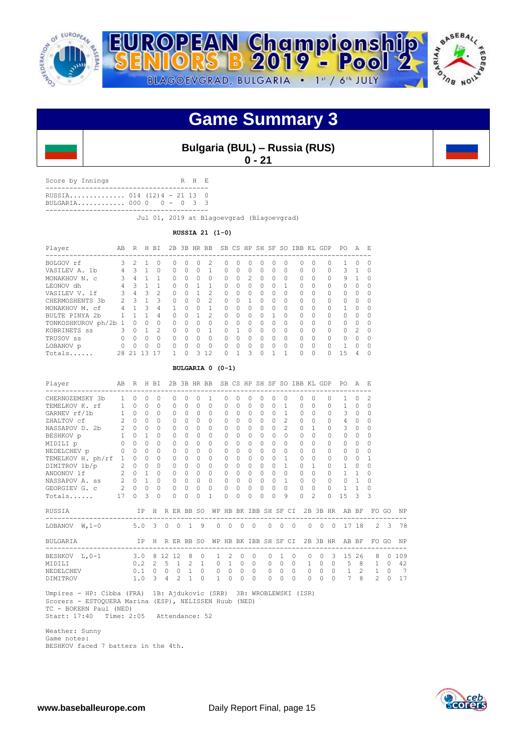# Game Summary 3

**Bulgaria (BUL) – Russia (RUS)**
**0 - 21**

| Score by Innings | | R | H | E |
|---|---|---|---|---|
| RUSSIA | 014 (12)4 | 21 | 13 | 0 |
| BULGARIA | 000 0 0 | 0 | 3 | 3 |

Jul 01, 2019 at Blagoevgrad (Blagoevgrad)

**RUSSIA 21 (1-0)**

| Player | AB | R | H | BI | 2B | 3B | HR | BB | SB | CS | HP | SH | SF | SO | IBB | KL | GDP | PO | A | E |
|---|---|---|---|---|---|---|---|---|---|---|---|---|---|---|---|---|---|---|---|---|
| BOLGOV rf | 3 | 2 | 1 | 0 | 0 | 0 | 0 | 2 | 0 | 0 | 0 | 0 | 0 | 0 | 0 | 0 | 0 | 1 | 0 | 0 |
| VASILEV A. 1b | 4 | 3 | 1 | 0 | 0 | 0 | 0 | 1 | 0 | 0 | 0 | 0 | 0 | 0 | 0 | 0 | 0 | 3 | 1 | 0 |
| MONAKHOV N. c | 3 | 4 | 1 | 1 | 0 | 0 | 0 | 0 | 0 | 0 | 2 | 0 | 0 | 0 | 0 | 0 | 0 | 9 | 1 | 0 |
| LEONOV dh | 4 | 3 | 1 | 1 | 0 | 0 | 1 | 1 | 0 | 0 | 0 | 0 | 0 | 1 | 0 | 0 | 0 | 0 | 0 | 0 |
| VASILEV V. lf | 3 | 4 | 3 | 2 | 0 | 0 | 1 | 2 | 0 | 0 | 0 | 0 | 0 | 0 | 0 | 0 | 0 | 0 | 0 | 0 |
| CHERMOSHENTS 3b | 2 | 3 | 1 | 3 | 0 | 0 | 0 | 2 | 0 | 0 | 1 | 0 | 0 | 0 | 0 | 0 | 0 | 0 | 0 | 0 |
| MONAKHOV M. cf | 4 | 1 | 3 | 4 | 1 | 0 | 0 | 1 | 0 | 0 | 0 | 0 | 0 | 0 | 0 | 0 | 0 | 1 | 0 | 0 |
| BULTE PINYA 2b | 1 | 1 | 1 | 4 | 0 | 0 | 1 | 2 | 0 | 0 | 0 | 0 | 1 | 0 | 0 | 0 | 0 | 0 | 0 | 0 |
| TONKOSHKUROV ph/2b | 1 | 0 | 0 | 0 | 0 | 0 | 0 | 0 | 0 | 0 | 0 | 0 | 0 | 0 | 0 | 0 | 0 | 0 | 0 | 0 |
| KOBRINETS ss | 3 | 0 | 1 | 2 | 0 | 0 | 0 | 1 | 0 | 1 | 0 | 0 | 0 | 0 | 0 | 0 | 0 | 0 | 2 | 0 |
| TRUSOV ss | 0 | 0 | 0 | 0 | 0 | 0 | 0 | 0 | 0 | 0 | 0 | 0 | 0 | 0 | 0 | 0 | 0 | 0 | 0 | 0 |
| LOBANOV p | 0 | 0 | 0 | 0 | 0 | 0 | 0 | 0 | 0 | 0 | 0 | 0 | 0 | 0 | 0 | 0 | 0 | 1 | 0 | 0 |
| Totals...... | 28 | 21 | 13 | 17 | 1 | 0 | 3 | 12 | 0 | 1 | 3 | 0 | 1 | 1 | 0 | 0 | 0 | 15 | 4 | 0 |

**BULGARIA 0 (0-1)**

| Player | AB | R | H | BI | 2B | 3B | HR | BB | SB | CS | HP | SH | SF | SO | IBB | KL | GDP | PO | A | E |
|---|---|---|---|---|---|---|---|---|---|---|---|---|---|---|---|---|---|---|---|---|
| CHERNOZEMSKY 3b | 1 | 0 | 0 | 0 | 0 | 0 | 0 | 1 | 0 | 0 | 0 | 0 | 0 | 0 | 0 | 0 | 0 | 1 | 0 | 2 |
| TEMELKOV K. rf | 1 | 0 | 0 | 0 | 0 | 0 | 0 | 0 | 0 | 0 | 0 | 0 | 0 | 1 | 0 | 0 | 0 | 1 | 0 | 0 |
| GARNEV rf/1b | 1 | 0 | 0 | 0 | 0 | 0 | 0 | 0 | 0 | 0 | 0 | 0 | 0 | 1 | 0 | 0 | 0 | 3 | 0 | 0 |
| ZHALTOV cf | 2 | 0 | 0 | 0 | 0 | 0 | 0 | 0 | 0 | 0 | 0 | 0 | 0 | 2 | 0 | 0 | 0 | 4 | 0 | 0 |
| NASSAPOV D. 2b | 2 | 0 | 0 | 0 | 0 | 0 | 0 | 0 | 0 | 0 | 0 | 0 | 0 | 2 | 0 | 1 | 0 | 3 | 0 | 0 |
| BESHKOV p | 1 | 0 | 1 | 0 | 0 | 0 | 0 | 0 | 0 | 0 | 0 | 0 | 0 | 0 | 0 | 0 | 0 | 0 | 0 | 0 |
| MIDILI p | 0 | 0 | 0 | 0 | 0 | 0 | 0 | 0 | 0 | 0 | 0 | 0 | 0 | 0 | 0 | 0 | 0 | 0 | 0 | 0 |
| NEDELCHEV p | 0 | 0 | 0 | 0 | 0 | 0 | 0 | 0 | 0 | 0 | 0 | 0 | 0 | 0 | 0 | 0 | 0 | 0 | 0 | 0 |
| TEMELKOV H. ph/rf | 1 | 0 | 0 | 0 | 0 | 0 | 0 | 0 | 0 | 0 | 0 | 0 | 0 | 1 | 0 | 0 | 0 | 0 | 0 | 1 |
| DIMITROV 1b/p | 2 | 0 | 0 | 0 | 0 | 0 | 0 | 0 | 0 | 0 | 0 | 0 | 0 | 1 | 0 | 1 | 0 | 1 | 0 | 0 |
| ANDONOV lf | 2 | 0 | 1 | 0 | 0 | 0 | 0 | 0 | 0 | 0 | 0 | 0 | 0 | 0 | 0 | 0 | 0 | 1 | 1 | 0 |
| NASSAPOV A. ss | 2 | 0 | 1 | 0 | 0 | 0 | 0 | 0 | 0 | 0 | 0 | 0 | 0 | 1 | 0 | 0 | 0 | 0 | 1 | 0 |
| GEORGIEV G. c | 2 | 0 | 0 | 0 | 0 | 0 | 0 | 0 | 0 | 0 | 0 | 0 | 0 | 0 | 0 | 0 | 0 | 1 | 1 | 0 |
| Totals...... | 17 | 0 | 3 | 0 | 0 | 0 | 0 | 1 | 0 | 0 | 0 | 0 | 0 | 9 | 0 | 2 | 0 | 15 | 3 | 3 |

| RUSSIA | IP | H | R | ER | BB | SO | WP | HB | BK | IBB | SH | SF | CI | 2B | 3B | HR | AB | BF | FO | GO | NP |
|---|---|---|---|---|---|---|---|---|---|---|---|---|---|---|---|---|---|---|---|---|---|
| LOBANOV W,1-0 | 5.0 | 3 | 0 | 0 | 1 | 9 | 0 | 0 | 0 | 0 | 0 | 0 | 0 | 0 | 0 | 0 | 17 | 18 | 2 | 3 | 78 |

| BULGARIA | IP | H | R | ER | BB | SO | WP | HB | BK | IBB | SH | SF | CI | 2B | 3B | HR | AB | BF | FO | GO | NP |
|---|---|---|---|---|---|---|---|---|---|---|---|---|---|---|---|---|---|---|---|---|---|
| BESHKOV L,0-1 | 3.0 | 8 | 12 | 12 | 8 | 0 | 1 | 2 | 0 | 0 | 0 | 1 | 0 | 0 | 0 | 3 | 15 | 26 | 8 | 0 | 109 |
| MIDILI | 0.2 | 2 | 5 | 1 | 2 | 1 | 0 | 1 | 0 | 0 | 0 | 0 | 0 | 1 | 0 | 0 | 5 | 8 | 1 | 0 | 42 |
| NEDELCHEV | 0.1 | 0 | 0 | 0 | 1 | 0 | 0 | 0 | 0 | 0 | 0 | 0 | 0 | 0 | 0 | 0 | 1 | 2 | 1 | 0 | 7 |
| DIMITROV | 1.0 | 3 | 4 | 2 | 1 | 0 | 1 | 0 | 0 | 0 | 0 | 0 | 0 | 0 | 0 | 0 | 7 | 8 | 2 | 0 | 17 |

Umpires - HP: Cibba (FRA) 1B: Ajdukovic (SRB) 3B: WROBLEWSKI (ISR)
Scorers - ESTOQUERA Marina (ESP), NELISSEN Huub (NED)
TC - BOKERN Paul (NED)
Start: 17:40 Time: 2:05 Attendance: 52

Weather: Sunny
Game notes:
BESHKOV faced 7 batters in the 4th.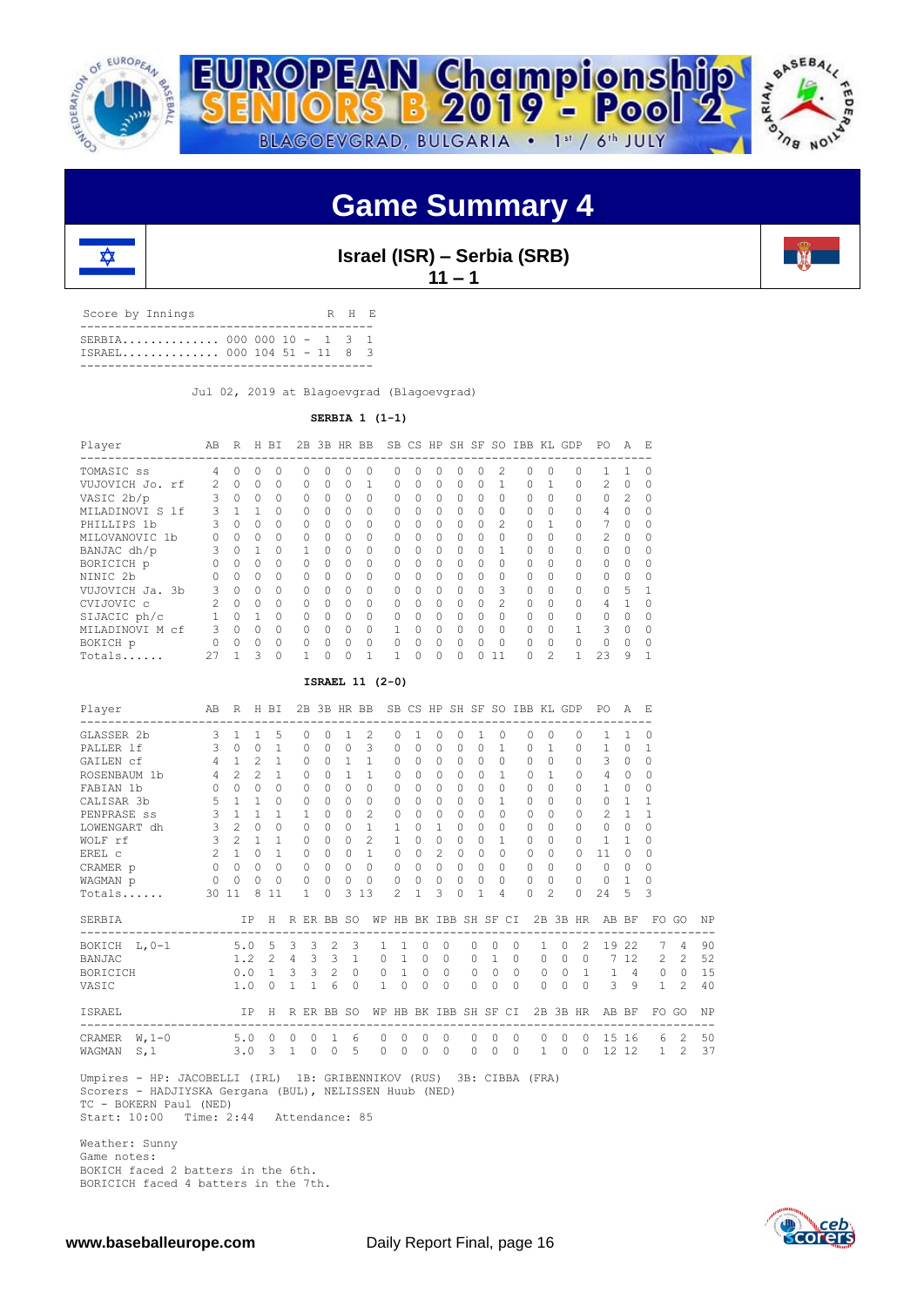# EUROPEAN Championship SENIORS B 2019 - Pool 2

BLAGOEVGRAD, BULGARIA • 1st / 6th JULY

## Game Summary 4

### Israel (ISR) – Serbia (SRB)

**11 – 1**

| Score by Innings | | R | H | E |
|---|---|---|---|---|
| SERBIA.............. | 000 000 10 - | 1 | 3 | 1 |
| ISRAEL.............. | 000 104 51 - | 11 | 8 | 3 |

Jul 02, 2019 at Blagoevgrad (Blagoevgrad)

**SERBIA 1 (1-1)**

| Player | AB | R | H | BI | 2B | 3B | HR | BB | SB | CS | HP | SH | SF | SO | IBB | KL | GDP | PO | A | E |
|---|---|---|---|---|---|---|---|---|---|---|---|---|---|---|---|---|---|---|---|---|
| TOMASIC ss | 4 | 0 | 0 | 0 | 0 | 0 | 0 | 0 | 0 | 0 | 0 | 0 | 0 | 2 | 0 | 0 | 0 | 1 | 1 | 0 |
| VUJOVICH Jo. rf | 2 | 0 | 0 | 0 | 0 | 0 | 0 | 1 | 0 | 0 | 0 | 0 | 0 | 1 | 0 | 1 | 0 | 2 | 0 | 0 |
| VASIC 2b/p | 3 | 0 | 0 | 0 | 0 | 0 | 0 | 0 | 0 | 0 | 0 | 0 | 0 | 0 | 0 | 0 | 0 | 0 | 2 | 0 |
| MILADINOVI S lf | 3 | 1 | 1 | 0 | 0 | 0 | 0 | 0 | 0 | 0 | 0 | 0 | 0 | 0 | 0 | 0 | 0 | 4 | 0 | 0 |
| PHILLIPS 1b | 3 | 0 | 0 | 0 | 0 | 0 | 0 | 0 | 0 | 0 | 0 | 0 | 0 | 2 | 0 | 1 | 0 | 7 | 0 | 0 |
| MILOVANOVIC 1b | 0 | 0 | 0 | 0 | 0 | 0 | 0 | 0 | 0 | 0 | 0 | 0 | 0 | 0 | 0 | 0 | 0 | 2 | 0 | 0 |
| BANJAC dh/p | 3 | 0 | 1 | 0 | 1 | 0 | 0 | 0 | 0 | 0 | 0 | 0 | 0 | 1 | 0 | 0 | 0 | 0 | 0 | 0 |
| BORICICH p | 0 | 0 | 0 | 0 | 0 | 0 | 0 | 0 | 0 | 0 | 0 | 0 | 0 | 0 | 0 | 0 | 0 | 0 | 0 | 0 |
| NINIC 2b | 0 | 0 | 0 | 0 | 0 | 0 | 0 | 0 | 0 | 0 | 0 | 0 | 0 | 0 | 0 | 0 | 0 | 0 | 0 | 0 |
| VUJOVICH Ja. 3b | 3 | 0 | 0 | 0 | 0 | 0 | 0 | 0 | 0 | 0 | 0 | 0 | 0 | 3 | 0 | 0 | 0 | 0 | 5 | 1 |
| CVIJOVIC c | 2 | 0 | 0 | 0 | 0 | 0 | 0 | 0 | 0 | 0 | 0 | 0 | 0 | 2 | 0 | 0 | 0 | 4 | 1 | 0 |
| SIJACIC ph/c | 1 | 0 | 1 | 0 | 0 | 0 | 0 | 0 | 0 | 0 | 0 | 0 | 0 | 0 | 0 | 0 | 0 | 0 | 0 | 0 |
| MILADINOVI M cf | 3 | 0 | 0 | 0 | 0 | 0 | 0 | 0 | 1 | 0 | 0 | 0 | 0 | 0 | 0 | 0 | 1 | 3 | 0 | 0 |
| BOKICH p | 0 | 0 | 0 | 0 | 0 | 0 | 0 | 0 | 0 | 0 | 0 | 0 | 0 | 0 | 0 | 0 | 0 | 0 | 0 | 0 |
| Totals...... | 27 | 1 | 3 | 0 | 1 | 0 | 0 | 1 | 1 | 0 | 0 | 0 | 0 | 11 | 0 | 2 | 1 | 23 | 9 | 1 |

**ISRAEL 11 (2-0)**

| Player | AB | R | H | BI | 2B | 3B | HR | BB | SB | CS | HP | SH | SF | SO | IBB | KL | GDP | PO | A | E |
|---|---|---|---|---|---|---|---|---|---|---|---|---|---|---|---|---|---|---|---|---|
| GLASSER 2b | 3 | 1 | 1 | 5 | 0 | 0 | 1 | 2 | 0 | 1 | 0 | 0 | 1 | 0 | 0 | 0 | 0 | 1 | 1 | 0 |
| PALLER lf | 3 | 0 | 0 | 1 | 0 | 0 | 0 | 3 | 0 | 0 | 0 | 0 | 0 | 1 | 0 | 1 | 0 | 1 | 0 | 1 |
| GAILEN cf | 4 | 1 | 2 | 1 | 0 | 0 | 1 | 1 | 0 | 0 | 0 | 0 | 0 | 0 | 0 | 0 | 0 | 3 | 0 | 0 |
| ROSENBAUM 1b | 4 | 2 | 2 | 1 | 0 | 0 | 1 | 1 | 0 | 0 | 0 | 0 | 0 | 1 | 0 | 1 | 0 | 4 | 0 | 0 |
| FABIAN 1b | 0 | 0 | 0 | 0 | 0 | 0 | 0 | 0 | 0 | 0 | 0 | 0 | 0 | 0 | 0 | 0 | 0 | 1 | 0 | 0 |
| CALISAR 3b | 5 | 1 | 1 | 0 | 0 | 0 | 0 | 0 | 0 | 0 | 0 | 0 | 0 | 1 | 0 | 0 | 0 | 0 | 1 | 1 |
| PENPRASE ss | 3 | 1 | 1 | 1 | 1 | 0 | 0 | 2 | 0 | 0 | 0 | 0 | 0 | 0 | 0 | 0 | 0 | 2 | 1 | 1 |
| LOWENGART dh | 3 | 2 | 0 | 0 | 0 | 0 | 0 | 1 | 1 | 0 | 1 | 0 | 0 | 0 | 0 | 0 | 0 | 0 | 0 | 0 |
| WOLF rf | 3 | 2 | 1 | 1 | 0 | 0 | 0 | 2 | 1 | 0 | 0 | 0 | 0 | 1 | 0 | 0 | 0 | 1 | 1 | 0 |
| EREL c | 2 | 1 | 0 | 1 | 0 | 0 | 0 | 1 | 0 | 0 | 2 | 0 | 0 | 0 | 0 | 0 | 0 | 11 | 0 | 0 |
| CRAMER p | 0 | 0 | 0 | 0 | 0 | 0 | 0 | 0 | 0 | 0 | 0 | 0 | 0 | 0 | 0 | 0 | 0 | 0 | 0 | 0 |
| WAGMAN p | 0 | 0 | 0 | 0 | 0 | 0 | 0 | 0 | 0 | 0 | 0 | 0 | 0 | 0 | 0 | 0 | 0 | 0 | 1 | 0 |
| Totals...... | 30 | 11 | 8 | 11 | 1 | 0 | 3 | 13 | 2 | 1 | 3 | 0 | 1 | 4 | 0 | 2 | 0 | 24 | 5 | 3 |

| SERBIA | IP | H | R | ER | BB | SO | WP | HB | BK | IBB | SH | SF | CI | 2B | 3B | HR | AB | BF | FO | GO | NP |
|---|---|---|---|---|---|---|---|---|---|---|---|---|---|---|---|---|---|---|---|---|---|
| BOKICH L,0-1 | 5.0 | 5 | 3 | 3 | 2 | 3 | 1 | 1 | 0 | 0 | 0 | 0 | 0 | 1 | 0 | 2 | 19 | 22 | 7 | 4 | 90 |
| BANJAC | 1.2 | 2 | 4 | 3 | 3 | 1 | 0 | 1 | 0 | 0 | 0 | 1 | 0 | 0 | 0 | 0 | 7 | 12 | 2 | 2 | 52 |
| BORICICH | 0.0 | 1 | 3 | 3 | 2 | 0 | 0 | 1 | 0 | 0 | 0 | 0 | 0 | 0 | 0 | 1 | 1 | 4 | 0 | 0 | 15 |
| VASIC | 1.0 | 0 | 1 | 1 | 6 | 0 | 1 | 0 | 0 | 0 | 0 | 0 | 0 | 0 | 0 | 0 | 3 | 9 | 1 | 2 | 40 |

| ISRAEL | IP | H | R | ER | BB | SO | WP | HB | BK | IBB | SH | SF | CI | 2B | 3B | HR | AB | BF | FO | GO | NP |
|---|---|---|---|---|---|---|---|---|---|---|---|---|---|---|---|---|---|---|---|---|---|
| CRAMER W,1-0 | 5.0 | 0 | 0 | 0 | 1 | 6 | 0 | 0 | 0 | 0 | 0 | 0 | 0 | 0 | 0 | 0 | 15 | 16 | 6 | 2 | 50 |
| WAGMAN S,1 | 3.0 | 3 | 1 | 0 | 0 | 5 | 0 | 0 | 0 | 0 | 0 | 0 | 0 | 1 | 0 | 0 | 12 | 12 | 1 | 2 | 37 |

Umpires - HP: JACOBELLI (IRL) 1B: GRIBENNIKOV (RUS) 3B: CIBBA (FRA)
Scorers - HADJIYSKA Gergana (BUL), NELISSEN Huub (NED)
TC - BOKERN Paul (NED)
Start: 10:00 Time: 2:44 Attendance: 85

Weather: Sunny
Game notes:
BOKICH faced 2 batters in the 6th.
BORICICH faced 4 batters in the 7th.

www.baseballeurope.com Daily Report Final, page 16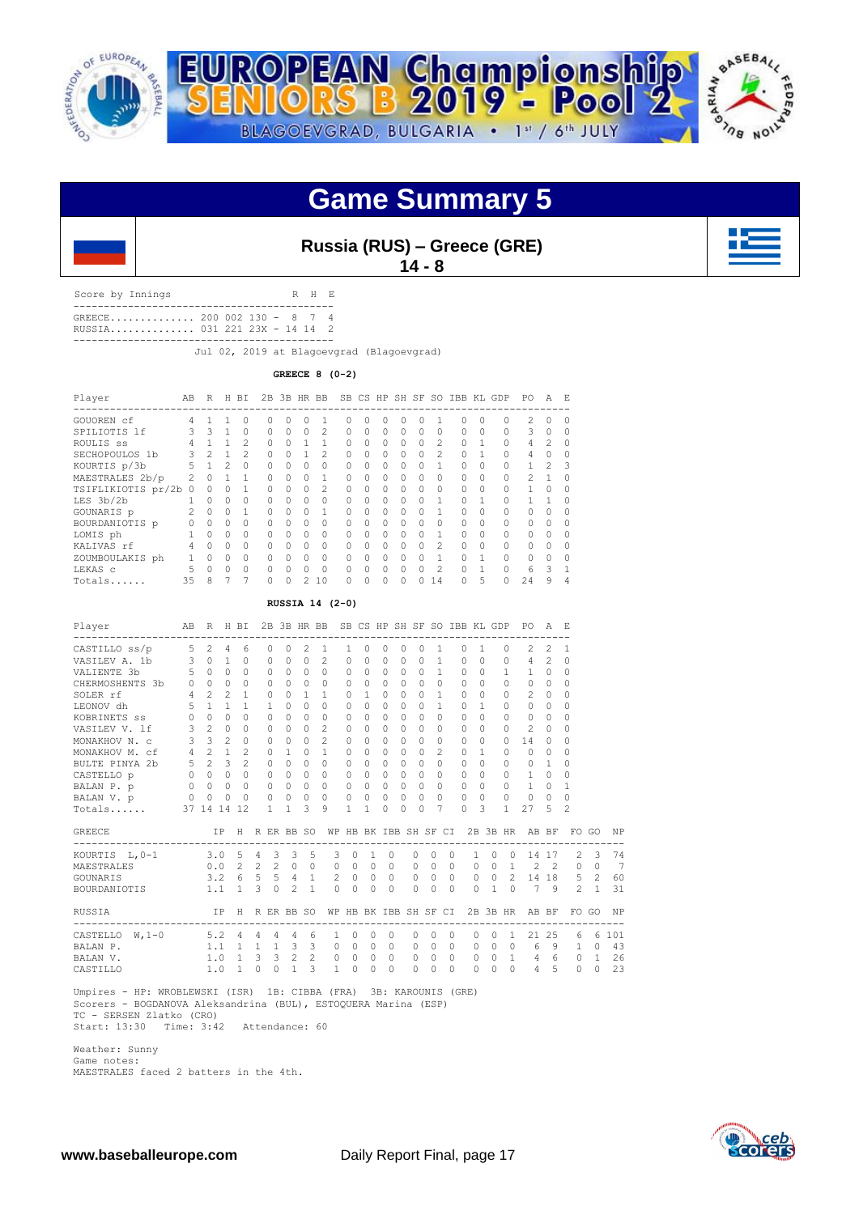# Game Summary 5

## Russia (RUS) – Greece (GRE)

**14 - 8**

| Score by Innings | | R | H | E |
|---|---|---|---|---|
| GREECE | 200 002 130 | 8 | 7 | 4 |
| RUSSIA | 031 221 23X | 14 | 14 | 2 |

Jul 02, 2019 at Blagoevgrad (Blagoevgrad)

**GREECE 8 (0-2)**

| Player | AB | R | H | BI | 2B | 3B | HR | BB | SB | CS | HP | SH | SF | SO | IBB | KL | GDP | PO | A | E |
|---|---|---|---|---|---|---|---|---|---|---|---|---|---|---|---|---|---|---|---|---|
| GOUOREN cf | 4 | 1 | 1 | 0 | 0 | 0 | 0 | 1 | 0 | 0 | 0 | 0 | 0 | 1 | 0 | 0 | 0 | 2 | 0 | 0 |
| SPILIOTIS lf | 3 | 3 | 1 | 0 | 0 | 0 | 0 | 2 | 0 | 0 | 0 | 0 | 0 | 0 | 0 | 0 | 0 | 3 | 0 | 0 |
| ROULIS ss | 4 | 1 | 1 | 2 | 0 | 0 | 1 | 1 | 0 | 0 | 0 | 0 | 0 | 2 | 0 | 1 | 0 | 4 | 2 | 0 |
| SECHOPOULOS 1b | 3 | 2 | 1 | 2 | 0 | 0 | 1 | 2 | 0 | 0 | 0 | 0 | 0 | 2 | 0 | 1 | 0 | 4 | 0 | 0 |
| KOURTIS p/3b | 5 | 1 | 2 | 0 | 0 | 0 | 0 | 0 | 0 | 0 | 0 | 0 | 0 | 1 | 0 | 0 | 0 | 1 | 2 | 3 |
| MAESTRALES 2b/p | 2 | 0 | 1 | 1 | 0 | 0 | 0 | 1 | 0 | 0 | 0 | 0 | 0 | 0 | 0 | 0 | 0 | 2 | 1 | 0 |
| TSIFLIKIOTIS pr/2b | 0 | 0 | 0 | 1 | 0 | 0 | 0 | 2 | 0 | 0 | 0 | 0 | 0 | 0 | 0 | 0 | 0 | 1 | 0 | 0 |
| LES 3b/2b | 1 | 0 | 0 | 0 | 0 | 0 | 0 | 0 | 0 | 0 | 0 | 0 | 0 | 1 | 0 | 1 | 0 | 1 | 1 | 0 |
| GOUNARIS p | 2 | 0 | 0 | 1 | 0 | 0 | 0 | 1 | 0 | 0 | 0 | 0 | 0 | 1 | 0 | 0 | 0 | 0 | 0 | 0 |
| BOURDANIOTIS p | 0 | 0 | 0 | 0 | 0 | 0 | 0 | 0 | 0 | 0 | 0 | 0 | 0 | 0 | 0 | 0 | 0 | 0 | 0 | 0 |
| LOMIS ph | 1 | 0 | 0 | 0 | 0 | 0 | 0 | 0 | 0 | 0 | 0 | 0 | 0 | 1 | 0 | 0 | 0 | 0 | 0 | 0 |
| KALIVAS rf | 4 | 0 | 0 | 0 | 0 | 0 | 0 | 0 | 0 | 0 | 0 | 0 | 0 | 2 | 0 | 0 | 0 | 0 | 0 | 0 |
| ZOUMBOULAKIS ph | 1 | 0 | 0 | 0 | 0 | 0 | 0 | 0 | 0 | 0 | 0 | 0 | 0 | 1 | 0 | 1 | 0 | 0 | 0 | 0 |
| LEKAS c | 5 | 0 | 0 | 0 | 0 | 0 | 0 | 0 | 0 | 0 | 0 | 0 | 0 | 2 | 0 | 1 | 0 | 6 | 3 | 1 |
| Totals...... | 35 | 8 | 7 | 7 | 0 | 0 | 2 | 10 | 0 | 0 | 0 | 0 | 0 | 14 | 0 | 5 | 0 | 24 | 9 | 4 |

**RUSSIA 14 (2-0)**

| Player | AB | R | H | BI | 2B | 3B | HR | BB | SB | CS | HP | SH | SF | SO | IBB | KL | GDP | PO | A | E |
|---|---|---|---|---|---|---|---|---|---|---|---|---|---|---|---|---|---|---|---|---|
| CASTILLO ss/p | 5 | 2 | 4 | 6 | 0 | 0 | 2 | 1 | 1 | 0 | 0 | 0 | 0 | 1 | 0 | 1 | 0 | 2 | 2 | 1 |
| VASILEV A. 1b | 3 | 0 | 1 | 0 | 0 | 0 | 0 | 2 | 0 | 0 | 0 | 0 | 0 | 1 | 0 | 0 | 0 | 4 | 2 | 0 |
| VALIENTE 3b | 5 | 0 | 0 | 0 | 0 | 0 | 0 | 0 | 0 | 0 | 0 | 0 | 0 | 1 | 0 | 0 | 1 | 1 | 0 | 0 |
| CHERMOSHENTS 3b | 0 | 0 | 0 | 0 | 0 | 0 | 0 | 0 | 0 | 0 | 0 | 0 | 0 | 0 | 0 | 0 | 0 | 0 | 0 | 0 |
| SOLER rf | 4 | 2 | 2 | 1 | 0 | 0 | 1 | 1 | 0 | 1 | 0 | 0 | 0 | 1 | 0 | 0 | 0 | 2 | 0 | 0 |
| LEONOV dh | 5 | 1 | 1 | 1 | 1 | 0 | 0 | 0 | 0 | 0 | 0 | 0 | 0 | 1 | 0 | 1 | 0 | 0 | 0 | 0 |
| KOBRINETS ss | 0 | 0 | 0 | 0 | 0 | 0 | 0 | 0 | 0 | 0 | 0 | 0 | 0 | 0 | 0 | 0 | 0 | 0 | 0 | 0 |
| VASILEV V. lf | 3 | 2 | 0 | 0 | 0 | 0 | 0 | 2 | 0 | 0 | 0 | 0 | 0 | 0 | 0 | 0 | 0 | 2 | 0 | 0 |
| MONAKHOV N. c | 3 | 3 | 2 | 0 | 0 | 0 | 0 | 2 | 0 | 0 | 0 | 0 | 0 | 0 | 0 | 0 | 0 | 14 | 0 | 0 |
| MONAKHOV M. cf | 4 | 2 | 1 | 2 | 0 | 1 | 0 | 1 | 0 | 0 | 0 | 0 | 0 | 2 | 0 | 1 | 0 | 0 | 0 | 0 |
| BULTE PINYA 2b | 5 | 2 | 3 | 2 | 0 | 0 | 0 | 0 | 0 | 0 | 0 | 0 | 0 | 0 | 0 | 0 | 0 | 0 | 1 | 0 |
| CASTELLO p | 0 | 0 | 0 | 0 | 0 | 0 | 0 | 0 | 0 | 0 | 0 | 0 | 0 | 0 | 0 | 0 | 0 | 1 | 0 | 0 |
| BALAN P. p | 0 | 0 | 0 | 0 | 0 | 0 | 0 | 0 | 0 | 0 | 0 | 0 | 0 | 0 | 0 | 0 | 0 | 1 | 0 | 1 |
| BALAN V. p | 0 | 0 | 0 | 0 | 0 | 0 | 0 | 0 | 0 | 0 | 0 | 0 | 0 | 0 | 0 | 0 | 0 | 0 | 0 | 0 |
| Totals...... | 37 | 14 | 14 | 12 | 1 | 1 | 3 | 9 | 1 | 1 | 0 | 0 | 0 | 7 | 0 | 3 | 1 | 27 | 5 | 2 |

| GREECE | IP | H | R | ER | BB | SO | WP | HB | BK | IBB | SH | SF | CI | 2B | 3B | HR | AB | BF | FO | GO | NP |
|---|---|---|---|---|---|---|---|---|---|---|---|---|---|---|---|---|---|---|---|---|---|
| KOURTIS L, 0-1 | 3.0 | 5 | 4 | 3 | 3 | 5 | 3 | 0 | 1 | 0 | 0 | 0 | 0 | 1 | 0 | 0 | 14 | 17 | 2 | 3 | 74 |
| MAESTRALES | 0.0 | 2 | 2 | 2 | 0 | 0 | 0 | 0 | 0 | 0 | 0 | 0 | 0 | 0 | 0 | 1 | 2 | 2 | 0 | 0 | 7 |
| GOUNARIS | 3.2 | 6 | 5 | 5 | 4 | 1 | 2 | 0 | 0 | 0 | 0 | 0 | 0 | 0 | 0 | 2 | 14 | 18 | 5 | 2 | 60 |
| BOURDANIOTIS | 1.1 | 1 | 3 | 0 | 2 | 1 | 0 | 0 | 0 | 0 | 0 | 0 | 0 | 0 | 1 | 0 | 7 | 9 | 2 | 1 | 31 |

| RUSSIA | IP | H | R | ER | BB | SO | WP | HB | BK | IBB | SH | SF | CI | 2B | 3B | HR | AB | BF | FO | GO | NP |
|---|---|---|---|---|---|---|---|---|---|---|---|---|---|---|---|---|---|---|---|---|---|
| CASTELLO W, 1-0 | 5.2 | 4 | 4 | 4 | 4 | 6 | 1 | 0 | 0 | 0 | 0 | 0 | 0 | 0 | 0 | 1 | 21 | 25 | 6 | 6 | 101 |
| BALAN P. | 1.1 | 1 | 1 | 1 | 3 | 3 | 0 | 0 | 0 | 0 | 0 | 0 | 0 | 0 | 0 | 0 | 6 | 9 | 1 | 0 | 43 |
| BALAN V. | 1.0 | 1 | 3 | 3 | 2 | 2 | 0 | 0 | 0 | 0 | 0 | 0 | 0 | 0 | 0 | 1 | 4 | 6 | 0 | 1 | 26 |
| CASTILLO | 1.0 | 1 | 0 | 0 | 1 | 3 | 1 | 0 | 0 | 0 | 0 | 0 | 0 | 0 | 0 | 0 | 4 | 5 | 0 | 0 | 23 |

Umpires - HP: WROBLEWSKI (ISR) 1B: CIBBA (FRA) 3B: KAROUNIS (GRE)
Scorers - BOGDANOVA Aleksandrina (BUL), ESTOQUERA Marina (ESP)
TC - SERSEN Zlatko (CRO)
Start: 13:30 Time: 3:42 Attendance: 60

Weather: Sunny
Game notes:
MAESTRALES faced 2 batters in the 4th.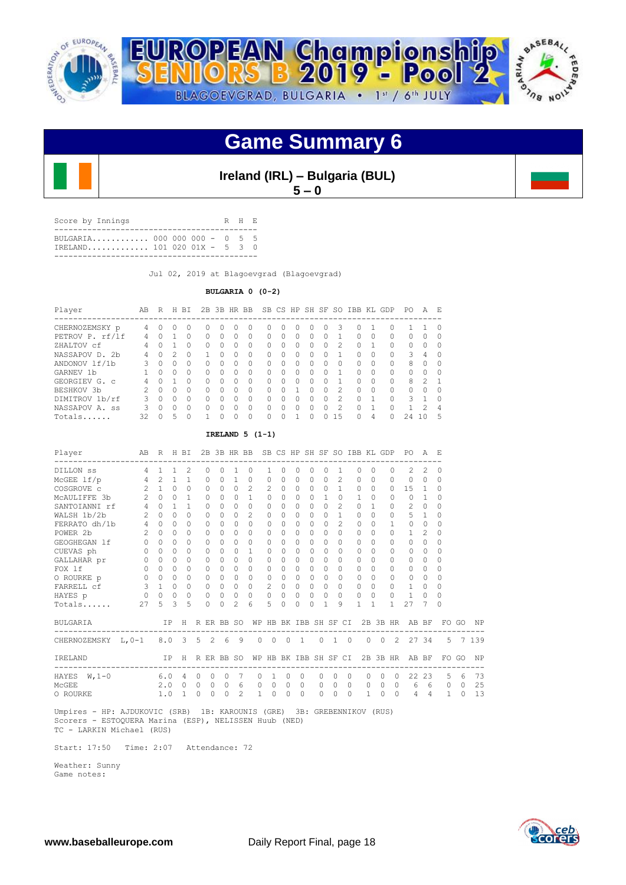# EUROPEAN Championship SENIORS B 2019 - Pool 2

BLAGOEVGRAD, BULGARIA • 1st / 6th JULY

## Game Summary 6

**Ireland (IRL) – Bulgaria (BUL)**
**5 – 0**

| Score by Innings | | R | H | E |
|---|---|---|---|---|
| BULGARIA | 000 000 000 | 0 | 5 | 5 |
| IRELAND | 101 020 01X | 5 | 3 | 0 |

Jul 02, 2019 at Blagoevgrad (Blagoevgrad)

**BULGARIA 0 (0-2)**

| Player | AB | R | H | BI | 2B | 3B | HR | BB | SB | CS | HP | SH | SF | SO | IBB | KL | GDP | PO | A | E |
|---|---|---|---|---|---|---|---|---|---|---|---|---|---|---|---|---|---|---|---|---|
| CHERNOZEMSKY p | 4 | 0 | 0 | 0 | 0 | 0 | 0 | 0 | 0 | 0 | 0 | 0 | 0 | 3 | 0 | 1 | 0 | 1 | 1 | 0 |
| PETROV P. rf/lf | 4 | 0 | 1 | 0 | 0 | 0 | 0 | 0 | 0 | 0 | 0 | 0 | 0 | 1 | 0 | 0 | 0 | 0 | 0 | 0 |
| ZHALTOV cf | 4 | 0 | 1 | 0 | 0 | 0 | 0 | 0 | 0 | 0 | 0 | 0 | 0 | 2 | 0 | 1 | 0 | 0 | 0 | 0 |
| NASSAPOV D. 2b | 4 | 0 | 2 | 0 | 1 | 0 | 0 | 0 | 0 | 0 | 0 | 0 | 0 | 1 | 0 | 0 | 0 | 3 | 4 | 0 |
| ANDONOV lf/1b | 3 | 0 | 0 | 0 | 0 | 0 | 0 | 0 | 0 | 0 | 0 | 0 | 0 | 0 | 0 | 0 | 0 | 8 | 0 | 0 |
| GARNEV 1b | 1 | 0 | 0 | 0 | 0 | 0 | 0 | 0 | 0 | 0 | 0 | 0 | 0 | 1 | 0 | 0 | 0 | 0 | 0 | 0 |
| GEORGIEV G. c | 4 | 0 | 1 | 0 | 0 | 0 | 0 | 0 | 0 | 0 | 0 | 0 | 0 | 1 | 0 | 0 | 0 | 8 | 2 | 1 |
| BESHKOV 3b | 2 | 0 | 0 | 0 | 0 | 0 | 0 | 0 | 0 | 0 | 1 | 0 | 0 | 2 | 0 | 0 | 0 | 0 | 0 | 0 |
| DIMITROV 1b/rf | 3 | 0 | 0 | 0 | 0 | 0 | 0 | 0 | 0 | 0 | 0 | 0 | 0 | 2 | 0 | 1 | 0 | 3 | 1 | 0 |
| NASSAPOV A. ss | 3 | 0 | 0 | 0 | 0 | 0 | 0 | 0 | 0 | 0 | 0 | 0 | 0 | 2 | 0 | 1 | 0 | 1 | 2 | 4 |
| Totals...... | 32 | 0 | 5 | 0 | 1 | 0 | 0 | 0 | 0 | 0 | 1 | 0 | 0 | 15 | 0 | 4 | 0 | 24 | 10 | 5 |

**IRELAND 5 (1-1)**

| Player | AB | R | H | BI | 2B | 3B | HR | BB | SB | CS | HP | SH | SF | SO | IBB | KL | GDP | PO | A | E |
|---|---|---|---|---|---|---|---|---|---|---|---|---|---|---|---|---|---|---|---|---|
| DILLON ss | 4 | 1 | 1 | 2 | 0 | 0 | 1 | 0 | 1 | 0 | 0 | 0 | 0 | 1 | 0 | 0 | 0 | 2 | 2 | 0 |
| McGEE 1f/p | 4 | 2 | 1 | 1 | 0 | 0 | 1 | 0 | 0 | 0 | 0 | 0 | 0 | 2 | 0 | 0 | 0 | 0 | 0 | 0 |
| COSGROVE c | 2 | 1 | 0 | 0 | 0 | 0 | 0 | 2 | 2 | 0 | 0 | 0 | 0 | 1 | 0 | 0 | 0 | 15 | 1 | 0 |
| McAULIFFE 3b | 2 | 0 | 0 | 1 | 0 | 0 | 0 | 1 | 0 | 0 | 0 | 0 | 1 | 0 | 1 | 0 | 0 | 0 | 1 | 0 |
| SANTOIANNI rf | 4 | 0 | 1 | 1 | 0 | 0 | 0 | 0 | 0 | 0 | 0 | 0 | 0 | 2 | 0 | 1 | 0 | 2 | 0 | 0 |
| WALSH 1b/2b | 2 | 0 | 0 | 0 | 0 | 0 | 0 | 2 | 0 | 0 | 0 | 0 | 0 | 1 | 0 | 0 | 0 | 5 | 1 | 0 |
| FERRATO dh/1b | 4 | 0 | 0 | 0 | 0 | 0 | 0 | 0 | 0 | 0 | 0 | 0 | 0 | 2 | 0 | 0 | 1 | 0 | 0 | 0 |
| POWER 2b | 2 | 0 | 0 | 0 | 0 | 0 | 0 | 0 | 0 | 0 | 0 | 0 | 0 | 0 | 0 | 0 | 0 | 1 | 2 | 0 |
| GEOGHEGAN lf | 0 | 0 | 0 | 0 | 0 | 0 | 0 | 0 | 0 | 0 | 0 | 0 | 0 | 0 | 0 | 0 | 0 | 0 | 0 | 0 |
| CUEVAS ph | 0 | 0 | 0 | 0 | 0 | 0 | 0 | 1 | 0 | 0 | 0 | 0 | 0 | 0 | 0 | 0 | 0 | 0 | 0 | 0 |
| GALLAHAR pr | 0 | 0 | 0 | 0 | 0 | 0 | 0 | 0 | 0 | 0 | 0 | 0 | 0 | 0 | 0 | 0 | 0 | 0 | 0 | 0 |
| FOX lf | 0 | 0 | 0 | 0 | 0 | 0 | 0 | 0 | 0 | 0 | 0 | 0 | 0 | 0 | 0 | 0 | 0 | 0 | 0 | 0 |
| O ROURKE p | 0 | 0 | 0 | 0 | 0 | 0 | 0 | 0 | 0 | 0 | 0 | 0 | 0 | 0 | 0 | 0 | 0 | 0 | 0 | 0 |
| FARRELL cf | 3 | 1 | 0 | 0 | 0 | 0 | 0 | 0 | 2 | 0 | 0 | 0 | 0 | 0 | 0 | 0 | 0 | 1 | 0 | 0 |
| HAYES p | 0 | 0 | 0 | 0 | 0 | 0 | 0 | 0 | 0 | 0 | 0 | 0 | 0 | 0 | 0 | 0 | 0 | 1 | 0 | 0 |
| Totals...... | 27 | 5 | 3 | 5 | 0 | 0 | 2 | 6 | 5 | 0 | 0 | 0 | 1 | 9 | 1 | 1 | 1 | 27 | 7 | 0 |

| BULGARIA | | IP | H | R | ER | BB | SO | WP | HB | BK | IBB | SH | SF | CI | 2B | 3B | HR | AB | BF | FO | GO | NP |
|---|---|---|---|---|---|---|---|---|---|---|---|---|---|---|---|---|---|---|---|---|---|---|
| CHERNOZEMSKY | L,0-1 | 8.0 | 3 | 5 | 2 | 6 | 9 | 0 | 0 | 0 | 1 | 0 | 1 | 0 | 0 | 0 | 2 | 27 | 34 | 5 | 7 | 139 |

| IRELAND | | IP | H | R | ER | BB | SO | WP | HB | BK | IBB | SH | SF | CI | 2B | 3B | HR | AB | BF | FO | GO | NP |
|---|---|---|---|---|---|---|---|---|---|---|---|---|---|---|---|---|---|---|---|---|---|---|
| HAYES | W,1-0 | 6.0 | 4 | 0 | 0 | 0 | 7 | 0 | 1 | 0 | 0 | 0 | 0 | 0 | 0 | 0 | 0 | 22 | 23 | 5 | 6 | 73 |
| McGEE | | 2.0 | 0 | 0 | 0 | 0 | 6 | 0 | 0 | 0 | 0 | 0 | 0 | 0 | 0 | 0 | 0 | 6 | 6 | 0 | 0 | 25 |
| O ROURKE | | 1.0 | 1 | 0 | 0 | 0 | 2 | 1 | 0 | 0 | 0 | 0 | 0 | 0 | 1 | 0 | 0 | 4 | 4 | 1 | 0 | 13 |

Umpires - HP: AJDUKOVIC (SRB) 1B: KAROUNIS (GRE) 3B: GREBENNIKOV (RUS)
Scorers - ESTOQUERA Marina (ESP), NELISSEN Huub (NED)
TC - LARKIN Michael (RUS)

Start: 17:50 Time: 2:07 Attendance: 72

Weather: Sunny
Game notes:

www.baseballeurope.com Daily Report Final, page 18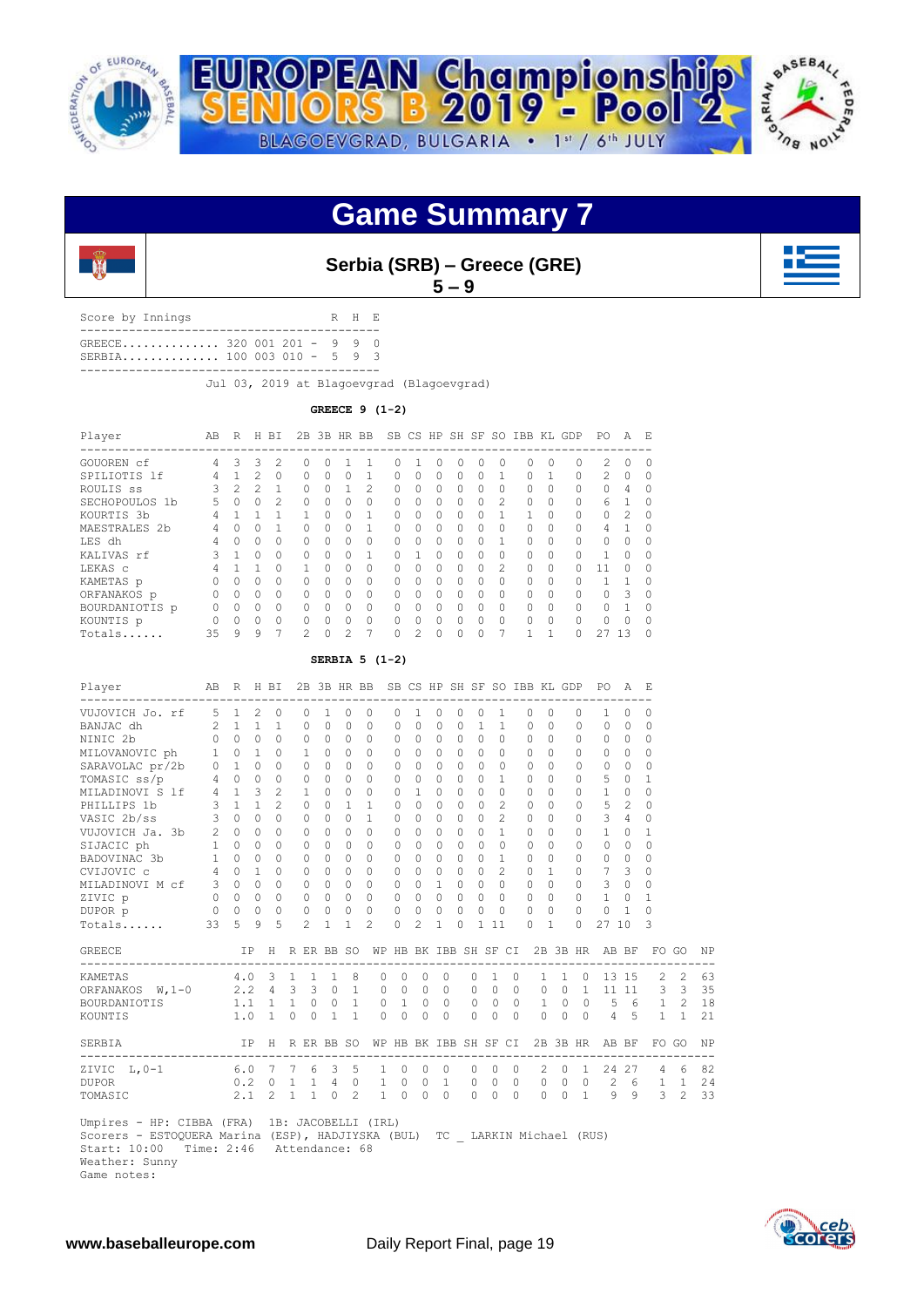# Game Summary 7

**Serbia (SRB) – Greece (GRE)**
**5 – 9**

| Score by Innings | | R | H | E |
|---|---|---|---|---|
| GREECE | 320 001 201 | 9 | 9 | 0 |
| SERBIA | 100 003 010 | 5 | 9 | 3 |

Jul 03, 2019 at Blagoevgrad (Blagoevgrad)

**GREECE 9 (1-2)**

| Player | AB | R | H | BI | 2B | 3B | HR | BB | SB | CS | HP | SH | SF | SO | IBB | KL | GDP | PO | A | E |
|---|---|---|---|---|---|---|---|---|---|---|---|---|---|---|---|---|---|---|---|---|
| GOUOREN cf | 4 | 3 | 3 | 2 | 0 | 0 | 1 | 1 | 0 | 1 | 0 | 0 | 0 | 0 | 0 | 0 | 0 | 2 | 0 | 0 |
| SPILIOTIS lf | 4 | 1 | 2 | 0 | 0 | 0 | 0 | 1 | 0 | 0 | 0 | 0 | 0 | 1 | 0 | 1 | 0 | 2 | 0 | 0 |
| ROULIS ss | 3 | 2 | 2 | 1 | 0 | 0 | 1 | 2 | 0 | 0 | 0 | 0 | 0 | 0 | 0 | 0 | 0 | 0 | 4 | 0 |
| SECHOPOULOS 1b | 5 | 0 | 0 | 2 | 0 | 0 | 0 | 0 | 0 | 0 | 0 | 0 | 0 | 2 | 0 | 0 | 0 | 6 | 1 | 0 |
| KOURTIS 3b | 4 | 1 | 1 | 1 | 1 | 0 | 0 | 1 | 0 | 0 | 0 | 0 | 0 | 1 | 1 | 0 | 0 | 0 | 2 | 0 |
| MAESTRALES 2b | 4 | 0 | 0 | 1 | 0 | 0 | 0 | 1 | 0 | 0 | 0 | 0 | 0 | 0 | 0 | 0 | 0 | 4 | 1 | 0 |
| LES dh | 4 | 0 | 0 | 0 | 0 | 0 | 0 | 0 | 0 | 0 | 0 | 0 | 0 | 1 | 0 | 0 | 0 | 0 | 0 | 0 |
| KALIVAS rf | 3 | 1 | 0 | 0 | 0 | 0 | 0 | 1 | 0 | 1 | 0 | 0 | 0 | 0 | 0 | 0 | 0 | 1 | 0 | 0 |
| LEKAS c | 4 | 1 | 1 | 0 | 1 | 0 | 0 | 0 | 0 | 0 | 0 | 0 | 0 | 2 | 0 | 0 | 0 | 11 | 0 | 0 |
| KAMETAS p | 0 | 0 | 0 | 0 | 0 | 0 | 0 | 0 | 0 | 0 | 0 | 0 | 0 | 0 | 0 | 0 | 0 | 1 | 1 | 0 |
| ORFANAKOS p | 0 | 0 | 0 | 0 | 0 | 0 | 0 | 0 | 0 | 0 | 0 | 0 | 0 | 0 | 0 | 0 | 0 | 0 | 3 | 0 |
| BOURDANIOTIS p | 0 | 0 | 0 | 0 | 0 | 0 | 0 | 0 | 0 | 0 | 0 | 0 | 0 | 0 | 0 | 0 | 0 | 0 | 1 | 0 |
| KOUNTIS p | 0 | 0 | 0 | 0 | 0 | 0 | 0 | 0 | 0 | 0 | 0 | 0 | 0 | 0 | 0 | 0 | 0 | 0 | 0 | 0 |
| Totals...... | 35 | 9 | 9 | 7 | 2 | 0 | 2 | 7 | 0 | 2 | 0 | 0 | 0 | 7 | 1 | 1 | 0 | 27 | 13 | 0 |

**SERBIA 5 (1-2)**

| Player | AB | R | H | BI | 2B | 3B | HR | BB | SB | CS | HP | SH | SF | SO | IBB | KL | GDP | PO | A | E |
|---|---|---|---|---|---|---|---|---|---|---|---|---|---|---|---|---|---|---|---|---|
| VUJOVICH Jo. rf | 5 | 1 | 2 | 0 | 0 | 1 | 0 | 0 | 0 | 1 | 0 | 0 | 0 | 1 | 0 | 0 | 0 | 1 | 0 | 0 |
| BANJAC dh | 2 | 1 | 1 | 1 | 0 | 0 | 0 | 0 | 0 | 0 | 0 | 0 | 1 | 1 | 0 | 0 | 0 | 0 | 0 | 0 |
| NINIC 2b | 0 | 0 | 0 | 0 | 0 | 0 | 0 | 0 | 0 | 0 | 0 | 0 | 0 | 0 | 0 | 0 | 0 | 0 | 0 | 0 |
| MILOVANOVIC ph | 1 | 0 | 1 | 0 | 1 | 0 | 0 | 0 | 0 | 0 | 0 | 0 | 0 | 0 | 0 | 0 | 0 | 0 | 0 | 0 |
| SARAVOLAC pr/2b | 0 | 1 | 0 | 0 | 0 | 0 | 0 | 0 | 0 | 0 | 0 | 0 | 0 | 0 | 0 | 0 | 0 | 0 | 0 | 0 |
| TOMASIC ss/p | 4 | 0 | 0 | 0 | 0 | 0 | 0 | 0 | 0 | 0 | 0 | 0 | 0 | 1 | 0 | 0 | 0 | 5 | 0 | 1 |
| MILADINOVI S lf | 4 | 1 | 3 | 2 | 1 | 0 | 0 | 0 | 0 | 1 | 0 | 0 | 0 | 0 | 0 | 0 | 0 | 1 | 0 | 0 |
| PHILLIPS 1b | 3 | 1 | 1 | 2 | 0 | 0 | 1 | 1 | 0 | 0 | 0 | 0 | 0 | 2 | 0 | 0 | 0 | 5 | 2 | 0 |
| VASIC 2b/ss | 3 | 0 | 0 | 0 | 0 | 0 | 0 | 1 | 0 | 0 | 0 | 0 | 0 | 2 | 0 | 0 | 0 | 3 | 4 | 0 |
| VUJOVICH Ja. 3b | 2 | 0 | 0 | 0 | 0 | 0 | 0 | 0 | 0 | 0 | 0 | 0 | 0 | 1 | 0 | 0 | 0 | 1 | 0 | 1 |
| SIJACIC ph | 1 | 0 | 0 | 0 | 0 | 0 | 0 | 0 | 0 | 0 | 0 | 0 | 0 | 0 | 0 | 0 | 0 | 0 | 0 | 0 |
| BADOVINAC 3b | 1 | 0 | 0 | 0 | 0 | 0 | 0 | 0 | 0 | 0 | 0 | 0 | 0 | 1 | 0 | 0 | 0 | 0 | 0 | 0 |
| CVIJOVIC c | 4 | 0 | 1 | 0 | 0 | 0 | 0 | 0 | 0 | 0 | 0 | 0 | 0 | 2 | 0 | 1 | 0 | 7 | 3 | 0 |
| MILADINOVI M cf | 3 | 0 | 0 | 0 | 0 | 0 | 0 | 0 | 0 | 0 | 1 | 0 | 0 | 0 | 0 | 0 | 0 | 3 | 0 | 0 |
| ZIVIC p | 0 | 0 | 0 | 0 | 0 | 0 | 0 | 0 | 0 | 0 | 0 | 0 | 0 | 0 | 0 | 0 | 0 | 1 | 0 | 1 |
| DUPOR p | 0 | 0 | 0 | 0 | 0 | 0 | 0 | 0 | 0 | 0 | 0 | 0 | 0 | 0 | 0 | 0 | 0 | 0 | 1 | 0 |
| Totals...... | 33 | 5 | 9 | 5 | 2 | 1 | 1 | 2 | 0 | 2 | 1 | 0 | 1 | 11 | 0 | 1 | 0 | 27 | 10 | 3 |

| GREECE | IP | H | R | ER | BB | SO | WP | HB | BK | IBB | SH | SF | CI | 2B | 3B | HR | AB | BF | FO | GO | NP |
|---|---|---|---|---|---|---|---|---|---|---|---|---|---|---|---|---|---|---|---|---|---|
| KAMETAS | 4.0 | 3 | 1 | 1 | 1 | 8 | 0 | 0 | 0 | 0 | 0 | 1 | 0 | 1 | 1 | 0 | 13 | 15 | 2 | 2 | 63 |
| ORFANAKOS W,1-0 | 2.2 | 4 | 3 | 3 | 0 | 1 | 0 | 0 | 0 | 0 | 0 | 0 | 0 | 0 | 0 | 1 | 11 | 11 | 3 | 3 | 35 |
| BOURDANIOTIS | 1.1 | 1 | 1 | 0 | 0 | 1 | 0 | 1 | 0 | 0 | 0 | 0 | 0 | 1 | 0 | 0 | 5 | 6 | 1 | 2 | 18 |
| KOUNTIS | 1.0 | 1 | 0 | 0 | 1 | 1 | 0 | 0 | 0 | 0 | 0 | 0 | 0 | 0 | 0 | 0 | 4 | 5 | 1 | 1 | 21 |

| SERBIA | IP | H | R | ER | BB | SO | WP | HB | BK | IBB | SH | SF | CI | 2B | 3B | HR | AB | BF | FO | GO | NP |
|---|---|---|---|---|---|---|---|---|---|---|---|---|---|---|---|---|---|---|---|---|---|
| ZIVIC L,0-1 | 6.0 | 7 | 7 | 6 | 3 | 5 | 1 | 0 | 0 | 0 | 0 | 0 | 0 | 2 | 0 | 1 | 24 | 27 | 4 | 6 | 82 |
| DUPOR | 0.2 | 0 | 1 | 1 | 4 | 0 | 1 | 0 | 0 | 1 | 0 | 0 | 0 | 0 | 0 | 0 | 2 | 6 | 1 | 1 | 24 |
| TOMASIC | 2.1 | 2 | 1 | 1 | 0 | 2 | 1 | 0 | 0 | 0 | 0 | 0 | 0 | 0 | 0 | 1 | 9 | 9 | 3 | 2 | 33 |

Umpires - HP: CIBBA (FRA) 1B: JACOBELLI (IRL)
Scorers - ESTOQUERA Marina (ESP), HADJIYSKA (BUL) TC _ LARKIN Michael (RUS)
Start: 10:00 Time: 2:46 Attendance: 68
Weather: Sunny
Game notes: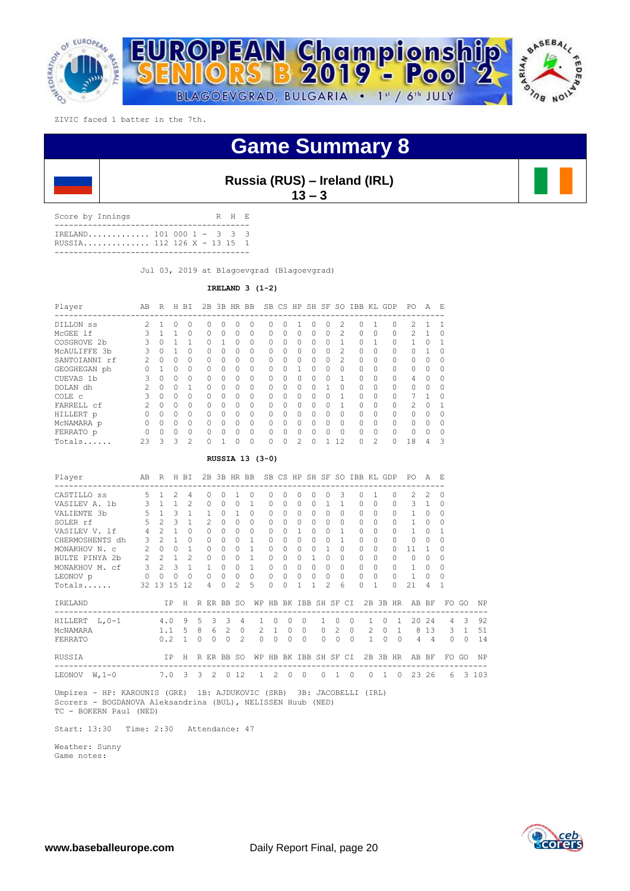ZIVIC faced 1 batter in the 7th.

# Game Summary 8

## Russia (RUS) – Ireland (IRL)
## 13 – 3

| Score by Innings | | R | H | E |
|---|---|---|---|---|
| IRELAND | 101 000 1 - | 3 | 3 | 3 |
| RUSSIA | 112 126 X - | 13 | 15 | 1 |

Jul 03, 2019 at Blagoevgrad (Blagoevgrad)

**IRELAND 3 (1-2)**

| Player | AB | R | H | BI | 2B | 3B | HR | BB | SB | CS | HP | SH | SF | SO | IBB | KL | GDP | PO | A | E |
|---|---|---|---|---|---|---|---|---|---|---|---|---|---|---|---|---|---|---|---|---|
| DILLON ss | 2 | 1 | 0 | 0 | 0 | 0 | 0 | 0 | 0 | 0 | 1 | 0 | 0 | 2 | 0 | 1 | 0 | 2 | 1 | 1 |
| McGEE lf | 3 | 1 | 1 | 0 | 0 | 0 | 0 | 0 | 0 | 0 | 0 | 0 | 0 | 2 | 0 | 0 | 0 | 2 | 1 | 0 |
| COSGROVE 2b | 3 | 0 | 1 | 1 | 0 | 1 | 0 | 0 | 0 | 0 | 0 | 0 | 0 | 1 | 0 | 1 | 0 | 1 | 0 | 1 |
| McAULIFFE 3b | 3 | 0 | 1 | 0 | 0 | 0 | 0 | 0 | 0 | 0 | 0 | 0 | 0 | 2 | 0 | 0 | 0 | 0 | 1 | 0 |
| SANTOIANNI rf | 2 | 0 | 0 | 0 | 0 | 0 | 0 | 0 | 0 | 0 | 0 | 0 | 0 | 2 | 0 | 0 | 0 | 0 | 0 | 0 |
| GEOGHEGAN ph | 0 | 1 | 0 | 0 | 0 | 0 | 0 | 0 | 0 | 0 | 1 | 0 | 0 | 0 | 0 | 0 | 0 | 0 | 0 | 0 |
| CUEVAS 1b | 3 | 0 | 0 | 0 | 0 | 0 | 0 | 0 | 0 | 0 | 0 | 0 | 0 | 1 | 0 | 0 | 0 | 4 | 0 | 0 |
| DOLAN dh | 2 | 0 | 0 | 1 | 0 | 0 | 0 | 0 | 0 | 0 | 0 | 0 | 1 | 0 | 0 | 0 | 0 | 0 | 0 | 0 |
| COLE c | 3 | 0 | 0 | 0 | 0 | 0 | 0 | 0 | 0 | 0 | 0 | 0 | 0 | 1 | 0 | 0 | 0 | 7 | 1 | 0 |
| FARRELL cf | 2 | 0 | 0 | 0 | 0 | 0 | 0 | 0 | 0 | 0 | 0 | 0 | 0 | 1 | 0 | 0 | 0 | 2 | 0 | 1 |
| HILLERT p | 0 | 0 | 0 | 0 | 0 | 0 | 0 | 0 | 0 | 0 | 0 | 0 | 0 | 0 | 0 | 0 | 0 | 0 | 0 | 0 |
| McNAMARA p | 0 | 0 | 0 | 0 | 0 | 0 | 0 | 0 | 0 | 0 | 0 | 0 | 0 | 0 | 0 | 0 | 0 | 0 | 0 | 0 |
| FERRATO p | 0 | 0 | 0 | 0 | 0 | 0 | 0 | 0 | 0 | 0 | 0 | 0 | 0 | 0 | 0 | 0 | 0 | 0 | 0 | 0 |
| Totals...... | 23 | 3 | 3 | 2 | 0 | 1 | 0 | 0 | 0 | 0 | 2 | 0 | 1 | 12 | 0 | 2 | 0 | 18 | 4 | 3 |

**RUSSIA 13 (3-0)**

| Player | AB | R | H | BI | 2B | 3B | HR | BB | SB | CS | HP | SH | SF | SO | IBB | KL | GDP | PO | A | E |
|---|---|---|---|---|---|---|---|---|---|---|---|---|---|---|---|---|---|---|---|---|
| CASTILLO ss | 5 | 1 | 2 | 4 | 0 | 0 | 1 | 0 | 0 | 0 | 0 | 0 | 0 | 3 | 0 | 1 | 0 | 2 | 2 | 0 |
| VASILEV A. 1b | 3 | 1 | 1 | 2 | 0 | 0 | 0 | 1 | 0 | 0 | 0 | 0 | 1 | 1 | 0 | 0 | 0 | 3 | 1 | 0 |
| VALIENTE 3b | 5 | 1 | 3 | 1 | 1 | 0 | 1 | 0 | 0 | 0 | 0 | 0 | 0 | 0 | 0 | 0 | 0 | 1 | 0 | 0 |
| SOLER rf | 5 | 2 | 3 | 1 | 2 | 0 | 0 | 0 | 0 | 0 | 0 | 0 | 0 | 0 | 0 | 0 | 0 | 1 | 0 | 0 |
| VASILEV V. lf | 4 | 2 | 1 | 0 | 0 | 0 | 0 | 0 | 0 | 0 | 1 | 0 | 0 | 1 | 0 | 0 | 0 | 1 | 0 | 1 |
| CHERMOSHENTS dh | 3 | 2 | 1 | 0 | 0 | 0 | 0 | 1 | 0 | 0 | 0 | 0 | 0 | 1 | 0 | 0 | 0 | 0 | 0 | 0 |
| MONAKHOV N. c | 2 | 0 | 0 | 1 | 0 | 0 | 0 | 1 | 0 | 0 | 0 | 0 | 1 | 0 | 0 | 0 | 0 | 11 | 1 | 0 |
| BULTE PINYA 2b | 2 | 2 | 1 | 2 | 0 | 0 | 0 | 1 | 0 | 0 | 0 | 1 | 0 | 0 | 0 | 0 | 0 | 0 | 0 | 0 |
| MONAKHOV M. cf | 3 | 2 | 3 | 1 | 1 | 0 | 0 | 1 | 0 | 0 | 0 | 0 | 0 | 0 | 0 | 0 | 0 | 1 | 0 | 0 |
| LEONOV p | 0 | 0 | 0 | 0 | 0 | 0 | 0 | 0 | 0 | 0 | 0 | 0 | 0 | 0 | 0 | 0 | 0 | 1 | 0 | 0 |
| Totals...... | 32 | 13 | 15 | 12 | 4 | 0 | 2 | 5 | 0 | 0 | 1 | 1 | 2 | 6 | 0 | 1 | 0 | 21 | 4 | 1 |

| IRELAND | IP | H | R | ER | BB | SO | WP | HB | BK | IBB | SH | SF | CI | 2B | 3B | HR | AB | BF | FO | GO | NP |
|---|---|---|---|---|---|---|---|---|---|---|---|---|---|---|---|---|---|---|---|---|---|
| HILLERT L,0-1 | 4.0 | 9 | 5 | 3 | 3 | 4 | 1 | 0 | 0 | 0 | 1 | 0 | 0 | 1 | 0 | 1 | 20 | 24 | 4 | 3 | 92 |
| McNAMARA | 1.1 | 5 | 8 | 6 | 2 | 0 | 2 | 1 | 0 | 0 | 0 | 2 | 0 | 2 | 0 | 1 | 8 | 13 | 3 | 1 | 51 |
| FERRATO | 0.2 | 1 | 0 | 0 | 0 | 2 | 0 | 0 | 0 | 0 | 0 | 0 | 0 | 1 | 0 | 0 | 4 | 4 | 0 | 0 | 14 |

| RUSSIA | IP | H | R | ER | BB | SO | WP | HB | BK | IBB | SH | SF | CI | 2B | 3B | HR | AB | BF | FO | GO | NP |
|---|---|---|---|---|---|---|---|---|---|---|---|---|---|---|---|---|---|---|---|---|---|
| LEONOV W,1-0 | 7.0 | 3 | 3 | 2 | 0 | 12 | 1 | 2 | 0 | 0 | 0 | 1 | 0 | 0 | 1 | 0 | 23 | 26 | 6 | 3 | 103 |

Umpires - HP: KAROUNIS (GRE) 1B: AJDUKOVIC (SRB) 3B: JACOBELLI (IRL)
Scorers - BOGDANOVA Aleksandrina (BUL), NELISSEN Huub (NED)
TC - BOKERN Paul (NED)

Start: 13:30 Time: 2:30 Attendance: 47

Weather: Sunny
Game notes: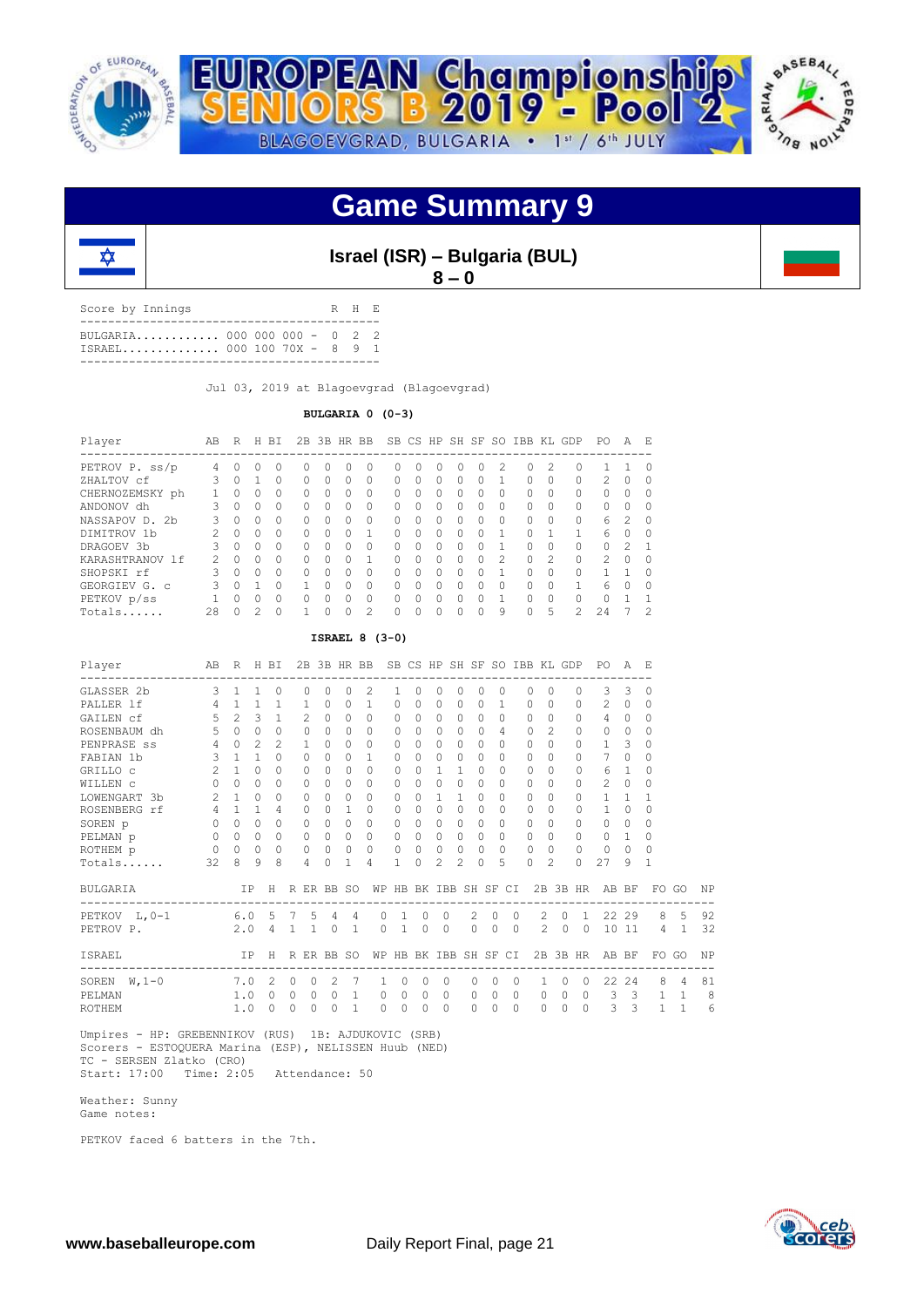# Game Summary 9

## Israel (ISR) – Bulgaria (BUL)

**8 – 0**

| Score by Innings | | R | H | E |
|---|---|---|---|---|
| BULGARIA | 000 000 000 | 0 | 2 | 2 |
| ISRAEL | 000 100 70X | 8 | 9 | 1 |

Jul 03, 2019 at Blagoevgrad (Blagoevgrad)

**BULGARIA 0 (0-3)**

| Player | AB | R | H | BI | 2B | 3B | HR | BB | SB | CS | HP | SH | SF | SO | IBB | KL | GDP | PO | A | E |
|---|---|---|---|---|---|---|---|---|---|---|---|---|---|---|---|---|---|---|---|---|
| PETROV P. ss/p | 4 | 0 | 0 | 0 | 0 | 0 | 0 | 0 | 0 | 0 | 0 | 0 | 0 | 2 | 0 | 2 | 0 | 1 | 1 | 0 |
| ZHALTOV cf | 3 | 0 | 1 | 0 | 0 | 0 | 0 | 0 | 0 | 0 | 0 | 0 | 0 | 1 | 0 | 0 | 0 | 2 | 0 | 0 |
| CHERNOZEMSKY ph | 1 | 0 | 0 | 0 | 0 | 0 | 0 | 0 | 0 | 0 | 0 | 0 | 0 | 0 | 0 | 0 | 0 | 0 | 0 | 0 |
| ANDONOV dh | 3 | 0 | 0 | 0 | 0 | 0 | 0 | 0 | 0 | 0 | 0 | 0 | 0 | 0 | 0 | 0 | 0 | 0 | 0 | 0 |
| NASSAPOV D. 2b | 3 | 0 | 0 | 0 | 0 | 0 | 0 | 0 | 0 | 0 | 0 | 0 | 0 | 0 | 0 | 0 | 0 | 6 | 2 | 0 |
| DIMITROV 1b | 2 | 0 | 0 | 0 | 0 | 0 | 0 | 1 | 0 | 0 | 0 | 0 | 0 | 1 | 0 | 1 | 1 | 6 | 0 | 0 |
| DRAGOEV 3b | 3 | 0 | 0 | 0 | 0 | 0 | 0 | 0 | 0 | 0 | 0 | 0 | 0 | 1 | 0 | 0 | 0 | 0 | 2 | 1 |
| KARASHTRANOV lf | 2 | 0 | 0 | 0 | 0 | 0 | 0 | 1 | 0 | 0 | 0 | 0 | 0 | 2 | 0 | 2 | 0 | 2 | 0 | 0 |
| SHOPSKI rf | 3 | 0 | 0 | 0 | 0 | 0 | 0 | 0 | 0 | 0 | 0 | 0 | 0 | 1 | 0 | 0 | 0 | 1 | 1 | 0 |
| GEORGIEV G. c | 3 | 0 | 1 | 0 | 1 | 0 | 0 | 0 | 0 | 0 | 0 | 0 | 0 | 0 | 0 | 0 | 1 | 6 | 0 | 0 |
| PETKOV p/ss | 1 | 0 | 0 | 0 | 0 | 0 | 0 | 0 | 0 | 0 | 0 | 0 | 0 | 1 | 0 | 0 | 0 | 0 | 1 | 1 |
| Totals...... | 28 | 0 | 2 | 0 | 1 | 0 | 0 | 2 | 0 | 0 | 0 | 0 | 0 | 9 | 0 | 5 | 2 | 24 | 7 | 2 |

**ISRAEL 8 (3-0)**

| Player | AB | R | H | BI | 2B | 3B | HR | BB | SB | CS | HP | SH | SF | SO | IBB | KL | GDP | PO | A | E |
|---|---|---|---|---|---|---|---|---|---|---|---|---|---|---|---|---|---|---|---|---|
| GLASSER 2b | 3 | 1 | 1 | 0 | 0 | 0 | 0 | 2 | 1 | 0 | 0 | 0 | 0 | 0 | 0 | 0 | 0 | 3 | 3 | 0 |
| PALLER lf | 4 | 1 | 1 | 1 | 1 | 0 | 0 | 1 | 0 | 0 | 0 | 0 | 0 | 1 | 0 | 0 | 0 | 2 | 0 | 0 |
| GAILEN cf | 5 | 2 | 3 | 1 | 2 | 0 | 0 | 0 | 0 | 0 | 0 | 0 | 0 | 0 | 0 | 0 | 0 | 4 | 0 | 0 |
| ROSENBAUM dh | 5 | 0 | 0 | 0 | 0 | 0 | 0 | 0 | 0 | 0 | 0 | 0 | 0 | 4 | 0 | 2 | 0 | 0 | 0 | 0 |
| PENPRASE ss | 4 | 0 | 2 | 2 | 1 | 0 | 0 | 0 | 0 | 0 | 0 | 0 | 0 | 0 | 0 | 0 | 0 | 1 | 3 | 0 |
| FABIAN 1b | 3 | 1 | 1 | 0 | 0 | 0 | 0 | 1 | 0 | 0 | 0 | 0 | 0 | 0 | 0 | 0 | 0 | 7 | 0 | 0 |
| GRILLO c | 2 | 1 | 0 | 0 | 0 | 0 | 0 | 0 | 0 | 0 | 1 | 1 | 0 | 0 | 0 | 0 | 0 | 6 | 1 | 0 |
| WILLEN c | 0 | 0 | 0 | 0 | 0 | 0 | 0 | 0 | 0 | 0 | 0 | 0 | 0 | 0 | 0 | 0 | 0 | 2 | 0 | 0 |
| LOWENGART 3b | 2 | 1 | 0 | 0 | 0 | 0 | 0 | 0 | 0 | 0 | 1 | 1 | 0 | 0 | 0 | 0 | 0 | 1 | 1 | 1 |
| ROSENBERG rf | 4 | 1 | 1 | 4 | 0 | 0 | 1 | 0 | 0 | 0 | 0 | 0 | 0 | 0 | 0 | 0 | 0 | 1 | 0 | 0 |
| SOREN p | 0 | 0 | 0 | 0 | 0 | 0 | 0 | 0 | 0 | 0 | 0 | 0 | 0 | 0 | 0 | 0 | 0 | 0 | 0 | 0 |
| PELMAN p | 0 | 0 | 0 | 0 | 0 | 0 | 0 | 0 | 0 | 0 | 0 | 0 | 0 | 0 | 0 | 0 | 0 | 0 | 1 | 0 |
| ROTHEM p | 0 | 0 | 0 | 0 | 0 | 0 | 0 | 0 | 0 | 0 | 0 | 0 | 0 | 0 | 0 | 0 | 0 | 0 | 0 | 0 |
| Totals...... | 32 | 8 | 9 | 8 | 4 | 0 | 1 | 4 | 1 | 0 | 2 | 2 | 0 | 5 | 0 | 2 | 0 | 27 | 9 | 1 |

| BULGARIA | IP | H | R | ER | BB | SO | WP | HB | BK | IBB | SH | SF | CI | 2B | 3B | HR | AB | BF | FO | GO | NP |
|---|---|---|---|---|---|---|---|---|---|---|---|---|---|---|---|---|---|---|---|---|---|
| PETKOV L,0-1 | 6.0 | 5 | 7 | 5 | 4 | 4 | 0 | 1 | 0 | 0 | 2 | 0 | 0 | 2 | 0 | 1 | 22 | 29 | 8 | 5 | 92 |
| PETROV P. | 2.0 | 4 | 1 | 1 | 0 | 1 | 0 | 1 | 0 | 0 | 0 | 0 | 0 | 2 | 0 | 0 | 10 | 11 | 4 | 1 | 32 |

| ISRAEL | IP | H | R | ER | BB | SO | WP | HB | BK | IBB | SH | SF | CI | 2B | 3B | HR | AB | BF | FO | GO | NP |
|---|---|---|---|---|---|---|---|---|---|---|---|---|---|---|---|---|---|---|---|---|---|
| SOREN W,1-0 | 7.0 | 2 | 0 | 0 | 2 | 7 | 1 | 0 | 0 | 0 | 0 | 0 | 0 | 1 | 0 | 0 | 22 | 24 | 8 | 4 | 81 |
| PELMAN | 1.0 | 0 | 0 | 0 | 0 | 1 | 0 | 0 | 0 | 0 | 0 | 0 | 0 | 0 | 0 | 0 | 3 | 3 | 1 | 1 | 8 |
| ROTHEM | 1.0 | 0 | 0 | 0 | 0 | 1 | 0 | 0 | 0 | 0 | 0 | 0 | 0 | 0 | 0 | 0 | 3 | 3 | 1 | 1 | 6 |

Umpires - HP: GREBENNIKOV (RUS) 1B: AJDUKOVIC (SRB)
Scorers - ESTOQUERA Marina (ESP), NELISSEN Huub (NED)
TC - SERSEN Zlatko (CRO)
Start: 17:00 Time: 2:05 Attendance: 50

Weather: Sunny
Game notes:

PETKOV faced 6 batters in the 7th.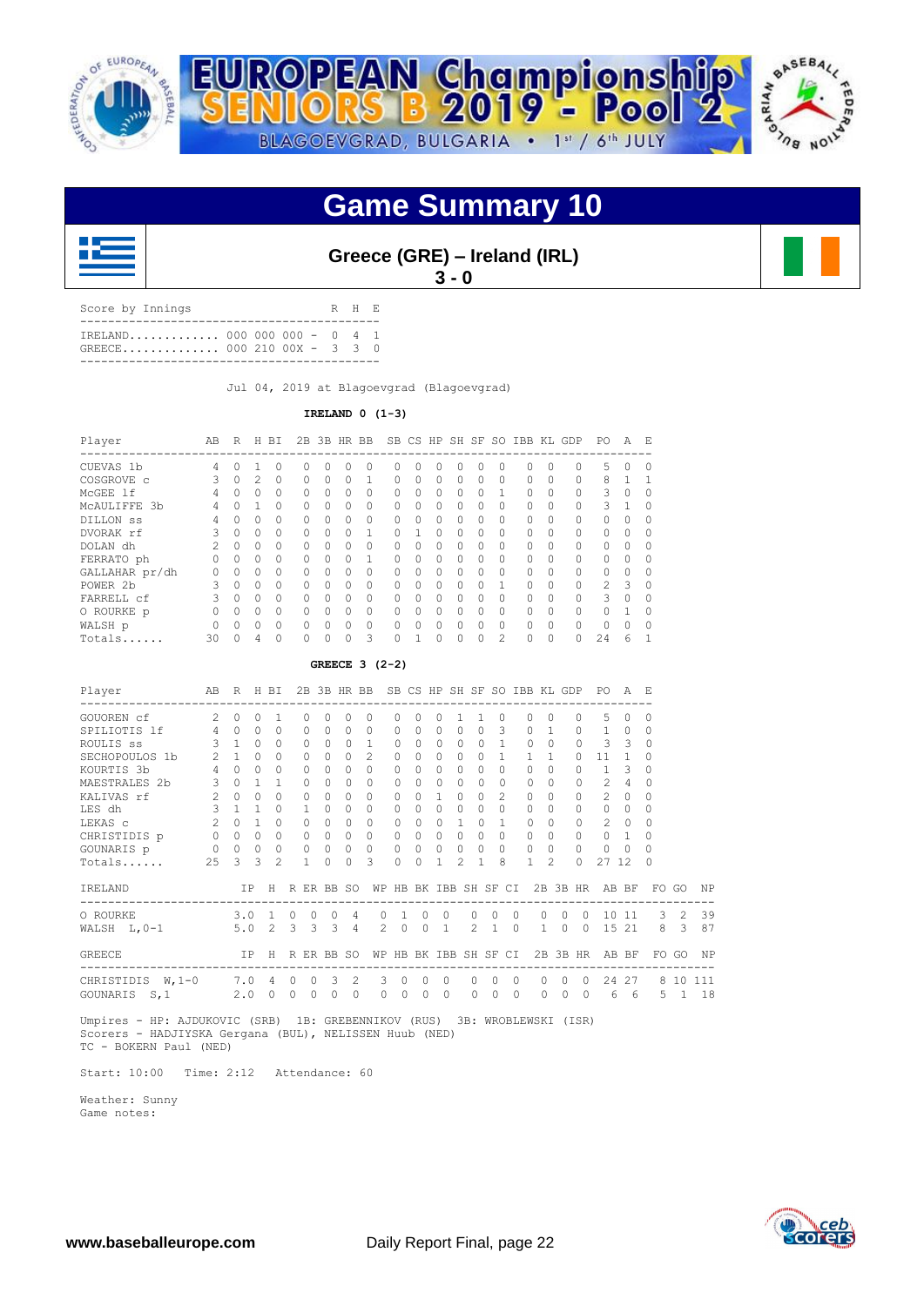# EUROPEAN Championship SENIORS B 2019 - Pool 2

BLAGOEVGRAD, BULGARIA • 1st / 6th JULY

## Game Summary 10

### Greece (GRE) – Ireland (IRL)

**3 - 0**

| Score by Innings | | R | H | E |
|---|---|---|---|---|
| IRELAND | 000 000 000 | 0 | 4 | 1 |
| GREECE | 000 210 00X | 3 | 3 | 0 |

Jul 04, 2019 at Blagoevgrad (Blagoevgrad)

**IRELAND 0 (1-3)**

| Player | AB | R | H | BI | 2B | 3B | HR | BB | SB | CS | HP | SH | SF | SO | IBB | KL | GDP | PO | A | E |
|---|---|---|---|---|---|---|---|---|---|---|---|---|---|---|---|---|---|---|---|---|
| CUEVAS 1b | 4 | 0 | 1 | 0 | 0 | 0 | 0 | 0 | 0 | 0 | 0 | 0 | 0 | 0 | 0 | 0 | 0 | 5 | 0 | 0 |
| COSGROVE c | 3 | 0 | 2 | 0 | 0 | 0 | 0 | 1 | 0 | 0 | 0 | 0 | 0 | 0 | 0 | 0 | 0 | 8 | 1 | 1 |
| McGEE lf | 4 | 0 | 0 | 0 | 0 | 0 | 0 | 0 | 0 | 0 | 0 | 0 | 0 | 1 | 0 | 0 | 0 | 3 | 0 | 0 |
| McAULIFFE 3b | 4 | 0 | 1 | 0 | 0 | 0 | 0 | 0 | 0 | 0 | 0 | 0 | 0 | 0 | 0 | 0 | 0 | 3 | 1 | 0 |
| DILLON ss | 4 | 0 | 0 | 0 | 0 | 0 | 0 | 0 | 0 | 0 | 0 | 0 | 0 | 0 | 0 | 0 | 0 | 0 | 0 | 0 |
| DVORAK rf | 3 | 0 | 0 | 0 | 0 | 0 | 0 | 1 | 0 | 1 | 0 | 0 | 0 | 0 | 0 | 0 | 0 | 0 | 0 | 0 |
| DOLAN dh | 2 | 0 | 0 | 0 | 0 | 0 | 0 | 0 | 0 | 0 | 0 | 0 | 0 | 0 | 0 | 0 | 0 | 0 | 0 | 0 |
| FERRATO ph | 0 | 0 | 0 | 0 | 0 | 0 | 0 | 1 | 0 | 0 | 0 | 0 | 0 | 0 | 0 | 0 | 0 | 0 | 0 | 0 |
| GALLAHAR pr/dh | 0 | 0 | 0 | 0 | 0 | 0 | 0 | 0 | 0 | 0 | 0 | 0 | 0 | 0 | 0 | 0 | 0 | 0 | 0 | 0 |
| POWER 2b | 3 | 0 | 0 | 0 | 0 | 0 | 0 | 0 | 0 | 0 | 0 | 0 | 0 | 1 | 0 | 0 | 0 | 2 | 3 | 0 |
| FARRELL cf | 3 | 0 | 0 | 0 | 0 | 0 | 0 | 0 | 0 | 0 | 0 | 0 | 0 | 0 | 0 | 0 | 0 | 3 | 0 | 0 |
| O ROURKE p | 0 | 0 | 0 | 0 | 0 | 0 | 0 | 0 | 0 | 0 | 0 | 0 | 0 | 0 | 0 | 0 | 0 | 0 | 1 | 0 |
| WALSH p | 0 | 0 | 0 | 0 | 0 | 0 | 0 | 0 | 0 | 0 | 0 | 0 | 0 | 0 | 0 | 0 | 0 | 0 | 0 | 0 |
| Totals...... | 30 | 0 | 4 | 0 | 0 | 0 | 0 | 3 | 0 | 1 | 0 | 0 | 0 | 2 | 0 | 0 | 0 | 24 | 6 | 1 |

**GREECE 3 (2-2)**

| Player | AB | R | H | BI | 2B | 3B | HR | BB | SB | CS | HP | SH | SF | SO | IBB | KL | GDP | PO | A | E |
|---|---|---|---|---|---|---|---|---|---|---|---|---|---|---|---|---|---|---|---|---|
| GOUOREN cf | 2 | 0 | 0 | 1 | 0 | 0 | 0 | 0 | 0 | 0 | 0 | 1 | 1 | 0 | 0 | 0 | 0 | 5 | 0 | 0 |
| SPILIOTIS lf | 4 | 0 | 0 | 0 | 0 | 0 | 0 | 0 | 0 | 0 | 0 | 0 | 0 | 3 | 0 | 1 | 0 | 1 | 0 | 0 |
| ROULIS ss | 3 | 1 | 0 | 0 | 0 | 0 | 0 | 1 | 0 | 0 | 0 | 0 | 0 | 1 | 0 | 0 | 0 | 3 | 3 | 0 |
| SECHOPOULOS 1b | 2 | 1 | 0 | 0 | 0 | 0 | 0 | 2 | 0 | 0 | 0 | 0 | 0 | 1 | 1 | 1 | 0 | 11 | 1 | 0 |
| KOURTIS 3b | 4 | 0 | 0 | 0 | 0 | 0 | 0 | 0 | 0 | 0 | 0 | 0 | 0 | 0 | 0 | 0 | 0 | 1 | 3 | 0 |
| MAESTRALES 2b | 3 | 0 | 1 | 1 | 0 | 0 | 0 | 0 | 0 | 0 | 0 | 0 | 0 | 0 | 0 | 0 | 0 | 2 | 4 | 0 |
| KALIVAS rf | 2 | 0 | 0 | 0 | 0 | 0 | 0 | 0 | 0 | 0 | 1 | 0 | 0 | 2 | 0 | 0 | 0 | 2 | 0 | 0 |
| LES dh | 3 | 1 | 1 | 0 | 1 | 0 | 0 | 0 | 0 | 0 | 0 | 0 | 0 | 0 | 0 | 0 | 0 | 0 | 0 | 0 |
| LEKAS c | 2 | 0 | 1 | 0 | 0 | 0 | 0 | 0 | 0 | 0 | 0 | 1 | 0 | 1 | 0 | 0 | 0 | 2 | 0 | 0 |
| CHRISTIDIS p | 0 | 0 | 0 | 0 | 0 | 0 | 0 | 0 | 0 | 0 | 0 | 0 | 0 | 0 | 0 | 0 | 0 | 0 | 1 | 0 |
| GOUNARIS p | 0 | 0 | 0 | 0 | 0 | 0 | 0 | 0 | 0 | 0 | 0 | 0 | 0 | 0 | 0 | 0 | 0 | 0 | 0 | 0 |
| Totals...... | 25 | 3 | 3 | 2 | 1 | 0 | 0 | 3 | 0 | 0 | 1 | 2 | 1 | 8 | 1 | 2 | 0 | 27 | 12 | 0 |

| IRELAND | IP | H | R | ER | BB | SO | WP | HB | BK | IBB | SH | SF | CI | 2B | 3B | HR | AB | BF | FO | GO | NP |
|---|---|---|---|---|---|---|---|---|---|---|---|---|---|---|---|---|---|---|---|---|---|
| O ROURKE | 3.0 | 1 | 0 | 0 | 0 | 4 | 0 | 1 | 0 | 0 | 0 | 0 | 0 | 0 | 0 | 0 | 10 | 11 | 3 | 2 | 39 |
| WALSH L,0-1 | 5.0 | 2 | 3 | 3 | 3 | 4 | 2 | 0 | 0 | 1 | 2 | 1 | 0 | 1 | 0 | 0 | 15 | 21 | 8 | 3 | 87 |

| GREECE | IP | H | R | ER | BB | SO | WP | HB | BK | IBB | SH | SF | CI | 2B | 3B | HR | AB | BF | FO | GO | NP |
|---|---|---|---|---|---|---|---|---|---|---|---|---|---|---|---|---|---|---|---|---|---|
| CHRISTIDIS W,1-0 | 7.0 | 4 | 0 | 0 | 3 | 2 | 3 | 0 | 0 | 0 | 0 | 0 | 0 | 0 | 0 | 0 | 24 | 27 | 8 | 10 | 111 |
| GOUNARIS S,1 | 2.0 | 0 | 0 | 0 | 0 | 0 | 0 | 0 | 0 | 0 | 0 | 0 | 0 | 0 | 0 | 0 | 6 | 6 | 5 | 1 | 18 |

Umpires - HP: AJDUKOVIC (SRB) 1B: GREBENNIKOV (RUS) 3B: WROBLEWSKI (ISR)
Scorers - HADJIYSKA Gergana (BUL), NELISSEN Huub (NED)
TC - BOKERN Paul (NED)

Start: 10:00 Time: 2:12 Attendance: 60

Weather: Sunny
Game notes: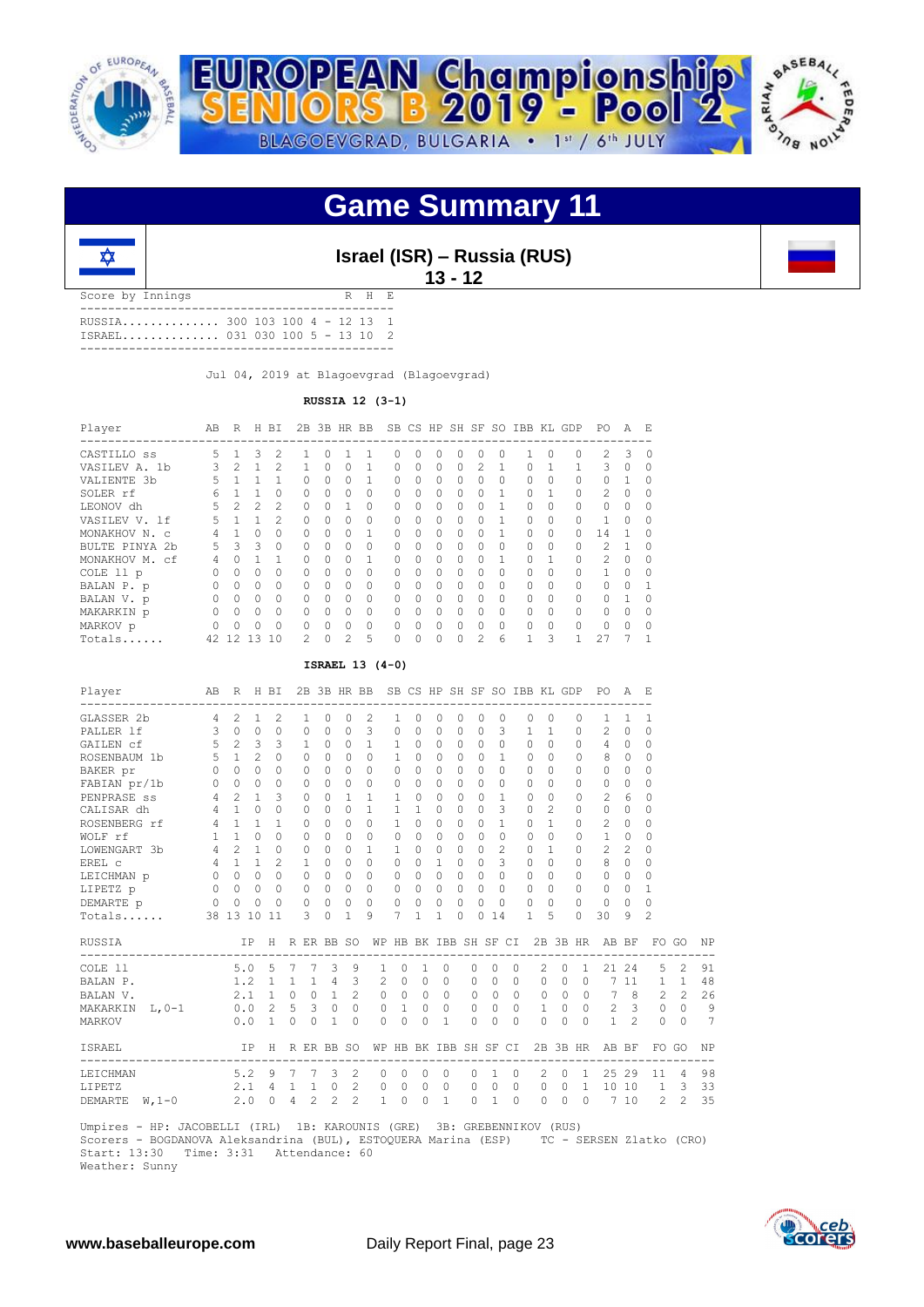# Game Summary 11

## Israel (ISR) – Russia (RUS)

**13 - 12**

| Score by Innings | | R | H | E |
|---|---|---|---|---|
| RUSSIA | 300 103 100 4 | 12 | 13 | 1 |
| ISRAEL | 031 030 100 5 | 13 | 10 | 2 |

Jul 04, 2019 at Blagoevgrad (Blagoevgrad)

### RUSSIA 12 (3-1)

| Player | AB | R | H | BI | 2B | 3B | HR | BB | SB | CS | HP | SH | SF | SO | IBB | KL | GDP | PO | A | E |
|---|---|---|---|---|---|---|---|---|---|---|---|---|---|---|---|---|---|---|---|---|
| CASTILLO ss | 5 | 1 | 3 | 2 | 1 | 0 | 1 | 1 | 0 | 0 | 0 | 0 | 0 | 0 | 1 | 0 | 0 | 2 | 3 | 0 |
| VASILEV A. 1b | 3 | 2 | 1 | 2 | 1 | 0 | 0 | 1 | 0 | 0 | 0 | 0 | 2 | 1 | 0 | 1 | 1 | 3 | 0 | 0 |
| VALIENTE 3b | 5 | 1 | 1 | 1 | 0 | 0 | 0 | 1 | 0 | 0 | 0 | 0 | 0 | 0 | 0 | 0 | 0 | 0 | 1 | 0 |
| SOLER rf | 6 | 1 | 1 | 0 | 0 | 0 | 0 | 0 | 0 | 0 | 0 | 0 | 0 | 1 | 0 | 1 | 0 | 2 | 0 | 0 |
| LEONOV dh | 5 | 2 | 2 | 2 | 0 | 0 | 1 | 0 | 0 | 0 | 0 | 0 | 0 | 1 | 0 | 0 | 0 | 0 | 0 | 0 |
| VASILEV V. lf | 5 | 1 | 1 | 2 | 0 | 0 | 0 | 0 | 0 | 0 | 0 | 0 | 0 | 1 | 0 | 0 | 0 | 1 | 0 | 0 |
| MONAKHOV N. c | 4 | 1 | 0 | 0 | 0 | 0 | 0 | 1 | 0 | 0 | 0 | 0 | 0 | 1 | 0 | 0 | 0 | 14 | 1 | 0 |
| BULTE PINYA 2b | 5 | 3 | 3 | 0 | 0 | 0 | 0 | 0 | 0 | 0 | 0 | 0 | 0 | 0 | 0 | 0 | 0 | 2 | 1 | 0 |
| MONAKHOV M. cf | 4 | 0 | 1 | 1 | 0 | 0 | 0 | 1 | 0 | 0 | 0 | 0 | 0 | 1 | 0 | 1 | 0 | 2 | 0 | 0 |
| COLE 11 p | 0 | 0 | 0 | 0 | 0 | 0 | 0 | 0 | 0 | 0 | 0 | 0 | 0 | 0 | 0 | 0 | 0 | 1 | 0 | 0 |
| BALAN P. p | 0 | 0 | 0 | 0 | 0 | 0 | 0 | 0 | 0 | 0 | 0 | 0 | 0 | 0 | 0 | 0 | 0 | 0 | 0 | 1 |
| BALAN V. p | 0 | 0 | 0 | 0 | 0 | 0 | 0 | 0 | 0 | 0 | 0 | 0 | 0 | 0 | 0 | 0 | 0 | 0 | 1 | 0 |
| MAKARKIN p | 0 | 0 | 0 | 0 | 0 | 0 | 0 | 0 | 0 | 0 | 0 | 0 | 0 | 0 | 0 | 0 | 0 | 0 | 0 | 0 |
| MARKOV p | 0 | 0 | 0 | 0 | 0 | 0 | 0 | 0 | 0 | 0 | 0 | 0 | 0 | 0 | 0 | 0 | 0 | 0 | 0 | 0 |
| Totals | 42 | 12 | 13 | 10 | 2 | 0 | 2 | 5 | 0 | 0 | 0 | 0 | 2 | 6 | 1 | 3 | 1 | 27 | 7 | 1 |

### ISRAEL 13 (4-0)

| Player | AB | R | H | BI | 2B | 3B | HR | BB | SB | CS | HP | SH | SF | SO | IBB | KL | GDP | PO | A | E |
|---|---|---|---|---|---|---|---|---|---|---|---|---|---|---|---|---|---|---|---|---|
| GLASSER 2b | 4 | 2 | 1 | 2 | 1 | 0 | 0 | 2 | 1 | 0 | 0 | 0 | 0 | 0 | 0 | 0 | 0 | 1 | 1 | 1 |
| PALLER lf | 3 | 0 | 0 | 0 | 0 | 0 | 0 | 3 | 0 | 0 | 0 | 0 | 0 | 3 | 1 | 1 | 0 | 2 | 0 | 0 |
| GAILEN cf | 5 | 2 | 3 | 3 | 1 | 0 | 0 | 1 | 1 | 0 | 0 | 0 | 0 | 0 | 0 | 0 | 0 | 4 | 0 | 0 |
| ROSENBAUM 1b | 5 | 1 | 2 | 0 | 0 | 0 | 0 | 0 | 1 | 0 | 0 | 0 | 0 | 1 | 0 | 0 | 0 | 8 | 0 | 0 |
| BAKER pr | 0 | 0 | 0 | 0 | 0 | 0 | 0 | 0 | 0 | 0 | 0 | 0 | 0 | 0 | 0 | 0 | 0 | 0 | 0 | 0 |
| FABIAN pr/1b | 0 | 0 | 0 | 0 | 0 | 0 | 0 | 0 | 0 | 0 | 0 | 0 | 0 | 0 | 0 | 0 | 0 | 0 | 0 | 0 |
| PENPRASE ss | 4 | 2 | 1 | 3 | 0 | 0 | 1 | 1 | 1 | 0 | 0 | 0 | 0 | 1 | 0 | 0 | 0 | 2 | 6 | 0 |
| CALISAR dh | 4 | 1 | 0 | 0 | 0 | 0 | 0 | 1 | 1 | 1 | 0 | 0 | 0 | 3 | 0 | 2 | 0 | 0 | 0 | 0 |
| ROSENBERG rf | 4 | 1 | 1 | 1 | 0 | 0 | 0 | 0 | 1 | 0 | 0 | 0 | 0 | 1 | 0 | 1 | 0 | 2 | 0 | 0 |
| WOLF rf | 1 | 1 | 0 | 0 | 0 | 0 | 0 | 0 | 0 | 0 | 0 | 0 | 0 | 0 | 0 | 0 | 0 | 1 | 0 | 0 |
| LOWENGART 3b | 4 | 2 | 1 | 0 | 0 | 0 | 0 | 1 | 1 | 0 | 0 | 0 | 0 | 2 | 0 | 1 | 0 | 2 | 2 | 0 |
| EREL c | 4 | 1 | 1 | 2 | 1 | 0 | 0 | 0 | 0 | 0 | 1 | 0 | 0 | 3 | 0 | 0 | 0 | 8 | 0 | 0 |
| LEICHMAN p | 0 | 0 | 0 | 0 | 0 | 0 | 0 | 0 | 0 | 0 | 0 | 0 | 0 | 0 | 0 | 0 | 0 | 0 | 0 | 0 |
| LIPETZ p | 0 | 0 | 0 | 0 | 0 | 0 | 0 | 0 | 0 | 0 | 0 | 0 | 0 | 0 | 0 | 0 | 0 | 0 | 0 | 1 |
| DEMARTE p | 0 | 0 | 0 | 0 | 0 | 0 | 0 | 0 | 0 | 0 | 0 | 0 | 0 | 0 | 0 | 0 | 0 | 0 | 0 | 0 |
| Totals | 38 | 13 | 10 | 11 | 3 | 0 | 1 | 9 | 7 | 1 | 1 | 0 | 0 | 14 | 1 | 5 | 0 | 30 | 9 | 2 |

| RUSSIA | IP | H | R | ER | BB | SO | WP | HB | BK | IBB | SH | SF | CI | 2B | 3B | HR | AB | BF | FO | GO | NP |
|---|---|---|---|---|---|---|---|---|---|---|---|---|---|---|---|---|---|---|---|---|---|
| COLE 11 | 5.0 | 5 | 7 | 7 | 3 | 9 | 1 | 0 | 1 | 0 | 0 | 0 | 0 | 2 | 0 | 1 | 21 | 24 | 5 | 2 | 91 |
| BALAN P. | 1.2 | 1 | 1 | 1 | 4 | 3 | 2 | 0 | 0 | 0 | 0 | 0 | 0 | 0 | 0 | 0 | 7 | 11 | 1 | 1 | 48 |
| BALAN V. | 2.1 | 1 | 0 | 0 | 1 | 2 | 0 | 0 | 0 | 0 | 0 | 0 | 0 | 0 | 0 | 0 | 7 | 8 | 2 | 2 | 26 |
| MAKARKIN L,0-1 | 0.0 | 2 | 5 | 3 | 0 | 0 | 0 | 1 | 0 | 0 | 0 | 0 | 0 | 1 | 0 | 0 | 2 | 3 | 0 | 0 | 9 |
| MARKOV | 0.0 | 1 | 0 | 0 | 1 | 0 | 0 | 0 | 0 | 1 | 0 | 0 | 0 | 0 | 0 | 0 | 1 | 2 | 0 | 0 | 7 |

| ISRAEL | IP | H | R | ER | BB | SO | WP | HB | BK | IBB | SH | SF | CI | 2B | 3B | HR | AB | BF | FO | GO | NP |
|---|---|---|---|---|---|---|---|---|---|---|---|---|---|---|---|---|---|---|---|---|---|
| LEICHMAN | 5.2 | 9 | 7 | 7 | 3 | 2 | 0 | 0 | 0 | 0 | 0 | 1 | 0 | 2 | 0 | 1 | 25 | 29 | 11 | 4 | 98 |
| LIPETZ | 2.1 | 4 | 1 | 1 | 0 | 2 | 0 | 0 | 0 | 0 | 0 | 0 | 0 | 0 | 0 | 1 | 10 | 10 | 1 | 3 | 33 |
| DEMARTE W,1-0 | 2.0 | 0 | 4 | 2 | 2 | 2 | 1 | 0 | 0 | 1 | 0 | 1 | 0 | 0 | 0 | 0 | 7 | 10 | 2 | 2 | 35 |

Umpires - HP: JACOBELLI (IRL) 1B: KAROUNIS (GRE) 3B: GREBENNIKOV (RUS)
Scorers - BOGDANOVA Aleksandrina (BUL), ESTOQUERA Marina (ESP) TC - SERSEN Zlatko (CRO)
Start: 13:30 Time: 3:31 Attendance: 60
Weather: Sunny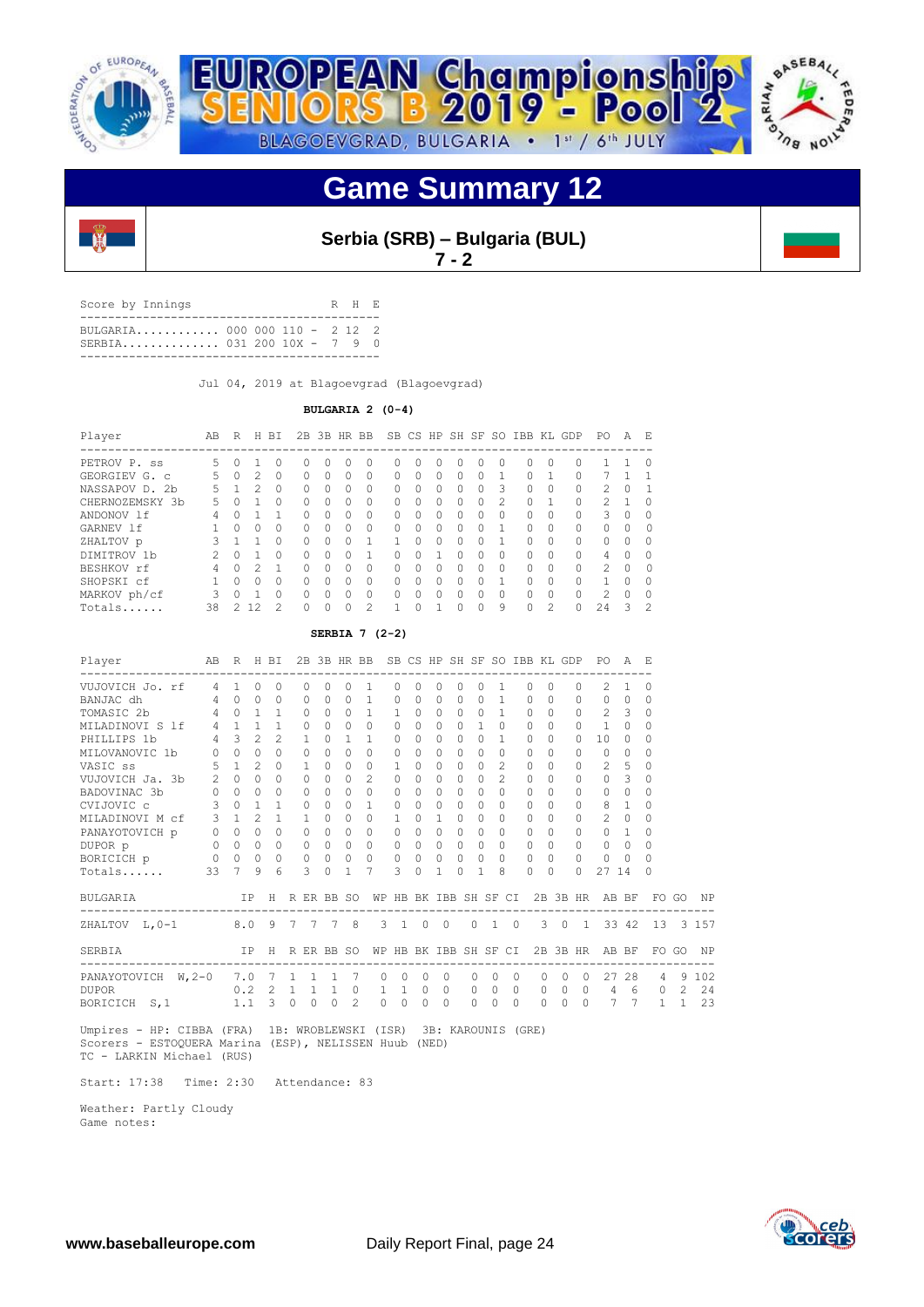# Game Summary 12

**Serbia (SRB) – Bulgaria (BUL)**
**7 - 2**

| Score by Innings | | R | H | E |
|---|---|---|---|---|
| BULGARIA | 000 000 110 - | 2 | 12 | 2 |
| SERBIA | 031 200 10X - | 7 | 9 | 0 |

Jul 04, 2019 at Blagoevgrad (Blagoevgrad)

**BULGARIA 2 (0-4)**

| Player | AB | R | H | BI | 2B | 3B | HR | BB | SB | CS | HP | SH | SF | SO | IBB | KL | GDP | PO | A | E |
|---|---|---|---|---|---|---|---|---|---|---|---|---|---|---|---|---|---|---|---|---|
| PETROV P. ss | 5 | 0 | 1 | 0 | 0 | 0 | 0 | 0 | 0 | 0 | 0 | 0 | 0 | 0 | 0 | 0 | 0 | 1 | 1 | 0 |
| GEORGIEV G. c | 5 | 0 | 2 | 0 | 0 | 0 | 0 | 0 | 0 | 0 | 0 | 0 | 0 | 1 | 0 | 1 | 0 | 7 | 1 | 1 |
| NASSAPOV D. 2b | 5 | 1 | 2 | 0 | 0 | 0 | 0 | 0 | 0 | 0 | 0 | 0 | 0 | 3 | 0 | 0 | 0 | 2 | 0 | 1 |
| CHERNOZEMSKY 3b | 5 | 0 | 1 | 0 | 0 | 0 | 0 | 0 | 0 | 0 | 0 | 0 | 0 | 2 | 0 | 1 | 0 | 2 | 1 | 0 |
| ANDONOV lf | 4 | 0 | 1 | 1 | 0 | 0 | 0 | 0 | 0 | 0 | 0 | 0 | 0 | 0 | 0 | 0 | 0 | 3 | 0 | 0 |
| GARNEV lf | 1 | 0 | 0 | 0 | 0 | 0 | 0 | 0 | 0 | 0 | 0 | 0 | 0 | 1 | 0 | 0 | 0 | 0 | 0 | 0 |
| ZHALTOV p | 3 | 1 | 1 | 0 | 0 | 0 | 0 | 1 | 1 | 0 | 0 | 0 | 0 | 1 | 0 | 0 | 0 | 0 | 0 | 0 |
| DIMITROV 1b | 2 | 0 | 1 | 0 | 0 | 0 | 0 | 1 | 0 | 0 | 1 | 0 | 0 | 0 | 0 | 0 | 0 | 4 | 0 | 0 |
| BESHKOV rf | 4 | 0 | 2 | 1 | 0 | 0 | 0 | 0 | 0 | 0 | 0 | 0 | 0 | 0 | 0 | 0 | 0 | 2 | 0 | 0 |
| SHOPSKI cf | 1 | 0 | 0 | 0 | 0 | 0 | 0 | 0 | 0 | 0 | 0 | 0 | 0 | 1 | 0 | 0 | 0 | 1 | 0 | 0 |
| MARKOV ph/cf | 3 | 0 | 1 | 0 | 0 | 0 | 0 | 0 | 0 | 0 | 0 | 0 | 0 | 0 | 0 | 0 | 0 | 2 | 0 | 0 |
| Totals...... | 38 | 2 | 12 | 2 | 0 | 0 | 0 | 2 | 1 | 0 | 1 | 0 | 0 | 9 | 0 | 2 | 0 | 24 | 3 | 2 |

**SERBIA 7 (2-2)**

| Player | AB | R | H | BI | 2B | 3B | HR | BB | SB | CS | HP | SH | SF | SO | IBB | KL | GDP | PO | A | E |
|---|---|---|---|---|---|---|---|---|---|---|---|---|---|---|---|---|---|---|---|---|
| VUJOVICH Jo. rf | 4 | 1 | 0 | 0 | 0 | 0 | 0 | 1 | 0 | 0 | 0 | 0 | 0 | 1 | 0 | 0 | 0 | 2 | 1 | 0 |
| BANJAC dh | 4 | 0 | 0 | 0 | 0 | 0 | 0 | 1 | 0 | 0 | 0 | 0 | 0 | 1 | 0 | 0 | 0 | 0 | 0 | 0 |
| TOMASIC 2b | 4 | 0 | 1 | 1 | 0 | 0 | 0 | 1 | 1 | 0 | 0 | 0 | 0 | 1 | 0 | 0 | 0 | 2 | 3 | 0 |
| MILADINOVI S lf | 4 | 1 | 1 | 1 | 0 | 0 | 0 | 0 | 0 | 0 | 0 | 0 | 1 | 0 | 0 | 0 | 0 | 1 | 0 | 0 |
| PHILLIPS 1b | 4 | 3 | 2 | 2 | 1 | 0 | 1 | 1 | 0 | 0 | 0 | 0 | 0 | 1 | 0 | 0 | 0 | 10 | 0 | 0 |
| MILOVANOVIC 1b | 0 | 0 | 0 | 0 | 0 | 0 | 0 | 0 | 0 | 0 | 0 | 0 | 0 | 0 | 0 | 0 | 0 | 0 | 0 | 0 |
| VASIC ss | 5 | 1 | 2 | 0 | 1 | 0 | 0 | 0 | 1 | 0 | 0 | 0 | 0 | 2 | 0 | 0 | 0 | 2 | 5 | 0 |
| VUJOVICH Ja. 3b | 2 | 0 | 0 | 0 | 0 | 0 | 0 | 2 | 0 | 0 | 0 | 0 | 0 | 2 | 0 | 0 | 0 | 0 | 3 | 0 |
| BADOVINAC 3b | 0 | 0 | 0 | 0 | 0 | 0 | 0 | 0 | 0 | 0 | 0 | 0 | 0 | 0 | 0 | 0 | 0 | 0 | 0 | 0 |
| CVIJOVIC c | 3 | 0 | 1 | 1 | 0 | 0 | 0 | 1 | 0 | 0 | 0 | 0 | 0 | 0 | 0 | 0 | 0 | 8 | 1 | 0 |
| MILADINOVI M cf | 3 | 1 | 2 | 1 | 1 | 0 | 0 | 0 | 1 | 0 | 1 | 0 | 0 | 0 | 0 | 0 | 0 | 2 | 0 | 0 |
| PANAYOTOVICH p | 0 | 0 | 0 | 0 | 0 | 0 | 0 | 0 | 0 | 0 | 0 | 0 | 0 | 0 | 0 | 0 | 0 | 0 | 1 | 0 |
| DUPOR p | 0 | 0 | 0 | 0 | 0 | 0 | 0 | 0 | 0 | 0 | 0 | 0 | 0 | 0 | 0 | 0 | 0 | 0 | 0 | 0 |
| BORICICH p | 0 | 0 | 0 | 0 | 0 | 0 | 0 | 0 | 0 | 0 | 0 | 0 | 0 | 0 | 0 | 0 | 0 | 0 | 0 | 0 |
| Totals...... | 33 | 7 | 9 | 6 | 3 | 0 | 1 | 7 | 3 | 0 | 1 | 0 | 1 | 8 | 0 | 0 | 0 | 27 | 14 | 0 |

| BULGARIA | IP | H | R | ER | BB | SO | WP | HB | BK | IBB | SH | SF | CI | 2B | 3B | HR | AB | BF | FO | GO | NP |
|---|---|---|---|---|---|---|---|---|---|---|---|---|---|---|---|---|---|---|---|---|---|
| ZHALTOV L,0-1 | 8.0 | 9 | 7 | 7 | 7 | 8 | 3 | 1 | 0 | 0 | 0 | 1 | 0 | 3 | 0 | 1 | 33 | 42 | 13 | 3 | 157 |

| SERBIA | IP | H | R | ER | BB | SO | WP | HB | BK | IBB | SH | SF | CI | 2B | 3B | HR | AB | BF | FO | GO | NP |
|---|---|---|---|---|---|---|---|---|---|---|---|---|---|---|---|---|---|---|---|---|---|
| PANAYOTOVICH W,2-0 | 7.0 | 7 | 1 | 1 | 1 | 7 | 0 | 0 | 0 | 0 | 0 | 0 | 0 | 0 | 0 | 0 | 27 | 28 | 4 | 9 | 102 |
| DUPOR | 0.2 | 2 | 1 | 1 | 1 | 0 | 1 | 1 | 0 | 0 | 0 | 0 | 0 | 0 | 0 | 0 | 4 | 6 | 0 | 2 | 24 |
| BORICICH S,1 | 1.1 | 3 | 0 | 0 | 0 | 2 | 0 | 0 | 0 | 0 | 0 | 0 | 0 | 0 | 0 | 0 | 7 | 7 | 1 | 1 | 23 |

Umpires - HP: CIBBA (FRA) 1B: WROBLEWSKI (ISR) 3B: KAROUNIS (GRE)
Scorers - ESTOQUERA Marina (ESP), NELISSEN Huub (NED)
TC - LARKIN Michael (RUS)

Start: 17:38 Time: 2:30 Attendance: 83

Weather: Partly Cloudy
Game notes: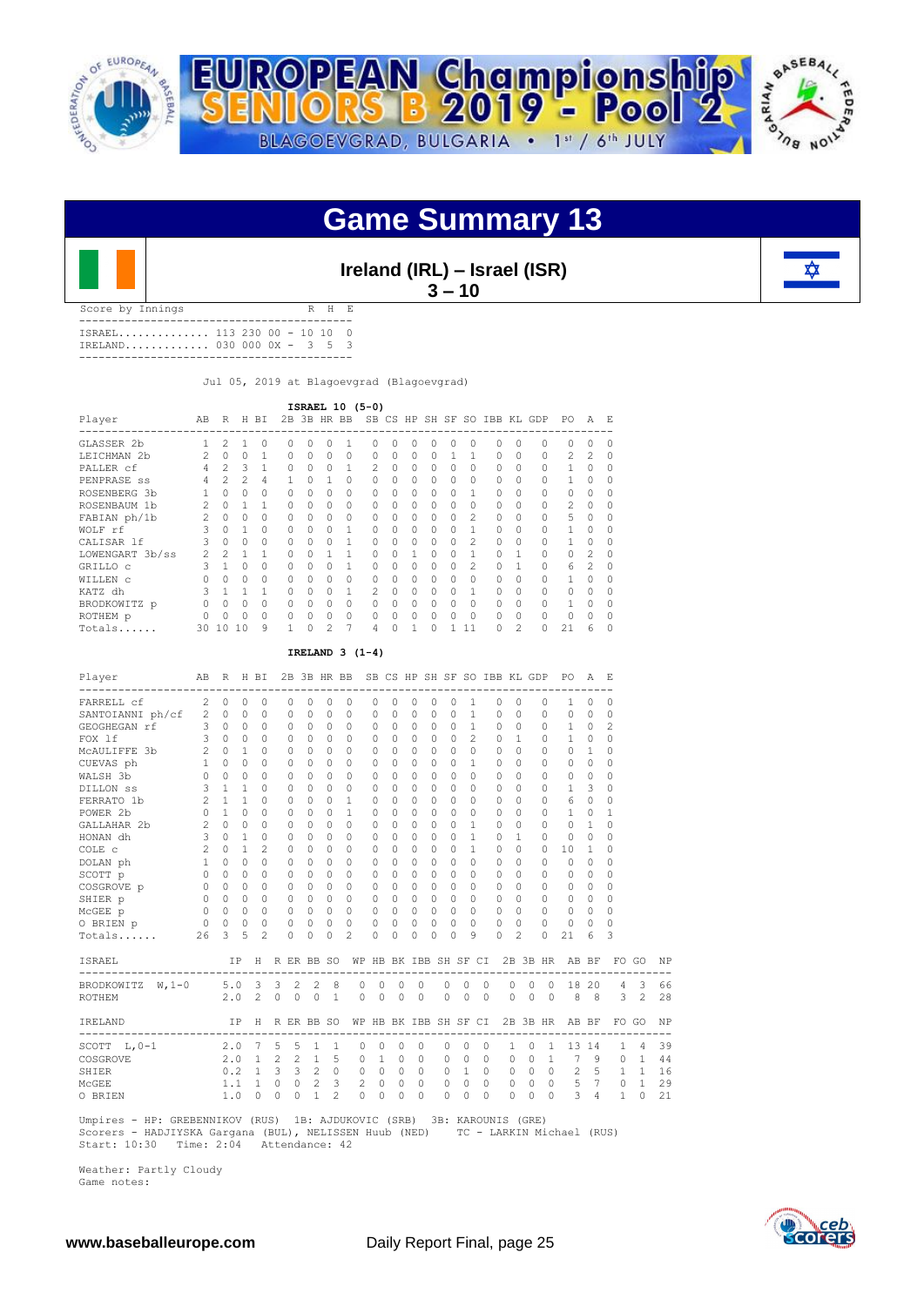# Game Summary 13

## Ireland (IRL) – Israel (ISR)

**3 – 10**

| Score by Innings | | R | H | E |
|---|---|---|---|---|
| ISRAEL | 113 230 00 - | 10 | 10 | 0 |
| IRELAND | 030 000 0X - | 3 | 5 | 3 |

Jul 05, 2019 at Blagoevgrad (Blagoevgrad)

**ISRAEL 10 (5-0)**

| Player | AB | R | H | BI | 2B | 3B | HR | BB | SB | CS | HP | SH | SF | SO | IBB | KL | GDP | PO | A | E |
|---|---|---|---|---|---|---|---|---|---|---|---|---|---|---|---|---|---|---|---|---|
| GLASSER 2b | 1 | 2 | 1 | 0 | 0 | 0 | 0 | 1 | 0 | 0 | 0 | 0 | 0 | 0 | 0 | 0 | 0 | 0 | 0 | 0 |
| LEICHMAN 2b | 2 | 0 | 0 | 1 | 0 | 0 | 0 | 0 | 0 | 0 | 0 | 0 | 1 | 1 | 0 | 0 | 0 | 2 | 2 | 0 |
| PALLER cf | 4 | 2 | 3 | 1 | 0 | 0 | 0 | 1 | 2 | 0 | 0 | 0 | 0 | 0 | 0 | 0 | 0 | 1 | 0 | 0 |
| PENPRASE ss | 4 | 2 | 2 | 4 | 1 | 0 | 1 | 0 | 0 | 0 | 0 | 0 | 0 | 0 | 0 | 0 | 0 | 1 | 0 | 0 |
| ROSENBERG 3b | 1 | 0 | 0 | 0 | 0 | 0 | 0 | 0 | 0 | 0 | 0 | 0 | 0 | 1 | 0 | 0 | 0 | 0 | 0 | 0 |
| ROSENBAUM 1b | 2 | 0 | 1 | 1 | 0 | 0 | 0 | 0 | 0 | 0 | 0 | 0 | 0 | 0 | 0 | 0 | 0 | 2 | 0 | 0 |
| FABIAN ph/1b | 2 | 0 | 0 | 0 | 0 | 0 | 0 | 0 | 0 | 0 | 0 | 0 | 0 | 2 | 0 | 0 | 0 | 5 | 0 | 0 |
| WOLF rf | 3 | 0 | 1 | 0 | 0 | 0 | 0 | 1 | 0 | 0 | 0 | 0 | 0 | 1 | 0 | 0 | 0 | 1 | 0 | 0 |
| CALISAR lf | 3 | 0 | 0 | 0 | 0 | 0 | 0 | 1 | 0 | 0 | 0 | 0 | 0 | 2 | 0 | 0 | 0 | 1 | 0 | 0 |
| LOWENGART 3b/ss | 2 | 2 | 1 | 1 | 0 | 0 | 1 | 1 | 0 | 0 | 1 | 0 | 0 | 1 | 0 | 1 | 0 | 0 | 2 | 0 |
| GRILLO c | 3 | 1 | 0 | 0 | 0 | 0 | 0 | 1 | 0 | 0 | 0 | 0 | 0 | 2 | 0 | 1 | 0 | 6 | 2 | 0 |
| WILLEN c | 0 | 0 | 0 | 0 | 0 | 0 | 0 | 0 | 0 | 0 | 0 | 0 | 0 | 0 | 0 | 0 | 0 | 1 | 0 | 0 |
| KATZ dh | 3 | 1 | 1 | 1 | 0 | 0 | 0 | 1 | 2 | 0 | 0 | 0 | 0 | 1 | 0 | 0 | 0 | 0 | 0 | 0 |
| BRODKOWITZ p | 0 | 0 | 0 | 0 | 0 | 0 | 0 | 0 | 0 | 0 | 0 | 0 | 0 | 0 | 0 | 0 | 0 | 1 | 0 | 0 |
| ROTHEM p | 0 | 0 | 0 | 0 | 0 | 0 | 0 | 0 | 0 | 0 | 0 | 0 | 0 | 0 | 0 | 0 | 0 | 0 | 0 | 0 |
| Totals...... | 30 | 10 | 10 | 9 | 1 | 0 | 2 | 7 | 4 | 0 | 1 | 0 | 1 | 11 | 0 | 2 | 0 | 21 | 6 | 0 |

**IRELAND 3 (1-4)**

| Player | AB | R | H | BI | 2B | 3B | HR | BB | SB | CS | HP | SH | SF | SO | IBB | KL | GDP | PO | A | E |
|---|---|---|---|---|---|---|---|---|---|---|---|---|---|---|---|---|---|---|---|---|
| FARRELL cf | 2 | 0 | 0 | 0 | 0 | 0 | 0 | 0 | 0 | 0 | 0 | 0 | 0 | 1 | 0 | 0 | 0 | 1 | 0 | 0 |
| SANTOIANNI ph/cf | 2 | 0 | 0 | 0 | 0 | 0 | 0 | 0 | 0 | 0 | 0 | 0 | 0 | 1 | 0 | 0 | 0 | 0 | 0 | 0 |
| GEOGHEGAN rf | 3 | 0 | 0 | 0 | 0 | 0 | 0 | 0 | 0 | 0 | 0 | 0 | 0 | 1 | 0 | 0 | 0 | 1 | 0 | 2 |
| FOX lf | 3 | 0 | 0 | 0 | 0 | 0 | 0 | 0 | 0 | 0 | 0 | 0 | 0 | 2 | 0 | 1 | 0 | 1 | 0 | 0 |
| McAULIFFE 3b | 2 | 0 | 1 | 0 | 0 | 0 | 0 | 0 | 0 | 0 | 0 | 0 | 0 | 0 | 0 | 0 | 0 | 0 | 1 | 0 |
| CUEVAS ph | 1 | 0 | 0 | 0 | 0 | 0 | 0 | 0 | 0 | 0 | 0 | 0 | 0 | 1 | 0 | 0 | 0 | 0 | 0 | 0 |
| WALSH 3b | 0 | 0 | 0 | 0 | 0 | 0 | 0 | 0 | 0 | 0 | 0 | 0 | 0 | 0 | 0 | 0 | 0 | 0 | 0 | 0 |
| DILLON ss | 3 | 1 | 1 | 0 | 0 | 0 | 0 | 0 | 0 | 0 | 0 | 0 | 0 | 0 | 0 | 0 | 0 | 1 | 3 | 0 |
| FERRATO 1b | 2 | 1 | 1 | 0 | 0 | 0 | 0 | 1 | 0 | 0 | 0 | 0 | 0 | 0 | 0 | 0 | 0 | 6 | 0 | 0 |
| POWER 2b | 0 | 1 | 0 | 0 | 0 | 0 | 0 | 1 | 0 | 0 | 0 | 0 | 0 | 0 | 0 | 0 | 0 | 1 | 0 | 1 |
| GALLAHAR 2b | 2 | 0 | 0 | 0 | 0 | 0 | 0 | 0 | 0 | 0 | 0 | 0 | 0 | 1 | 0 | 0 | 0 | 0 | 1 | 0 |
| HONAN dh | 3 | 0 | 1 | 0 | 0 | 0 | 0 | 0 | 0 | 0 | 0 | 0 | 0 | 1 | 0 | 1 | 0 | 0 | 0 | 0 |
| COLE c | 2 | 0 | 1 | 2 | 0 | 0 | 0 | 0 | 0 | 0 | 0 | 0 | 0 | 1 | 0 | 0 | 0 | 10 | 1 | 0 |
| DOLAN ph | 1 | 0 | 0 | 0 | 0 | 0 | 0 | 0 | 0 | 0 | 0 | 0 | 0 | 0 | 0 | 0 | 0 | 0 | 0 | 0 |
| SCOTT p | 0 | 0 | 0 | 0 | 0 | 0 | 0 | 0 | 0 | 0 | 0 | 0 | 0 | 0 | 0 | 0 | 0 | 0 | 0 | 0 |
| COSGROVE p | 0 | 0 | 0 | 0 | 0 | 0 | 0 | 0 | 0 | 0 | 0 | 0 | 0 | 0 | 0 | 0 | 0 | 0 | 0 | 0 |
| SHIER p | 0 | 0 | 0 | 0 | 0 | 0 | 0 | 0 | 0 | 0 | 0 | 0 | 0 | 0 | 0 | 0 | 0 | 0 | 0 | 0 |
| McGEE p | 0 | 0 | 0 | 0 | 0 | 0 | 0 | 0 | 0 | 0 | 0 | 0 | 0 | 0 | 0 | 0 | 0 | 0 | 0 | 0 |
| O BRIEN p | 0 | 0 | 0 | 0 | 0 | 0 | 0 | 0 | 0 | 0 | 0 | 0 | 0 | 0 | 0 | 0 | 0 | 0 | 0 | 0 |
| Totals...... | 26 | 3 | 5 | 2 | 0 | 0 | 0 | 2 | 0 | 0 | 0 | 0 | 0 | 9 | 0 | 2 | 0 | 21 | 6 | 3 |

| ISRAEL | IP | H | R | ER | BB | SO | WP | HB | BK | IBB | SH | SF | CI | 2B | 3B | HR | AB | BF | FO | GO | NP |
|---|---|---|---|---|---|---|---|---|---|---|---|---|---|---|---|---|---|---|---|---|---|
| BRODKOWITZ W,1-0 | 5.0 | 3 | 3 | 2 | 2 | 8 | 0 | 0 | 0 | 0 | 0 | 0 | 0 | 0 | 0 | 0 | 18 | 20 | 4 | 3 | 66 |
| ROTHEM | 2.0 | 2 | 0 | 0 | 0 | 1 | 0 | 0 | 0 | 0 | 0 | 0 | 0 | 0 | 0 | 0 | 8 | 8 | 3 | 2 | 28 |

| IRELAND | IP | H | R | ER | BB | SO | WP | HB | BK | IBB | SH | SF | CI | 2B | 3B | HR | AB | BF | FO | GO | NP |
|---|---|---|---|---|---|---|---|---|---|---|---|---|---|---|---|---|---|---|---|---|---|
| SCOTT L,0-1 | 2.0 | 7 | 5 | 5 | 1 | 1 | 0 | 0 | 0 | 0 | 0 | 0 | 0 | 1 | 0 | 1 | 13 | 14 | 1 | 4 | 39 |
| COSGROVE | 2.0 | 1 | 2 | 2 | 1 | 5 | 0 | 1 | 0 | 0 | 0 | 0 | 0 | 0 | 0 | 1 | 7 | 9 | 0 | 1 | 44 |
| SHIER | 0.2 | 1 | 3 | 3 | 2 | 0 | 0 | 0 | 0 | 0 | 0 | 1 | 0 | 0 | 0 | 0 | 2 | 5 | 1 | 1 | 16 |
| McGEE | 1.1 | 1 | 0 | 0 | 2 | 3 | 2 | 0 | 0 | 0 | 0 | 0 | 0 | 0 | 0 | 0 | 5 | 7 | 0 | 1 | 29 |
| O BRIEN | 1.0 | 0 | 0 | 0 | 1 | 2 | 0 | 0 | 0 | 0 | 0 | 0 | 0 | 0 | 0 | 0 | 3 | 4 | 1 | 0 | 21 |

Umpires - HP: GREBENNIKOV (RUS) 1B: AJDUKOVIC (SRB) 3B: KAROUNIS (GRE)
Scorers - HADJIYSKA Gargana (BUL), NELISSEN Huub (NED) TC - LARKIN Michael (RUS)
Start: 10:30 Time: 2:04 Attendance: 42

Weather: Partly Cloudy
Game notes: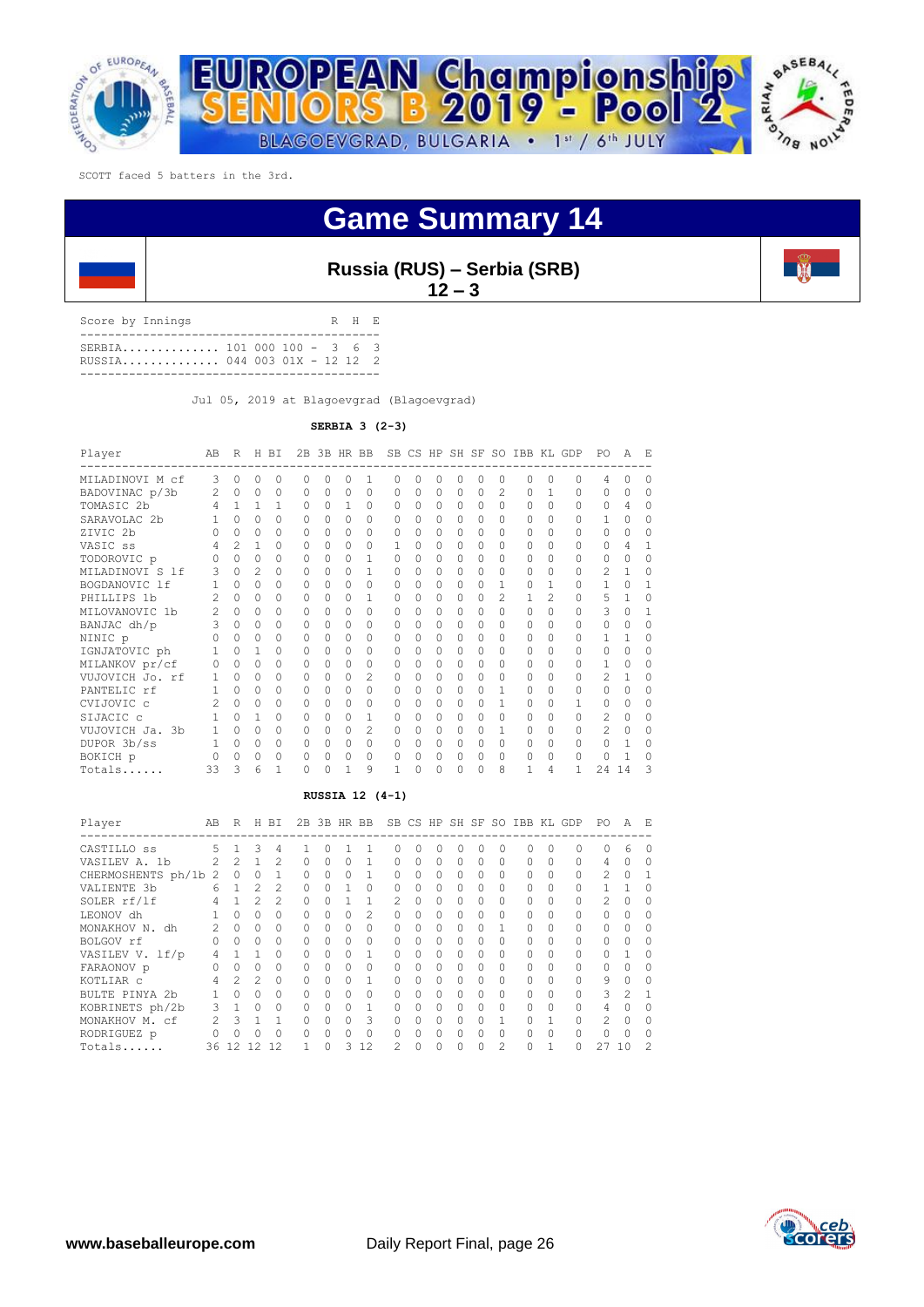SCOTT faced 5 batters in the 3rd.

# Game Summary 14

## Russia (RUS) – Serbia (SRB)
## 12 – 3

| Score by Innings | | R | H | E |
|---|---|---|---|---|
| SERBIA | 101 000 100 | 3 | 6 | 3 |
| RUSSIA | 044 003 01X | 12 | 12 | 2 |

Jul 05, 2019 at Blagoevgrad (Blagoevgrad)

### SERBIA 3 (2-3)

| Player | AB | R | H | BI | 2B | 3B | HR | BB | SB | CS | HP | SH | SF | SO | IBB | KL | GDP | PO | A | E |
|---|---|---|---|---|---|---|---|---|---|---|---|---|---|---|---|---|---|---|---|---|
| MILADINOVI M cf | 3 | 0 | 0 | 0 | 0 | 0 | 0 | 1 | 0 | 0 | 0 | 0 | 0 | 0 | 0 | 0 | 0 | 4 | 0 | 0 |
| BADOVINAC p/3b | 2 | 0 | 0 | 0 | 0 | 0 | 0 | 0 | 0 | 0 | 0 | 0 | 0 | 2 | 0 | 1 | 0 | 0 | 0 | 0 |
| TOMASIC 2b | 4 | 1 | 1 | 1 | 0 | 0 | 1 | 0 | 0 | 0 | 0 | 0 | 0 | 0 | 0 | 0 | 0 | 0 | 4 | 0 |
| SARAVOLAC 2b | 1 | 0 | 0 | 0 | 0 | 0 | 0 | 0 | 0 | 0 | 0 | 0 | 0 | 0 | 0 | 0 | 0 | 1 | 0 | 0 |
| ZIVIC 2b | 0 | 0 | 0 | 0 | 0 | 0 | 0 | 0 | 0 | 0 | 0 | 0 | 0 | 0 | 0 | 0 | 0 | 0 | 0 | 0 |
| VASIC ss | 4 | 2 | 1 | 0 | 0 | 0 | 0 | 0 | 1 | 0 | 0 | 0 | 0 | 0 | 0 | 0 | 0 | 0 | 4 | 1 |
| TODOROVIC p | 0 | 0 | 0 | 0 | 0 | 0 | 0 | 1 | 0 | 0 | 0 | 0 | 0 | 0 | 0 | 0 | 0 | 0 | 0 | 0 |
| MILADINOVI S lf | 3 | 0 | 2 | 0 | 0 | 0 | 0 | 1 | 0 | 0 | 0 | 0 | 0 | 0 | 0 | 0 | 0 | 2 | 1 | 0 |
| BOGDANOVIC lf | 1 | 0 | 0 | 0 | 0 | 0 | 0 | 0 | 0 | 0 | 0 | 0 | 0 | 1 | 0 | 1 | 0 | 1 | 0 | 1 |
| PHILLIPS 1b | 2 | 0 | 0 | 0 | 0 | 0 | 0 | 1 | 0 | 0 | 0 | 0 | 0 | 2 | 1 | 2 | 0 | 5 | 1 | 0 |
| MILOVANOVIC 1b | 2 | 0 | 0 | 0 | 0 | 0 | 0 | 0 | 0 | 0 | 0 | 0 | 0 | 0 | 0 | 0 | 0 | 3 | 0 | 1 |
| BANJAC dh/p | 3 | 0 | 0 | 0 | 0 | 0 | 0 | 0 | 0 | 0 | 0 | 0 | 0 | 0 | 0 | 0 | 0 | 0 | 0 | 0 |
| NINIC p | 0 | 0 | 0 | 0 | 0 | 0 | 0 | 0 | 0 | 0 | 0 | 0 | 0 | 0 | 0 | 0 | 0 | 1 | 1 | 0 |
| IGNJATOVIC ph | 1 | 0 | 1 | 0 | 0 | 0 | 0 | 0 | 0 | 0 | 0 | 0 | 0 | 0 | 0 | 0 | 0 | 0 | 0 | 0 |
| MILANKOV pr/cf | 0 | 0 | 0 | 0 | 0 | 0 | 0 | 0 | 0 | 0 | 0 | 0 | 0 | 0 | 0 | 0 | 0 | 1 | 0 | 0 |
| VUJOVICH Jo. rf | 1 | 0 | 0 | 0 | 0 | 0 | 0 | 2 | 0 | 0 | 0 | 0 | 0 | 0 | 0 | 0 | 0 | 2 | 1 | 0 |
| PANTELIC rf | 1 | 0 | 0 | 0 | 0 | 0 | 0 | 0 | 0 | 0 | 0 | 0 | 0 | 1 | 0 | 0 | 0 | 0 | 0 | 0 |
| CVIJOVIC c | 2 | 0 | 0 | 0 | 0 | 0 | 0 | 0 | 0 | 0 | 0 | 0 | 0 | 1 | 0 | 0 | 1 | 0 | 0 | 0 |
| SIJACIC c | 1 | 0 | 1 | 0 | 0 | 0 | 0 | 1 | 0 | 0 | 0 | 0 | 0 | 0 | 0 | 0 | 0 | 2 | 0 | 0 |
| VUJOVICH Ja. 3b | 1 | 0 | 0 | 0 | 0 | 0 | 0 | 2 | 0 | 0 | 0 | 0 | 0 | 1 | 0 | 0 | 0 | 2 | 0 | 0 |
| DUPOR 3b/ss | 1 | 0 | 0 | 0 | 0 | 0 | 0 | 0 | 0 | 0 | 0 | 0 | 0 | 0 | 0 | 0 | 0 | 0 | 1 | 0 |
| BOKICH p | 0 | 0 | 0 | 0 | 0 | 0 | 0 | 0 | 0 | 0 | 0 | 0 | 0 | 0 | 0 | 0 | 0 | 0 | 1 | 0 |
| Totals...... | 33 | 3 | 6 | 1 | 0 | 0 | 1 | 9 | 1 | 0 | 0 | 0 | 0 | 8 | 1 | 4 | 1 | 24 | 14 | 3 |

### RUSSIA 12 (4-1)

| Player | AB | R | H | BI | 2B | 3B | HR | BB | SB | CS | HP | SH | SF | SO | IBB | KL | GDP | PO | A | E |
|---|---|---|---|---|---|---|---|---|---|---|---|---|---|---|---|---|---|---|---|---|
| CASTILLO ss | 5 | 1 | 3 | 4 | 1 | 0 | 1 | 1 | 0 | 0 | 0 | 0 | 0 | 0 | 0 | 0 | 0 | 0 | 6 | 0 |
| VASILEV A. 1b | 2 | 2 | 1 | 2 | 0 | 0 | 0 | 1 | 0 | 0 | 0 | 0 | 0 | 0 | 0 | 0 | 0 | 4 | 0 | 0 |
| CHERMOSHENTS ph/1b | 2 | 0 | 0 | 1 | 0 | 0 | 0 | 1 | 0 | 0 | 0 | 0 | 0 | 0 | 0 | 0 | 0 | 2 | 0 | 1 |
| VALIENTE 3b | 6 | 1 | 2 | 2 | 0 | 0 | 1 | 0 | 0 | 0 | 0 | 0 | 0 | 0 | 0 | 0 | 0 | 1 | 1 | 0 |
| SOLER rf/lf | 4 | 1 | 2 | 2 | 0 | 0 | 1 | 1 | 2 | 0 | 0 | 0 | 0 | 0 | 0 | 0 | 0 | 2 | 0 | 0 |
| LEONOV dh | 1 | 0 | 0 | 0 | 0 | 0 | 0 | 2 | 0 | 0 | 0 | 0 | 0 | 0 | 0 | 0 | 0 | 0 | 0 | 0 |
| MONAKHOV N. dh | 2 | 0 | 0 | 0 | 0 | 0 | 0 | 0 | 0 | 0 | 0 | 0 | 0 | 1 | 0 | 0 | 0 | 0 | 0 | 0 |
| BOLGOV rf | 0 | 0 | 0 | 0 | 0 | 0 | 0 | 0 | 0 | 0 | 0 | 0 | 0 | 0 | 0 | 0 | 0 | 0 | 0 | 0 |
| VASILEV V. lf/p | 4 | 1 | 1 | 0 | 0 | 0 | 0 | 0 | 0 | 0 | 0 | 0 | 0 | 0 | 0 | 0 | 0 | 0 | 1 | 0 |
| FARAONOV p | 0 | 0 | 0 | 0 | 0 | 0 | 0 | 0 | 0 | 0 | 0 | 0 | 0 | 0 | 0 | 0 | 0 | 0 | 0 | 0 |
| KOTLIAR c | 4 | 2 | 2 | 0 | 0 | 0 | 0 | 1 | 0 | 0 | 0 | 0 | 0 | 0 | 0 | 0 | 0 | 9 | 0 | 0 |
| BULTE PINYA 2b | 1 | 0 | 0 | 0 | 0 | 0 | 0 | 0 | 0 | 0 | 0 | 0 | 0 | 0 | 0 | 0 | 0 | 3 | 2 | 1 |
| KOBRINETS ph/2b | 3 | 1 | 0 | 0 | 0 | 0 | 0 | 1 | 0 | 0 | 0 | 0 | 0 | 0 | 0 | 0 | 0 | 4 | 0 | 0 |
| MONAKHOV M. cf | 2 | 3 | 1 | 1 | 0 | 0 | 0 | 3 | 0 | 0 | 0 | 0 | 0 | 1 | 0 | 1 | 0 | 2 | 0 | 0 |
| RODRIGUEZ p | 0 | 0 | 0 | 0 | 0 | 0 | 0 | 0 | 0 | 0 | 0 | 0 | 0 | 0 | 0 | 0 | 0 | 0 | 0 | 0 |
| Totals...... | 36 | 12 | 12 | 12 | 1 | 0 | 3 | 12 | 2 | 0 | 0 | 0 | 0 | 2 | 0 | 1 | 0 | 27 | 10 | 2 |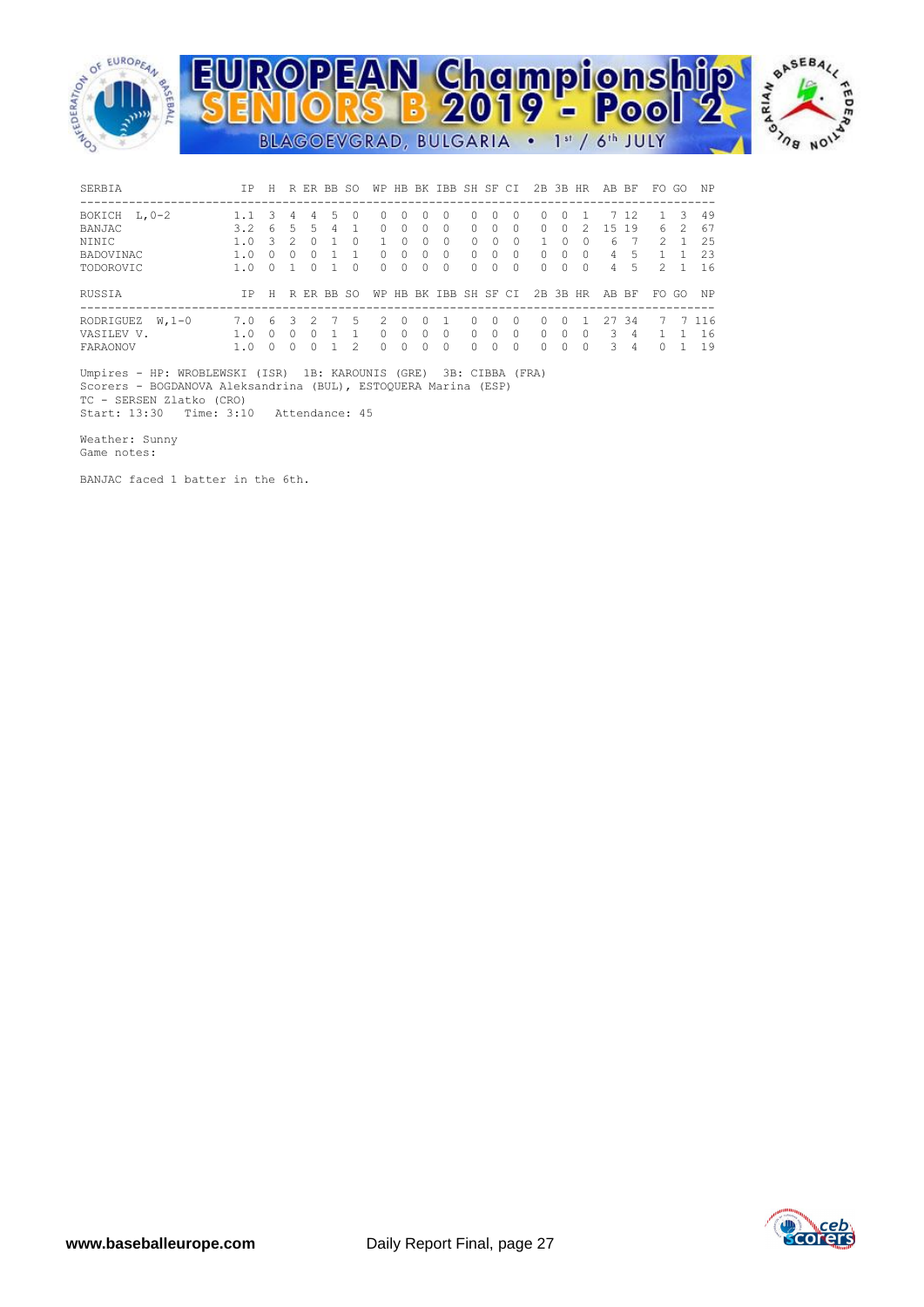# EUROPEAN Championship SENIORS B 2019 - Pool 2

BLAGOEVGRAD, BULGARIA • 1st / 6th JULY

| SERBIA | IP | H | R | ER | BB | SO | WP | HB | BK | IBB | SH | SF | CI | 2B | 3B | HR | AB | BF | FO | GO | NP |
|---|---|---|---|---|---|---|---|---|---|---|---|---|---|---|---|---|---|---|---|---|---|
| BOKICH L,0-2 | 1.1 | 3 | 4 | 4 | 5 | 0 | 0 | 0 | 0 | 0 | 0 | 0 | 0 | 0 | 0 | 1 | 7 | 12 | 1 | 3 | 49 |
| BANJAC | 3.2 | 6 | 5 | 5 | 4 | 1 | 0 | 0 | 0 | 0 | 0 | 0 | 0 | 0 | 0 | 2 | 15 | 19 | 6 | 2 | 67 |
| NINIC | 1.0 | 3 | 2 | 0 | 1 | 0 | 1 | 0 | 0 | 0 | 0 | 0 | 0 | 1 | 0 | 0 | 6 | 7 | 2 | 1 | 25 |
| BADOVINAC | 1.0 | 0 | 0 | 0 | 1 | 1 | 0 | 0 | 0 | 0 | 0 | 0 | 0 | 0 | 0 | 0 | 4 | 5 | 1 | 1 | 23 |
| TODOROVIC | 1.0 | 0 | 1 | 0 | 1 | 0 | 0 | 0 | 0 | 0 | 0 | 0 | 0 | 0 | 0 | 0 | 4 | 5 | 2 | 1 | 16 |

| RUSSIA | IP | H | R | ER | BB | SO | WP | HB | BK | IBB | SH | SF | CI | 2B | 3B | HR | AB | BF | FO | GO | NP |
|---|---|---|---|---|---|---|---|---|---|---|---|---|---|---|---|---|---|---|---|---|---|
| RODRIGUEZ W,1-0 | 7.0 | 6 | 3 | 2 | 7 | 5 | 2 | 0 | 0 | 1 | 0 | 0 | 0 | 0 | 0 | 1 | 27 | 34 | 7 | 7 | 116 |
| VASILEV V. | 1.0 | 0 | 0 | 0 | 1 | 1 | 0 | 0 | 0 | 0 | 0 | 0 | 0 | 0 | 0 | 0 | 3 | 4 | 1 | 1 | 16 |
| FARAONOV | 1.0 | 0 | 0 | 0 | 1 | 2 | 0 | 0 | 0 | 0 | 0 | 0 | 0 | 0 | 0 | 0 | 3 | 4 | 0 | 1 | 19 |

Umpires - HP: WROBLEWSKI (ISR) 1B: KAROUNIS (GRE) 3B: CIBBA (FRA)
Scorers - BOGDANOVA Aleksandrina (BUL), ESTOQUERA Marina (ESP)
TC - SERSEN Zlatko (CRO)
Start: 13:30 Time: 3:10 Attendance: 45

Weather: Sunny
Game notes:

BANJAC faced 1 batter in the 6th.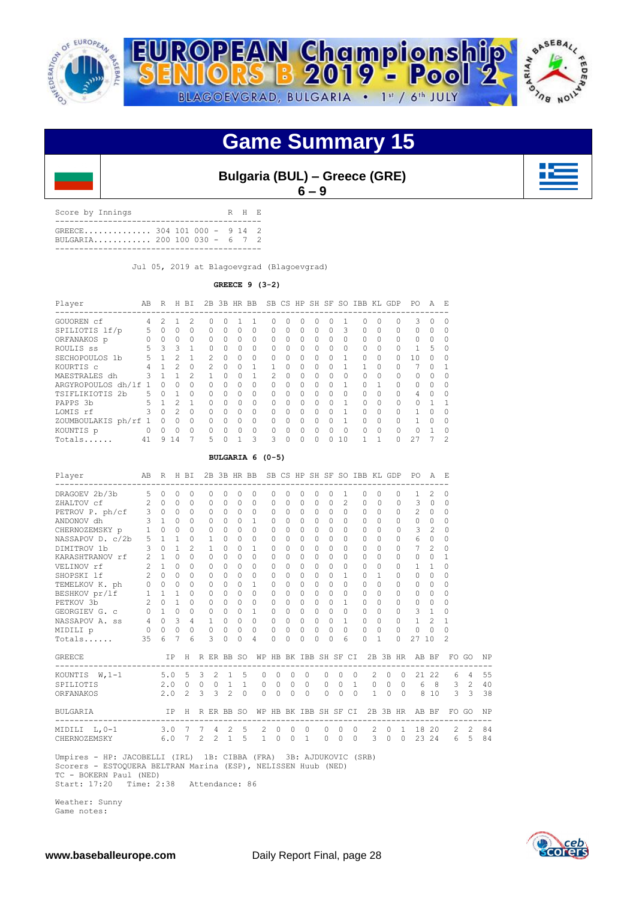# EUROPEAN Championship SENIORS B 2019 - Pool 2

BLAGOEVGRAD, BULGARIA • 1st / 6th JULY

## Game Summary 15

**Bulgaria (BUL) – Greece (GRE)**

**6 – 9**

| Score by Innings | | R | H | E |
|---|---|---|---|---|
| GREECE | 304 101 000 | 9 | 14 | 2 |
| BULGARIA | 200 100 030 | 6 | 7 | 2 |

Jul 05, 2019 at Blagoevgrad (Blagoevgrad)

**GREECE 9 (3-2)**

| Player | AB | R | H | BI | 2B | 3B | HR | BB | SB | CS | HP | SH | SF | SO | IBB | KL | GDP | PO | A | E |
|---|---|---|---|---|---|---|---|---|---|---|---|---|---|---|---|---|---|---|---|---|
| GOUOREN cf | 4 | 2 | 1 | 2 | 0 | 0 | 1 | 1 | 0 | 0 | 0 | 0 | 0 | 1 | 0 | 0 | 0 | 3 | 0 | 0 |
| SPILIOTIS lf/p | 5 | 0 | 0 | 0 | 0 | 0 | 0 | 0 | 0 | 0 | 0 | 0 | 0 | 3 | 0 | 0 | 0 | 0 | 0 | 0 |
| ORFANAKOS p | 0 | 0 | 0 | 0 | 0 | 0 | 0 | 0 | 0 | 0 | 0 | 0 | 0 | 0 | 0 | 0 | 0 | 0 | 0 | 0 |
| ROULIS ss | 5 | 3 | 3 | 1 | 0 | 0 | 0 | 0 | 0 | 0 | 0 | 0 | 0 | 0 | 0 | 0 | 0 | 1 | 5 | 0 |
| SECHOPOULOS 1b | 5 | 1 | 2 | 1 | 2 | 0 | 0 | 0 | 0 | 0 | 0 | 0 | 0 | 1 | 0 | 0 | 0 | 10 | 0 | 0 |
| KOURTIS c | 4 | 1 | 2 | 0 | 2 | 0 | 0 | 1 | 1 | 0 | 0 | 0 | 0 | 1 | 1 | 0 | 0 | 7 | 0 | 1 |
| MAESTRALES dh | 3 | 1 | 1 | 2 | 1 | 0 | 0 | 1 | 2 | 0 | 0 | 0 | 0 | 0 | 0 | 0 | 0 | 0 | 0 | 0 |
| ARGYROPOULOS dh/lf | 1 | 0 | 0 | 0 | 0 | 0 | 0 | 0 | 0 | 0 | 0 | 0 | 0 | 1 | 0 | 1 | 0 | 0 | 0 | 0 |
| TSIFLIKIOTIS 2b | 5 | 0 | 1 | 0 | 0 | 0 | 0 | 0 | 0 | 0 | 0 | 0 | 0 | 0 | 0 | 0 | 0 | 4 | 0 | 0 |
| PAPPS 3b | 5 | 1 | 2 | 1 | 0 | 0 | 0 | 0 | 0 | 0 | 0 | 0 | 0 | 1 | 0 | 0 | 0 | 0 | 1 | 1 |
| LOMIS rf | 3 | 0 | 2 | 0 | 0 | 0 | 0 | 0 | 0 | 0 | 0 | 0 | 0 | 1 | 0 | 0 | 0 | 1 | 0 | 0 |
| ZOUMBOULAKIS ph/rf | 1 | 0 | 0 | 0 | 0 | 0 | 0 | 0 | 0 | 0 | 0 | 0 | 0 | 1 | 0 | 0 | 0 | 1 | 0 | 0 |
| KOUNTIS p | 0 | 0 | 0 | 0 | 0 | 0 | 0 | 0 | 0 | 0 | 0 | 0 | 0 | 0 | 0 | 0 | 0 | 0 | 1 | 0 |
| Totals...... | 41 | 9 | 14 | 7 | 5 | 0 | 1 | 3 | 3 | 0 | 0 | 0 | 0 | 10 | 1 | 1 | 0 | 27 | 7 | 2 |

**BULGARIA 6 (0-5)**

| Player | AB | R | H | BI | 2B | 3B | HR | BB | SB | CS | HP | SH | SF | SO | IBB | KL | GDP | PO | A | E |
|---|---|---|---|---|---|---|---|---|---|---|---|---|---|---|---|---|---|---|---|---|
| DRAGOEV 2b/3b | 5 | 0 | 0 | 0 | 0 | 0 | 0 | 0 | 0 | 0 | 0 | 0 | 0 | 1 | 0 | 0 | 0 | 1 | 2 | 0 |
| ZHALTOV cf | 2 | 0 | 0 | 0 | 0 | 0 | 0 | 0 | 0 | 0 | 0 | 0 | 0 | 2 | 0 | 0 | 0 | 3 | 0 | 0 |
| PETROV P. ph/cf | 3 | 0 | 0 | 0 | 0 | 0 | 0 | 0 | 0 | 0 | 0 | 0 | 0 | 0 | 0 | 0 | 0 | 2 | 0 | 0 |
| ANDONOV dh | 3 | 1 | 0 | 0 | 0 | 0 | 0 | 1 | 0 | 0 | 0 | 0 | 0 | 0 | 0 | 0 | 0 | 0 | 0 | 0 |
| CHERNOZEMSKY p | 1 | 0 | 0 | 0 | 0 | 0 | 0 | 0 | 0 | 0 | 0 | 0 | 0 | 0 | 0 | 0 | 0 | 3 | 2 | 0 |
| NASSAPOV D. c/2b | 5 | 1 | 1 | 0 | 1 | 0 | 0 | 0 | 0 | 0 | 0 | 0 | 0 | 0 | 0 | 0 | 0 | 6 | 0 | 0 |
| DIMITROV 1b | 3 | 0 | 1 | 2 | 1 | 0 | 0 | 1 | 0 | 0 | 0 | 0 | 0 | 0 | 0 | 0 | 0 | 7 | 2 | 0 |
| KARASHTRANOV rf | 2 | 1 | 0 | 0 | 0 | 0 | 0 | 0 | 0 | 0 | 0 | 0 | 0 | 0 | 0 | 0 | 0 | 0 | 0 | 1 |
| VELINOV rf | 2 | 1 | 0 | 0 | 0 | 0 | 0 | 0 | 0 | 0 | 0 | 0 | 0 | 0 | 0 | 0 | 0 | 1 | 1 | 0 |
| SHOPSKI lf | 2 | 0 | 0 | 0 | 0 | 0 | 0 | 0 | 0 | 0 | 0 | 0 | 0 | 1 | 0 | 1 | 0 | 0 | 0 | 0 |
| TEMELKOV K. ph | 0 | 0 | 0 | 0 | 0 | 0 | 0 | 1 | 0 | 0 | 0 | 0 | 0 | 0 | 0 | 0 | 0 | 0 | 0 | 0 |
| BESHKOV pr/lf | 1 | 1 | 1 | 0 | 0 | 0 | 0 | 0 | 0 | 0 | 0 | 0 | 0 | 0 | 0 | 0 | 0 | 0 | 0 | 0 |
| PETKOV 3b | 2 | 0 | 1 | 0 | 0 | 0 | 0 | 0 | 0 | 0 | 0 | 0 | 0 | 1 | 0 | 0 | 0 | 0 | 0 | 0 |
| GEORGIEV G. c | 0 | 1 | 0 | 0 | 0 | 0 | 0 | 1 | 0 | 0 | 0 | 0 | 0 | 0 | 0 | 0 | 0 | 3 | 1 | 0 |
| NASSAPOV A. ss | 4 | 0 | 3 | 4 | 1 | 0 | 0 | 0 | 0 | 0 | 0 | 0 | 0 | 1 | 0 | 0 | 0 | 1 | 2 | 1 |
| MIDILI p | 0 | 0 | 0 | 0 | 0 | 0 | 0 | 0 | 0 | 0 | 0 | 0 | 0 | 0 | 0 | 0 | 0 | 0 | 0 | 0 |
| Totals...... | 35 | 6 | 7 | 6 | 3 | 0 | 0 | 4 | 0 | 0 | 0 | 0 | 0 | 6 | 0 | 1 | 0 | 27 | 10 | 2 |

| GREECE | IP | H | R | ER | BB | SO | WP | HB | BK | IBB | SH | SF | CI | 2B | 3B | HR | AB | BF | FO | GO | NP |
|---|---|---|---|---|---|---|---|---|---|---|---|---|---|---|---|---|---|---|---|---|---|
| KOUNTIS W,1-1 | 5.0 | 5 | 3 | 2 | 1 | 5 | 0 | 0 | 0 | 0 | 0 | 0 | 0 | 2 | 0 | 0 | 21 | 22 | 6 | 4 | 55 |
| SPILIOTIS | 2.0 | 0 | 0 | 0 | 1 | 1 | 0 | 0 | 0 | 0 | 0 | 0 | 1 | 0 | 0 | 0 | 6 | 8 | 3 | 2 | 40 |
| ORFANAKOS | 2.0 | 2 | 3 | 3 | 2 | 0 | 0 | 0 | 0 | 0 | 0 | 0 | 0 | 1 | 0 | 0 | 8 | 10 | 3 | 3 | 38 |

| BULGARIA | IP | H | R | ER | BB | SO | WP | HB | BK | IBB | SH | SF | CI | 2B | 3B | HR | AB | BF | FO | GO | NP |
|---|---|---|---|---|---|---|---|---|---|---|---|---|---|---|---|---|---|---|---|---|---|
| MIDILI L,0-1 | 3.0 | 7 | 7 | 4 | 2 | 5 | 2 | 0 | 0 | 0 | 0 | 0 | 0 | 2 | 0 | 1 | 18 | 20 | 2 | 2 | 84 |
| CHERNOZEMSKY | 6.0 | 7 | 2 | 2 | 1 | 5 | 1 | 0 | 0 | 1 | 0 | 0 | 0 | 3 | 0 | 0 | 23 | 24 | 6 | 5 | 84 |

Umpires - HP: JACOBELLI (IRL) 1B: CIBBA (FRA) 3B: AJDUKOVIC (SRB)
Scorers - ESTOQUERA BELTRAN Marina (ESP), NELISSEN Huub (NED)
TC - BOKERN Paul (NED)
Start: 17:20 Time: 2:38 Attendance: 86

Weather: Sunny
Game notes:

www.baseballeurope.com Daily Report Final, page 28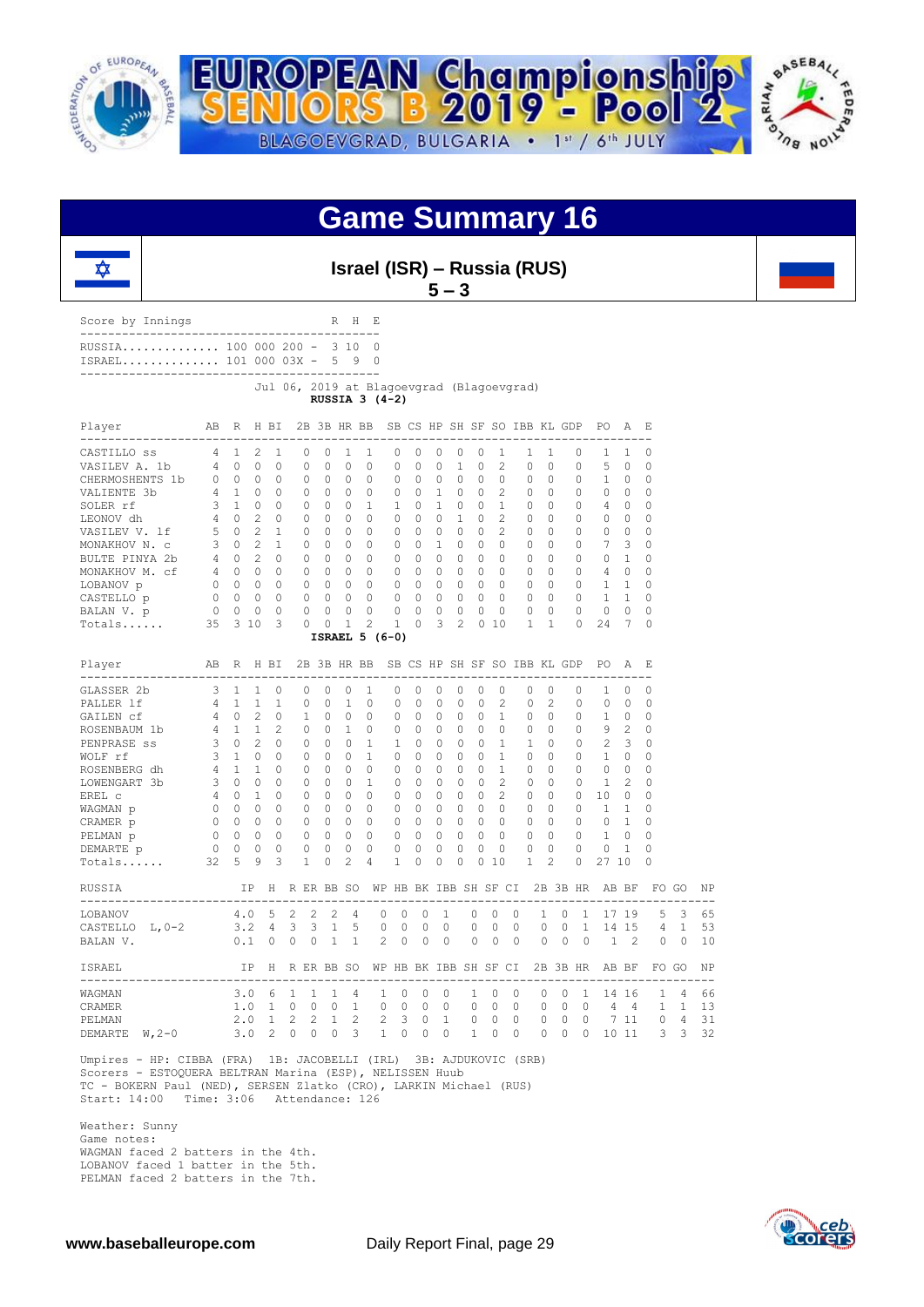# Game Summary 16

## Israel (ISR) – Russia (RUS)

**5 – 3**

| Score by Innings | | R | H | E |
|---|---|---|---|---|
| RUSSIA | 100 000 200 | 3 | 10 | 0 |
| ISRAEL | 101 000 03X | 5 | 9 | 0 |

Jul 06, 2019 at Blagoevgrad (Blagoevgrad)

**RUSSIA 3 (4-2)**

| Player | AB | R | H | BI | 2B | 3B | HR | BB | SB | CS | HP | SH | SF | SO | IBB | KL | GDP | PO | A | E |
|---|---|---|---|---|---|---|---|---|---|---|---|---|---|---|---|---|---|---|---|---|
| CASTILLO ss | 4 | 1 | 2 | 1 | 0 | 0 | 1 | 1 | 0 | 0 | 0 | 0 | 0 | 1 | 1 | 1 | 0 | 1 | 1 | 0 |
| VASILEV A. 1b | 4 | 0 | 0 | 0 | 0 | 0 | 0 | 0 | 0 | 0 | 0 | 1 | 0 | 2 | 0 | 0 | 0 | 5 | 0 | 0 |
| CHERMOSHENTS 1b | 0 | 0 | 0 | 0 | 0 | 0 | 0 | 0 | 0 | 0 | 0 | 0 | 0 | 0 | 0 | 0 | 0 | 1 | 0 | 0 |
| VALIENTE 3b | 4 | 1 | 0 | 0 | 0 | 0 | 0 | 0 | 0 | 0 | 1 | 0 | 0 | 2 | 0 | 0 | 0 | 0 | 0 | 0 |
| SOLER rf | 3 | 1 | 0 | 0 | 0 | 0 | 0 | 1 | 1 | 0 | 1 | 0 | 0 | 1 | 0 | 0 | 0 | 4 | 0 | 0 |
| LEONOV dh | 4 | 0 | 2 | 0 | 0 | 0 | 0 | 0 | 0 | 0 | 0 | 1 | 0 | 2 | 0 | 0 | 0 | 0 | 0 | 0 |
| VASILEV V. lf | 5 | 0 | 2 | 1 | 0 | 0 | 0 | 0 | 0 | 0 | 0 | 0 | 0 | 2 | 0 | 0 | 0 | 0 | 0 | 0 |
| MONAKHOV N. c | 3 | 0 | 2 | 1 | 0 | 0 | 0 | 0 | 0 | 0 | 1 | 0 | 0 | 0 | 0 | 0 | 0 | 7 | 3 | 0 |
| BULTE PINYA 2b | 4 | 0 | 2 | 0 | 0 | 0 | 0 | 0 | 0 | 0 | 0 | 0 | 0 | 0 | 0 | 0 | 0 | 0 | 1 | 0 |
| MONAKHOV M. cf | 4 | 0 | 0 | 0 | 0 | 0 | 0 | 0 | 0 | 0 | 0 | 0 | 0 | 0 | 0 | 0 | 0 | 4 | 0 | 0 |
| LOBANOV p | 0 | 0 | 0 | 0 | 0 | 0 | 0 | 0 | 0 | 0 | 0 | 0 | 0 | 0 | 0 | 0 | 0 | 1 | 1 | 0 |
| CASTELLO p | 0 | 0 | 0 | 0 | 0 | 0 | 0 | 0 | 0 | 0 | 0 | 0 | 0 | 0 | 0 | 0 | 0 | 1 | 1 | 0 |
| BALAN V. p | 0 | 0 | 0 | 0 | 0 | 0 | 0 | 0 | 0 | 0 | 0 | 0 | 0 | 0 | 0 | 0 | 0 | 0 | 0 | 0 |
| Totals...... | 35 | 3 | 10 | 3 | 0 | 0 | 1 | 2 | 1 | 0 | 3 | 2 | 0 | 10 | 1 | 1 | 0 | 24 | 7 | 0 |

**ISRAEL 5 (6-0)**

| Player | AB | R | H | BI | 2B | 3B | HR | BB | SB | CS | HP | SH | SF | SO | IBB | KL | GDP | PO | A | E |
|---|---|---|---|---|---|---|---|---|---|---|---|---|---|---|---|---|---|---|---|---|
| GLASSER 2b | 3 | 1 | 1 | 0 | 0 | 0 | 0 | 1 | 0 | 0 | 0 | 0 | 0 | 0 | 0 | 0 | 0 | 1 | 0 | 0 |
| PALLER lf | 4 | 1 | 1 | 1 | 0 | 0 | 1 | 0 | 0 | 0 | 0 | 0 | 0 | 2 | 0 | 2 | 0 | 0 | 0 | 0 |
| GAILEN cf | 4 | 0 | 2 | 0 | 1 | 0 | 0 | 0 | 0 | 0 | 0 | 0 | 0 | 1 | 0 | 0 | 0 | 1 | 0 | 0 |
| ROSENBAUM 1b | 4 | 1 | 1 | 2 | 0 | 0 | 1 | 0 | 0 | 0 | 0 | 0 | 0 | 0 | 0 | 0 | 0 | 9 | 2 | 0 |
| PENPRASE ss | 3 | 0 | 2 | 0 | 0 | 0 | 0 | 1 | 1 | 0 | 0 | 0 | 0 | 1 | 1 | 0 | 0 | 2 | 3 | 0 |
| WOLF rf | 3 | 1 | 0 | 0 | 0 | 0 | 0 | 1 | 0 | 0 | 0 | 0 | 0 | 1 | 0 | 0 | 0 | 1 | 0 | 0 |
| ROSENBERG dh | 4 | 1 | 1 | 0 | 0 | 0 | 0 | 0 | 0 | 0 | 0 | 0 | 0 | 1 | 0 | 0 | 0 | 0 | 0 | 0 |
| LOWENGART 3b | 3 | 0 | 0 | 0 | 0 | 0 | 0 | 1 | 0 | 0 | 0 | 0 | 0 | 2 | 0 | 0 | 0 | 1 | 2 | 0 |
| EREL c | 4 | 0 | 1 | 0 | 0 | 0 | 0 | 0 | 0 | 0 | 0 | 0 | 0 | 2 | 0 | 0 | 0 | 10 | 0 | 0 |
| WAGMAN p | 0 | 0 | 0 | 0 | 0 | 0 | 0 | 0 | 0 | 0 | 0 | 0 | 0 | 0 | 0 | 0 | 0 | 1 | 1 | 0 |
| CRAMER p | 0 | 0 | 0 | 0 | 0 | 0 | 0 | 0 | 0 | 0 | 0 | 0 | 0 | 0 | 0 | 0 | 0 | 0 | 1 | 0 |
| PELMAN p | 0 | 0 | 0 | 0 | 0 | 0 | 0 | 0 | 0 | 0 | 0 | 0 | 0 | 0 | 0 | 0 | 0 | 1 | 0 | 0 |
| DEMARTE p | 0 | 0 | 0 | 0 | 0 | 0 | 0 | 0 | 0 | 0 | 0 | 0 | 0 | 0 | 0 | 0 | 0 | 0 | 1 | 0 |
| Totals...... | 32 | 5 | 9 | 3 | 1 | 0 | 2 | 4 | 1 | 0 | 0 | 0 | 0 | 10 | 1 | 2 | 0 | 27 | 10 | 0 |

| RUSSIA | IP | H | R | ER | BB | SO | WP | HB | BK | IBB | SH | SF | CI | 2B | 3B | HR | AB | BF | FO | GO | NP |
|---|---|---|---|---|---|---|---|---|---|---|---|---|---|---|---|---|---|---|---|---|---|
| LOBANOV | 4.0 | 5 | 2 | 2 | 2 | 4 | 0 | 0 | 0 | 1 | 0 | 0 | 0 | 1 | 0 | 1 | 17 | 19 | 5 | 3 | 65 |
| CASTELLO L,0-2 | 3.2 | 4 | 3 | 3 | 1 | 5 | 0 | 0 | 0 | 0 | 0 | 0 | 0 | 0 | 0 | 1 | 14 | 15 | 4 | 1 | 53 |
| BALAN V. | 0.1 | 0 | 0 | 0 | 1 | 1 | 2 | 0 | 0 | 0 | 0 | 0 | 0 | 0 | 0 | 0 | 1 | 2 | 0 | 0 | 10 |

| ISRAEL | IP | H | R | ER | BB | SO | WP | HB | BK | IBB | SH | SF | CI | 2B | 3B | HR | AB | BF | FO | GO | NP |
|---|---|---|---|---|---|---|---|---|---|---|---|---|---|---|---|---|---|---|---|---|---|
| WAGMAN | 3.0 | 6 | 1 | 1 | 1 | 4 | 1 | 0 | 0 | 0 | 1 | 0 | 0 | 0 | 0 | 1 | 14 | 16 | 1 | 4 | 66 |
| CRAMER | 1.0 | 1 | 0 | 0 | 0 | 1 | 0 | 0 | 0 | 0 | 0 | 0 | 0 | 0 | 0 | 0 | 4 | 4 | 1 | 1 | 13 |
| PELMAN | 2.0 | 1 | 2 | 2 | 1 | 2 | 2 | 3 | 0 | 1 | 0 | 0 | 0 | 0 | 0 | 0 | 7 | 11 | 0 | 4 | 31 |
| DEMARTE W,2-0 | 3.0 | 2 | 0 | 0 | 0 | 3 | 1 | 0 | 0 | 0 | 1 | 0 | 0 | 0 | 0 | 0 | 10 | 11 | 3 | 3 | 32 |

Umpires - HP: CIBBA (FRA) 1B: JACOBELLI (IRL) 3B: AJDUKOVIC (SRB)
Scorers - ESTOQUERA BELTRAN Marina (ESP), NELISSEN Huub
TC - BOKERN Paul (NED), SERSEN Zlatko (CRO), LARKIN Michael (RUS)
Start: 14:00 Time: 3:06 Attendance: 126

Weather: Sunny
Game notes:
WAGMAN faced 2 batters in the 4th.
LOBANOV faced 1 batter in the 5th.
PELMAN faced 2 batters in the 7th.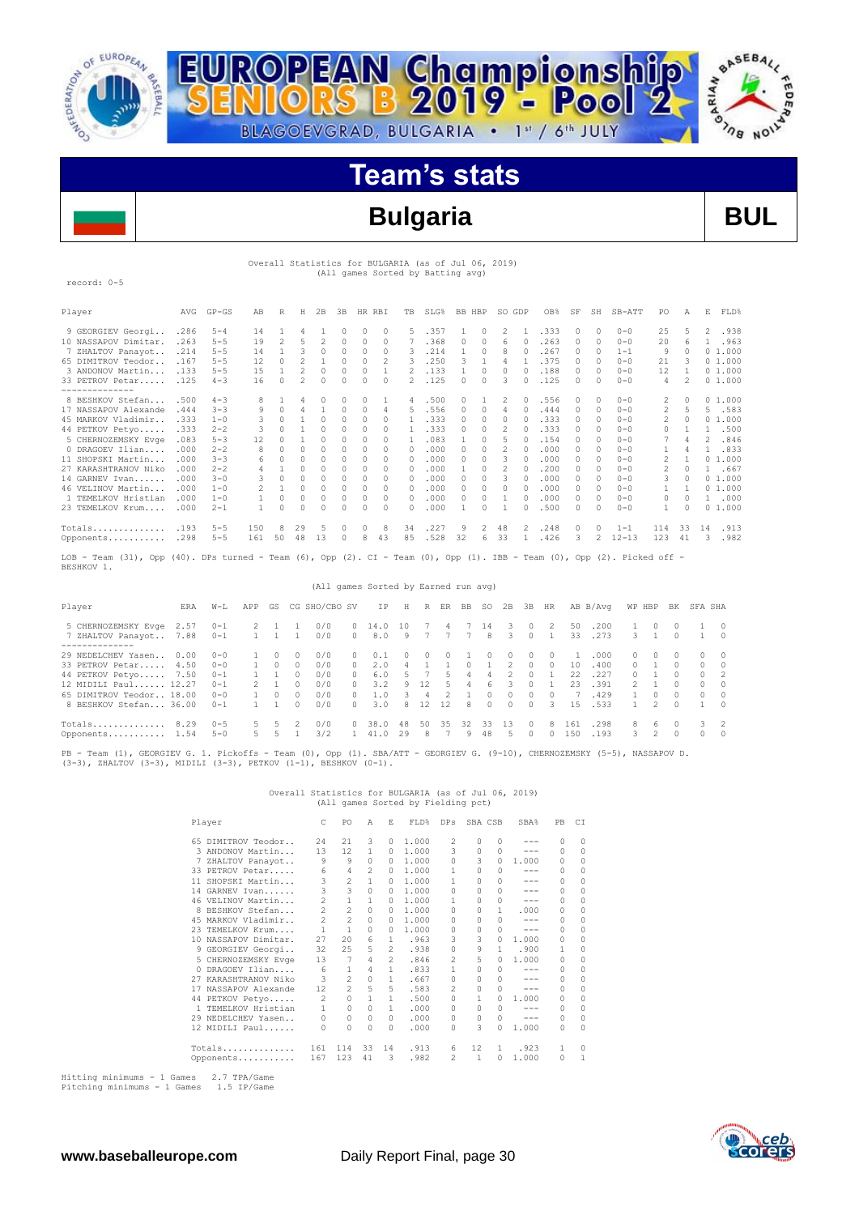# EUROPEAN Championship SENIORS B 2019 - Pool 2

BLAGOEVGRAD, BULGARIA • 1st / 6th JULY

## Team's stats

## Bulgaria BUL

Overall Statistics for BULGARIA (as of Jul 06, 2019)
(All games Sorted by Batting avg)

record: 0-5

| Player | AVG | GP-GS | AB | R | H | 2B | 3B | HR | RBI | TB | SLG% | BB | HBP | SO | GDP | OB% | SF | SH | SB-ATT | PO | A | E | FLD% |
|---|---|---|---|---|---|---|---|---|---|---|---|---|---|---|---|---|---|---|---|---|---|---|---|
| 9 GEORGIEV Georgi.. | .286 | 5-4 | 14 | 1 | 4 | 1 | 0 | 0 | 0 | 5 | .357 | 1 | 0 | 2 | 1 | .333 | 0 | 0 | 0-0 | 25 | 5 | 2 | .938 |
| 10 NASSAPOV Dimitar. | .263 | 5-5 | 19 | 2 | 5 | 2 | 0 | 0 | 0 | 7 | .368 | 0 | 0 | 6 | 0 | .263 | 0 | 0 | 0-0 | 20 | 6 | 1 | .963 |
| 7 ZHALTOV Panayot.. | .214 | 5-5 | 14 | 1 | 3 | 0 | 0 | 0 | 0 | 3 | .214 | 1 | 0 | 8 | 0 | .267 | 0 | 0 | 1-1 | 9 | 0 | 0 | 1.000 |
| 65 DIMITROV Teodor.. | .167 | 5-5 | 12 | 0 | 2 | 1 | 0 | 0 | 2 | 3 | .250 | 3 | 1 | 4 | 1 | .375 | 0 | 0 | 0-0 | 21 | 3 | 0 | 1.000 |
| 3 ANDONOV Martin... | .133 | 5-5 | 15 | 1 | 2 | 0 | 0 | 0 | 1 | 2 | .133 | 1 | 0 | 0 | 0 | .188 | 0 | 0 | 0-0 | 12 | 1 | 0 | 1.000 |
| 33 PETROV Petar..... | .125 | 4-3 | 16 | 0 | 2 | 0 | 0 | 0 | 0 | 2 | .125 | 0 | 0 | 3 | 0 | .125 | 0 | 0 | 0-0 | 4 | 2 | 0 | 1.000 |
| -------------- | | | | | | | | | | | | | | | | | | | | | | | |
| 8 BESHKOV Stefan... | .500 | 4-3 | 8 | 1 | 4 | 0 | 0 | 0 | 1 | 4 | .500 | 0 | 1 | 2 | 0 | .556 | 0 | 0 | 0-0 | 2 | 0 | 0 | 1.000 |
| 17 NASSAPOV Alexande | .444 | 3-3 | 9 | 0 | 4 | 1 | 0 | 0 | 4 | 5 | .556 | 0 | 0 | 4 | 0 | .444 | 0 | 0 | 0-0 | 2 | 5 | 5 | .583 |
| 45 MARKOV Vladimir.. | .333 | 1-0 | 3 | 0 | 1 | 0 | 0 | 0 | 0 | 1 | .333 | 0 | 0 | 0 | 0 | .333 | 0 | 0 | 0-0 | 2 | 0 | 0 | 1.000 |
| 44 PETKOV Petyo..... | .333 | 2-2 | 3 | 0 | 1 | 0 | 0 | 0 | 0 | 1 | .333 | 0 | 0 | 2 | 0 | .333 | 0 | 0 | 0-0 | 0 | 1 | 1 | .500 |
| 5 CHERNOZEMSKY Evge | .083 | 5-3 | 12 | 0 | 1 | 0 | 0 | 0 | 0 | 1 | .083 | 1 | 0 | 5 | 0 | .154 | 0 | 0 | 0-0 | 7 | 4 | 2 | .846 |
| 0 DRAGOEV Ilian.... | .000 | 2-2 | 8 | 0 | 0 | 0 | 0 | 0 | 0 | 0 | .000 | 0 | 0 | 2 | 0 | .000 | 0 | 0 | 0-0 | 1 | 4 | 1 | .833 |
| 11 SHOPSKI Martin... | .000 | 3-3 | 6 | 0 | 0 | 0 | 0 | 0 | 0 | 0 | .000 | 0 | 0 | 3 | 0 | .000 | 0 | 0 | 0-0 | 2 | 1 | 0 | 1.000 |
| 27 KARASHTRANOV Niko | .000 | 2-2 | 4 | 1 | 0 | 0 | 0 | 0 | 0 | 0 | .000 | 1 | 0 | 2 | 0 | .200 | 0 | 0 | 0-0 | 2 | 0 | 1 | .667 |
| 14 GARNEV Ivan...... | .000 | 3-0 | 3 | 0 | 0 | 0 | 0 | 0 | 0 | 0 | .000 | 0 | 0 | 3 | 0 | .000 | 0 | 0 | 0-0 | 3 | 0 | 0 | 1.000 |
| 46 VELINOV Martin... | .000 | 1-0 | 2 | 1 | 0 | 0 | 0 | 0 | 0 | 0 | .000 | 0 | 0 | 0 | 0 | .000 | 0 | 0 | 0-0 | 1 | 1 | 0 | 1.000 |
| 1 TEMELKOV Hristian | .000 | 1-0 | 1 | 0 | 0 | 0 | 0 | 0 | 0 | 0 | .000 | 0 | 0 | 1 | 0 | .000 | 0 | 0 | 0-0 | 0 | 0 | 1 | .000 |
| 23 TEMELKOV Krum.... | .000 | 2-1 | 1 | 0 | 0 | 0 | 0 | 0 | 0 | 0 | .000 | 1 | 0 | 1 | 0 | .500 | 0 | 0 | 0-0 | 1 | 0 | 0 | 1.000 |
| Totals.............. | .193 | 5-5 | 150 | 8 | 29 | 5 | 0 | 0 | 8 | 34 | .227 | 9 | 2 | 48 | 2 | .248 | 0 | 0 | 1-1 | 114 | 33 | 14 | .913 |
| Opponents........... | .298 | 5-5 | 161 | 50 | 48 | 13 | 0 | 8 | 43 | 85 | .528 | 32 | 6 | 33 | 1 | .426 | 3 | 2 | 12-13 | 123 | 41 | 3 | .982 |

LOB - Team (31), Opp (40). DPs turned - Team (6), Opp (2). CI - Team (0), Opp (1). IBB - Team (0), Opp (2). Picked off - BESHKOV 1.

(All games Sorted by Earned run avg)

| Player | ERA | W-L | APP | GS | CG | SHO/CBO | SV | IP | H | R | ER | BB | SO | 2B | 3B | HR | AB | B/Avg | WP | HBP | BK | SFA | SHA |
|---|---|---|---|---|---|---|---|---|---|---|---|---|---|---|---|---|---|---|---|---|---|---|---|
| 5 CHERNOZEMSKY Evge | 2.57 | 0-1 | 2 | 1 | 1 | 0/0 | 0 | 14.0 | 10 | 7 | 4 | 7 | 14 | 3 | 0 | 2 | 50 | .200 | 1 | 0 | 0 | 1 | 0 |
| 7 ZHALTOV Panayot.. | 7.88 | 0-1 | 1 | 1 | 1 | 0/0 | 0 | 8.0 | 9 | 7 | 7 | 7 | 8 | 3 | 0 | 1 | 33 | .273 | 3 | 1 | 0 | 1 | 0 |
| -------------- | | | | | | | | | | | | | | | | | | | | | | | |
| 29 NEDELCHEV Yasen.. | 0.00 | 0-0 | 1 | 0 | 0 | 0/0 | 0 | 0.1 | 0 | 0 | 0 | 1 | 0 | 0 | 0 | 0 | 1 | .000 | 0 | 0 | 0 | 0 | 0 |
| 33 PETROV Petar..... | 4.50 | 0-0 | 1 | 0 | 0 | 0/0 | 0 | 2.0 | 4 | 1 | 1 | 0 | 1 | 2 | 0 | 0 | 10 | .400 | 0 | 1 | 0 | 0 | 0 |
| 44 PETKOV Petyo..... | 7.50 | 0-1 | 1 | 1 | 0 | 0/0 | 0 | 6.0 | 5 | 7 | 5 | 4 | 4 | 2 | 0 | 1 | 22 | .227 | 0 | 1 | 0 | 0 | 2 |
| 12 MIDILI Paul...... | 12.27 | 0-1 | 2 | 1 | 0 | 0/0 | 0 | 3.2 | 9 | 12 | 5 | 4 | 6 | 3 | 0 | 1 | 23 | .391 | 2 | 1 | 0 | 0 | 0 |
| 65 DIMITROV Teodor.. | 18.00 | 0-0 | 1 | 0 | 0 | 0/0 | 0 | 1.0 | 3 | 4 | 2 | 1 | 0 | 0 | 0 | 0 | 7 | .429 | 1 | 0 | 0 | 0 | 0 |
| 8 BESHKOV Stefan... | 36.00 | 0-1 | 1 | 1 | 0 | 0/0 | 0 | 3.0 | 8 | 12 | 12 | 8 | 0 | 0 | 0 | 3 | 15 | .533 | 1 | 2 | 0 | 1 | 0 |
| Totals.............. | 8.29 | 0-5 | 5 | 5 | 2 | 0/0 | 0 | 38.0 | 48 | 50 | 35 | 32 | 33 | 13 | 0 | 8 | 161 | .298 | 8 | 6 | 0 | 3 | 2 |
| Opponents........... | 1.54 | 5-0 | 5 | 5 | 1 | 3/2 | 1 | 41.0 | 29 | 8 | 7 | 9 | 48 | 5 | 0 | 0 | 150 | .193 | 3 | 2 | 0 | 0 | 0 |

PB - Team (1), GEORGIEV G. 1. Pickoffs - Team (0), Opp (1). SBA/ATT - GEORGIEV G. (9-10), CHERNOZEMSKY (5-5), NASSAPOV D. (3-3), ZHALTOV (3-3), MIDILI (3-3), PETKOV (1-1), BESHKOV (0-1).

Overall Statistics for BULGARIA (as of Jul 06, 2019)
(All games Sorted by Fielding pct)

| Player | C | PO | A | E | FLD% | DPs | SBA | CSB | SBA% | PB | CI |
|---|---|---|---|---|---|---|---|---|---|---|---|
| 65 DIMITROV Teodor.. | 24 | 21 | 3 | 0 | 1.000 | 2 | 0 | 0 | --- | 0 | 0 |
| 3 ANDONOV Martin... | 13 | 12 | 1 | 0 | 1.000 | 3 | 0 | 0 | --- | 0 | 0 |
| 7 ZHALTOV Panayot.. | 9 | 9 | 0 | 0 | 1.000 | 0 | 3 | 0 | 1.000 | 0 | 0 |
| 33 PETROV Petar..... | 6 | 4 | 2 | 0 | 1.000 | 1 | 0 | 0 | --- | 0 | 0 |
| 11 SHOPSKI Martin... | 3 | 2 | 1 | 0 | 1.000 | 1 | 0 | 0 | --- | 0 | 0 |
| 14 GARNEV Ivan...... | 3 | 3 | 0 | 0 | 1.000 | 0 | 0 | 0 | --- | 0 | 0 |
| 46 VELINOV Martin... | 2 | 1 | 1 | 0 | 1.000 | 1 | 0 | 0 | --- | 0 | 0 |
| 8 BESHKOV Stefan... | 2 | 2 | 0 | 0 | 1.000 | 0 | 0 | 1 | .000 | 0 | 0 |
| 45 MARKOV Vladimir.. | 2 | 2 | 0 | 0 | 1.000 | 0 | 0 | 0 | --- | 0 | 0 |
| 23 TEMELKOV Krum.... | 1 | 1 | 0 | 0 | 1.000 | 0 | 0 | 0 | --- | 0 | 0 |
| 10 NASSAPOV Dimitar. | 27 | 20 | 6 | 1 | .963 | 3 | 3 | 0 | 1.000 | 0 | 0 |
| 9 GEORGIEV Georgi.. | 32 | 25 | 5 | 2 | .938 | 0 | 9 | 1 | .900 | 1 | 0 |
| 5 CHERNOZEMSKY Evge | 13 | 7 | 4 | 2 | .846 | 2 | 5 | 0 | 1.000 | 0 | 0 |
| 0 DRAGOEV Ilian.... | 6 | 1 | 4 | 1 | .833 | 1 | 0 | 0 | --- | 0 | 0 |
| 27 KARASHTRANOV Niko | 3 | 2 | 0 | 1 | .667 | 0 | 0 | 0 | --- | 0 | 0 |
| 17 NASSAPOV Alexande | 12 | 2 | 5 | 5 | .583 | 2 | 0 | 0 | --- | 0 | 0 |
| 44 PETKOV Petyo..... | 2 | 0 | 1 | 1 | .500 | 0 | 1 | 0 | 1.000 | 0 | 0 |
| 1 TEMELKOV Hristian | 1 | 0 | 0 | 1 | .000 | 0 | 0 | 0 | --- | 0 | 0 |
| 29 NEDELCHEV Yasen.. | 0 | 0 | 0 | 0 | .000 | 0 | 0 | 0 | --- | 0 | 0 |
| 12 MIDILI Paul...... | 0 | 0 | 0 | 0 | .000 | 0 | 3 | 0 | 1.000 | 0 | 0 |
| Totals.............. | 161 | 114 | 33 | 14 | .913 | 6 | 12 | 1 | .923 | 1 | 0 |
| Opponents........... | 167 | 123 | 41 | 3 | .982 | 2 | 1 | 0 | 1.000 | 0 | 1 |

Hitting minimums - 1 Games 2.7 TPA/Game
Pitching minimums - 1 Games 1.5 IP/Game

www.baseballeurope.com Daily Report Final, page 30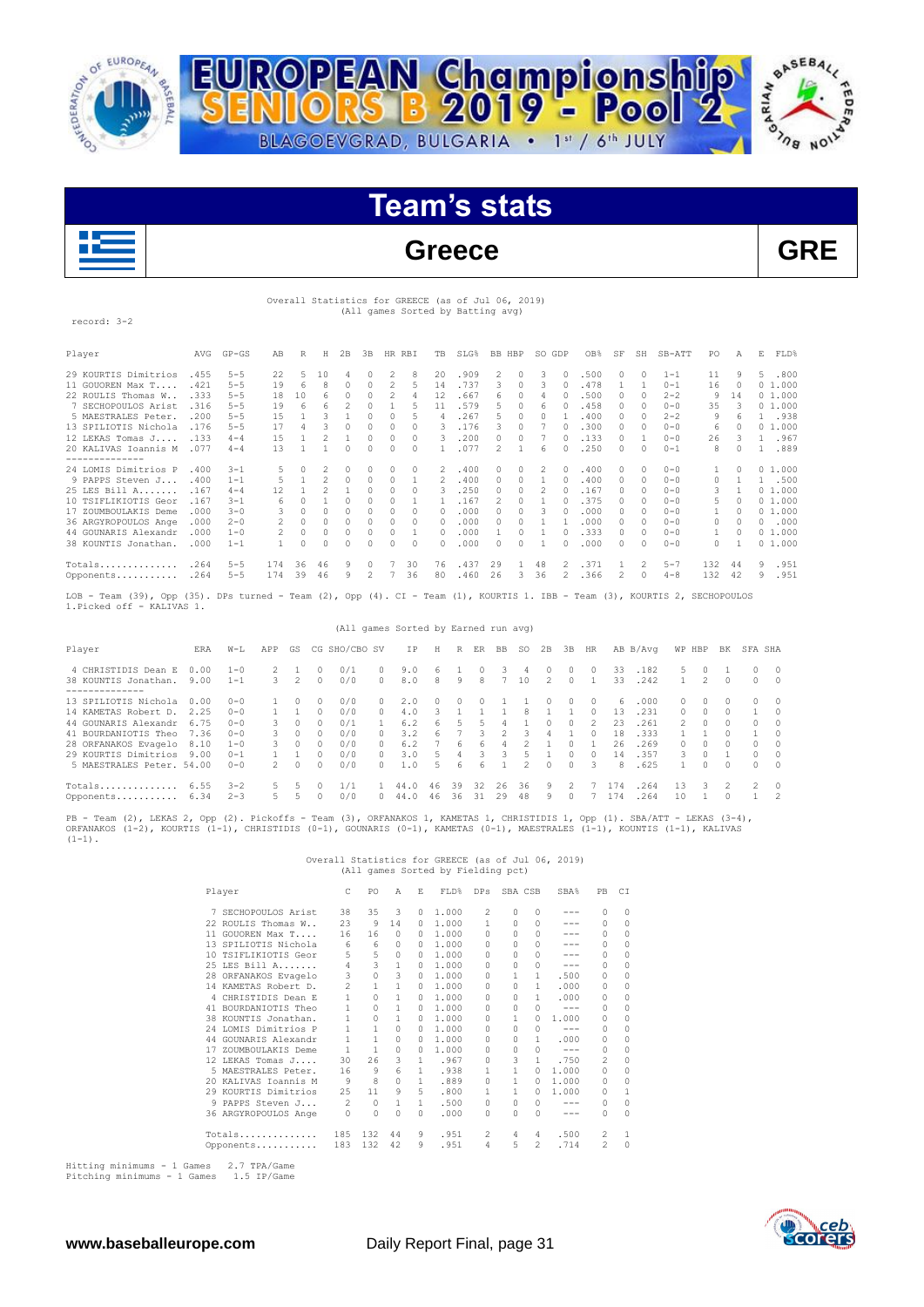# EUROPEAN Championship SENIORS B 2019 - Pool 2

BLAGOEVGRAD, BULGARIA • 1st / 6th JULY

## Team's stats

## Greece GRE

Overall Statistics for GREECE (as of Jul 06, 2019)
(All games Sorted by Batting avg)

record: 3-2

| Player | AVG | GP-GS | AB | R | H | 2B | 3B | HR | RBI | TB | SLG% | BB | HBP | SO | GDP | OB% | SF | SH | SB-ATT | PO | A | E | FLD% |
|---|---|---|---|---|---|---|---|---|---|---|---|---|---|---|---|---|---|---|---|---|---|---|---|
| 29 KOURTIS Dimitrios | .455 | 5-5 | 22 | 5 | 10 | 4 | 0 | 2 | 8 | 20 | .909 | 2 | 0 | 3 | 0 | .500 | 0 | 0 | 1-1 | 11 | 9 | 5 | .800 |
| 11 GOUOREN Max T.... | .421 | 5-5 | 19 | 6 | 8 | 0 | 0 | 2 | 5 | 14 | .737 | 3 | 0 | 3 | 0 | .478 | 1 | 1 | 0-1 | 16 | 0 | 0 | 1.000 |
| 22 ROULIS Thomas W.. | .333 | 5-5 | 18 | 10 | 6 | 0 | 0 | 2 | 4 | 12 | .667 | 6 | 0 | 4 | 0 | .500 | 0 | 0 | 2-2 | 9 | 14 | 0 | 1.000 |
| 7 SECHOPOULOS Arist | .316 | 5-5 | 19 | 6 | 6 | 2 | 0 | 1 | 5 | 11 | .579 | 5 | 0 | 6 | 0 | .458 | 0 | 0 | 0-0 | 35 | 3 | 0 | 1.000 |
| 5 MAESTRALES Peter. | .200 | 5-5 | 15 | 1 | 3 | 1 | 0 | 0 | 5 | 4 | .267 | 5 | 0 | 0 | 1 | .400 | 0 | 0 | 2-2 | 9 | 6 | 1 | .938 |
| 13 SPILIOTIS Nichola | .176 | 5-5 | 17 | 4 | 3 | 0 | 0 | 0 | 0 | 3 | .176 | 3 | 0 | 7 | 0 | .300 | 0 | 0 | 0-0 | 6 | 0 | 0 | 1.000 |
| 12 LEKAS Tomas J.... | .133 | 4-4 | 15 | 1 | 2 | 1 | 0 | 0 | 0 | 3 | .200 | 0 | 0 | 7 | 0 | .133 | 0 | 1 | 0-0 | 26 | 3 | 1 | .967 |
| 20 KALIVAS Ioannis M | .077 | 4-4 | 13 | 1 | 1 | 0 | 0 | 0 | 0 | 1 | .077 | 2 | 1 | 6 | 0 | .250 | 0 | 0 | 0-1 | 8 | 0 | 1 | .889 |
| 24 LOMIS Dimitrios P | .400 | 3-1 | 5 | 0 | 2 | 0 | 0 | 0 | 0 | 2 | .400 | 0 | 0 | 2 | 0 | .400 | 0 | 0 | 0-0 | 1 | 0 | 0 | 1.000 |
| 9 PAPPS Steven J... | .400 | 1-1 | 5 | 1 | 2 | 0 | 0 | 0 | 1 | 2 | .400 | 0 | 0 | 1 | 0 | .400 | 0 | 0 | 0-0 | 0 | 1 | 1 | .500 |
| 25 LES Bill A....... | .167 | 4-4 | 12 | 1 | 2 | 1 | 0 | 0 | 0 | 3 | .250 | 0 | 0 | 2 | 0 | .167 | 0 | 0 | 0-0 | 3 | 1 | 0 | 1.000 |
| 10 TSIFLIKIOTIS Geor | .167 | 3-1 | 6 | 0 | 1 | 0 | 0 | 0 | 1 | 1 | .167 | 2 | 0 | 1 | 0 | .375 | 0 | 0 | 0-0 | 5 | 0 | 0 | 1.000 |
| 17 ZOUMBOULAKIS Deme | .000 | 3-0 | 3 | 0 | 0 | 0 | 0 | 0 | 0 | 0 | .000 | 0 | 0 | 3 | 0 | .000 | 0 | 0 | 0-0 | 1 | 0 | 0 | 1.000 |
| 36 ARGYROPOULOS Ange | .000 | 2-0 | 2 | 0 | 0 | 0 | 0 | 0 | 0 | 0 | .000 | 0 | 0 | 1 | 1 | .000 | 0 | 0 | 0-0 | 0 | 0 | 0 | .000 |
| 44 GOUNARIS Alexandr | .000 | 1-0 | 2 | 0 | 0 | 0 | 0 | 0 | 1 | 0 | .000 | 1 | 0 | 1 | 0 | .333 | 0 | 0 | 0-0 | 1 | 0 | 0 | 1.000 |
| 38 KOUNTIS Jonathan. | .000 | 1-1 | 1 | 0 | 0 | 0 | 0 | 0 | 0 | 0 | .000 | 0 | 0 | 1 | 0 | .000 | 0 | 0 | 0-0 | 0 | 1 | 0 | 1.000 |
| Totals.............. | .264 | 5-5 | 174 | 36 | 46 | 9 | 0 | 7 | 30 | 76 | .437 | 29 | 1 | 48 | 2 | .371 | 1 | 2 | 5-7 | 132 | 44 | 9 | .951 |
| Opponents........... | .264 | 5-5 | 174 | 39 | 46 | 9 | 2 | 7 | 36 | 80 | .460 | 26 | 3 | 36 | 2 | .366 | 2 | 0 | 4-8 | 132 | 42 | 9 | .951 |

LOB - Team (39), Opp (35). DPs turned - Team (2), Opp (4). CI - Team (1), KOURTIS 1. IBB - Team (3), KOURTIS 2, SECHOPOULOS 1.Picked off - KALIVAS 1.

(All games Sorted by Earned run avg)

| Player | ERA | W-L | APP | GS | CG | SHO/CBO | SV | IP | H | R | ER | BB | SO | 2B | 3B | HR | AB | B/Avg | WP | HBP | BK | SFA | SHA |
|---|---|---|---|---|---|---|---|---|---|---|---|---|---|---|---|---|---|---|---|---|---|---|---|
| 4 CHRISTIDIS Dean E | 0.00 | 1-0 | 2 | 1 | 0 | 0/1 | 0 | 9.0 | 6 | 1 | 0 | 3 | 4 | 0 | 0 | 0 | 33 | .182 | 5 | 0 | 1 | 0 | 0 |
| 38 KOUNTIS Jonathan. | 9.00 | 1-1 | 3 | 2 | 0 | 0/0 | 0 | 8.0 | 8 | 9 | 8 | 7 | 10 | 2 | 0 | 1 | 33 | .242 | 1 | 2 | 0 | 0 | 0 |
| 13 SPILIOTIS Nichola | 0.00 | 0-0 | 1 | 0 | 0 | 0/0 | 0 | 2.0 | 0 | 0 | 0 | 1 | 1 | 0 | 0 | 0 | 6 | .000 | 0 | 0 | 0 | 0 | 0 |
| 14 KAMETAS Robert D. | 2.25 | 0-0 | 1 | 1 | 0 | 0/0 | 0 | 4.0 | 3 | 1 | 1 | 1 | 8 | 1 | 1 | 0 | 13 | .231 | 0 | 0 | 0 | 1 | 0 |
| 44 GOUNARIS Alexandr | 6.75 | 0-0 | 3 | 0 | 0 | 0/1 | 1 | 6.2 | 6 | 5 | 5 | 4 | 1 | 0 | 0 | 2 | 23 | .261 | 2 | 0 | 0 | 0 | 0 |
| 41 BOURDANIOTIS Theo | 7.36 | 0-0 | 3 | 0 | 0 | 0/0 | 0 | 3.2 | 6 | 7 | 3 | 2 | 3 | 4 | 1 | 0 | 18 | .333 | 1 | 1 | 0 | 1 | 0 |
| 28 ORFANAKOS Evagelo | 8.10 | 1-0 | 3 | 0 | 0 | 0/0 | 0 | 6.2 | 7 | 6 | 6 | 4 | 2 | 1 | 0 | 1 | 26 | .269 | 0 | 0 | 0 | 0 | 0 |
| 29 KOURTIS Dimitrios | 9.00 | 0-1 | 1 | 1 | 0 | 0/0 | 0 | 3.0 | 5 | 4 | 3 | 3 | 5 | 1 | 0 | 0 | 14 | .357 | 3 | 0 | 1 | 0 | 0 |
| 5 MAESTRALES Peter. | 54.00 | 0-0 | 2 | 0 | 0 | 0/0 | 0 | 1.0 | 5 | 6 | 6 | 1 | 2 | 0 | 0 | 3 | 8 | .625 | 1 | 0 | 0 | 0 | 0 |
| Totals.............. | 6.55 | 3-2 | 5 | 5 | 0 | 1/1 | 1 | 44.0 | 46 | 39 | 32 | 26 | 36 | 9 | 2 | 7 | 174 | .264 | 13 | 3 | 2 | 2 | 0 |
| Opponents........... | 6.34 | 2-3 | 5 | 5 | 0 | 0/0 | 0 | 44.0 | 46 | 36 | 31 | 29 | 48 | 9 | 0 | 7 | 174 | .264 | 10 | 1 | 0 | 1 | 2 |

PB - Team (2), LEKAS 2, Opp (2). Pickoffs - Team (3), ORFANAKOS 1, KAMETAS 1, CHRISTIDIS 1, Opp (1). SBA/ATT - LEKAS (3-4), ORFANAKOS (1-2), KOURTIS (1-1), CHRISTIDIS (0-1), GOUNARIS (0-1), KAMETAS (0-1), MAESTRALES (1-1), KOUNTIS (1-1), KALIVAS (1-1).

Overall Statistics for GREECE (as of Jul 06, 2019)
(All games Sorted by Fielding pct)

| Player | C | PO | A | E | FLD% | DPs | SBA | CSB | SBA% | PB | CI |
|---|---|---|---|---|---|---|---|---|---|---|---|
| 7 SECHOPOULOS Arist | 38 | 35 | 3 | 0 | 1.000 | 2 | 0 | 0 | --- | 0 | 0 |
| 22 ROULIS Thomas W.. | 23 | 9 | 14 | 0 | 1.000 | 1 | 0 | 0 | --- | 0 | 0 |
| 11 GOUOREN Max T.... | 16 | 16 | 0 | 0 | 1.000 | 0 | 0 | 0 | --- | 0 | 0 |
| 13 SPILIOTIS Nichola | 6 | 6 | 0 | 0 | 1.000 | 0 | 0 | 0 | --- | 0 | 0 |
| 10 TSIFLIKIOTIS Geor | 5 | 5 | 0 | 0 | 1.000 | 0 | 0 | 0 | --- | 0 | 0 |
| 25 LES Bill A....... | 4 | 3 | 1 | 0 | 1.000 | 0 | 0 | 0 | --- | 0 | 0 |
| 28 ORFANAKOS Evagelo | 3 | 0 | 3 | 0 | 1.000 | 0 | 1 | 1 | .500 | 0 | 0 |
| 14 KAMETAS Robert D. | 2 | 1 | 1 | 0 | 1.000 | 0 | 0 | 1 | .000 | 0 | 0 |
| 4 CHRISTIDIS Dean E | 1 | 0 | 1 | 0 | 1.000 | 0 | 0 | 1 | .000 | 0 | 0 |
| 41 BOURDANIOTIS Theo | 1 | 0 | 1 | 0 | 1.000 | 0 | 0 | 0 | --- | 0 | 0 |
| 38 KOUNTIS Jonathan. | 1 | 0 | 1 | 0 | 1.000 | 0 | 1 | 0 | 1.000 | 0 | 0 |
| 24 LOMIS Dimitrios P | 1 | 1 | 0 | 0 | 1.000 | 0 | 0 | 0 | --- | 0 | 0 |
| 44 GOUNARIS Alexandr | 1 | 1 | 0 | 0 | 1.000 | 0 | 0 | 1 | .000 | 0 | 0 |
| 17 ZOUMBOULAKIS Deme | 1 | 1 | 0 | 0 | 1.000 | 0 | 0 | 0 | --- | 0 | 0 |
| 12 LEKAS Tomas J.... | 30 | 26 | 3 | 1 | .967 | 0 | 3 | 1 | .750 | 2 | 0 |
| 5 MAESTRALES Peter. | 16 | 9 | 6 | 1 | .938 | 1 | 1 | 0 | 1.000 | 0 | 0 |
| 20 KALIVAS Ioannis M | 9 | 8 | 0 | 1 | .889 | 0 | 1 | 0 | 1.000 | 0 | 0 |
| 29 KOURTIS Dimitrios | 25 | 11 | 9 | 5 | .800 | 1 | 1 | 0 | 1.000 | 0 | 1 |
| 9 PAPPS Steven J... | 2 | 0 | 1 | 1 | .500 | 0 | 0 | 0 | --- | 0 | 0 |
| 36 ARGYROPOULOS Ange | 0 | 0 | 0 | 0 | .000 | 0 | 0 | 0 | --- | 0 | 0 |
| Totals.............. | 185 | 132 | 44 | 9 | .951 | 2 | 4 | 4 | .500 | 2 | 1 |
| Opponents........... | 183 | 132 | 42 | 9 | .951 | 4 | 5 | 2 | .714 | 2 | 0 |

Hitting minimums - 1 Games 2.7 TPA/Game
Pitching minimums - 1 Games 1.5 IP/Game

www.baseballeurope.com

Daily Report Final, page 31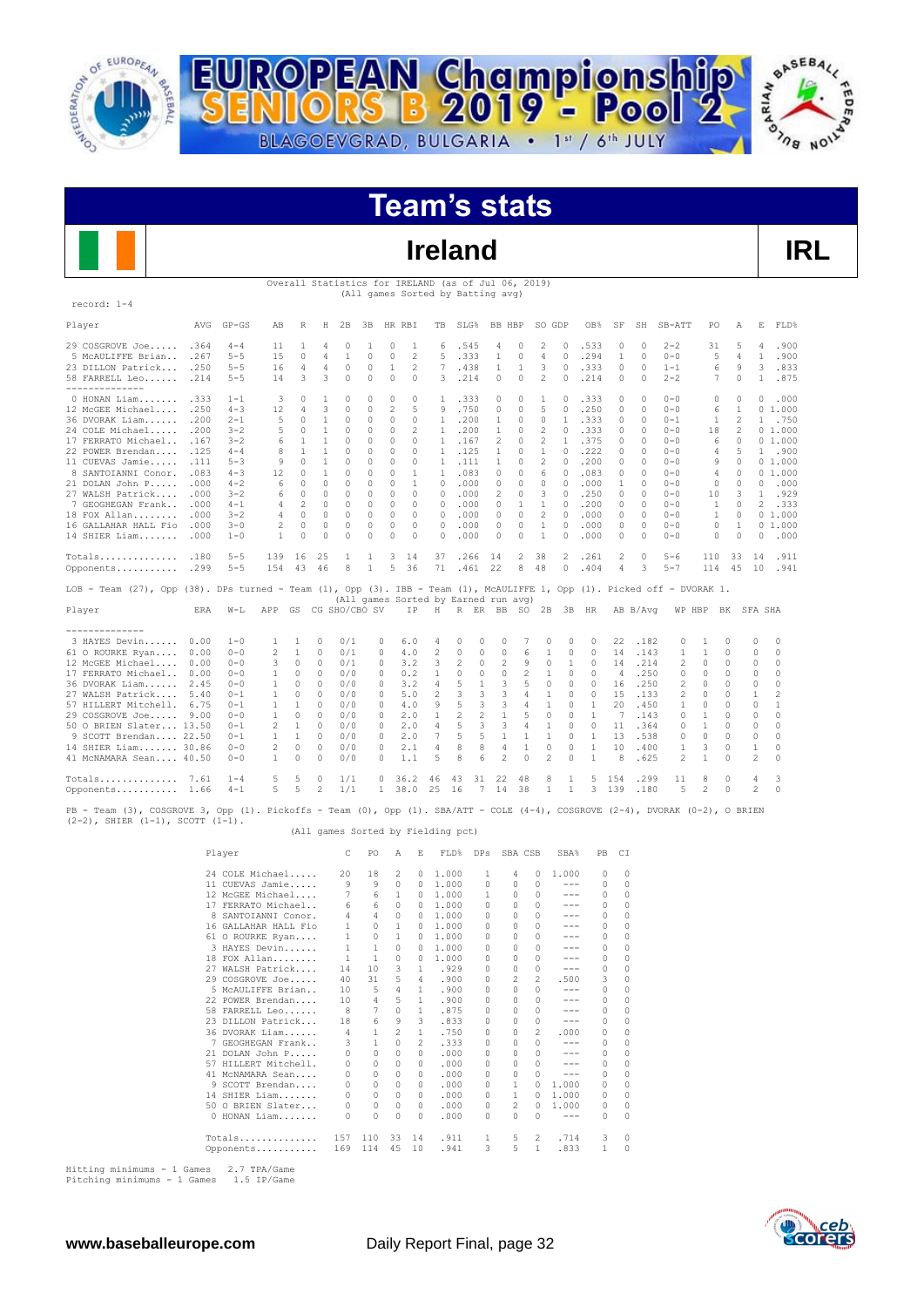# EUROPEAN Championship SENIORS B 2019 - Pool 2

BLAGOEVGRAD, BULGARIA • 1st / 6th JULY

## Team's stats

## Ireland

**IRL**

Overall Statistics for IRELAND (as of Jul 06, 2019)
(All games Sorted by Batting avg)

record: 1-4

| Player | AVG | GP-GS | AB | R | H | 2B | 3B | HR | RBI | TB | SLG% | BB | HBP | SO | GDP | OB% | SF | SH | SB-ATT | PO | A | E | FLD% |
|---|---|---|---|---|---|---|---|---|---|---|---|---|---|---|---|---|---|---|---|---|---|---|---|
| 29 COSGROVE Joe..... | .364 | 4-4 | 11 | 1 | 4 | 0 | 1 | 0 | 1 | 6 | .545 | 4 | 0 | 2 | 0 | .533 | 0 | 0 | 2-2 | 31 | 5 | 4 | .900 |
| 5 McAULIFFE Brian.. | .267 | 5-5 | 15 | 0 | 4 | 1 | 0 | 0 | 2 | 5 | .333 | 1 | 0 | 4 | 0 | .294 | 1 | 0 | 0-0 | 5 | 4 | 1 | .900 |
| 23 DILLON Patrick... | .250 | 5-5 | 16 | 4 | 4 | 0 | 0 | 1 | 2 | 7 | .438 | 1 | 1 | 3 | 0 | .333 | 0 | 0 | 1-1 | 6 | 9 | 3 | .833 |
| 58 FARRELL Leo...... | .214 | 5-5 | 14 | 3 | 3 | 0 | 0 | 0 | 0 | 3 | .214 | 0 | 0 | 2 | 0 | .214 | 0 | 0 | 2-2 | 7 | 0 | 1 | .875 |
| 0 HONAN Liam....... | .333 | 1-1 | 3 | 0 | 1 | 0 | 0 | 0 | 0 | 1 | .333 | 0 | 0 | 1 | 0 | .333 | 0 | 0 | 0-0 | 0 | 0 | 0 | .000 |
| 12 McGEE Michael.... | .250 | 4-3 | 12 | 4 | 3 | 0 | 0 | 2 | 5 | 9 | .750 | 0 | 0 | 5 | 0 | .250 | 0 | 0 | 0-0 | 6 | 1 | 0 | 1.000 |
| 36 DVORAK Liam...... | .200 | 2-1 | 5 | 0 | 1 | 0 | 0 | 0 | 0 | 1 | .200 | 1 | 0 | 0 | 1 | .333 | 0 | 0 | 0-1 | 1 | 2 | 1 | .750 |
| 24 COLE Michael..... | .200 | 3-2 | 5 | 0 | 1 | 0 | 0 | 0 | 2 | 1 | .200 | 1 | 0 | 2 | 0 | .333 | 0 | 0 | 0-0 | 18 | 2 | 0 | 1.000 |
| 17 FERRATO Michael.. | .167 | 3-2 | 6 | 1 | 1 | 0 | 0 | 0 | 0 | 1 | .167 | 2 | 0 | 2 | 1 | .375 | 0 | 0 | 0-0 | 6 | 0 | 0 | 1.000 |
| 22 POWER Brendan.... | .125 | 4-4 | 8 | 1 | 1 | 0 | 0 | 0 | 0 | 1 | .125 | 1 | 0 | 1 | 0 | .222 | 0 | 0 | 0-0 | 4 | 5 | 1 | .900 |
| 11 CUEVAS Jamie..... | .111 | 5-3 | 9 | 0 | 1 | 0 | 0 | 0 | 0 | 1 | .111 | 1 | 0 | 2 | 0 | .200 | 0 | 0 | 0-0 | 9 | 0 | 0 | 1.000 |
| 8 SANTOIANNI Conor. | .083 | 4-3 | 12 | 0 | 1 | 0 | 0 | 0 | 1 | 1 | .083 | 0 | 0 | 6 | 0 | .083 | 0 | 0 | 0-0 | 4 | 0 | 0 | 1.000 |
| 21 DOLAN John P..... | .000 | 4-2 | 6 | 0 | 0 | 0 | 0 | 0 | 1 | 0 | .000 | 0 | 0 | 0 | 0 | .000 | 1 | 0 | 0-0 | 0 | 0 | 0 | .000 |
| 27 WALSH Patrick.... | .000 | 3-2 | 6 | 0 | 0 | 0 | 0 | 0 | 0 | 0 | .000 | 2 | 0 | 3 | 0 | .250 | 0 | 0 | 0-0 | 10 | 3 | 1 | .929 |
| 7 GEOGHEGAN Frank.. | .000 | 4-1 | 4 | 2 | 0 | 0 | 0 | 0 | 0 | 0 | .000 | 0 | 1 | 1 | 0 | .200 | 0 | 0 | 0-0 | 1 | 0 | 2 | .333 |
| 18 FOX Allan........ | .000 | 3-2 | 4 | 0 | 0 | 0 | 0 | 0 | 0 | 0 | .000 | 0 | 0 | 2 | 0 | .000 | 0 | 0 | 0-0 | 1 | 0 | 0 | 1.000 |
| 16 GALLAHAR HALL Fio | .000 | 3-0 | 2 | 0 | 0 | 0 | 0 | 0 | 0 | 0 | .000 | 0 | 0 | 1 | 0 | .000 | 0 | 0 | 0-0 | 0 | 1 | 0 | 1.000 |
| 14 SHIER Liam....... | .000 | 1-0 | 1 | 0 | 0 | 0 | 0 | 0 | 0 | 0 | .000 | 0 | 0 | 1 | 0 | .000 | 0 | 0 | 0-0 | 0 | 0 | 0 | .000 |
| Totals.............. | .180 | 5-5 | 139 | 16 | 25 | 1 | 1 | 3 | 14 | 37 | .266 | 14 | 2 | 38 | 2 | .261 | 2 | 0 | 5-6 | 110 | 33 | 14 | .911 |
| Opponents........... | .299 | 5-5 | 154 | 43 | 46 | 8 | 1 | 5 | 36 | 71 | .461 | 22 | 8 | 48 | 0 | .404 | 4 | 3 | 5-7 | 114 | 45 | 10 | .941 |

LOB - Team (27), Opp (38). DPs turned - Team (1), Opp (3). IBB - Team (1), McAULIFFE 1, Opp (1). Picked off - DVORAK 1.

(All games Sorted by Earned run avg)

| Player | ERA | W-L | APP | GS | CG | SHO/CBO | SV | IP | H | R | ER | BB | SO | 2B | 3B | HR | AB | B/Avg | WP | HBP | BK | SFA | SHA |
|---|---|---|---|---|---|---|---|---|---|---|---|---|---|---|---|---|---|---|---|---|---|---|---|
| 3 HAYES Devin...... | 0.00 | 1-0 | 1 | 1 | 0 | 0/1 | 0 | 6.0 | 4 | 0 | 0 | 0 | 7 | 0 | 0 | 0 | 22 | .182 | 0 | 1 | 0 | 0 | 0 |
| 61 O ROURKE Ryan.... | 0.00 | 0-0 | 2 | 1 | 0 | 0/1 | 0 | 4.0 | 2 | 0 | 0 | 0 | 6 | 1 | 0 | 0 | 14 | .143 | 1 | 1 | 0 | 0 | 0 |
| 12 McGEE Michael.... | 0.00 | 0-0 | 3 | 0 | 0 | 0/1 | 0 | 3.2 | 3 | 2 | 0 | 2 | 9 | 0 | 1 | 0 | 14 | .214 | 2 | 0 | 0 | 0 | 0 |
| 17 FERRATO Michael.. | 0.00 | 0-0 | 1 | 0 | 0 | 0/0 | 0 | 0.2 | 1 | 0 | 0 | 0 | 2 | 1 | 0 | 0 | 4 | .250 | 0 | 0 | 0 | 0 | 0 |
| 36 DVORAK Liam...... | 2.45 | 0-0 | 1 | 0 | 0 | 0/0 | 0 | 3.2 | 4 | 5 | 1 | 3 | 5 | 0 | 0 | 0 | 16 | .250 | 2 | 0 | 0 | 0 | 0 |
| 27 WALSH Patrick.... | 5.40 | 0-1 | 1 | 0 | 0 | 0/0 | 0 | 5.0 | 2 | 3 | 3 | 3 | 4 | 1 | 0 | 0 | 15 | .133 | 2 | 0 | 0 | 1 | 2 |
| 57 HILLERT Mitchell. | 6.75 | 0-1 | 1 | 1 | 0 | 0/0 | 0 | 4.0 | 9 | 5 | 3 | 3 | 4 | 1 | 0 | 1 | 20 | .450 | 1 | 0 | 0 | 0 | 1 |
| 29 COSGROVE Joe..... | 9.00 | 0-0 | 1 | 0 | 0 | 0/0 | 0 | 2.0 | 1 | 2 | 2 | 1 | 5 | 0 | 0 | 1 | 7 | .143 | 0 | 1 | 0 | 0 | 0 |
| 50 O BRIEN Slater... | 13.50 | 0-1 | 2 | 1 | 0 | 0/0 | 0 | 2.0 | 4 | 5 | 3 | 3 | 4 | 1 | 0 | 0 | 11 | .364 | 0 | 1 | 0 | 0 | 0 |
| 9 SCOTT Brendan.... | 22.50 | 0-1 | 1 | 1 | 0 | 0/0 | 0 | 2.0 | 7 | 5 | 5 | 1 | 1 | 1 | 0 | 1 | 13 | .538 | 0 | 0 | 0 | 0 | 0 |
| 14 SHIER Liam....... | 30.86 | 0-0 | 2 | 0 | 0 | 0/0 | 0 | 2.1 | 4 | 8 | 8 | 4 | 1 | 0 | 0 | 1 | 10 | .400 | 1 | 3 | 0 | 1 | 0 |
| 41 McNAMARA Sean.... | 40.50 | 0-0 | 1 | 0 | 0 | 0/0 | 0 | 1.1 | 5 | 8 | 6 | 2 | 0 | 2 | 0 | 1 | 8 | .625 | 2 | 1 | 0 | 2 | 0 |
| Totals.............. | 7.61 | 1-4 | 5 | 5 | 0 | 1/1 | 0 | 36.2 | 46 | 43 | 31 | 22 | 48 | 8 | 1 | 5 | 154 | .299 | 11 | 8 | 0 | 4 | 3 |
| Opponents........... | 1.66 | 4-1 | 5 | 5 | 2 | 1/1 | 1 | 38.0 | 25 | 16 | 7 | 14 | 38 | 1 | 1 | 3 | 139 | .180 | 5 | 2 | 0 | 2 | 0 |

PB - Team (3), COSGROVE 3, Opp (1). Pickoffs - Team (0), Opp (1). SBA/ATT - COLE (4-4), COSGROVE (2-4), DVORAK (0-2), O BRIEN (2-2), SHIER (1-1), SCOTT (1-1).

(All games Sorted by Fielding pct)

| Player | C | PO | A | E | FLD% | DPs | SBA | CSB | SBA% | PB | CI |
|---|---|---|---|---|---|---|---|---|---|---|---|
| 24 COLE Michael..... | 20 | 18 | 2 | 0 | 1.000 | 1 | 4 | 0 | 1.000 | 0 | 0 |
| 11 CUEVAS Jamie..... | 9 | 9 | 0 | 0 | 1.000 | 0 | 0 | 0 | --- | 0 | 0 |
| 12 McGEE Michael.... | 7 | 6 | 1 | 0 | 1.000 | 1 | 0 | 0 | --- | 0 | 0 |
| 17 FERRATO Michael.. | 6 | 6 | 0 | 0 | 1.000 | 0 | 0 | 0 | --- | 0 | 0 |
| 8 SANTOIANNI Conor. | 4 | 4 | 0 | 0 | 1.000 | 0 | 0 | 0 | --- | 0 | 0 |
| 16 GALLAHAR HALL Fio | 1 | 0 | 1 | 0 | 1.000 | 0 | 0 | 0 | --- | 0 | 0 |
| 61 O ROURKE Ryan.... | 1 | 0 | 1 | 0 | 1.000 | 0 | 0 | 0 | --- | 0 | 0 |
| 3 HAYES Devin...... | 1 | 1 | 0 | 0 | 1.000 | 0 | 0 | 0 | --- | 0 | 0 |
| 18 FOX Allan........ | 1 | 1 | 0 | 0 | 1.000 | 0 | 0 | 0 | --- | 0 | 0 |
| 27 WALSH Patrick.... | 14 | 10 | 3 | 1 | .929 | 0 | 0 | 0 | --- | 0 | 0 |
| 29 COSGROVE Joe..... | 40 | 31 | 5 | 4 | .900 | 0 | 2 | 2 | .500 | 3 | 0 |
| 5 McAULIFFE Brian.. | 10 | 5 | 4 | 1 | .900 | 0 | 0 | 0 | --- | 0 | 0 |
| 22 POWER Brendan.... | 10 | 4 | 5 | 1 | .900 | 0 | 0 | 0 | --- | 0 | 0 |
| 58 FARRELL Leo...... | 8 | 7 | 0 | 1 | .875 | 0 | 0 | 0 | --- | 0 | 0 |
| 23 DILLON Patrick... | 18 | 6 | 9 | 3 | .833 | 0 | 0 | 0 | --- | 0 | 0 |
| 36 DVORAK Liam...... | 4 | 1 | 2 | 1 | .750 | 0 | 0 | 2 | .000 | 0 | 0 |
| 7 GEOGHEGAN Frank.. | 3 | 1 | 0 | 2 | .333 | 0 | 0 | 0 | --- | 0 | 0 |
| 21 DOLAN John P..... | 0 | 0 | 0 | 0 | .000 | 0 | 0 | 0 | --- | 0 | 0 |
| 57 HILLERT Mitchell. | 0 | 0 | 0 | 0 | .000 | 0 | 0 | 0 | --- | 0 | 0 |
| 41 McNAMARA Sean.... | 0 | 0 | 0 | 0 | .000 | 0 | 0 | 0 | --- | 0 | 0 |
| 9 SCOTT Brendan.... | 0 | 0 | 0 | 0 | .000 | 0 | 1 | 0 | 1.000 | 0 | 0 |
| 14 SHIER Liam....... | 0 | 0 | 0 | 0 | .000 | 0 | 1 | 0 | 1.000 | 0 | 0 |
| 50 O BRIEN Slater... | 0 | 0 | 0 | 0 | .000 | 0 | 2 | 0 | 1.000 | 0 | 0 |
| 0 HONAN Liam....... | 0 | 0 | 0 | 0 | .000 | 0 | 0 | 0 | --- | 0 | 0 |
| Totals.............. | 157 | 110 | 33 | 14 | .911 | 1 | 5 | 2 | .714 | 3 | 0 |
| Opponents........... | 169 | 114 | 45 | 10 | .941 | 3 | 5 | 1 | .833 | 1 | 0 |

Hitting minimums - 1 Games 2.7 TPA/Game
Pitching minimums - 1 Games 1.5 IP/Game

www.baseballeurope.com Daily Report Final, page 32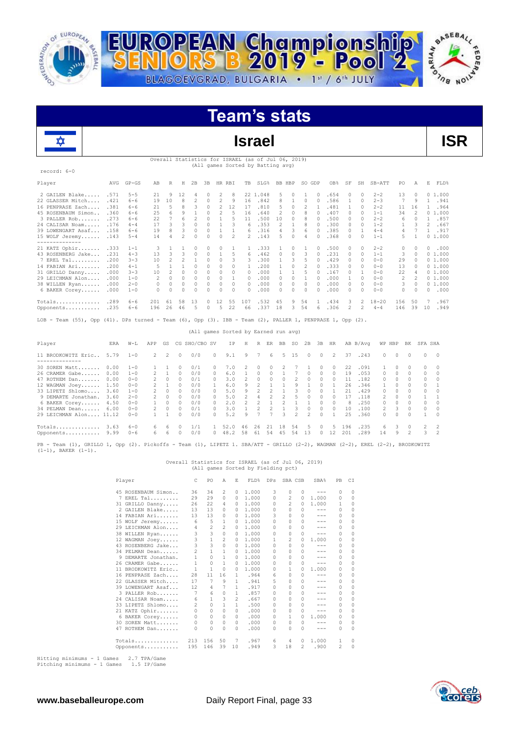# EUROPEAN Championship SENIORS B 2019 - Pool 2

BLAGOEVGRAD, BULGARIA • 1st / 6th JULY

# Team's stats

## Israel

**ISR**

Overall Statistics for ISRAEL (as of Jul 06, 2019)
(All games Sorted by Batting avg)

record: 6-0

| Player | AVG | GP-GS | AB | R | H | 2B | 3B | HR | RBI | TB | SLG% | BB | HBP | SO | GDP | OB% | SF | SH | SB-ATT | PO | A | E | FLD% |
|---|---|---|---|---|---|---|---|---|---|---|---|---|---|---|---|---|---|---|---|---|---|---|---|
| 2 GAILEN Blake..... | .571 | 5-5 | 21 | 9 | 12 | 4 | 0 | 2 | 8 | 22 | 1.048 | 5 | 0 | 1 | 0 | .654 | 0 | 0 | 2-2 | 13 | 0 | 0 | 1.000 |
| 22 GLASSER Mitch.... | .421 | 6-6 | 19 | 10 | 8 | 2 | 0 | 2 | 9 | 16 | .842 | 8 | 1 | 0 | 0 | .586 | 1 | 0 | 2-3 | 7 | 9 | 1 | .941 |
| 16 PENPRASE Zach.... | .381 | 6-6 | 21 | 5 | 8 | 3 | 0 | 2 | 12 | 17 | .810 | 5 | 0 | 2 | 1 | .481 | 1 | 0 | 2-2 | 11 | 16 | 1 | .964 |
| 45 ROSENBAUM Simon... | .360 | 6-6 | 25 | 6 | 9 | 1 | 0 | 2 | 5 | 16 | .640 | 2 | 0 | 8 | 0 | .407 | 0 | 0 | 1-1 | 34 | 2 | 0 | 1.000 |
| 3 PALLER Rob....... | .273 | 6-6 | 22 | 7 | 6 | 2 | 0 | 1 | 5 | 11 | .500 | 10 | 0 | 8 | 0 | .500 | 0 | 0 | 2-2 | 6 | 0 | 1 | .857 |
| 24 CALISAR Noam..... | .176 | 4-4 | 17 | 3 | 3 | 0 | 0 | 1 | 3 | 6 | .353 | 2 | 1 | 8 | 0 | .300 | 0 | 0 | 1-2 | 1 | 3 | 2 | .667 |
| 39 LOWENGART Asaf... | .158 | 6-6 | 19 | 8 | 3 | 0 | 0 | 1 | 1 | 6 | .316 | 4 | 3 | 6 | 0 | .385 | 0 | 1 | 4-4 | 4 | 7 | 1 | .917 |
| 15 WOLF Jeremy...... | .143 | 5-4 | 14 | 4 | 2 | 0 | 0 | 0 | 2 | 2 | .143 | 5 | 0 | 4 | 0 | .368 | 0 | 0 | 1-1 | 5 | 1 | 0 | 1.000 |
| -------------- | | | | | | | | | | | | | | | | | | | | | | | |
| 21 KATZ Ophir....... | .333 | 1-1 | 3 | 1 | 1 | 0 | 0 | 0 | 1 | 1 | .333 | 1 | 0 | 1 | 0 | .500 | 0 | 0 | 2-2 | 0 | 0 | 0 | .000 |
| 43 ROSENBERG Jake... | .231 | 4-3 | 13 | 3 | 3 | 0 | 0 | 1 | 5 | 6 | .462 | 0 | 0 | 3 | 0 | .231 | 0 | 0 | 1-1 | 3 | 0 | 0 | 1.000 |
| 7 EREL Tal........ | .200 | 3-3 | 10 | 2 | 2 | 1 | 0 | 0 | 3 | 3 | .300 | 1 | 3 | 5 | 0 | .429 | 0 | 0 | 0-0 | 29 | 0 | 0 | 1.000 |
| 14 FABIAN Ari....... | .200 | 4-1 | 5 | 1 | 1 | 0 | 0 | 0 | 0 | 1 | .200 | 1 | 0 | 2 | 0 | .333 | 0 | 0 | 0-0 | 13 | 0 | 0 | 1.000 |
| 31 GRILLO Danny..... | .000 | 3-3 | 10 | 2 | 0 | 0 | 0 | 0 | 0 | 0 | .000 | 1 | 1 | 5 | 0 | .167 | 0 | 1 | 0-0 | 22 | 4 | 0 | 1.000 |
| 29 LEICHMAN Alon.... | .000 | 1-0 | 2 | 0 | 0 | 0 | 0 | 0 | 1 | 0 | .000 | 0 | 0 | 1 | 0 | .000 | 1 | 0 | 0-0 | 2 | 2 | 0 | 1.000 |
| 38 WILLEN Ryan...... | .000 | 2-0 | 0 | 0 | 0 | 0 | 0 | 0 | 0 | 0 | .000 | 0 | 0 | 0 | 0 | .000 | 0 | 0 | 0-0 | 3 | 0 | 0 | 1.000 |
| 6 BAKER Corey...... | .000 | 1-0 | 0 | 0 | 0 | 0 | 0 | 0 | 0 | 0 | .000 | 0 | 0 | 0 | 0 | .000 | 0 | 0 | 0-0 | 0 | 0 | 0 | .000 |
| Totals.............. | .289 | 6-6 | 201 | 61 | 58 | 13 | 0 | 12 | 55 | 107 | .532 | 45 | 9 | 54 | 1 | .434 | 3 | 2 | 18-20 | 156 | 50 | 7 | .967 |
| Opponents........... | .235 | 6-6 | 196 | 26 | 46 | 5 | 0 | 5 | 22 | 66 | .337 | 18 | 3 | 54 | 6 | .306 | 2 | 2 | 4-4 | 146 | 39 | 10 | .949 |

LOB - Team (55), Opp (41). DPs turned - Team (6), Opp (3). IBB - Team (2), PALLER 1, PENPRASE 1, Opp (2).

(All games Sorted by Earned run avg)

| Player | ERA | W-L | APP | GS | CG | SHO/CBO | SV | IP | H | R | ER | BB | SO | 2B | 3B | HR | AB | B/Avg | WP | HBP | BK | SFA | SHA |
|---|---|---|---|---|---|---|---|---|---|---|---|---|---|---|---|---|---|---|---|---|---|---|---|
| 11 BRODKOWITZ Eric.. | 5.79 | 1-0 | 2 | 2 | 0 | 0/0 | 0 | 9.1 | 9 | 7 | 6 | 5 | 15 | 0 | 0 | 2 | 37 | .243 | 0 | 0 | 0 | 0 | 0 |
| -------------- | | | | | | | | | | | | | | | | | | | | | | | |
| 30 SOREN Matt....... | 0.00 | 1-0 | 1 | 1 | 0 | 0/1 | 0 | 7.0 | 2 | 0 | 0 | 2 | 7 | 1 | 0 | 0 | 22 | .091 | 1 | 0 | 0 | 0 | 0 |
| 26 CRAMER Gabe...... | 0.00 | 1-0 | 2 | 1 | 0 | 0/0 | 0 | 6.0 | 1 | 0 | 0 | 1 | 7 | 0 | 0 | 0 | 19 | .053 | 0 | 0 | 0 | 0 | 0 |
| 47 ROTHEM Dan....... | 0.00 | 0-0 | 2 | 0 | 0 | 0/1 | 0 | 3.0 | 2 | 0 | 0 | 0 | 2 | 0 | 0 | 0 | 11 | .182 | 0 | 0 | 0 | 0 | 0 |
| 12 WAGMAN Joey...... | 1.50 | 0-0 | 2 | 1 | 0 | 0/0 | 1 | 6.0 | 9 | 2 | 1 | 1 | 9 | 1 | 0 | 1 | 26 | .346 | 1 | 0 | 0 | 0 | 1 |
| 33 LIPETZ Shlomo.... | 3.60 | 1-0 | 2 | 0 | 0 | 0/0 | 0 | 5.0 | 9 | 2 | 2 | 1 | 3 | 0 | 0 | 1 | 21 | .429 | 0 | 0 | 0 | 0 | 0 |
| 9 DEMARTE Jonathan. | 3.60 | 2-0 | 2 | 0 | 0 | 0/0 | 0 | 5.0 | 2 | 4 | 2 | 2 | 5 | 0 | 0 | 0 | 17 | .118 | 2 | 0 | 0 | 1 | 1 |
| 6 BAKER Corey...... | 4.50 | 0-0 | 1 | 0 | 0 | 0/0 | 0 | 2.0 | 2 | 2 | 1 | 2 | 1 | 1 | 0 | 0 | 8 | .250 | 0 | 0 | 0 | 0 | 0 |
| 34 PELMAN Dean...... | 6.00 | 0-0 | 2 | 0 | 0 | 0/1 | 0 | 3.0 | 1 | 2 | 2 | 1 | 3 | 0 | 0 | 0 | 10 | .100 | 2 | 3 | 0 | 0 | 0 |
| 29 LEICHMAN Alon.... | 11.12 | 0-0 | 1 | 1 | 0 | 0/0 | 0 | 5.2 | 9 | 7 | 7 | 3 | 2 | 2 | 0 | 1 | 25 | .360 | 0 | 0 | 0 | 1 | 0 |
| Totals.............. | 3.63 | 6-0 | 6 | 6 | 0 | 1/1 | 1 | 52.0 | 46 | 26 | 21 | 18 | 54 | 5 | 0 | 5 | 196 | .235 | 6 | 3 | 0 | 2 | 2 |
| Opponents........... | 9.99 | 0-6 | 6 | 6 | 0 | 0/0 | 0 | 48.2 | 58 | 61 | 54 | 45 | 54 | 13 | 0 | 12 | 201 | .289 | 14 | 9 | 2 | 3 | 2 |

PB - Team (1), GRILLO 1, Opp (2). Pickoffs - Team (1), LIPETZ 1. SBA/ATT - GRILLO (2-2), WAGMAN (2-2), EREL (2-2), BRODKOWITZ (1-1), BAKER (1-1).

Overall Statistics for ISRAEL (as of Jul 06, 2019)
(All games Sorted by Fielding pct)

| Player | C | PO | A | E | FLD% | DPs | SBA | CSB | SBA% | PB | CI |
|---|---|---|---|---|---|---|---|---|---|---|---|
| 45 ROSENBAUM Simon.. | 36 | 34 | 2 | 0 | 1.000 | 3 | 0 | 0 | --- | 0 | 0 |
| 7 EREL Tal......... | 29 | 29 | 0 | 0 | 1.000 | 0 | 2 | 0 | 1.000 | 0 | 0 |
| 31 GRILLO Danny..... | 26 | 22 | 4 | 0 | 1.000 | 0 | 2 | 0 | 1.000 | 1 | 0 |
| 2 GAILEN Blake..... | 13 | 13 | 0 | 0 | 1.000 | 0 | 0 | 0 | --- | 0 | 0 |
| 14 FABIAN Ari....... | 13 | 13 | 0 | 0 | 1.000 | 3 | 0 | 0 | --- | 0 | 0 |
| 15 WOLF Jeremy...... | 6 | 5 | 1 | 0 | 1.000 | 0 | 0 | 0 | --- | 0 | 0 |
| 29 LEICHMAN Alon.... | 4 | 2 | 2 | 0 | 1.000 | 0 | 0 | 0 | --- | 0 | 0 |
| 38 WILLEN Ryan...... | 3 | 3 | 0 | 0 | 1.000 | 0 | 0 | 0 | --- | 0 | 0 |
| 12 WAGMAN Joey...... | 3 | 1 | 2 | 0 | 1.000 | 1 | 2 | 0 | 1.000 | 0 | 0 |
| 43 ROSENBERG Jake... | 3 | 3 | 0 | 0 | 1.000 | 0 | 0 | 0 | --- | 0 | 0 |
| 34 PELMAN Dean...... | 2 | 1 | 1 | 0 | 1.000 | 0 | 0 | 0 | --- | 0 | 0 |
| 9 DEMARTE Jonathan. | 1 | 0 | 1 | 0 | 1.000 | 0 | 0 | 0 | --- | 0 | 0 |
| 26 CRAMER Gabe...... | 1 | 0 | 1 | 0 | 1.000 | 0 | 0 | 0 | --- | 0 | 0 |
| 11 BRODKOWITZ Eric.. | 1 | 1 | 0 | 0 | 1.000 | 0 | 1 | 0 | 1.000 | 0 | 0 |
| 16 PENPRASE Zach.... | 28 | 11 | 16 | 1 | .964 | 6 | 0 | 0 | --- | 0 | 0 |
| 22 GLASSER Mitch.... | 17 | 7 | 9 | 1 | .941 | 5 | 0 | 0 | --- | 0 | 0 |
| 39 LOWENGART Asaf... | 12 | 4 | 7 | 1 | .917 | 0 | 0 | 0 | --- | 0 | 0 |
| 3 PALLER Rob....... | 7 | 6 | 0 | 1 | .857 | 0 | 0 | 0 | --- | 0 | 0 |
| 24 CALISAR Noam..... | 6 | 1 | 3 | 2 | .667 | 0 | 0 | 0 | --- | 0 | 0 |
| 33 LIPETZ Shlomo.... | 2 | 0 | 1 | 1 | .500 | 0 | 0 | 0 | --- | 0 | 0 |
| 21 KATZ Ophir....... | 0 | 0 | 0 | 0 | .000 | 0 | 0 | 0 | --- | 0 | 0 |
| 6 BAKER Corey...... | 0 | 0 | 0 | 0 | .000 | 0 | 1 | 0 | 1.000 | 0 | 0 |
| 30 SOREN Matt....... | 0 | 0 | 0 | 0 | .000 | 0 | 0 | 0 | --- | 0 | 0 |
| 47 ROTHEM Dan....... | 0 | 0 | 0 | 0 | .000 | 0 | 0 | 0 | --- | 0 | 0 |
| Totals.............. | 213 | 156 | 50 | 7 | .967 | 6 | 4 | 0 | 1.000 | 1 | 0 |
| Opponents........... | 195 | 146 | 39 | 10 | .949 | 3 | 18 | 2 | .900 | 2 | 0 |

Hitting minimums - 1 Games 2.7 TPA/Game
Pitching minimums - 1 Games 1.5 IP/Game

www.baseballeurope.com

Daily Report Final, page 33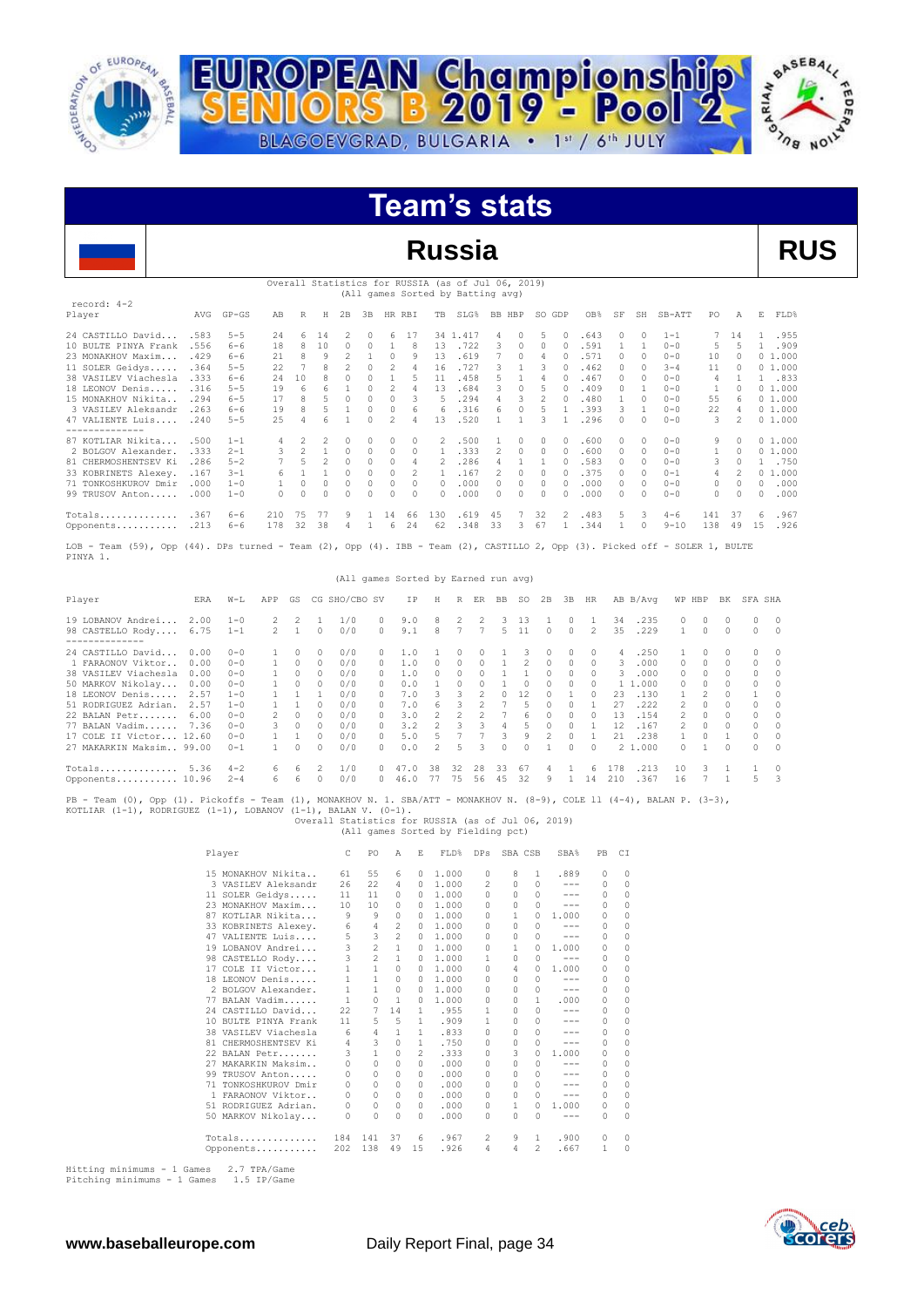# EUROPEAN Championship SENIORS B 2019 - Pool 2

BLAGOEVGRAD, BULGARIA • 1st / 6th JULY

## Team's stats

## Russia — RUS

Overall Statistics for RUSSIA (as of Jul 06, 2019)
(All games Sorted by Batting avg)

record: 4-2

| Player | AVG | GP-GS | AB | R | H | 2B | 3B | HR | RBI | TB | SLG% | BB | HBP | SO | GDP | OB% | SF | SH | SB-ATT | PO | A | E | FLD% |
|---|---|---|---|---|---|---|---|---|---|---|---|---|---|---|---|---|---|---|---|---|---|---|---|
| 24 CASTILLO David... | .583 | 5-5 | 24 | 6 | 14 | 2 | 0 | 6 | 17 | 34 | 1.417 | 4 | 0 | 5 | 0 | .643 | 0 | 0 | 1-1 | 7 | 14 | 1 | .955 |
| 10 BULTE PINYA Frank | .556 | 6-6 | 18 | 8 | 10 | 0 | 0 | 1 | 8 | 13 | .722 | 3 | 0 | 0 | 0 | .591 | 1 | 1 | 0-0 | 5 | 5 | 1 | .909 |
| 23 MONAKHOV Maxim... | .429 | 6-6 | 21 | 8 | 9 | 2 | 1 | 0 | 9 | 13 | .619 | 7 | 0 | 4 | 0 | .571 | 0 | 0 | 0-0 | 10 | 0 | 0 | 1.000 |
| 11 SOLER Geidys..... | .364 | 5-5 | 22 | 7 | 8 | 2 | 0 | 2 | 4 | 16 | .727 | 3 | 1 | 3 | 0 | .462 | 0 | 0 | 3-4 | 11 | 0 | 0 | 1.000 |
| 38 VASILEV Viachesla | .333 | 6-6 | 24 | 10 | 8 | 0 | 0 | 1 | 5 | 11 | .458 | 5 | 1 | 4 | 0 | .467 | 0 | 0 | 0-0 | 4 | 1 | 1 | .833 |
| 18 LEONOV Denis..... | .316 | 5-5 | 19 | 6 | 6 | 1 | 0 | 2 | 4 | 13 | .684 | 3 | 0 | 5 | 0 | .409 | 0 | 1 | 0-0 | 1 | 0 | 0 | 1.000 |
| 15 MONAKHOV Nikita.. | .294 | 6-5 | 17 | 8 | 5 | 0 | 0 | 0 | 3 | 5 | .294 | 4 | 3 | 2 | 0 | .480 | 1 | 0 | 0-0 | 55 | 6 | 0 | 1.000 |
| 3 VASILEV Aleksandr | .263 | 6-6 | 19 | 8 | 5 | 1 | 0 | 0 | 6 | 6 | .316 | 6 | 0 | 5 | 1 | .393 | 3 | 1 | 0-0 | 22 | 4 | 0 | 1.000 |
| 47 VALIENTE Luis.... | .240 | 5-5 | 25 | 4 | 6 | 1 | 0 | 2 | 4 | 13 | .520 | 1 | 1 | 3 | 1 | .296 | 0 | 0 | 0-0 | 3 | 2 | 0 | 1.000 |
| 87 KOTLIAR Nikita... | .500 | 1-1 | 4 | 2 | 2 | 0 | 0 | 0 | 0 | 2 | .500 | 1 | 0 | 0 | 0 | .600 | 0 | 0 | 0-0 | 9 | 0 | 0 | 1.000 |
| 2 BOLGOV Alexander. | .333 | 2-1 | 3 | 2 | 1 | 0 | 0 | 0 | 0 | 1 | .333 | 2 | 0 | 0 | 0 | .600 | 0 | 0 | 0-0 | 1 | 0 | 0 | 1.000 |
| 81 CHERMOSHENTSEV Ki | .286 | 5-2 | 7 | 5 | 2 | 0 | 0 | 0 | 4 | 2 | .286 | 4 | 1 | 1 | 0 | .583 | 0 | 0 | 0-0 | 3 | 0 | 1 | .750 |
| 33 KOBRINETS Alexey. | .167 | 3-1 | 6 | 1 | 1 | 0 | 0 | 0 | 2 | 1 | .167 | 2 | 0 | 0 | 0 | .375 | 0 | 0 | 0-1 | 4 | 2 | 0 | 1.000 |
| 71 TONKOSHKUROV Dmir | .000 | 1-0 | 1 | 0 | 0 | 0 | 0 | 0 | 0 | 0 | .000 | 0 | 0 | 0 | 0 | .000 | 0 | 0 | 0-0 | 0 | 0 | 0 | .000 |
| 99 TRUSOV Anton..... | .000 | 1-0 | 0 | 0 | 0 | 0 | 0 | 0 | 0 | 0 | .000 | 0 | 0 | 0 | 0 | .000 | 0 | 0 | 0-0 | 0 | 0 | 0 | .000 |
| Totals.............. | .367 | 6-6 | 210 | 75 | 77 | 9 | 1 | 14 | 66 | 130 | .619 | 45 | 7 | 32 | 2 | .483 | 5 | 3 | 4-6 | 141 | 37 | 6 | .967 |
| Opponents........... | .213 | 6-6 | 178 | 32 | 38 | 4 | 1 | 6 | 24 | 62 | .348 | 33 | 3 | 67 | 1 | .344 | 1 | 0 | 9-10 | 138 | 49 | 15 | .926 |

LOB - Team (59), Opp (44). DPs turned - Team (2), Opp (4). IBB - Team (2), CASTILLO 2, Opp (3). Picked off - SOLER 1, BULTE PINYA 1.

(All games Sorted by Earned run avg)

| Player | ERA | W-L | APP | GS | CG | SHO/CBO | SV | IP | H | R | ER | BB | SO | 2B | 3B | HR | AB | B/Avg | WP | HBP | BK | SFA | SHA |
|---|---|---|---|---|---|---|---|---|---|---|---|---|---|---|---|---|---|---|---|---|---|---|---|
| 19 LOBANOV Andrei... | 2.00 | 1-0 | 2 | 2 | 1 | 1/0 | 0 | 9.0 | 8 | 2 | 2 | 3 | 13 | 1 | 0 | 1 | 34 | .235 | 0 | 0 | 0 | 0 | 0 |
| 98 CASTELLO Rody.... | 6.75 | 1-1 | 2 | 1 | 0 | 0/0 | 0 | 9.1 | 8 | 7 | 7 | 5 | 11 | 0 | 0 | 2 | 35 | .229 | 1 | 0 | 0 | 0 | 0 |
| 24 CASTILLO David... | 0.00 | 0-0 | 1 | 0 | 0 | 0/0 | 0 | 1.0 | 1 | 0 | 0 | 1 | 3 | 0 | 0 | 0 | 4 | .250 | 1 | 0 | 0 | 0 | 0 |
| 1 FARAONOV Viktor.. | 0.00 | 0-0 | 1 | 0 | 0 | 0/0 | 0 | 1.0 | 0 | 0 | 0 | 1 | 2 | 0 | 0 | 0 | 3 | .000 | 0 | 0 | 0 | 0 | 0 |
| 38 VASILEV Viachesla | 0.00 | 0-0 | 1 | 0 | 0 | 0/0 | 0 | 1.0 | 0 | 0 | 0 | 1 | 1 | 0 | 0 | 0 | 3 | .000 | 0 | 0 | 0 | 0 | 0 |
| 50 MARKOV Nikolay... | 0.00 | 0-0 | 1 | 0 | 0 | 0/0 | 0 | 0.0 | 1 | 0 | 0 | 1 | 0 | 0 | 0 | 0 | 1 | 1.000 | 0 | 0 | 0 | 0 | 0 |
| 18 LEONOV Denis..... | 2.57 | 1-0 | 1 | 1 | 1 | 0/0 | 0 | 7.0 | 3 | 3 | 2 | 0 | 12 | 0 | 1 | 0 | 23 | .130 | 1 | 2 | 0 | 1 | 0 |
| 51 RODRIGUEZ Adrian. | 2.57 | 1-0 | 1 | 1 | 0 | 0/0 | 0 | 7.0 | 6 | 3 | 2 | 7 | 5 | 0 | 0 | 1 | 27 | .222 | 2 | 0 | 0 | 0 | 0 |
| 22 BALAN Petr....... | 6.00 | 0-0 | 2 | 0 | 0 | 0/0 | 0 | 3.0 | 2 | 2 | 2 | 7 | 6 | 0 | 0 | 0 | 13 | .154 | 2 | 0 | 0 | 0 | 0 |
| 77 BALAN Vadim...... | 7.36 | 0-0 | 3 | 0 | 0 | 0/0 | 0 | 3.2 | 2 | 3 | 3 | 4 | 5 | 0 | 0 | 1 | 12 | .167 | 2 | 0 | 0 | 0 | 0 |
| 17 COLE II Victor... | 12.60 | 0-0 | 1 | 1 | 0 | 0/0 | 0 | 5.0 | 5 | 7 | 7 | 3 | 9 | 2 | 0 | 1 | 21 | .238 | 1 | 0 | 1 | 0 | 0 |
| 27 MAKARKIN Maksim.. | 99.00 | 0-1 | 1 | 0 | 0 | 0/0 | 0 | 0.0 | 2 | 5 | 3 | 0 | 0 | 1 | 0 | 0 | 2 | 1.000 | 0 | 1 | 0 | 0 | 0 |
| Totals.............. | 5.36 | 4-2 | 6 | 6 | 2 | 1/0 | 0 | 47.0 | 38 | 32 | 28 | 33 | 67 | 4 | 1 | 6 | 178 | .213 | 10 | 3 | 1 | 1 | 0 |
| Opponents........... | 10.96 | 2-4 | 6 | 6 | 0 | 0/0 | 0 | 46.0 | 77 | 75 | 56 | 45 | 32 | 9 | 1 | 14 | 210 | .367 | 16 | 7 | 1 | 5 | 3 |

PB - Team (0), Opp (1). Pickoffs - Team (1), MONAKHOV N. 1. SBA/ATT - MONAKHOV N. (8-9), COLE II (4-4), BALAN P. (3-3), KOTLIAR (1-1), RODRIGUEZ (1-1), LOBANOV (1-1), BALAN V. (0-1).

Overall Statistics for RUSSIA (as of Jul 06, 2019)
(All games Sorted by Fielding pct)

| Player | C | PO | A | E | FLD% | DPs | SBA | CSB | SBA% | PB | CI |
|---|---|---|---|---|---|---|---|---|---|---|---|
| 15 MONAKHOV Nikita.. | 61 | 55 | 6 | 0 | 1.000 | 0 | 8 | 1 | .889 | 0 | 0 |
| 3 VASILEV Aleksandr | 26 | 22 | 4 | 0 | 1.000 | 2 | 0 | 0 | --- | 0 | 0 |
| 11 SOLER Geidys..... | 11 | 11 | 0 | 0 | 1.000 | 0 | 0 | 0 | --- | 0 | 0 |
| 23 MONAKHOV Maxim... | 10 | 10 | 0 | 0 | 1.000 | 0 | 0 | 0 | --- | 0 | 0 |
| 87 KOTLIAR Nikita... | 9 | 9 | 0 | 0 | 1.000 | 0 | 1 | 0 | 1.000 | 0 | 0 |
| 33 KOBRINETS Alexey. | 6 | 4 | 2 | 0 | 1.000 | 0 | 0 | 0 | --- | 0 | 0 |
| 47 VALIENTE Luis.... | 5 | 3 | 2 | 0 | 1.000 | 0 | 0 | 0 | --- | 0 | 0 |
| 19 LOBANOV Andrei... | 3 | 2 | 1 | 0 | 1.000 | 0 | 1 | 0 | 1.000 | 0 | 0 |
| 98 CASTELLO Rody.... | 3 | 2 | 1 | 0 | 1.000 | 1 | 0 | 0 | --- | 0 | 0 |
| 17 COLE II Victor... | 1 | 1 | 0 | 0 | 1.000 | 0 | 4 | 0 | 1.000 | 0 | 0 |
| 18 LEONOV Denis..... | 1 | 1 | 0 | 0 | 1.000 | 0 | 0 | 0 | --- | 0 | 0 |
| 2 BOLGOV Alexander. | 1 | 1 | 0 | 0 | 1.000 | 0 | 0 | 0 | --- | 0 | 0 |
| 77 BALAN Vadim...... | 1 | 0 | 1 | 0 | 1.000 | 0 | 0 | 1 | .000 | 0 | 0 |
| 24 CASTILLO David... | 22 | 7 | 14 | 1 | .955 | 1 | 0 | 0 | --- | 0 | 0 |
| 10 BULTE PINYA Frank | 11 | 5 | 5 | 1 | .909 | 1 | 0 | 0 | --- | 0 | 0 |
| 38 VASILEV Viachesla | 6 | 4 | 1 | 1 | .833 | 0 | 0 | 0 | --- | 0 | 0 |
| 81 CHERMOSHENTSEV Ki | 4 | 3 | 0 | 1 | .750 | 0 | 0 | 0 | --- | 0 | 0 |
| 22 BALAN Petr....... | 3 | 1 | 0 | 2 | .333 | 0 | 3 | 0 | 1.000 | 0 | 0 |
| 27 MAKARKIN Maksim.. | 0 | 0 | 0 | 0 | .000 | 0 | 0 | 0 | --- | 0 | 0 |
| 99 TRUSOV Anton..... | 0 | 0 | 0 | 0 | .000 | 0 | 0 | 0 | --- | 0 | 0 |
| 71 TONKOSHKUROV Dmir | 0 | 0 | 0 | 0 | .000 | 0 | 0 | 0 | --- | 0 | 0 |
| 1 FARAONOV Viktor.. | 0 | 0 | 0 | 0 | .000 | 0 | 0 | 0 | --- | 0 | 0 |
| 51 RODRIGUEZ Adrian. | 0 | 0 | 0 | 0 | .000 | 0 | 1 | 0 | 1.000 | 0 | 0 |
| 50 MARKOV Nikolay... | 0 | 0 | 0 | 0 | .000 | 0 | 0 | 0 | --- | 0 | 0 |
| Totals.............. | 184 | 141 | 37 | 6 | .967 | 2 | 9 | 1 | .900 | 0 | 0 |
| Opponents........... | 202 | 138 | 49 | 15 | .926 | 4 | 4 | 2 | .667 | 1 | 0 |

Hitting minimums - 1 Games 2.7 TPA/Game
Pitching minimums - 1 Games 1.5 IP/Game

www.baseballeurope.com — Daily Report Final, page 34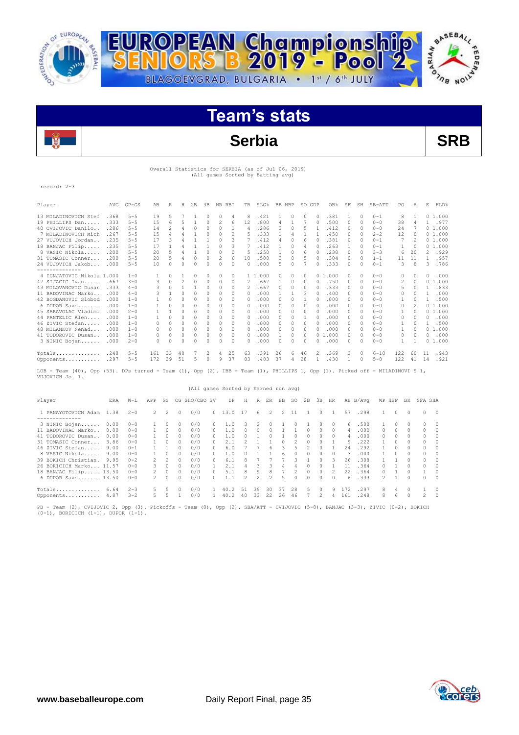# EUROPEAN Championship SENIORS B 2019 - Pool 2

BLAGOEVGRAD, BULGARIA • 1st / 6th JULY

## Team's stats

## Serbia SRB

Overall Statistics for SERBIA (as of Jul 06, 2019)
(All games Sorted by Batting avg)

record: 2-3

| Player | AVG | GP-GS | AB | R | H | 2B | 3B | HR | RBI | TB | SLG% | BB | HBP | SO | GDP | OB% | SF | SH | SB-ATT | PO | A | E | FLD% |
|---|---|---|---|---|---|---|---|---|---|---|---|---|---|---|---|---|---|---|---|---|---|---|---|
| 13 MILADINOVICH Stef | .368 | 5-5 | 19 | 5 | 7 | 1 | 0 | 0 | 4 | 8 | .421 | 1 | 0 | 0 | 0 | .381 | 1 | 0 | 0-1 | 8 | 1 | 0 | 1.000 |
| 19 PHILLIPS Dan..... | .333 | 5-5 | 15 | 6 | 5 | 1 | 0 | 2 | 6 | 12 | .800 | 4 | 1 | 7 | 0 | .500 | 0 | 0 | 0-0 | 38 | 4 | 1 | .977 |
| 40 CVIJOVIC Danilo.. | .286 | 5-5 | 14 | 2 | 4 | 0 | 0 | 0 | 1 | 4 | .286 | 3 | 0 | 5 | 1 | .412 | 0 | 0 | 0-0 | 24 | 7 | 0 | 1.000 |
| 7 MILADINOVICH Mich | .267 | 5-5 | 15 | 4 | 4 | 1 | 0 | 0 | 2 | 5 | .333 | 1 | 4 | 1 | 1 | .450 | 0 | 0 | 2-2 | 12 | 0 | 0 | 1.000 |
| 27 VUJOVICH Jordan.. | .235 | 5-5 | 17 | 3 | 4 | 1 | 1 | 0 | 3 | 7 | .412 | 4 | 0 | 6 | 0 | .381 | 0 | 0 | 0-1 | 7 | 2 | 0 | 1.000 |
| 18 BANJAC Filip..... | .235 | 5-5 | 17 | 1 | 4 | 1 | 1 | 0 | 3 | 7 | .412 | 1 | 0 | 4 | 0 | .263 | 1 | 0 | 0-1 | 1 | 0 | 0 | 1.000 |
| 8 VASIC Nikola...... | .200 | 5-5 | 20 | 5 | 4 | 1 | 0 | 0 | 0 | 5 | .250 | 1 | 0 | 6 | 0 | .238 | 0 | 0 | 3-3 | 6 | 20 | 2 | .929 |
| 31 TOMASIC Conner... | .200 | 5-5 | 20 | 5 | 4 | 0 | 0 | 2 | 6 | 10 | .500 | 3 | 0 | 5 | 0 | .304 | 0 | 0 | 1-1 | 11 | 11 | 1 | .957 |
| 24 VUJOVICH Jakob... | .000 | 5-5 | 10 | 0 | 0 | 0 | 0 | 0 | 0 | 0 | .000 | 5 | 0 | 7 | 0 | .333 | 0 | 0 | 0-1 | 3 | 8 | 3 | .786 |
| 4 IGNJATOVIC Nikola | 1.000 | 1-0 | 1 | 0 | 1 | 0 | 0 | 0 | 0 | 1 | 1.000 | 0 | 0 | 0 | 0 | 1.000 | 0 | 0 | 0-0 | 0 | 0 | 0 | .000 |
| 47 SIJACIC Ivan..... | .667 | 3-0 | 3 | 0 | 2 | 0 | 0 | 0 | 0 | 2 | .667 | 1 | 0 | 0 | 0 | .750 | 0 | 0 | 0-0 | 2 | 0 | 0 | 1.000 |
| 43 MILOVANOVIC Dusan | .333 | 4-0 | 3 | 0 | 1 | 1 | 0 | 0 | 0 | 2 | .667 | 0 | 0 | 0 | 0 | .333 | 0 | 0 | 0-0 | 5 | 0 | 1 | .833 |
| 11 BADOVINAC Marko.. | .000 | 4-0 | 3 | 1 | 0 | 0 | 0 | 0 | 0 | 0 | .000 | 1 | 1 | 3 | 0 | .400 | 0 | 0 | 0-0 | 0 | 0 | 1 | .000 |
| 42 BOGDANOVIC Slobod | .000 | 1-0 | 1 | 0 | 0 | 0 | 0 | 0 | 0 | 0 | .000 | 0 | 0 | 1 | 0 | .000 | 0 | 0 | 0-0 | 1 | 0 | 1 | .500 |
| 6 DUPOR Savo........ | .000 | 1-0 | 1 | 0 | 0 | 0 | 0 | 0 | 0 | 0 | .000 | 0 | 0 | 0 | 0 | .000 | 0 | 0 | 0-0 | 0 | 2 | 0 | 1.000 |
| 45 SARAVOLAC Vladimi | .000 | 2-0 | 1 | 1 | 0 | 0 | 0 | 0 | 0 | 0 | .000 | 0 | 0 | 0 | 0 | .000 | 0 | 0 | 0-0 | 1 | 0 | 0 | 1.000 |
| 44 PANTELIC Alen.... | .000 | 1-0 | 1 | 0 | 0 | 0 | 0 | 0 | 0 | 0 | .000 | 0 | 0 | 1 | 0 | .000 | 0 | 0 | 0-0 | 0 | 0 | 0 | .000 |
| 46 ZIVIC Stefan..... | .000 | 1-0 | 0 | 0 | 0 | 0 | 0 | 0 | 0 | 0 | .000 | 0 | 0 | 0 | 0 | .000 | 0 | 0 | 0-0 | 1 | 0 | 1 | .500 |
| 48 MILANKOV Nenad... | .000 | 1-0 | 0 | 0 | 0 | 0 | 0 | 0 | 0 | 0 | .000 | 0 | 0 | 0 | 0 | .000 | 0 | 0 | 0-0 | 1 | 0 | 0 | 1.000 |
| 41 TODOROVIC Dusan.. | .000 | 1-0 | 0 | 0 | 0 | 0 | 0 | 0 | 0 | 0 | .000 | 1 | 0 | 0 | 0 | 1.000 | 0 | 0 | 0-0 | 0 | 0 | 0 | .000 |
| 3 NINIC Bojan...... | .000 | 2-0 | 0 | 0 | 0 | 0 | 0 | 0 | 0 | 0 | .000 | 0 | 0 | 0 | 0 | .000 | 0 | 0 | 0-0 | 1 | 1 | 0 | 1.000 |
| Totals.............. | .248 | 5-5 | 161 | 33 | 40 | 7 | 2 | 4 | 25 | 63 | .391 | 26 | 6 | 46 | 2 | .369 | 2 | 0 | 6-10 | 122 | 60 | 11 | .943 |
| Opponents........... | .297 | 5-5 | 172 | 39 | 51 | 5 | 0 | 9 | 37 | 83 | .483 | 37 | 4 | 28 | 1 | .430 | 1 | 0 | 5-8 | 122 | 41 | 14 | .921 |

LOB - Team (40), Opp (53). DPs turned - Team (1), Opp (2). IBB - Team (1), PHILLIPS 1, Opp (1). Picked off - MILADINOVI S 1, VUJOVICH Jo. 1.

(All games Sorted by Earned run avg)

| Player | ERA | W-L | APP | GS | CG | SHO/CBO | SV | IP | H | R | ER | BB | SO | 2B | 3B | HR | AB | B/Avg | WP | HBP | BK | SFA | SHA |
|---|---|---|---|---|---|---|---|---|---|---|---|---|---|---|---|---|---|---|---|---|---|---|---|
| 1 PANAYOTOVICH Adam | 1.38 | 2-0 | 2 | 2 | 0 | 0/0 | 0 | 13.0 | 17 | 6 | 2 | 2 | 11 | 1 | 0 | 1 | 57 | .298 | 1 | 0 | 0 | 0 | 0 |
| 3 NINIC Bojan...... | 0.00 | 0-0 | 1 | 0 | 0 | 0/0 | 0 | 1.0 | 3 | 2 | 0 | 1 | 0 | 1 | 0 | 0 | 6 | .500 | 1 | 0 | 0 | 0 | 0 |
| 11 BADOVINAC Marko.. | 0.00 | 0-0 | 1 | 0 | 0 | 0/0 | 0 | 1.0 | 0 | 0 | 0 | 1 | 1 | 0 | 0 | 0 | 4 | .000 | 0 | 0 | 0 | 0 | 0 |
| 41 TODOROVIC Dusan.. | 0.00 | 0-0 | 1 | 0 | 0 | 0/0 | 0 | 1.0 | 0 | 1 | 0 | 1 | 0 | 0 | 0 | 0 | 4 | .000 | 0 | 0 | 0 | 0 | 0 |
| 31 TOMASIC Conner... | 3.86 | 0-0 | 1 | 0 | 0 | 0/0 | 0 | 2.1 | 2 | 1 | 1 | 0 | 2 | 0 | 0 | 1 | 9 | .222 | 1 | 0 | 0 | 0 | 0 |
| 46 ZIVIC Stefan..... | 9.00 | 0-1 | 1 | 1 | 0 | 0/0 | 0 | 6.0 | 7 | 7 | 6 | 3 | 5 | 2 | 0 | 1 | 24 | .292 | 1 | 0 | 0 | 0 | 0 |
| 8 VASIC Nikola...... | 9.00 | 0-0 | 1 | 0 | 0 | 0/0 | 0 | 1.0 | 0 | 1 | 1 | 6 | 0 | 0 | 0 | 0 | 3 | .000 | 1 | 0 | 0 | 0 | 0 |
| 39 BOKICH Christian. | 9.95 | 0-2 | 2 | 2 | 0 | 0/0 | 0 | 6.1 | 8 | 7 | 7 | 7 | 3 | 1 | 0 | 3 | 26 | .308 | 1 | 1 | 0 | 0 | 0 |
| 26 BORICICH Marko... | 11.57 | 0-0 | 3 | 0 | 0 | 0/0 | 1 | 2.1 | 4 | 3 | 3 | 4 | 4 | 0 | 0 | 1 | 11 | .364 | 0 | 1 | 0 | 0 | 0 |
| 18 BANJAC Filip..... | 13.50 | 0-0 | 2 | 0 | 0 | 0/0 | 0 | 5.1 | 8 | 9 | 8 | 7 | 2 | 0 | 0 | 2 | 22 | .364 | 0 | 1 | 0 | 1 | 0 |
| 6 DUPOR Savo........ | 13.50 | 0-0 | 2 | 0 | 0 | 0/0 | 0 | 1.1 | 2 | 2 | 2 | 5 | 0 | 0 | 0 | 0 | 6 | .333 | 2 | 1 | 0 | 0 | 0 |
| Totals.............. | 6.64 | 2-3 | 5 | 5 | 0 | 0/0 | 1 | 40.2 | 51 | 39 | 30 | 37 | 28 | 5 | 0 | 9 | 172 | .297 | 8 | 4 | 0 | 1 | 0 |
| Opponents........... | 4.87 | 3-2 | 5 | 5 | 1 | 0/0 | 1 | 40.2 | 40 | 33 | 22 | 26 | 46 | 7 | 2 | 4 | 161 | .248 | 8 | 6 | 0 | 2 | 0 |

PB - Team (2), CVIJOVIC 2, Opp (3). Pickoffs - Team (0), Opp (2). SBA/ATT - CVIJOVIC (5-8), BANJAC (3-3), ZIVIC (0-2), BOKICH (0-1), BORICICH (1-1), DUPOR (1-1).

www.baseballeurope.com    Daily Report Final, page 35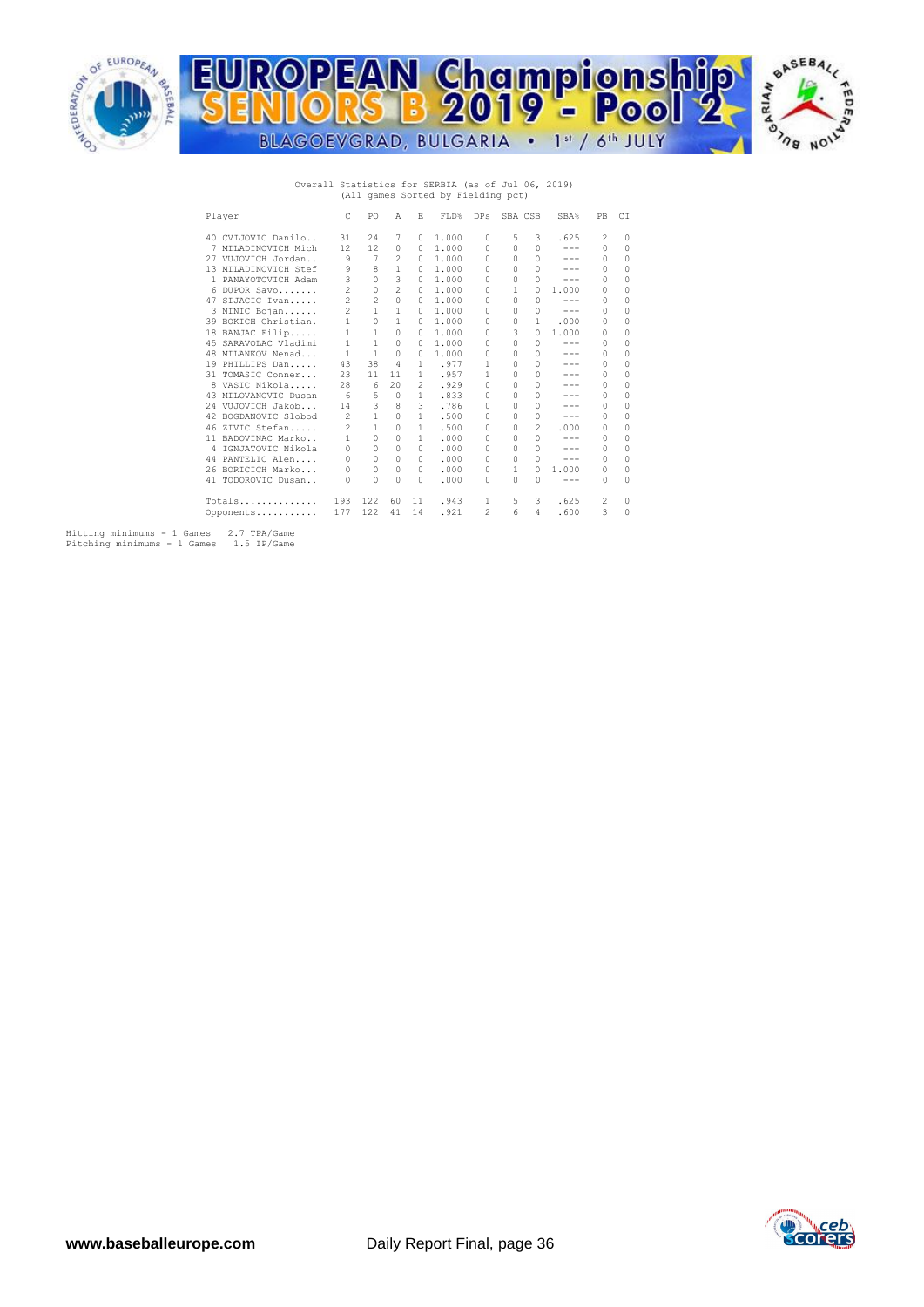Overall Statistics for SERBIA (as of Jul 06, 2019)
(All games Sorted by Fielding pct)

| Player | C | PO | A | E | FLD% | DPs | SBA | CSB | SBA% | PB | CI |
|---|---|---|---|---|---|---|---|---|---|---|---|
| 40 CVIJOVIC Danilo.. | 31 | 24 | 7 | 0 | 1.000 | 0 | 5 | 3 | .625 | 2 | 0 |
| 7 MILADINOVICH Mich | 12 | 12 | 0 | 0 | 1.000 | 0 | 0 | 0 | --- | 0 | 0 |
| 27 VUJOVICH Jordan.. | 9 | 7 | 2 | 0 | 1.000 | 0 | 0 | 0 | --- | 0 | 0 |
| 13 MILADINOVICH Stef | 9 | 8 | 1 | 0 | 1.000 | 0 | 0 | 0 | --- | 0 | 0 |
| 1 PANAYOTOVICH Adam | 3 | 0 | 3 | 0 | 1.000 | 0 | 0 | 0 | --- | 0 | 0 |
| 6 DUPOR Savo....... | 2 | 0 | 2 | 0 | 1.000 | 0 | 1 | 0 | 1.000 | 0 | 0 |
| 47 SIJACIC Ivan..... | 2 | 2 | 0 | 0 | 1.000 | 0 | 0 | 0 | --- | 0 | 0 |
| 3 NINIC Bojan...... | 2 | 1 | 1 | 0 | 1.000 | 0 | 0 | 0 | --- | 0 | 0 |
| 39 BOKICH Christian. | 1 | 0 | 1 | 0 | 1.000 | 0 | 0 | 1 | .000 | 0 | 0 |
| 18 BANJAC Filip..... | 1 | 1 | 0 | 0 | 1.000 | 0 | 3 | 0 | 1.000 | 0 | 0 |
| 45 SARAVOLAC Vladimi | 1 | 1 | 0 | 0 | 1.000 | 0 | 0 | 0 | --- | 0 | 0 |
| 48 MILANKOV Nenad... | 1 | 1 | 0 | 0 | 1.000 | 0 | 0 | 0 | --- | 0 | 0 |
| 19 PHILLIPS Dan..... | 43 | 38 | 4 | 1 | .977 | 1 | 0 | 0 | --- | 0 | 0 |
| 31 TOMASIC Conner... | 23 | 11 | 11 | 1 | .957 | 1 | 0 | 0 | --- | 0 | 0 |
| 8 VASIC Nikola..... | 28 | 6 | 20 | 2 | .929 | 0 | 0 | 0 | --- | 0 | 0 |
| 43 MILOVANOVIC Dusan | 6 | 5 | 0 | 1 | .833 | 0 | 0 | 0 | --- | 0 | 0 |
| 24 VUJOVICH Jakob... | 14 | 3 | 8 | 3 | .786 | 0 | 0 | 0 | --- | 0 | 0 |
| 42 BOGDANOVIC Slobod | 2 | 1 | 0 | 1 | .500 | 0 | 0 | 0 | --- | 0 | 0 |
| 46 ZIVIC Stefan..... | 2 | 1 | 0 | 1 | .500 | 0 | 0 | 2 | .000 | 0 | 0 |
| 11 BADOVINAC Marko.. | 1 | 0 | 0 | 1 | .000 | 0 | 0 | 0 | --- | 0 | 0 |
| 4 IGNJATOVIC Nikola | 0 | 0 | 0 | 0 | .000 | 0 | 0 | 0 | --- | 0 | 0 |
| 44 PANTELIC Alen.... | 0 | 0 | 0 | 0 | .000 | 0 | 0 | 0 | --- | 0 | 0 |
| 26 BORICICH Marko... | 0 | 0 | 0 | 0 | .000 | 0 | 1 | 0 | 1.000 | 0 | 0 |
| 41 TODOROVIC Dusan.. | 0 | 0 | 0 | 0 | .000 | 0 | 0 | 0 | --- | 0 | 0 |
| Totals.............. | 193 | 122 | 60 | 11 | .943 | 1 | 5 | 3 | .625 | 2 | 0 |
| Opponents........... | 177 | 122 | 41 | 14 | .921 | 2 | 6 | 4 | .600 | 3 | 0 |

Hitting minimums - 1 Games 2.7 TPA/Game
Pitching minimums - 1 Games 1.5 IP/Game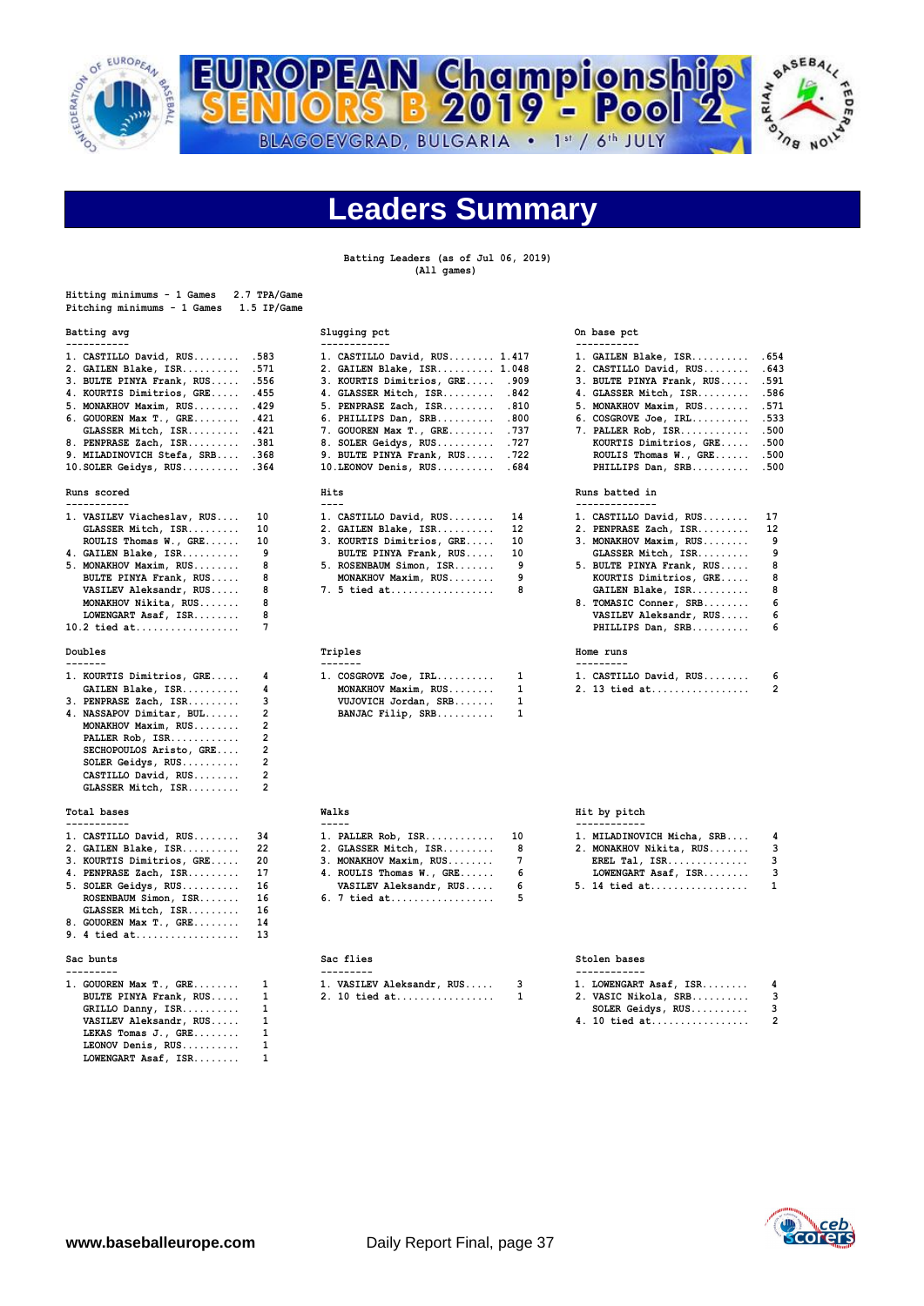# EUROPEAN Championship SENIORS B 2019 - Pool 2

BLAGOEVGRAD, BULGARIA • 1st / 6th JULY

## Leaders Summary

Batting Leaders (as of Jul 06, 2019)
(All games)

Hitting minimums - 1 Games 2.7 TPA/Game
Pitching minimums - 1 Games 1.5 IP/Game

### Batting avg

| Rank | Player | Value |
|---|---|---|
| 1. | CASTILLO David, RUS | .583 |
| 2. | GAILEN Blake, ISR | .571 |
| 3. | BULTE PINYA Frank, RUS | .556 |
| 4. | KOURTIS Dimitrios, GRE | .455 |
| 5. | MONAKHOV Maxim, RUS | .429 |
| 6. | GOUOREN Max T., GRE | .421 |
| | GLASSER Mitch, ISR | .421 |
| 8. | PENPRASE Zach, ISR | .381 |
| 9. | MILADINOVICH Stefa, SRB | .368 |
| 10. | SOLER Geidys, RUS | .364 |

### Slugging pct

| Rank | Player | Value |
|---|---|---|
| 1. | CASTILLO David, RUS | 1.417 |
| 2. | GAILEN Blake, ISR | 1.048 |
| 3. | KOURTIS Dimitrios, GRE | .909 |
| 4. | GLASSER Mitch, ISR | .842 |
| 5. | PENPRASE Zach, ISR | .810 |
| 6. | PHILLIPS Dan, SRB | .800 |
| 7. | GOUOREN Max T., GRE | .737 |
| 8. | SOLER Geidys, RUS | .727 |
| 9. | BULTE PINYA Frank, RUS | .722 |
| 10. | LEONOV Denis, RUS | .684 |

### On base pct

| Rank | Player | Value |
|---|---|---|
| 1. | GAILEN Blake, ISR | .654 |
| 2. | CASTILLO David, RUS | .643 |
| 3. | BULTE PINYA Frank, RUS | .591 |
| 4. | GLASSER Mitch, ISR | .586 |
| 5. | MONAKHOV Maxim, RUS | .571 |
| 6. | COSGROVE Joe, IRL | .533 |
| 7. | PALLER Rob, ISR | .500 |
| | KOURTIS Dimitrios, GRE | .500 |
| | ROULIS Thomas W., GRE | .500 |
| | PHILLIPS Dan, SRB | .500 |

### Runs scored

| Rank | Player | Value |
|---|---|---|
| 1. | VASILEV Viacheslav, RUS | 10 |
| | GLASSER Mitch, ISR | 10 |
| | ROULIS Thomas W., GRE | 10 |
| 4. | GAILEN Blake, ISR | 9 |
| 5. | MONAKHOV Maxim, RUS | 8 |
| | BULTE PINYA Frank, RUS | 8 |
| | VASILEV Aleksandr, RUS | 8 |
| | MONAKHOV Nikita, RUS | 8 |
| | LOWENGART Asaf, ISR | 8 |
| 10. | 2 tied at | 7 |

### Hits

| Rank | Player | Value |
|---|---|---|
| 1. | CASTILLO David, RUS | 14 |
| 2. | GAILEN Blake, ISR | 12 |
| 3. | KOURTIS Dimitrios, GRE | 10 |
| | BULTE PINYA Frank, RUS | 10 |
| 5. | ROSENBAUM Simon, ISR | 9 |
| | MONAKHOV Maxim, RUS | 9 |
| 7. | 5 tied at | 8 |

### Runs batted in

| Rank | Player | Value |
|---|---|---|
| 1. | CASTILLO David, RUS | 17 |
| 2. | PENPRASE Zach, ISR | 12 |
| 3. | MONAKHOV Maxim, RUS | 9 |
| | GLASSER Mitch, ISR | 9 |
| 5. | BULTE PINYA Frank, RUS | 8 |
| | KOURTIS Dimitrios, GRE | 8 |
| | GAILEN Blake, ISR | 8 |
| 8. | TOMASIC Conner, SRB | 6 |
| | VASILEV Aleksandr, RUS | 6 |
| | PHILLIPS Dan, SRB | 6 |

### Doubles

| Rank | Player | Value |
|---|---|---|
| 1. | KOURTIS Dimitrios, GRE | 4 |
| | GAILEN Blake, ISR | 4 |
| 3. | PENPRASE Zach, ISR | 3 |
| 4. | NASSAPOV Dimitar, BUL | 2 |
| | MONAKHOV Maxim, RUS | 2 |
| | PALLER Rob, ISR | 2 |
| | SECHOPOULOS Aristo, GRE | 2 |
| | SOLER Geidys, RUS | 2 |
| | CASTILLO David, RUS | 2 |
| | GLASSER Mitch, ISR | 2 |

### Triples

| Rank | Player | Value |
|---|---|---|
| 1. | COSGROVE Joe, IRL | 1 |
| | MONAKHOV Maxim, RUS | 1 |
| | VUJOVICH Jordan, SRB | 1 |
| | BANJAC Filip, SRB | 1 |

### Home runs

| Rank | Player | Value |
|---|---|---|
| 1. | CASTILLO David, RUS | 6 |
| 2. | 13 tied at | 2 |

### Total bases

| Rank | Player | Value |
|---|---|---|
| 1. | CASTILLO David, RUS | 34 |
| 2. | GAILEN Blake, ISR | 22 |
| 3. | KOURTIS Dimitrios, GRE | 20 |
| 4. | PENPRASE Zach, ISR | 17 |
| 5. | SOLER Geidys, RUS | 16 |
| | ROSENBAUM Simon, ISR | 16 |
| | GLASSER Mitch, ISR | 16 |
| 8. | GOUOREN Max T., GRE | 14 |
| 9. | 4 tied at | 13 |

### Walks

| Rank | Player | Value |
|---|---|---|
| 1. | PALLER Rob, ISR | 10 |
| 2. | GLASSER Mitch, ISR | 8 |
| 3. | MONAKHOV Maxim, RUS | 7 |
| 4. | ROULIS Thomas W., GRE | 6 |
| | VASILEV Aleksandr, RUS | 6 |
| 6. | 7 tied at | 5 |

### Hit by pitch

| Rank | Player | Value |
|---|---|---|
| 1. | MILADINOVICH Micha, SRB | 4 |
| 2. | MONAKHOV Nikita, RUS | 3 |
| | EREL Tal, ISR | 3 |
| | LOWENGART Asaf, ISR | 3 |
| 5. | 14 tied at | 1 |

### Sac bunts

| Rank | Player | Value |
|---|---|---|
| 1. | GOUOREN Max T., GRE | 1 |
| | BULTE PINYA Frank, RUS | 1 |
| | GRILLO Danny, ISR | 1 |
| | VASILEV Aleksandr, RUS | 1 |
| | LEKAS Tomas J., GRE | 1 |
| | LEONOV Denis, RUS | 1 |
| | LOWENGART Asaf, ISR | 1 |

### Sac flies

| Rank | Player | Value |
|---|---|---|
| 1. | VASILEV Aleksandr, RUS | 3 |
| 2. | 10 tied at | 1 |

### Stolen bases

| Rank | Player | Value |
|---|---|---|
| 1. | LOWENGART Asaf, ISR | 4 |
| 2. | VASIC Nikola, SRB | 3 |
| | SOLER Geidys, RUS | 3 |
| 4. | 10 tied at | 2 |

www.baseballeurope.com — Daily Report Final, page 37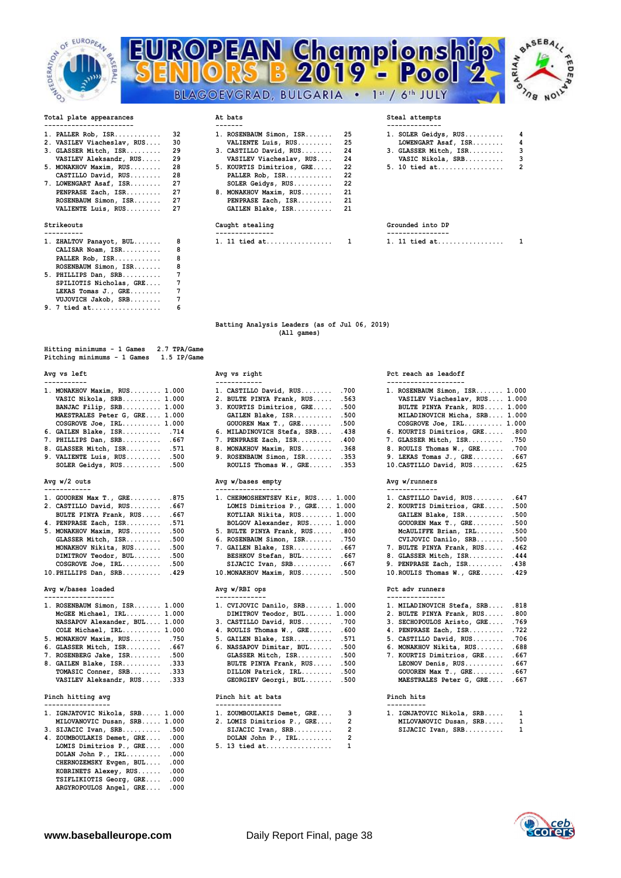# EUROPEAN Championship SENIORS B 2019 - Pool 2

BLAGOEVGRAD, BULGARIA • 1st / 6th JULY

**Total plate appearances**

| Rank | Player | Value |
|---|---|---|
| 1. | PALLER Rob, ISR | 32 |
| 2. | VASILEV Viacheslav, RUS | 30 |
| 3. | GLASSER Mitch, ISR | 29 |
| | VASILEV Aleksandr, RUS | 29 |
| 5. | MONAKHOV Maxim, RUS | 28 |
| | CASTILLO David, RUS | 28 |
| 7. | LOWENGART Asaf, ISR | 27 |
| | PENPRASE Zach, ISR | 27 |
| | ROSENBAUM Simon, ISR | 27 |
| | VALIENTE Luis, RUS | 27 |

**At bats**

| Rank | Player | Value |
|---|---|---|
| 1. | ROSENBAUM Simon, ISR | 25 |
| | VALIENTE Luis, RUS | 25 |
| 3. | CASTILLO David, RUS | 24 |
| | VASILEV Viacheslav, RUS | 24 |
| 5. | KOURTIS Dimitrios, GRE | 22 |
| | PALLER Rob, ISR | 22 |
| | SOLER Geidys, RUS | 22 |
| 8. | MONAKHOV Maxim, RUS | 21 |
| | PENPRASE Zach, ISR | 21 |
| | GAILEN Blake, ISR | 21 |

**Steal attempts**

| Rank | Player | Value |
|---|---|---|
| 1. | SOLER Geidys, RUS | 4 |
| | LOWENGART Asaf, ISR | 4 |
| 3. | GLASSER Mitch, ISR | 3 |
| | VASIC Nikola, SRB | 3 |
| 5. | 10 tied at | 2 |

**Strikeouts**

| Rank | Player | Value |
|---|---|---|
| 1. | ZHALTOV Panayot, BUL | 8 |
| | CALISAR Noam, ISR | 8 |
| | PALLER Rob, ISR | 8 |
| | ROSENBAUM Simon, ISR | 8 |
| 5. | PHILLIPS Dan, SRB | 7 |
| | SPILIOTIS Nicholas, GRE | 7 |
| | LEKAS Tomas J., GRE | 7 |
| | VUJOVICH Jakob, SRB | 7 |
| 9. | 7 tied at | 6 |

**Caught stealing**

| Rank | Player | Value |
|---|---|---|
| 1. | 11 tied at | 1 |

**Grounded into DP**

| Rank | Player | Value |
|---|---|---|
| 1. | 11 tied at | 1 |

## Batting Analysis Leaders (as of Jul 06, 2019)
(All games)

Hitting minimums - 1 Games 2.7 TPA/Game
Pitching minimums - 1 Games 1.5 IP/Game

**Avg vs left**

| Rank | Player | Value |
|---|---|---|
| 1. | MONAKHOV Maxim, RUS | 1.000 |
| | VASIC Nikola, SRB | 1.000 |
| | BANJAC Filip, SRB | 1.000 |
| | MAESTRALES Peter G, GRE | 1.000 |
| | COSGROVE Joe, IRL | 1.000 |
| 6. | GAILEN Blake, ISR | .714 |
| 7. | PHILLIPS Dan, SRB | .667 |
| 8. | GLASSER Mitch, ISR | .571 |
| 9. | VALIENTE Luis, RUS | .500 |
| | SOLER Geidys, RUS | .500 |

**Avg vs right**

| Rank | Player | Value |
|---|---|---|
| 1. | CASTILLO David, RUS | .700 |
| 2. | BULTE PINYA Frank, RUS | .563 |
| 3. | KOURTIS Dimitrios, GRE | .500 |
| | GAILEN Blake, ISR | .500 |
| | GOUOREN Max T., GRE | .500 |
| 6. | MILADINOVICH Stefa, SRB | .438 |
| 7. | PENPRASE Zach, ISR | .400 |
| 8. | MONAKHOV Maxim, RUS | .368 |
| 9. | ROSENBAUM Simon, ISR | .353 |
| | ROULIS Thomas W., GRE | .353 |

**Pct reach as leadoff**

| Rank | Player | Value |
|---|---|---|
| 1. | ROSENBAUM Simon, ISR | 1.000 |
| | VASILEV Viacheslav, RUS | 1.000 |
| | BULTE PINYA Frank, RUS | 1.000 |
| | MILADINOVICH Micha, SRB | 1.000 |
| | COSGROVE Joe, IRL | 1.000 |
| 6. | KOURTIS Dimitrios, GRE | .800 |
| 7. | GLASSER Mitch, ISR | .750 |
| 8. | ROULIS Thomas W., GRE | .700 |
| 9. | LEKAS Tomas J., GRE | .667 |
| 10. | CASTILLO David, RUS | .625 |

**Avg w/2 outs**

| Rank | Player | Value |
|---|---|---|
| 1. | GOUOREN Max T., GRE | .875 |
| 2. | CASTILLO David, RUS | .667 |
| | BULTE PINYA Frank, RUS | .667 |
| 4. | PENPRASE Zach, ISR | .571 |
| 5. | MONAKHOV Maxim, RUS | .500 |
| | GLASSER Mitch, ISR | .500 |
| | MONAKHOV Nikita, RUS | .500 |
| | DIMITROV Teodor, BUL | .500 |
| | COSGROVE Joe, IRL | .500 |
| 10. | PHILLIPS Dan, SRB | .429 |

**Avg w/bases empty**

| Rank | Player | Value |
|---|---|---|
| 1. | CHERMOSHENTSEV Kir, RUS | 1.000 |
| | LOMIS Dimitrios P., GRE | 1.000 |
| | KOTLIAR Nikita, RUS | 1.000 |
| | BOLGOV Alexander, RUS | 1.000 |
| 5. | BULTE PINYA Frank, RUS | .800 |
| 6. | ROSENBAUM Simon, ISR | .750 |
| 7. | GAILEN Blake, ISR | .667 |
| | BESHKOV Stefan, BUL | .667 |
| | SIJACIC Ivan, SRB | .667 |
| 10. | MONAKHOV Maxim, RUS | .500 |

**Avg w/runners**

| Rank | Player | Value |
|---|---|---|
| 1. | CASTILLO David, RUS | .647 |
| 2. | KOURTIS Dimitrios, GRE | .500 |
| | GAILEN Blake, ISR | .500 |
| | GOUOREN Max T., GRE | .500 |
| | McAULIFFE Brian, IRL | .500 |
| | CVIJOVIC Danilo, SRB | .500 |
| 7. | BULTE PINYA Frank, RUS | .462 |
| 8. | GLASSER Mitch, ISR | .444 |
| 9. | PENPRASE Zach, ISR | .438 |
| 10. | ROULIS Thomas W., GRE | .429 |

**Avg w/bases loaded**

| Rank | Player | Value |
|---|---|---|
| 1. | ROSENBAUM Simon, ISR | 1.000 |
| | McGEE Michael, IRL | 1.000 |
| | NASSAPOV Alexander, BUL | 1.000 |
| | COLE Michael, IRL | 1.000 |
| 5. | MONAKHOV Maxim, RUS | .750 |
| 6. | GLASSER Mitch, ISR | .667 |
| 7. | ROSENBERG Jake, ISR | .500 |
| 8. | GAILEN Blake, ISR | .333 |
| | TOMASIC Conner, SRB | .333 |
| | VASILEV Aleksandr, RUS | .333 |

**Avg w/RBI ops**

| Rank | Player | Value |
|---|---|---|
| 1. | CVIJOVIC Danilo, SRB | 1.000 |
| | DIMITROV Teodor, BUL | 1.000 |
| 3. | CASTILLO David, RUS | .700 |
| 4. | ROULIS Thomas W., GRE | .600 |
| 5. | GAILEN Blake, ISR | .571 |
| 6. | NASSAPOV Dimitar, BUL | .500 |
| | GLASSER Mitch, ISR | .500 |
| | BULTE PINYA Frank, RUS | .500 |
| | DILLON Patrick, IRL | .500 |
| | GEORGIEV Georgi, BUL | .500 |

**Pct adv runners**

| Rank | Player | Value |
|---|---|---|
| 1. | MILADINOVICH Stefa, SRB | .818 |
| 2. | BULTE PINYA Frank, RUS | .800 |
| 3. | SECHOPOULOS Aristo, GRE | .769 |
| 4. | PENPRASE Zach, ISR | .722 |
| 5. | CASTILLO David, RUS | .706 |
| 6. | MONAKHOV Nikita, RUS | .688 |
| 7. | KOURTIS Dimitrios, GRE | .667 |
| | LEONOV Denis, RUS | .667 |
| | GOUOREN Max T., GRE | .667 |
| | MAESTRALES Peter G, GRE | .667 |

**Pinch hitting avg**

| Rank | Player | Value |
|---|---|---|
| 1. | IGNJATOVIC Nikola, SRB | 1.000 |
| | MILOVANOVIC Dusan, SRB | 1.000 |
| 3. | SIJACIC Ivan, SRB | .500 |
| 4. | ZOUMBOULAKIS Demet, GRE | .000 |
| | LOMIS Dimitrios P., GRE | .000 |
| | DOLAN John P., IRL | .000 |
| | CHERNOZEMSKY Evgen, BUL | .000 |
| | KOBRINETS Alexey, RUS | .000 |
| | TSIFLIKIOTIS Georg, GRE | .000 |
| | ARGYROPOULOS Angel, GRE | .000 |

**Pinch hit at bats**

| Rank | Player | Value |
|---|---|---|
| 1. | ZOUMBOULAKIS Demet, GRE | 3 |
| 2. | LOMIS Dimitrios P., GRE | 2 |
| | SIJACIC Ivan, SRB | 2 |
| | DOLAN John P., IRL | 2 |
| 5. | 13 tied at | 1 |

**Pinch hits**

| Rank | Player | Value |
|---|---|---|
| 1. | IGNJATOVIC Nikola, SRB | 1 |
| | MILOVANOVIC Dusan, SRB | 1 |
| | SIJACIC Ivan, SRB | 1 |

www.baseballeurope.com Daily Report Final, page 38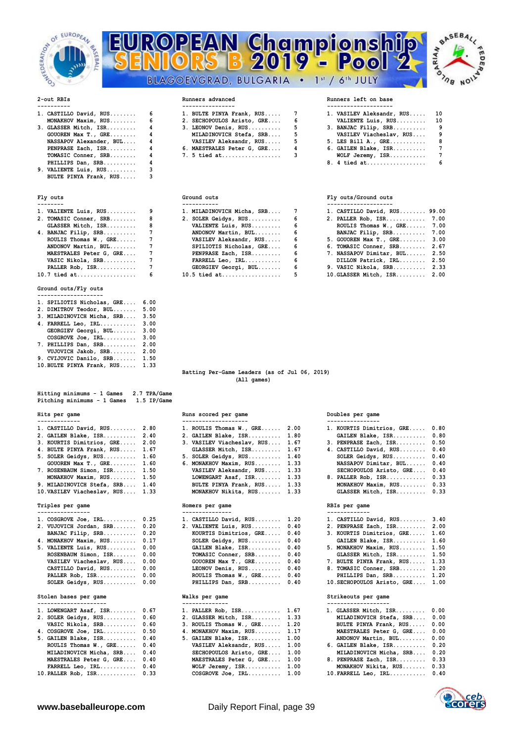# EUROPEAN Championship SENIORS B 2019 - Pool 2

BLAGOEVGRAD, BULGARIA • 1st / 6th JULY

### 2-out RBIs

| Rank | Player | Value |
|---|---|---|
| 1. | CASTILLO David, RUS | 6 |
| | MONAKHOV Maxim, RUS | 6 |
| 3. | GLASSER Mitch, ISR | 4 |
| | GOUOREN Max T., GRE | 4 |
| | NASSAPOV Alexander, BUL | 4 |
| | PENPRASE Zach, ISR | 4 |
| | TOMASIC Conner, SRB | 4 |
| | PHILLIPS Dan, SRB | 4 |
| 9. | VALIENTE Luis, RUS | 3 |
| | BULTE PINYA Frank, RUS | 3 |

### Runners advanced

| Rank | Player | Value |
|---|---|---|
| 1. | BULTE PINYA Frank, RUS | 7 |
| 2. | SECHOPOULOS Aristo, GRE | 6 |
| 3. | LEONOV Denis, RUS | 5 |
| | MILADINOVICH Stefa, SRB | 5 |
| | VASILEV Aleksandr, RUS | 5 |
| 6. | MAESTRALES Peter G, GRE | 4 |
| 7. | 5 tied at | 3 |

### Runners left on base

| Rank | Player | Value |
|---|---|---|
| 1. | VASILEV Aleksandr, RUS | 10 |
| | VALIENTE Luis, RUS | 10 |
| 3. | BANJAC Filip, SRB | 9 |
| | VASILEV Viacheslav, RUS | 9 |
| 5. | LES Bill A., GRE | 8 |
| 6. | GAILEN Blake, ISR | 7 |
| | WOLF Jeremy, ISR | 7 |
| 8. | 4 tied at | 6 |

### Fly outs

| Rank | Player | Value |
|---|---|---|
| 1. | VALIENTE Luis, RUS | 9 |
| 2. | TOMASIC Conner, SRB | 8 |
| | GLASSER Mitch, ISR | 8 |
| 4. | BANJAC Filip, SRB | 7 |
| | ROULIS Thomas W., GRE | 7 |
| | ANDONOV Martin, BUL | 7 |
| | MAESTRALES Peter G, GRE | 7 |
| | VASIC Nikola, SRB | 7 |
| | PALLER Rob, ISR | 7 |
| 10. | 7 tied at | 6 |

### Ground outs

| Rank | Player | Value |
|---|---|---|
| 1. | MILADINOVICH Micha, SRB | 7 |
| 2. | SOLER Geidys, RUS | 6 |
| | VALIENTE Luis, RUS | 6 |
| | ANDONOV Martin, BUL | 6 |
| | VASILEV Aleksandr, RUS | 6 |
| | SPILIOTIS Nicholas, GRE | 6 |
| | PENPRASE Zach, ISR | 6 |
| | FARRELL Leo, IRL | 6 |
| | GEORGIEV Georgi, BUL | 6 |
| 10. | 5 tied at | 5 |

### Fly outs/Ground outs

| Rank | Player | Value |
|---|---|---|
| 1. | CASTILLO David, RUS | 99.00 |
| 2. | PALLER Rob, ISR | 7.00 |
| | ROULIS Thomas W., GRE | 7.00 |
| | BANJAC Filip, SRB | 7.00 |
| 5. | GOUOREN Max T., GRE | 3.00 |
| 6. | TOMASIC Conner, SRB | 2.67 |
| 7. | NASSAPOV Dimitar, BUL | 2.50 |
| | DILLON Patrick, IRL | 2.50 |
| 9. | VASIC Nikola, SRB | 2.33 |
| 10. | GLASSER Mitch, ISR | 2.00 |

### Ground outs/Fly outs

| Rank | Player | Value |
|---|---|---|
| 1. | SPILIOTIS Nicholas, GRE | 6.00 |
| 2. | DIMITROV Teodor, BUL | 5.00 |
| 3. | MILADINOVICH Micha, SRB | 3.50 |
| 4. | FARRELL Leo, IRL | 3.00 |
| | GEORGIEV Georgi, BUL | 3.00 |
| | COSGROVE Joe, IRL | 3.00 |
| 7. | PHILLIPS Dan, SRB | 2.00 |
| | VUJOVICH Jakob, SRB | 2.00 |
| 9. | CVIJOVIC Danilo, SRB | 1.50 |
| 10. | BULTE PINYA Frank, RUS | 1.33 |

## Batting Per-Game Leaders (as of Jul 06, 2019)
(All games)

Hitting minimums - 1 Games 2.7 TPA/Game
Pitching minimums - 1 Games 1.5 IP/Game

### Hits per game

| Rank | Player | Value |
|---|---|---|
| 1. | CASTILLO David, RUS | 2.80 |
| 2. | GAILEN Blake, ISR | 2.40 |
| 3. | KOURTIS Dimitrios, GRE | 2.00 |
| 4. | BULTE PINYA Frank, RUS | 1.67 |
| 5. | SOLER Geidys, RUS | 1.60 |
| | GOUOREN Max T., GRE | 1.60 |
| 7. | ROSENBAUM Simon, ISR | 1.50 |
| | MONAKHOV Maxim, RUS | 1.50 |
| 9. | MILADINOVICH Stefa, SRB | 1.40 |
| 10. | VASILEV Viacheslav, RUS | 1.33 |

### Runs scored per game

| Rank | Player | Value |
|---|---|---|
| 1. | ROULIS Thomas W., GRE | 2.00 |
| 2. | GAILEN Blake, ISR | 1.80 |
| 3. | VASILEV Viacheslav, RUS | 1.67 |
| | GLASSER Mitch, ISR | 1.67 |
| 5. | SOLER Geidys, RUS | 1.40 |
| 6. | MONAKHOV Maxim, RUS | 1.33 |
| | VASILEV Aleksandr, RUS | 1.33 |
| | LOWENGART Asaf, ISR | 1.33 |
| | BULTE PINYA Frank, RUS | 1.33 |
| | MONAKHOV Nikita, RUS | 1.33 |

### Doubles per game

| Rank | Player | Value |
|---|---|---|
| 1. | KOURTIS Dimitrios, GRE | 0.80 |
| | GAILEN Blake, ISR | 0.80 |
| 3. | PENPRASE Zach, ISR | 0.50 |
| 4. | CASTILLO David, RUS | 0.40 |
| | SOLER Geidys, RUS | 0.40 |
| | NASSAPOV Dimitar, BUL | 0.40 |
| | SECHOPOULOS Aristo, GRE | 0.40 |
| 8. | PALLER Rob, ISR | 0.33 |
| | MONAKHOV Maxim, RUS | 0.33 |
| | GLASSER Mitch, ISR | 0.33 |

### Triples per game

| Rank | Player | Value |
|---|---|---|
| 1. | COSGROVE Joe, IRL | 0.25 |
| 2. | VUJOVICH Jordan, SRB | 0.20 |
| | BANJAC Filip, SRB | 0.20 |
| 4. | MONAKHOV Maxim, RUS | 0.17 |
| 5. | VALIENTE Luis, RUS | 0.00 |
| | ROSENBAUM Simon, ISR | 0.00 |
| | VASILEV Viacheslav, RUS | 0.00 |
| | CASTILLO David, RUS | 0.00 |
| | PALLER Rob, ISR | 0.00 |
| | SOLER Geidys, RUS | 0.00 |

### Homers per game

| Rank | Player | Value |
|---|---|---|
| 1. | CASTILLO David, RUS | 1.20 |
| 2. | VALIENTE Luis, RUS | 0.40 |
| | KOURTIS Dimitrios, GRE | 0.40 |
| | SOLER Geidys, RUS | 0.40 |
| | GAILEN Blake, ISR | 0.40 |
| | TOMASIC Conner, SRB | 0.40 |
| | GOUOREN Max T., GRE | 0.40 |
| | LEONOV Denis, RUS | 0.40 |
| | ROULIS Thomas W., GRE | 0.40 |
| | PHILLIPS Dan, SRB | 0.40 |

### RBIs per game

| Rank | Player | Value |
|---|---|---|
| 1. | CASTILLO David, RUS | 3.40 |
| 2. | PENPRASE Zach, ISR | 2.00 |
| 3. | KOURTIS Dimitrios, GRE | 1.60 |
| | GAILEN Blake, ISR | 1.60 |
| 5. | MONAKHOV Maxim, RUS | 1.50 |
| | GLASSER Mitch, ISR | 1.50 |
| 7. | BULTE PINYA Frank, RUS | 1.33 |
| 8. | TOMASIC Conner, SRB | 1.20 |
| | PHILLIPS Dan, SRB | 1.20 |
| 10. | SECHOPOULOS Aristo, GRE | 1.00 |

### Stolen bases per game

| Rank | Player | Value |
|---|---|---|
| 1. | LOWENGART Asaf, ISR | 0.67 |
| 2. | SOLER Geidys, RUS | 0.60 |
| | VASIC Nikola, SRB | 0.60 |
| 4. | COSGROVE Joe, IRL | 0.50 |
| 5. | GAILEN Blake, ISR | 0.40 |
| | ROULIS Thomas W., GRE | 0.40 |
| | MILADINOVICH Micha, SRB | 0.40 |
| | MAESTRALES Peter G, GRE | 0.40 |
| | FARRELL Leo, IRL | 0.40 |
| 10. | PALLER Rob, ISR | 0.33 |

### Walks per game

| Rank | Player | Value |
|---|---|---|
| 1. | PALLER Rob, ISR | 1.67 |
| 2. | GLASSER Mitch, ISR | 1.33 |
| 3. | ROULIS Thomas W., GRE | 1.20 |
| 4. | MONAKHOV Maxim, RUS | 1.17 |
| 5. | GAILEN Blake, ISR | 1.00 |
| | VASILEV Aleksandr, RUS | 1.00 |
| | SECHOPOULOS Aristo, GRE | 1.00 |
| | MAESTRALES Peter G, GRE | 1.00 |
| | WOLF Jeremy, ISR | 1.00 |
| | COSGROVE Joe, IRL | 1.00 |

### Strikeouts per game

| Rank | Player | Value |
|---|---|---|
| 1. | GLASSER Mitch, ISR | 0.00 |
| | MILADINOVICH Stefa, SRB | 0.00 |
| | BULTE PINYA Frank, RUS | 0.00 |
| | MAESTRALES Peter G, GRE | 0.00 |
| | ANDONOV Martin, BUL | 0.00 |
| 6. | GAILEN Blake, ISR | 0.20 |
| | MILADINOVICH Micha, SRB | 0.20 |
| 8. | PENPRASE Zach, ISR | 0.33 |
| | MONAKHOV Nikita, RUS | 0.33 |
| 10. | FARRELL Leo, IRL | 0.40 |

www.baseballeurope.com Daily Report Final, page 39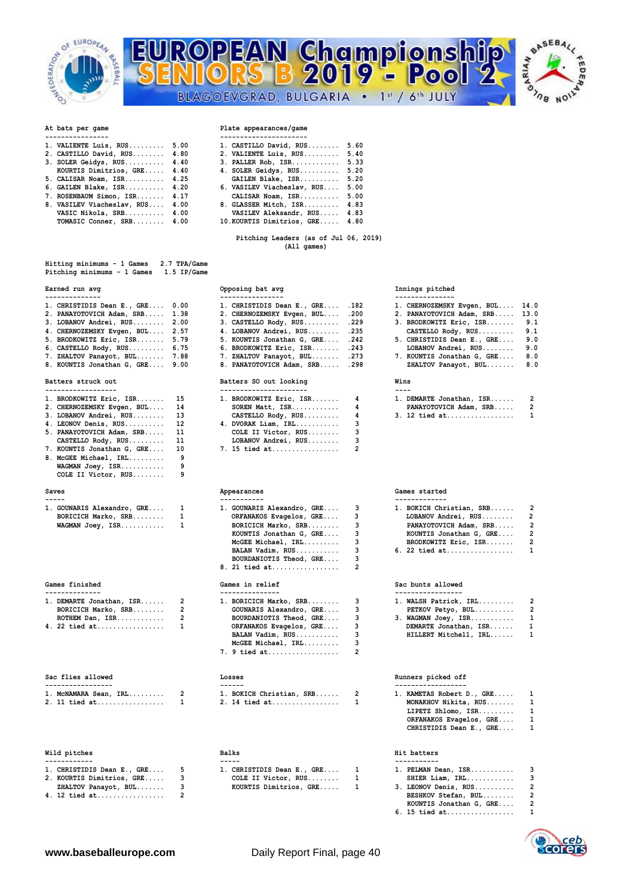# EUROPEAN Championship SENIORS B 2019 - Pool 2

BLAGOEVGRAD, BULGARIA • 1st / 6th JULY

### At bats per game

| Rank | Player | Value |
|---|---|---|
| 1. | VALIENTE Luis, RUS | 5.00 |
| 2. | CASTILLO David, RUS | 4.80 |
| 3. | SOLER Geidys, RUS | 4.40 |
| | KOURTIS Dimitrios, GRE | 4.40 |
| 5. | CALISAR Noam, ISR | 4.25 |
| 6. | GAILEN Blake, ISR | 4.20 |
| 7. | ROSENBAUM Simon, ISR | 4.17 |
| 8. | VASILEV Viacheslav, RUS | 4.00 |
| | VASIC Nikola, SRB | 4.00 |
| | TOMASIC Conner, SRB | 4.00 |

### Plate appearances/game

| Rank | Player | Value |
|---|---|---|
| 1. | CASTILLO David, RUS | 5.60 |
| 2. | VALIENTE Luis, RUS | 5.40 |
| 3. | PALLER Rob, ISR | 5.33 |
| 4. | SOLER Geidys, RUS | 5.20 |
| | GAILEN Blake, ISR | 5.20 |
| 6. | VASILEV Viacheslav, RUS | 5.00 |
| | CALISAR Noam, ISR | 5.00 |
| 8. | GLASSER Mitch, ISR | 4.83 |
| | VASILEV Aleksandr, RUS | 4.83 |
| 10. | KOURTIS Dimitrios, GRE | 4.80 |

## Pitching Leaders (as of Jul 06, 2019)
(All games)

Hitting minimums - 1 Games 2.7 TPA/Game
Pitching minimums - 1 Games 1.5 IP/Game

### Earned run avg

| Rank | Player | Value |
|---|---|---|
| 1. | CHRISTIDIS Dean E., GRE | 0.00 |
| 2. | PANAYOTOVICH Adam, SRB | 1.38 |
| 3. | LOBANOV Andrei, RUS | 2.00 |
| 4. | CHERNOZEMSKY Evgen, BUL | 2.57 |
| 5. | BRODKOWITZ Eric, ISR | 5.79 |
| 6. | CASTELLO Rody, RUS | 6.75 |
| 7. | ZHALTOV Panayot, BUL | 7.88 |
| 8. | KOUNTIS Jonathan G, GRE | 9.00 |

### Opposing bat avg

| Rank | Player | Value |
|---|---|---|
| 1. | CHRISTIDIS Dean E., GRE | .182 |
| 2. | CHERNOZEMSKY Evgen, BUL | .200 |
| 3. | CASTELLO Rody, RUS | .229 |
| 4. | LOBANOV Andrei, RUS | .235 |
| 5. | KOUNTIS Jonathan G, GRE | .242 |
| 6. | BRODKOWITZ Eric, ISR | .243 |
| 7. | ZHALTOV Panayot, BUL | .273 |
| 8. | PANAYOTOVICH Adam, SRB | .298 |

### Innings pitched

| Rank | Player | Value |
|---|---|---|
| 1. | CHERNOZEMSKY Evgen, BUL | 14.0 |
| 2. | PANAYOTOVICH Adam, SRB | 13.0 |
| 3. | BRODKOWITZ Eric, ISR | 9.1 |
| | CASTELLO Rody, RUS | 9.1 |
| 5. | CHRISTIDIS Dean E., GRE | 9.0 |
| | LOBANOV Andrei, RUS | 9.0 |
| 7. | KOUNTIS Jonathan G, GRE | 8.0 |
| | ZHALTOV Panayot, BUL | 8.0 |

### Batters struck out

| Rank | Player | Value |
|---|---|---|
| 1. | BRODKOWITZ Eric, ISR | 15 |
| 2. | CHERNOZEMSKY Evgen, BUL | 14 |
| 3. | LOBANOV Andrei, RUS | 13 |
| 4. | LEONOV Denis, RUS | 12 |
| 5. | PANAYOTOVICH Adam, SRB | 11 |
| | CASTELLO Rody, RUS | 11 |
| 7. | KOUNTIS Jonathan G, GRE | 10 |
| 8. | McGEE Michael, IRL | 9 |
| | WAGMAN Joey, ISR | 9 |
| | COLE II Victor, RUS | 9 |

### Batters SO out looking

| Rank | Player | Value |
|---|---|---|
| 1. | BRODKOWITZ Eric, ISR | 4 |
| | SOREN Matt, ISR | 4 |
| | CASTELLO Rody, RUS | 4 |
| 4. | DVORAK Liam, IRL | 3 |
| | COLE II Victor, RUS | 3 |
| | LOBANOV Andrei, RUS | 3 |
| 7. | 15 tied at | 2 |

### Wins

| Rank | Player | Value |
|---|---|---|
| 1. | DEMARTE Jonathan, ISR | 2 |
| | PANAYOTOVICH Adam, SRB | 2 |
| 3. | 12 tied at | 1 |

### Saves

| Rank | Player | Value |
|---|---|---|
| 1. | GOUNARIS Alexandro, GRE | 1 |
| | BORICICH Marko, SRB | 1 |
| | WAGMAN Joey, ISR | 1 |

### Appearances

| Rank | Player | Value |
|---|---|---|
| 1. | GOUNARIS Alexandro, GRE | 3 |
| | ORFANAKOS Evagelos, GRE | 3 |
| | BORICICH Marko, SRB | 3 |
| | KOUNTIS Jonathan G, GRE | 3 |
| | McGEE Michael, IRL | 3 |
| | BALAN Vadim, RUS | 3 |
| | BOURDANIOTIS Theod, GRE | 3 |
| 8. | 21 tied at | 2 |

### Games started

| Rank | Player | Value |
|---|---|---|
| 1. | BOKICH Christian, SRB | 2 |
| | LOBANOV Andrei, RUS | 2 |
| | PANAYOTOVICH Adam, SRB | 2 |
| | KOUNTIS Jonathan G, GRE | 2 |
| | BRODKOWITZ Eric, ISR | 2 |
| 6. | 22 tied at | 1 |

### Games finished

| Rank | Player | Value |
|---|---|---|
| 1. | DEMARTE Jonathan, ISR | 2 |
| | BORICICH Marko, SRB | 2 |
| | ROTHEM Dan, ISR | 2 |
| 4. | 22 tied at | 1 |

### Games in relief

| Rank | Player | Value |
|---|---|---|
| 1. | BORICICH Marko, SRB | 3 |
| | GOUNARIS Alexandro, GRE | 3 |
| | BOURDANIOTIS Theod, GRE | 3 |
| | ORFANAKOS Evagelos, GRE | 3 |
| | BALAN Vadim, RUS | 3 |
| | McGEE Michael, IRL | 3 |
| 7. | 9 tied at | 2 |

### Sac bunts allowed

| Rank | Player | Value |
|---|---|---|
| 1. | WALSH Patrick, IRL | 2 |
| | PETKOV Petyo, BUL | 2 |
| 3. | WAGMAN Joey, ISR | 1 |
| | DEMARTE Jonathan, ISR | 1 |
| | HILLERT Mitchell, IRL | 1 |

### Sac flies allowed

| Rank | Player | Value |
|---|---|---|
| 1. | McNAMARA Sean, IRL | 2 |
| 2. | 11 tied at | 1 |

### Losses

| Rank | Player | Value |
|---|---|---|
| 1. | BOKICH Christian, SRB | 2 |
| 2. | 14 tied at | 1 |

### Runners picked off

| Rank | Player | Value |
|---|---|---|
| 1. | KAMETAS Robert D., GRE | 1 |
| | MONAKHOV Nikita, RUS | 1 |
| | LIPETZ Shlomo, ISR | 1 |
| | ORFANAKOS Evagelos, GRE | 1 |
| | CHRISTIDIS Dean E., GRE | 1 |

### Wild pitches

| Rank | Player | Value |
|---|---|---|
| 1. | CHRISTIDIS Dean E., GRE | 5 |
| 2. | KOURTIS Dimitrios, GRE | 3 |
| | ZHALTOV Panayot, BUL | 3 |
| 4. | 12 tied at | 2 |

### Balks

| Rank | Player | Value |
|---|---|---|
| 1. | CHRISTIDIS Dean E., GRE | 1 |
| | COLE II Victor, RUS | 1 |
| | KOURTIS Dimitrios, GRE | 1 |

### Hit batters

| Rank | Player | Value |
|---|---|---|
| 1. | PELMAN Dean, ISR | 3 |
| | SHIER Liam, IRL | 3 |
| 3. | LEONOV Denis, RUS | 2 |
| | BESHKOV Stefan, BUL | 2 |
| | KOUNTIS Jonathan G, GRE | 2 |
| 6. | 15 tied at | 1 |

www.baseballeurope.com Daily Report Final, page 40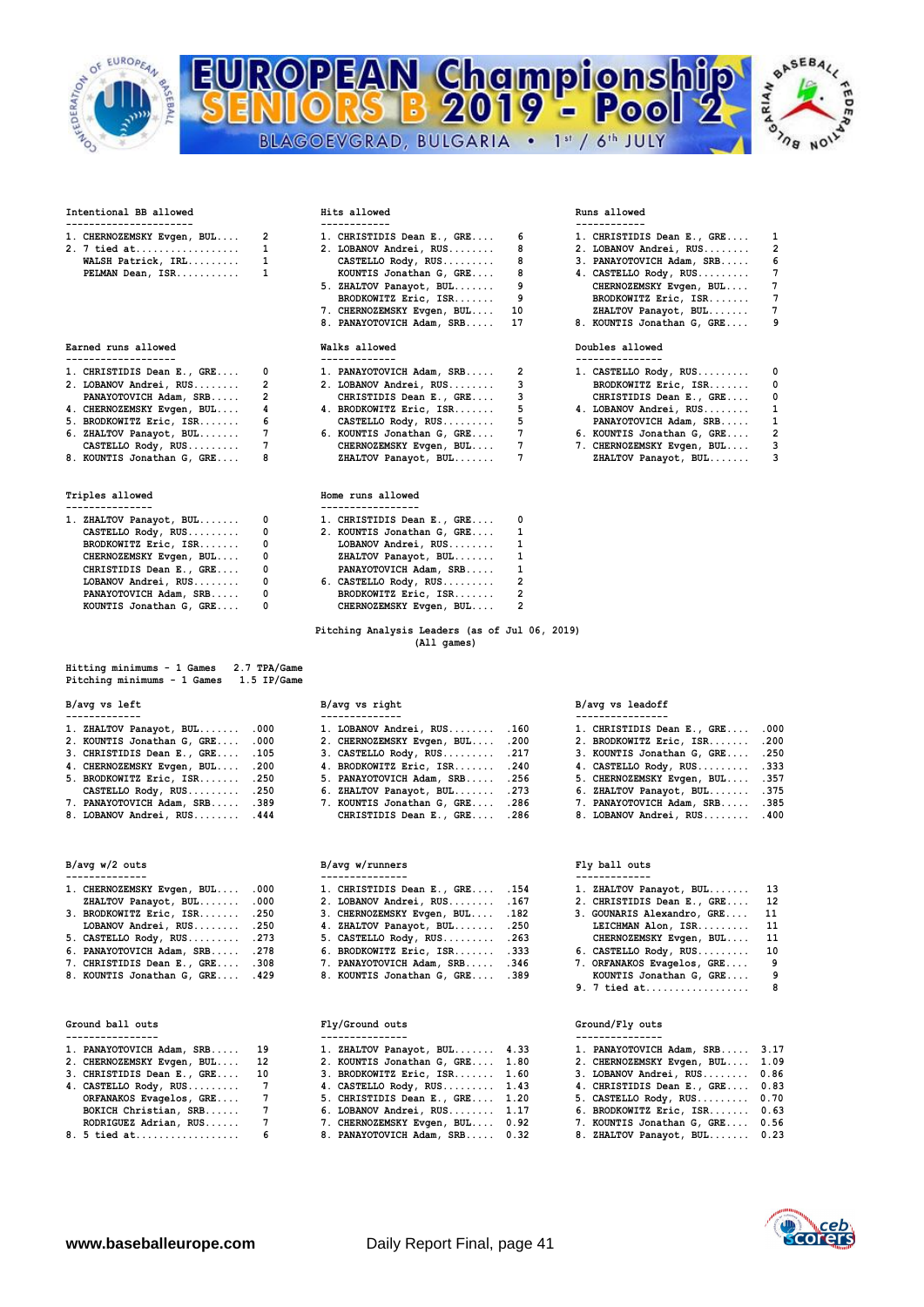# EUROPEAN Championship SENIORS B 2019 - Pool 2

BLAGOEVGRAD, BULGARIA • 1st / 6th JULY

### Intentional BB allowed

| Rank | Player | Value |
|---|---|---|
| 1. | CHERNOZEMSKY Evgen, BUL | 2 |
| 2. | 7 tied at | 1 |
| | WALSH Patrick, IRL | 1 |
| | PELMAN Dean, ISR | 1 |

### Hits allowed

| Rank | Player | Value |
|---|---|---|
| 1. | CHRISTIDIS Dean E., GRE | 6 |
| 2. | LOBANOV Andrei, RUS | 8 |
| | CASTELLO Rody, RUS | 8 |
| | KOUNTIS Jonathan G, GRE | 8 |
| 5. | ZHALTOV Panayot, BUL | 9 |
| | BRODKOWITZ Eric, ISR | 9 |
| 7. | CHERNOZEMSKY Evgen, BUL | 10 |
| 8. | PANAYOTOVICH Adam, SRB | 17 |

### Runs allowed

| Rank | Player | Value |
|---|---|---|
| 1. | CHRISTIDIS Dean E., GRE | 1 |
| 2. | LOBANOV Andrei, RUS | 2 |
| 3. | PANAYOTOVICH Adam, SRB | 6 |
| 4. | CASTELLO Rody, RUS | 7 |
| | CHERNOZEMSKY Evgen, BUL | 7 |
| | BRODKOWITZ Eric, ISR | 7 |
| | ZHALTOV Panayot, BUL | 7 |
| 8. | KOUNTIS Jonathan G, GRE | 9 |

### Earned runs allowed

| Rank | Player | Value |
|---|---|---|
| 1. | CHRISTIDIS Dean E., GRE | 0 |
| 2. | LOBANOV Andrei, RUS | 2 |
| | PANAYOTOVICH Adam, SRB | 2 |
| 4. | CHERNOZEMSKY Evgen, BUL | 4 |
| 5. | BRODKOWITZ Eric, ISR | 6 |
| 6. | ZHALTOV Panayot, BUL | 7 |
| | CASTELLO Rody, RUS | 7 |
| 8. | KOUNTIS Jonathan G, GRE | 8 |

### Walks allowed

| Rank | Player | Value |
|---|---|---|
| 1. | PANAYOTOVICH Adam, SRB | 2 |
| 2. | LOBANOV Andrei, RUS | 3 |
| | CHRISTIDIS Dean E., GRE | 3 |
| 4. | BRODKOWITZ Eric, ISR | 5 |
| | CASTELLO Rody, RUS | 5 |
| 6. | KOUNTIS Jonathan G, GRE | 7 |
| | CHERNOZEMSKY Evgen, BUL | 7 |
| | ZHALTOV Panayot, BUL | 7 |

### Doubles allowed

| Rank | Player | Value |
|---|---|---|
| 1. | CASTELLO Rody, RUS | 0 |
| | BRODKOWITZ Eric, ISR | 0 |
| | CHRISTIDIS Dean E., GRE | 0 |
| 4. | LOBANOV Andrei, RUS | 1 |
| | PANAYOTOVICH Adam, SRB | 1 |
| 6. | KOUNTIS Jonathan G, GRE | 2 |
| 7. | CHERNOZEMSKY Evgen, BUL | 3 |
| | ZHALTOV Panayot, BUL | 3 |

### Triples allowed

| Rank | Player | Value |
|---|---|---|
| 1. | ZHALTOV Panayot, BUL | 0 |
| | CASTELLO Rody, RUS | 0 |
| | BRODKOWITZ Eric, ISR | 0 |
| | CHERNOZEMSKY Evgen, BUL | 0 |
| | CHRISTIDIS Dean E., GRE | 0 |
| | LOBANOV Andrei, RUS | 0 |
| | PANAYOTOVICH Adam, SRB | 0 |
| | KOUNTIS Jonathan G, GRE | 0 |

### Home runs allowed

| Rank | Player | Value |
|---|---|---|
| 1. | CHRISTIDIS Dean E., GRE | 0 |
| 2. | KOUNTIS Jonathan G, GRE | 1 |
| | LOBANOV Andrei, RUS | 1 |
| | ZHALTOV Panayot, BUL | 1 |
| | PANAYOTOVICH Adam, SRB | 1 |
| 6. | CASTELLO Rody, RUS | 2 |
| | BRODKOWITZ Eric, ISR | 2 |
| | CHERNOZEMSKY Evgen, BUL | 2 |

## Pitching Analysis Leaders (as of Jul 06, 2019)
(All games)

Hitting minimums - 1 Games 2.7 TPA/Game
Pitching minimums - 1 Games 1.5 IP/Game

### B/avg vs left

| Rank | Player | Value |
|---|---|---|
| 1. | ZHALTOV Panayot, BUL | .000 |
| 2. | KOUNTIS Jonathan G, GRE | .000 |
| 3. | CHRISTIDIS Dean E., GRE | .105 |
| 4. | CHERNOZEMSKY Evgen, BUL | .200 |
| 5. | BRODKOWITZ Eric, ISR | .250 |
| | CASTELLO Rody, RUS | .250 |
| 7. | PANAYOTOVICH Adam, SRB | .389 |
| 8. | LOBANOV Andrei, RUS | .444 |

### B/avg vs right

| Rank | Player | Value |
|---|---|---|
| 1. | LOBANOV Andrei, RUS | .160 |
| 2. | CHERNOZEMSKY Evgen, BUL | .200 |
| 3. | CASTELLO Rody, RUS | .217 |
| 4. | BRODKOWITZ Eric, ISR | .240 |
| 5. | PANAYOTOVICH Adam, SRB | .256 |
| 6. | ZHALTOV Panayot, BUL | .273 |
| 7. | KOUNTIS Jonathan G, GRE | .286 |
| | CHRISTIDIS Dean E., GRE | .286 |

### B/avg vs leadoff

| Rank | Player | Value |
|---|---|---|
| 1. | CHRISTIDIS Dean E., GRE | .000 |
| 2. | BRODKOWITZ Eric, ISR | .200 |
| 3. | KOUNTIS Jonathan G, GRE | .250 |
| 4. | CASTELLO Rody, RUS | .333 |
| 5. | CHERNOZEMSKY Evgen, BUL | .357 |
| 6. | ZHALTOV Panayot, BUL | .375 |
| 7. | PANAYOTOVICH Adam, SRB | .385 |
| 8. | LOBANOV Andrei, RUS | .400 |

### B/avg w/2 outs

| Rank | Player | Value |
|---|---|---|
| 1. | CHERNOZEMSKY Evgen, BUL | .000 |
| | ZHALTOV Panayot, BUL | .000 |
| 3. | BRODKOWITZ Eric, ISR | .250 |
| | LOBANOV Andrei, RUS | .250 |
| 5. | CASTELLO Rody, RUS | .273 |
| 6. | PANAYOTOVICH Adam, SRB | .278 |
| 7. | CHRISTIDIS Dean E., GRE | .308 |
| 8. | KOUNTIS Jonathan G, GRE | .429 |

### B/avg w/runners

| Rank | Player | Value |
|---|---|---|
| 1. | CHRISTIDIS Dean E., GRE | .154 |
| 2. | LOBANOV Andrei, RUS | .167 |
| 3. | CHERNOZEMSKY Evgen, BUL | .182 |
| 4. | ZHALTOV Panayot, BUL | .250 |
| 5. | CASTELLO Rody, RUS | .263 |
| 6. | BRODKOWITZ Eric, ISR | .333 |
| 7. | PANAYOTOVICH Adam, SRB | .346 |
| 8. | KOUNTIS Jonathan G, GRE | .389 |

### Fly ball outs

| Rank | Player | Value |
|---|---|---|
| 1. | ZHALTOV Panayot, BUL | 13 |
| 2. | CHRISTIDIS Dean E., GRE | 12 |
| 3. | GOUNARIS Alexandro, GRE | 11 |
| | LEICHMAN Alon, ISR | 11 |
| | CHERNOZEMSKY Evgen, BUL | 11 |
| 6. | CASTELLO Rody, RUS | 10 |
| 7. | ORFANAKOS Evagelos, GRE | 9 |
| | KOUNTIS Jonathan G, GRE | 9 |
| 9. | 7 tied at | 8 |

### Ground ball outs

| Rank | Player | Value |
|---|---|---|
| 1. | PANAYOTOVICH Adam, SRB | 19 |
| 2. | CHERNOZEMSKY Evgen, BUL | 12 |
| 3. | CHRISTIDIS Dean E., GRE | 10 |
| 4. | CASTELLO Rody, RUS | 7 |
| | ORFANAKOS Evagelos, GRE | 7 |
| | BOKICH Christian, SRB | 7 |
| | RODRIGUEZ Adrian, RUS | 7 |
| 8. | 5 tied at | 6 |

### Fly/Ground outs

| Rank | Player | Value |
|---|---|---|
| 1. | ZHALTOV Panayot, BUL | 4.33 |
| 2. | KOUNTIS Jonathan G, GRE | 1.80 |
| 3. | BRODKOWITZ Eric, ISR | 1.60 |
| 4. | CASTELLO Rody, RUS | 1.43 |
| 5. | CHRISTIDIS Dean E., GRE | 1.20 |
| 6. | LOBANOV Andrei, RUS | 1.17 |
| 7. | CHERNOZEMSKY Evgen, BUL | 0.92 |
| 8. | PANAYOTOVICH Adam, SRB | 0.32 |

### Ground/Fly outs

| Rank | Player | Value |
|---|---|---|
| 1. | PANAYOTOVICH Adam, SRB | 3.17 |
| 2. | CHERNOZEMSKY Evgen, BUL | 1.09 |
| 3. | LOBANOV Andrei, RUS | 0.86 |
| 4. | CHRISTIDIS Dean E., GRE | 0.83 |
| 5. | CASTELLO Rody, RUS | 0.70 |
| 6. | BRODKOWITZ Eric, ISR | 0.63 |
| 7. | KOUNTIS Jonathan G, GRE | 0.56 |
| 8. | ZHALTOV Panayot, BUL | 0.23 |

www.baseballeurope.com Daily Report Final, page 41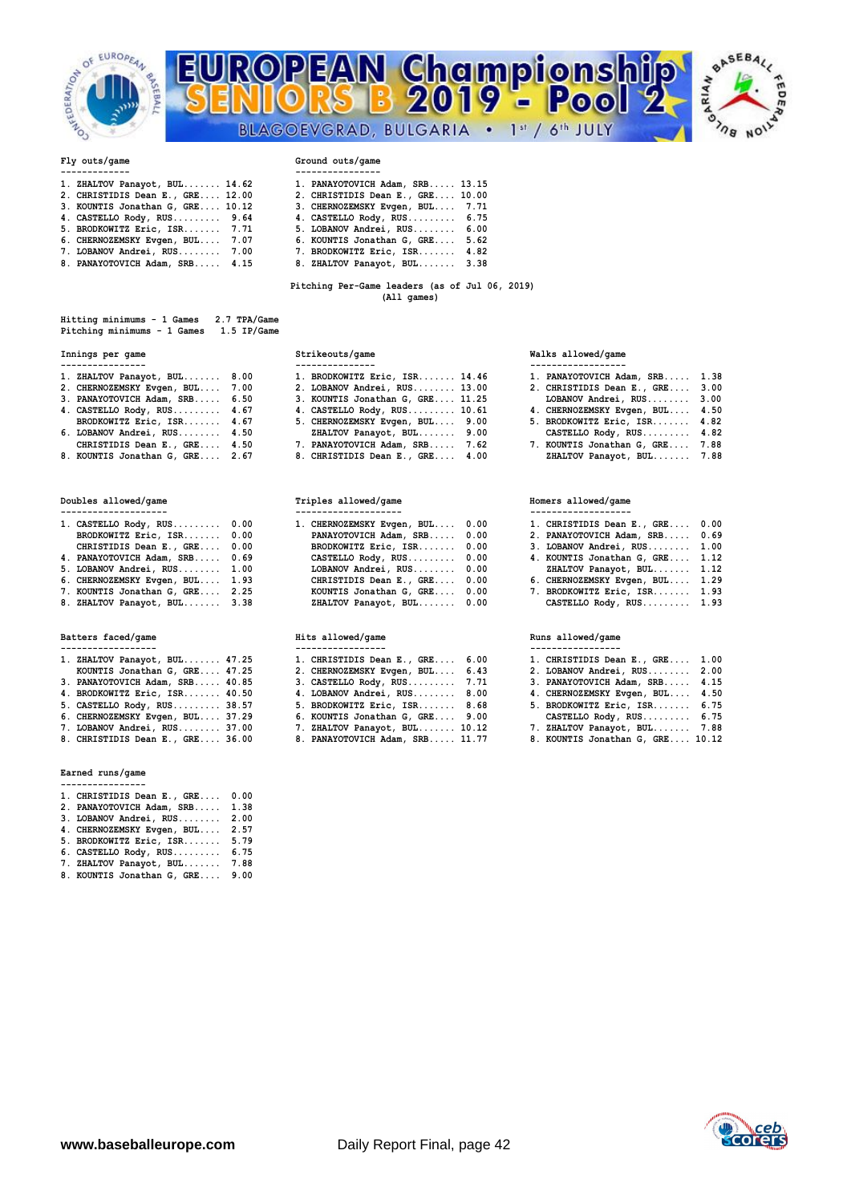# EUROPEAN Championship SENIORS B 2019 - Pool 2

BLAGOEVGRAD, BULGARIA • 1st / 6th JULY

**Fly outs/game**

| # | Player | Value |
|---|---|---|
| 1. | ZHALTOV Panayot, BUL | 14.62 |
| 2. | CHRISTIDIS Dean E., GRE | 12.00 |
| 3. | KOUNTIS Jonathan G, GRE | 10.12 |
| 4. | CASTELLO Rody, RUS | 9.64 |
| 5. | BRODKOWITZ Eric, ISR | 7.71 |
| 6. | CHERNOZEMSKY Evgen, BUL | 7.07 |
| 7. | LOBANOV Andrei, RUS | 7.00 |
| 8. | PANAYOTOVICH Adam, SRB | 4.15 |

**Ground outs/game**

| # | Player | Value |
|---|---|---|
| 1. | PANAYOTOVICH Adam, SRB | 13.15 |
| 2. | CHRISTIDIS Dean E., GRE | 10.00 |
| 3. | CHERNOZEMSKY Evgen, BUL | 7.71 |
| 4. | CASTELLO Rody, RUS | 6.75 |
| 5. | LOBANOV Andrei, RUS | 6.00 |
| 6. | KOUNTIS Jonathan G, GRE | 5.62 |
| 7. | BRODKOWITZ Eric, ISR | 4.82 |
| 8. | ZHALTOV Panayot, BUL | 3.38 |

## Pitching Per-Game leaders (as of Jul 06, 2019)
(All games)

Hitting minimums - 1 Games 2.7 TPA/Game
Pitching minimums - 1 Games 1.5 IP/Game

**Innings per game**

| # | Player | Value |
|---|---|---|
| 1. | ZHALTOV Panayot, BUL | 8.00 |
| 2. | CHERNOZEMSKY Evgen, BUL | 7.00 |
| 3. | PANAYOTOVICH Adam, SRB | 6.50 |
| 4. | CASTELLO Rody, RUS | 4.67 |
| | BRODKOWITZ Eric, ISR | 4.67 |
| 6. | LOBANOV Andrei, RUS | 4.50 |
| | CHRISTIDIS Dean E., GRE | 4.50 |
| 8. | KOUNTIS Jonathan G, GRE | 2.67 |

**Strikeouts/game**

| # | Player | Value |
|---|---|---|
| 1. | BRODKOWITZ Eric, ISR | 14.46 |
| 2. | LOBANOV Andrei, RUS | 13.00 |
| 3. | KOUNTIS Jonathan G, GRE | 11.25 |
| 4. | CASTELLO Rody, RUS | 10.61 |
| 5. | CHERNOZEMSKY Evgen, BUL | 9.00 |
| | ZHALTOV Panayot, BUL | 9.00 |
| 7. | PANAYOTOVICH Adam, SRB | 7.62 |
| 8. | CHRISTIDIS Dean E., GRE | 4.00 |

**Walks allowed/game**

| # | Player | Value |
|---|---|---|
| 1. | PANAYOTOVICH Adam, SRB | 1.38 |
| 2. | CHRISTIDIS Dean E., GRE | 3.00 |
| | LOBANOV Andrei, RUS | 3.00 |
| 4. | CHERNOZEMSKY Evgen, BUL | 4.50 |
| 5. | BRODKOWITZ Eric, ISR | 4.82 |
| | CASTELLO Rody, RUS | 4.82 |
| 7. | KOUNTIS Jonathan G, GRE | 7.88 |
| | ZHALTOV Panayot, BUL | 7.88 |

**Doubles allowed/game**

| # | Player | Value |
|---|---|---|
| 1. | CASTELLO Rody, RUS | 0.00 |
| | BRODKOWITZ Eric, ISR | 0.00 |
| | CHRISTIDIS Dean E., GRE | 0.00 |
| 4. | PANAYOTOVICH Adam, SRB | 0.69 |
| 5. | LOBANOV Andrei, RUS | 1.00 |
| 6. | CHERNOZEMSKY Evgen, BUL | 1.93 |
| 7. | KOUNTIS Jonathan G, GRE | 2.25 |
| 8. | ZHALTOV Panayot, BUL | 3.38 |

**Triples allowed/game**

| # | Player | Value |
|---|---|---|
| 1. | CHERNOZEMSKY Evgen, BUL | 0.00 |
| | PANAYOTOVICH Adam, SRB | 0.00 |
| | BRODKOWITZ Eric, ISR | 0.00 |
| | CASTELLO Rody, RUS | 0.00 |
| | LOBANOV Andrei, RUS | 0.00 |
| | CHRISTIDIS Dean E., GRE | 0.00 |
| | KOUNTIS Jonathan G, GRE | 0.00 |
| | ZHALTOV Panayot, BUL | 0.00 |

**Homers allowed/game**

| # | Player | Value |
|---|---|---|
| 1. | CHRISTIDIS Dean E., GRE | 0.00 |
| 2. | PANAYOTOVICH Adam, SRB | 0.69 |
| 3. | LOBANOV Andrei, RUS | 1.00 |
| 4. | KOUNTIS Jonathan G, GRE | 1.12 |
| | ZHALTOV Panayot, BUL | 1.12 |
| 6. | CHERNOZEMSKY Evgen, BUL | 1.29 |
| 7. | BRODKOWITZ Eric, ISR | 1.93 |
| | CASTELLO Rody, RUS | 1.93 |

**Batters faced/game**

| # | Player | Value |
|---|---|---|
| 1. | ZHALTOV Panayot, BUL | 47.25 |
| | KOUNTIS Jonathan G, GRE | 47.25 |
| 3. | PANAYOTOVICH Adam, SRB | 40.85 |
| 4. | BRODKOWITZ Eric, ISR | 40.50 |
| 5. | CASTELLO Rody, RUS | 38.57 |
| 6. | CHERNOZEMSKY Evgen, BUL | 37.29 |
| 7. | LOBANOV Andrei, RUS | 37.00 |
| 8. | CHRISTIDIS Dean E., GRE | 36.00 |

**Hits allowed/game**

| # | Player | Value |
|---|---|---|
| 1. | CHRISTIDIS Dean E., GRE | 6.00 |
| 2. | CHERNOZEMSKY Evgen, BUL | 6.43 |
| 3. | CASTELLO Rody, RUS | 7.71 |
| 4. | LOBANOV Andrei, RUS | 8.00 |
| 5. | BRODKOWITZ Eric, ISR | 8.68 |
| 6. | KOUNTIS Jonathan G, GRE | 9.00 |
| 7. | ZHALTOV Panayot, BUL | 10.12 |
| 8. | PANAYOTOVICH Adam, SRB | 11.77 |

**Runs allowed/game**

| # | Player | Value |
|---|---|---|
| 1. | CHRISTIDIS Dean E., GRE | 1.00 |
| 2. | LOBANOV Andrei, RUS | 2.00 |
| 3. | PANAYOTOVICH Adam, SRB | 4.15 |
| 4. | CHERNOZEMSKY Evgen, BUL | 4.50 |
| 5. | BRODKOWITZ Eric, ISR | 6.75 |
| | CASTELLO Rody, RUS | 6.75 |
| 7. | ZHALTOV Panayot, BUL | 7.88 |
| 8. | KOUNTIS Jonathan G, GRE | 10.12 |

**Earned runs/game**

| # | Player | Value |
|---|---|---|
| 1. | CHRISTIDIS Dean E., GRE | 0.00 |
| 2. | PANAYOTOVICH Adam, SRB | 1.38 |
| 3. | LOBANOV Andrei, RUS | 2.00 |
| 4. | CHERNOZEMSKY Evgen, BUL | 2.57 |
| 5. | BRODKOWITZ Eric, ISR | 5.79 |
| 6. | CASTELLO Rody, RUS | 6.75 |
| 7. | ZHALTOV Panayot, BUL | 7.88 |
| 8. | KOUNTIS Jonathan G, GRE | 9.00 |

www.baseballeurope.com    Daily Report Final, page 42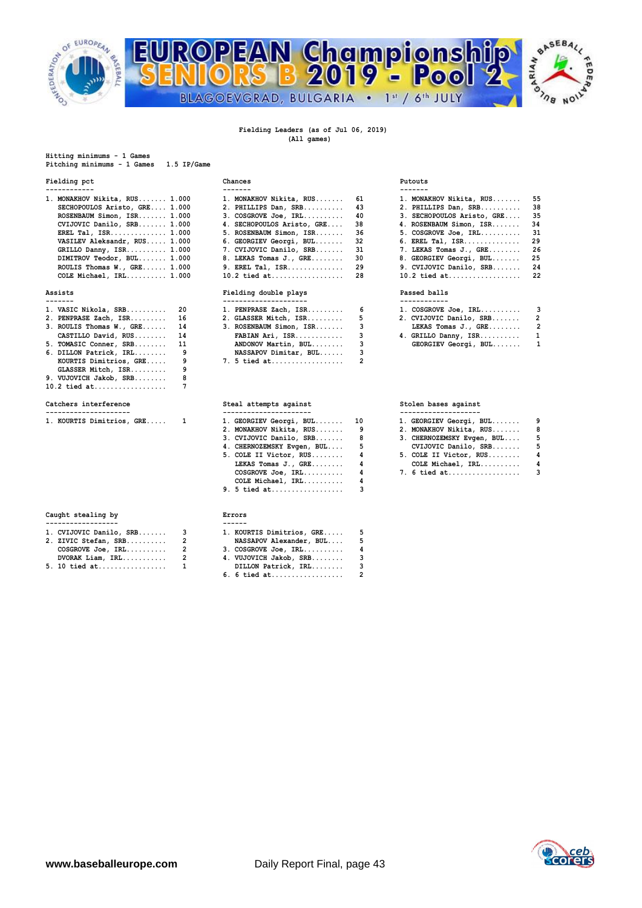# EUROPEAN Championship SENIORS B 2019 - Pool 2

BLAGOEVGRAD, BULGARIA • 1st / 6th JULY

**Fielding Leaders (as of Jul 06, 2019)**
**(All games)**

Hitting minimums - 1 Games
Pitching minimums - 1 Games 1.5 IP/Game

### Fielding pct

| Rank | Player | Pct |
|---|---|---|
| 1. | MONAKHOV Nikita, RUS | 1.000 |
| | SECHOPOULOS Aristo, GRE | 1.000 |
| | ROSENBAUM Simon, ISR | 1.000 |
| | CVIJOVIC Danilo, SRB | 1.000 |
| | EREL Tal, ISR | 1.000 |
| | VASILEV Aleksandr, RUS | 1.000 |
| | GRILLO Danny, ISR | 1.000 |
| | DIMITROV Teodor, BUL | 1.000 |
| | ROULIS Thomas W., GRE | 1.000 |
| | COLE Michael, IRL | 1.000 |

### Chances

| Rank | Player | Chances |
|---|---|---|
| 1. | MONAKHOV Nikita, RUS | 61 |
| 2. | PHILLIPS Dan, SRB | 43 |
| 3. | COSGROVE Joe, IRL | 40 |
| 4. | SECHOPOULOS Aristo, GRE | 38 |
| 5. | ROSENBAUM Simon, ISR | 36 |
| 6. | GEORGIEV Georgi, BUL | 32 |
| 7. | CVIJOVIC Danilo, SRB | 31 |
| 8. | LEKAS Tomas J., GRE | 30 |
| 9. | EREL Tal, ISR | 29 |
| 10. | 2 tied at | 28 |

### Putouts

| Rank | Player | Putouts |
|---|---|---|
| 1. | MONAKHOV Nikita, RUS | 55 |
| 2. | PHILLIPS Dan, SRB | 38 |
| 3. | SECHOPOULOS Aristo, GRE | 35 |
| 4. | ROSENBAUM Simon, ISR | 34 |
| 5. | COSGROVE Joe, IRL | 31 |
| 6. | EREL Tal, ISR | 29 |
| 7. | LEKAS Tomas J., GRE | 26 |
| 8. | GEORGIEV Georgi, BUL | 25 |
| 9. | CVIJOVIC Danilo, SRB | 24 |
| 10. | 2 tied at | 22 |

### Assists

| Rank | Player | Assists |
|---|---|---|
| 1. | VASIC Nikola, SRB | 20 |
| 2. | PENPRASE Zach, ISR | 16 |
| 3. | ROULIS Thomas W., GRE | 14 |
| | CASTILLO David, RUS | 14 |
| 5. | TOMASIC Conner, SRB | 11 |
| 6. | DILLON Patrick, IRL | 9 |
| | KOURTIS Dimitrios, GRE | 9 |
| | GLASSER Mitch, ISR | 9 |
| 9. | VUJOVICH Jakob, SRB | 8 |
| 10. | 2 tied at | 7 |

### Fielding double plays

| Rank | Player | DP |
|---|---|---|
| 1. | PENPRASE Zach, ISR | 6 |
| 2. | GLASSER Mitch, ISR | 5 |
| 3. | ROSENBAUM Simon, ISR | 3 |
| | FABIAN Ari, ISR | 3 |
| | ANDONOV Martin, BUL | 3 |
| | NASSAPOV Dimitar, BUL | 3 |
| 7. | 5 tied at | 2 |

### Passed balls

| Rank | Player | PB |
|---|---|---|
| 1. | COSGROVE Joe, IRL | 3 |
| 2. | CVIJOVIC Danilo, SRB | 2 |
| | LEKAS Tomas J., GRE | 2 |
| 4. | GRILLO Danny, ISR | 1 |
| | GEORGIEV Georgi, BUL | 1 |

### Catchers interference

| Rank | Player | CI |
|---|---|---|
| 1. | KOURTIS Dimitrios, GRE | 1 |

### Steal attempts against

| Rank | Player | Attempts |
|---|---|---|
| 1. | GEORGIEV Georgi, BUL | 10 |
| 2. | MONAKHOV Nikita, RUS | 9 |
| 3. | CVIJOVIC Danilo, SRB | 8 |
| 4. | CHERNOZEMSKY Evgen, BUL | 5 |
| 5. | COLE II Victor, RUS | 4 |
| | LEKAS Tomas J., GRE | 4 |
| | COSGROVE Joe, IRL | 4 |
| | COLE Michael, IRL | 4 |
| 9. | 5 tied at | 3 |

### Stolen bases against

| Rank | Player | SB |
|---|---|---|
| 1. | GEORGIEV Georgi, BUL | 9 |
| 2. | MONAKHOV Nikita, RUS | 8 |
| 3. | CHERNOZEMSKY Evgen, BUL | 5 |
| | CVIJOVIC Danilo, SRB | 5 |
| 5. | COLE II Victor, RUS | 4 |
| | COLE Michael, IRL | 4 |
| 7. | 6 tied at | 3 |

### Caught stealing by

| Rank | Player | CS |
|---|---|---|
| 1. | CVIJOVIC Danilo, SRB | 3 |
| 2. | ZIVIC Stefan, SRB | 2 |
| | COSGROVE Joe, IRL | 2 |
| | DVORAK Liam, IRL | 2 |
| 5. | 10 tied at | 1 |

### Errors

| Rank | Player | Errors |
|---|---|---|
| 1. | KOURTIS Dimitrios, GRE | 5 |
| | NASSAPOV Alexander, BUL | 5 |
| 3. | COSGROVE Joe, IRL | 4 |
| 4. | VUJOVICH Jakob, SRB | 3 |
| | DILLON Patrick, IRL | 3 |
| 6. | 6 tied at | 2 |

www.baseballeurope.com Daily Report Final, page 43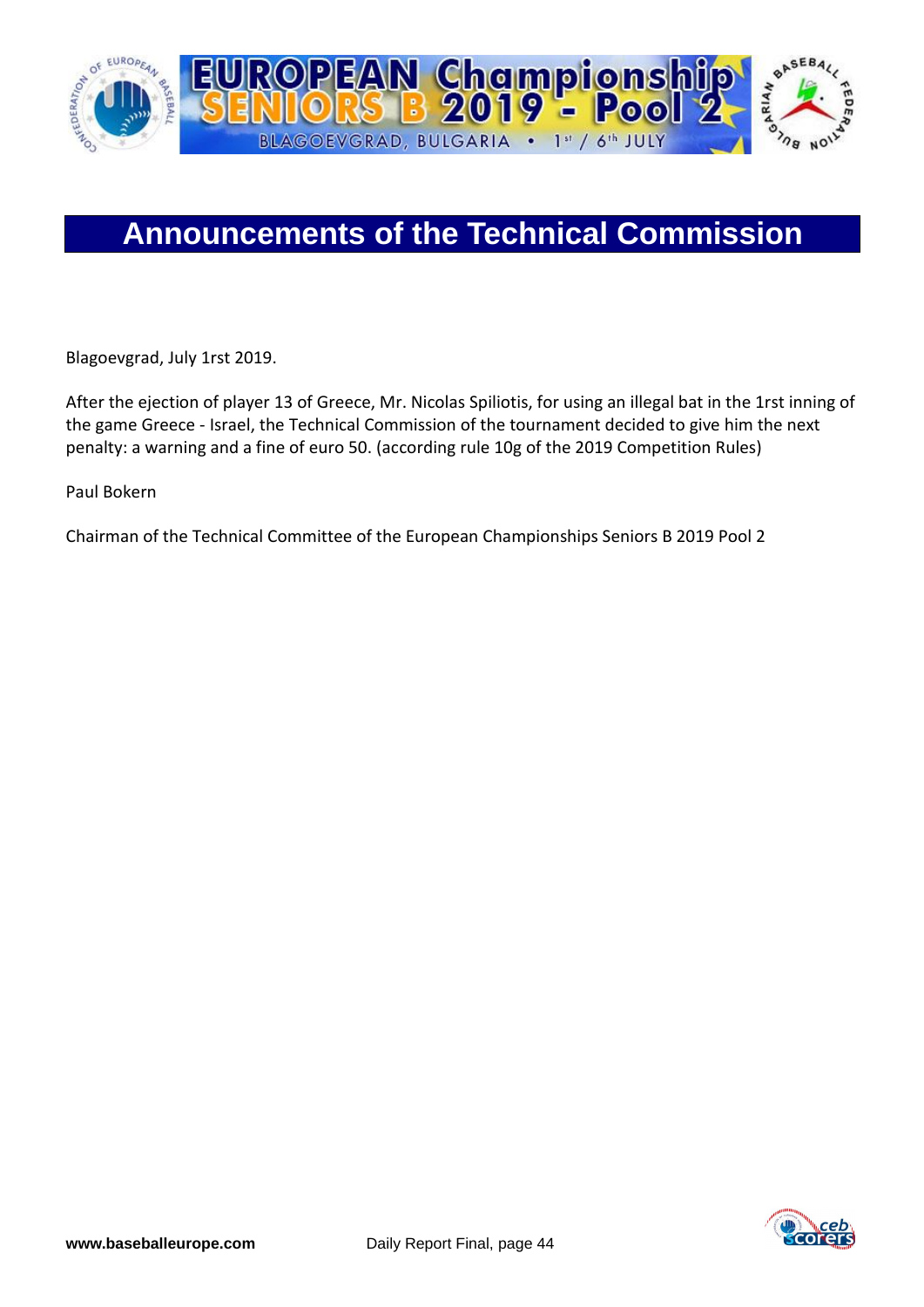# Announcements of the Technical Commission

Blagoevgrad, July 1rst 2019.

After the ejection of player 13 of Greece, Mr. Nicolas Spiliotis, for using an illegal bat in the 1rst inning of the game Greece - Israel, the Technical Commission of the tournament decided to give him the next penalty: a warning and a fine of euro 50. (according rule 10g of the 2019 Competition Rules)

Paul Bokern

Chairman of the Technical Committee of the European Championships Seniors B 2019 Pool 2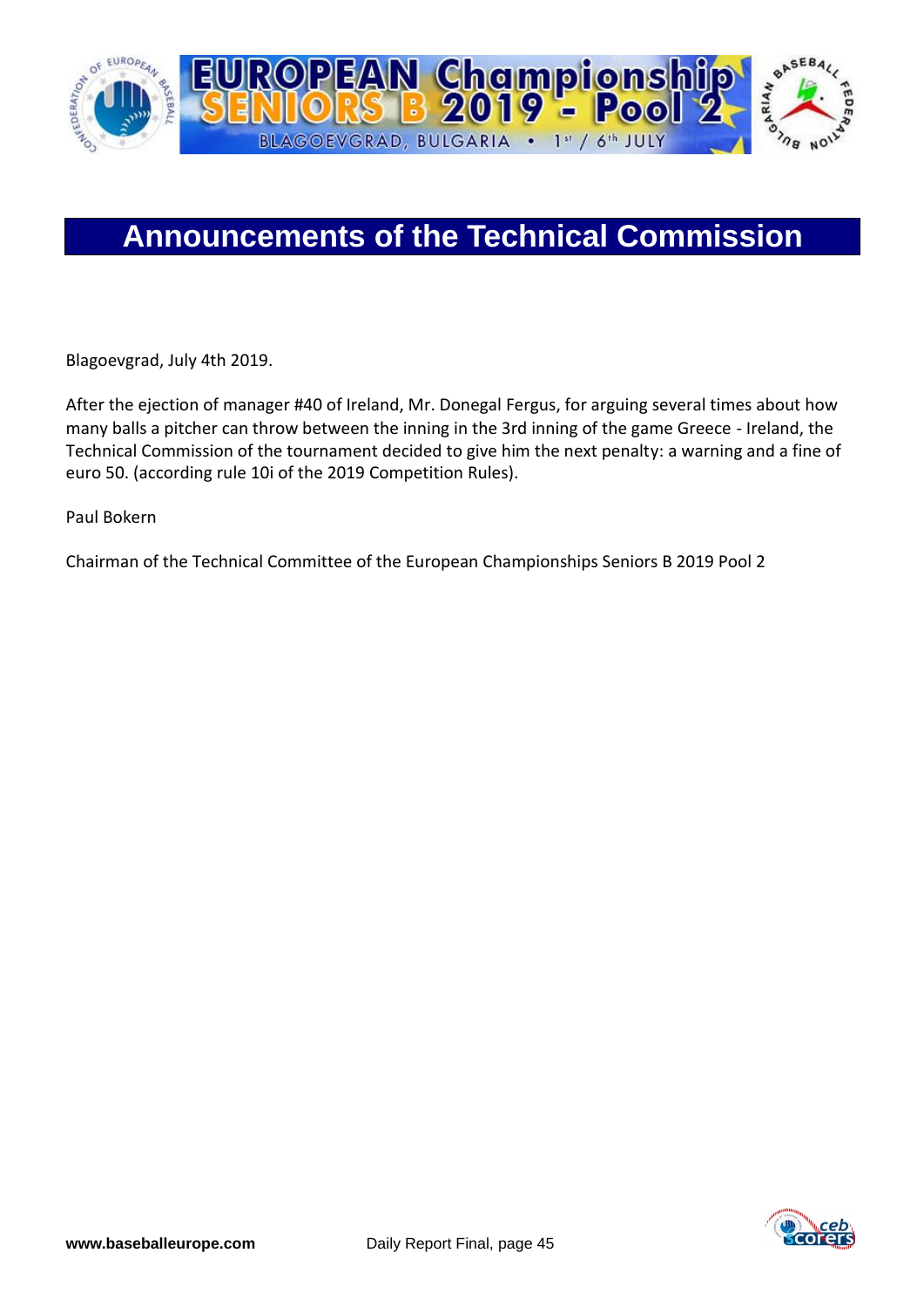# Announcements of the Technical Commission

Blagoevgrad, July 4th 2019.

After the ejection of manager #40 of Ireland, Mr. Donegal Fergus, for arguing several times about how many balls a pitcher can throw between the inning in the 3rd inning of the game Greece - Ireland, the Technical Commission of the tournament decided to give him the next penalty: a warning and a fine of euro 50. (according rule 10i of the 2019 Competition Rules).

Paul Bokern

Chairman of the Technical Committee of the European Championships Seniors B 2019 Pool 2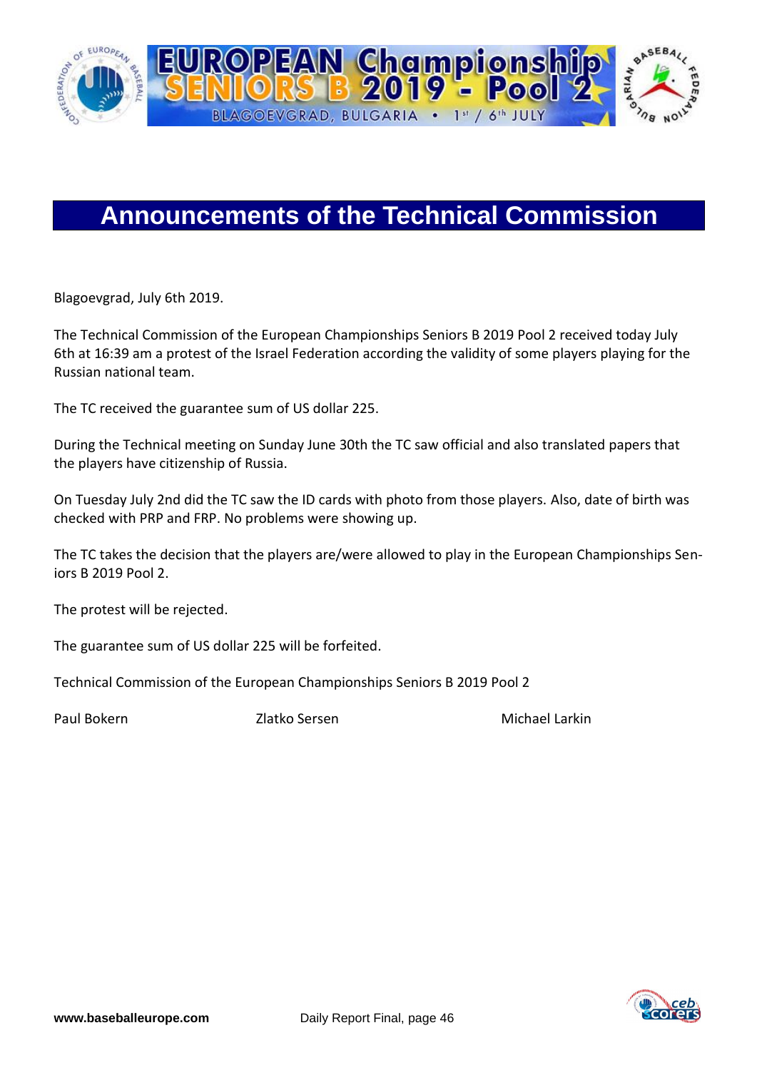# Announcements of the Technical Commission

Blagoevgrad, July 6th 2019.

The Technical Commission of the European Championships Seniors B 2019 Pool 2 received today July 6th at 16:39 am a protest of the Israel Federation according the validity of some players playing for the Russian national team.

The TC received the guarantee sum of US dollar 225.

During the Technical meeting on Sunday June 30th the TC saw official and also translated papers that the players have citizenship of Russia.

On Tuesday July 2nd did the TC saw the ID cards with photo from those players. Also, date of birth was checked with PRP and FRP. No problems were showing up.

The TC takes the decision that the players are/were allowed to play in the European Championships Seniors B 2019 Pool 2.

The protest will be rejected.

The guarantee sum of US dollar 225 will be forfeited.

Technical Commission of the European Championships Seniors B 2019 Pool 2

Paul Bokern    Zlatko Sersen    Michael Larkin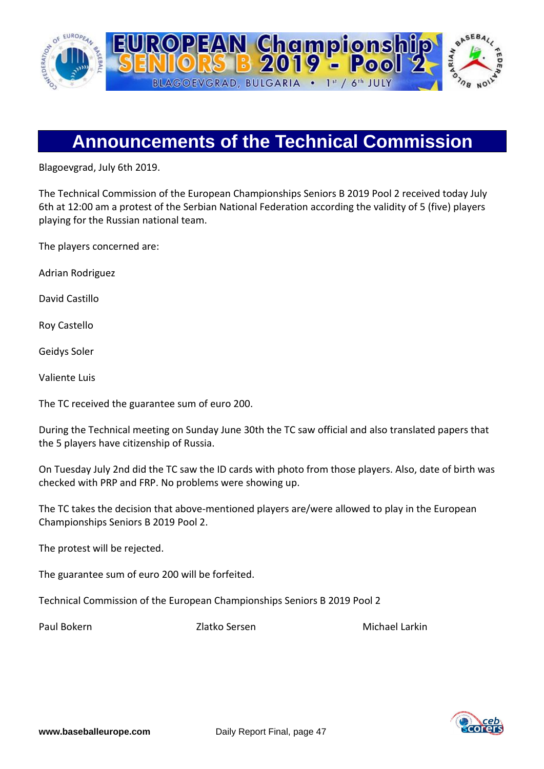# Announcements of the Technical Commission

Blagoevgrad, July 6th 2019.

The Technical Commission of the European Championships Seniors B 2019 Pool 2 received today July 6th at 12:00 am a protest of the Serbian National Federation according the validity of 5 (five) players playing for the Russian national team.

The players concerned are:

Adrian Rodriguez

David Castillo

Roy Castello

Geidys Soler

Valiente Luis

The TC received the guarantee sum of euro 200.

During the Technical meeting on Sunday June 30th the TC saw official and also translated papers that the 5 players have citizenship of Russia.

On Tuesday July 2nd did the TC saw the ID cards with photo from those players. Also, date of birth was checked with PRP and FRP. No problems were showing up.

The TC takes the decision that above-mentioned players are/were allowed to play in the European Championships Seniors B 2019 Pool 2.

The protest will be rejected.

The guarantee sum of euro 200 will be forfeited.

Technical Commission of the European Championships Seniors B 2019 Pool 2

Paul Bokern    Zlatko Sersen    Michael Larkin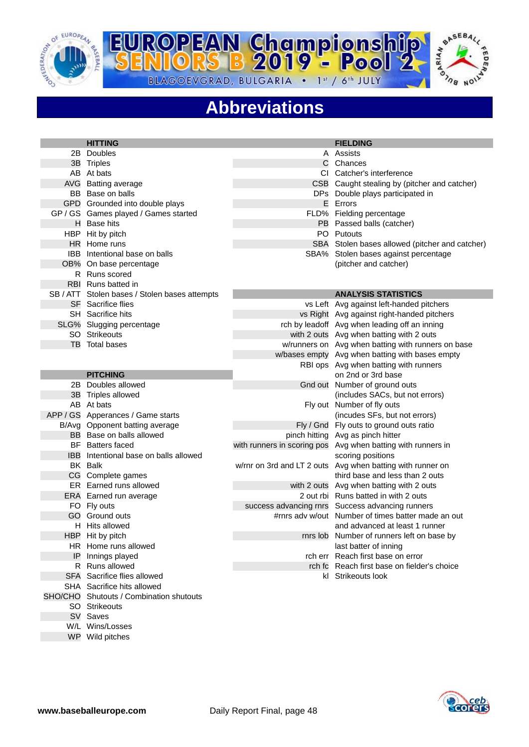# Abbreviations

| | HITTING |
|---|---|
| 2B | Doubles |
| 3B | Triples |
| AB | At bats |
| AVG | Batting average |
| BB | Base on balls |
| GPD | Grounded into double plays |
| GP / GS | Games played / Games started |
| H | Base hits |
| HBP | Hit by pitch |
| HR | Home runs |
| IBB | Intentional base on balls |
| OB% | On base percentage |
| R | Runs scored |
| RBI | Runs batted in |
| SB / ATT | Stolen bases / Stolen bases attempts |
| SF | Sacrifice flies |
| SH | Sacrifice hits |
| SLG% | Slugging percentage |
| SO | Strikeouts |
| TB | Total bases |

| | PITCHING |
|---|---|
| 2B | Doubles allowed |
| 3B | Triples allowed |
| AB | At bats |
| APP / GS | Apperances / Game starts |
| B/Avg | Opponent batting average |
| BB | Base on balls allowed |
| BF | Batters faced |
| IBB | Intentional base on balls allowed |
| BK | Balk |
| CG | Complete games |
| ER | Earned runs allowed |
| ERA | Earned run average |
| FO | Fly outs |
| GO | Ground outs |
| H | Hits allowed |
| HBP | Hit by pitch |
| HR | Home runs allowed |
| IP | Innings played |
| R | Runs allowed |
| SFA | Sacrifice flies allowed |
| SHA | Sacrifice hits allowed |
| SHO/CHO | Shutouts / Combination shutouts |
| SO | Strikeouts |
| SV | Saves |
| W/L | Wins/Losses |
| WP | Wild pitches |

| | FIELDING |
|---|---|
| A | Assists |
| C | Chances |
| CI | Catcher's interference |
| CSB | Caught stealing by (pitcher and catcher) |
| DPs | Double plays participated in |
| E | Errors |
| FLD% | Fielding percentage |
| PB | Passed balls (catcher) |
| PO | Putouts |
| SBA | Stolen bases allowed (pitcher and catcher) |
| SBA% | Stolen bases against percentage (pitcher and catcher) |

| | ANALYSIS STATISTICS |
|---|---|
| vs Left | Avg against left-handed pitchers |
| vs Right | Avg against right-handed pitchers |
| rch by leadoff | Avg when leading off an inning |
| with 2 outs | Avg when batting with 2 outs |
| w/runners on | Avg when batting with runners on base |
| w/bases empty | Avg when batting with bases empty |
| RBI ops | Avg when batting with runners on 2nd or 3rd base |
| Gnd out | Number of ground outs (includes SACs, but not errors) |
| Fly out | Number of fly outs (incudes SFs, but not errors) |
| Fly / Gnd | Fly outs to ground outs ratio |
| pinch hitting | Avg as pinch hitter |
| with runners in scoring pos | Avg when batting with runners in scoring positions |
| w/rnr on 3rd and LT 2 outs | Avg when batting with runner on third base and less than 2 outs |
| with 2 outs | Avg when batting with 2 outs |
| 2 out rbi | Runs batted in with 2 outs |
| success advancing rnrs | Success advancing runners |
| #rnrs adv w/out | Number of times batter made an out and advanced at least 1 runner |
| rnrs lob | Number of runners left on base by last batter of inning |
| rch err | Reach first base on error |
| rch fc | Reach first base on fielder's choice |
| kl | Strikeouts look |